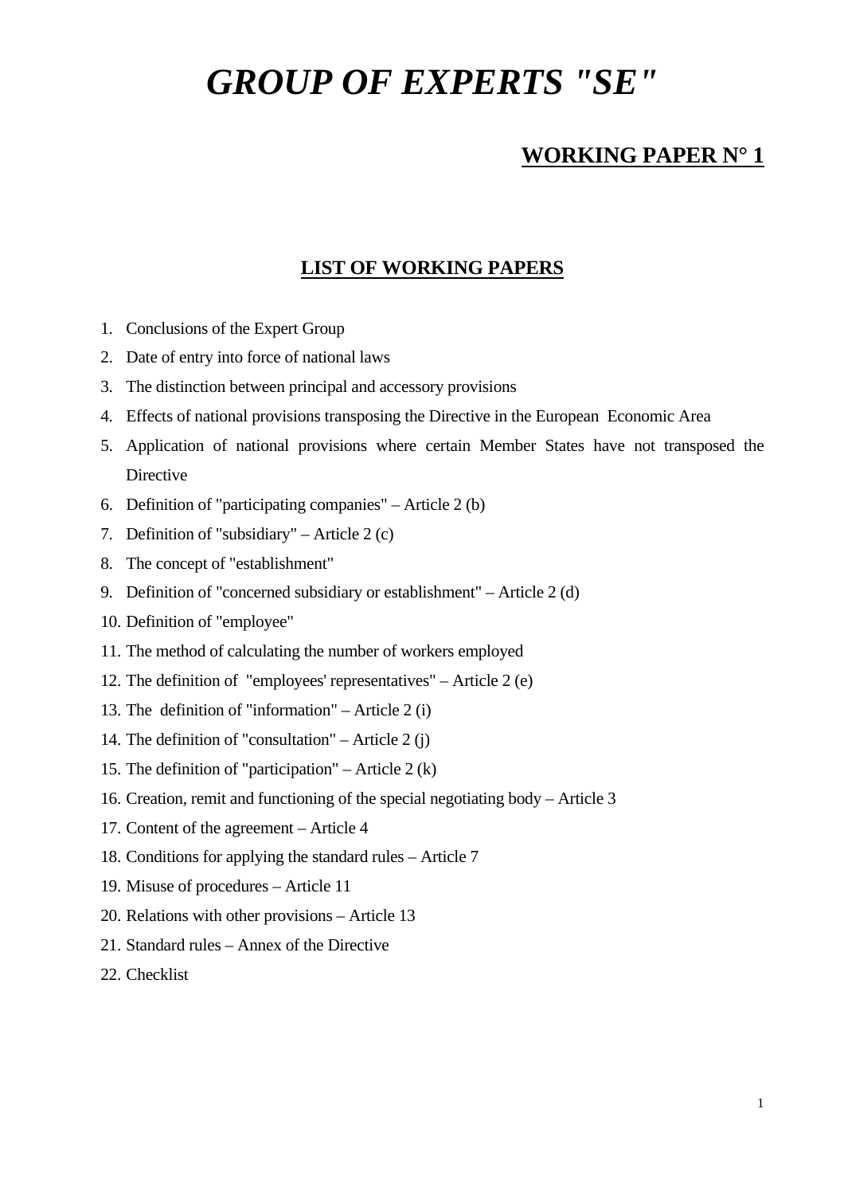# *GROUP OF EXPERTS "SE"*

## WORKING PAPER N° 1

### LIST OF WORKING PAPERS

1. Conclusions of the Expert Group
2. Date of entry into force of national laws
3. The distinction between principal and accessory provisions
4. Effects of national provisions transposing the Directive in the European Economic Area
5. Application of national provisions where certain Member States have not transposed the Directive
6. Definition of "participating companies" – Article 2 (b)
7. Definition of "subsidiary" – Article 2 (c)
8. The concept of "establishment"
9. Definition of "concerned subsidiary or establishment" – Article 2 (d)
10. Definition of "employee"
11. The method of calculating the number of workers employed
12. The definition of "employees' representatives" – Article 2 (e)
13. The definition of "information" – Article 2 (i)
14. The definition of "consultation" – Article 2 (j)
15. The definition of "participation" – Article 2 (k)
16. Creation, remit and functioning of the special negotiating body – Article 3
17. Content of the agreement – Article 4
18. Conditions for applying the standard rules – Article 7
19. Misuse of procedures – Article 11
20. Relations with other provisions – Article 13
21. Standard rules – Annex of the Directive
22. Checklist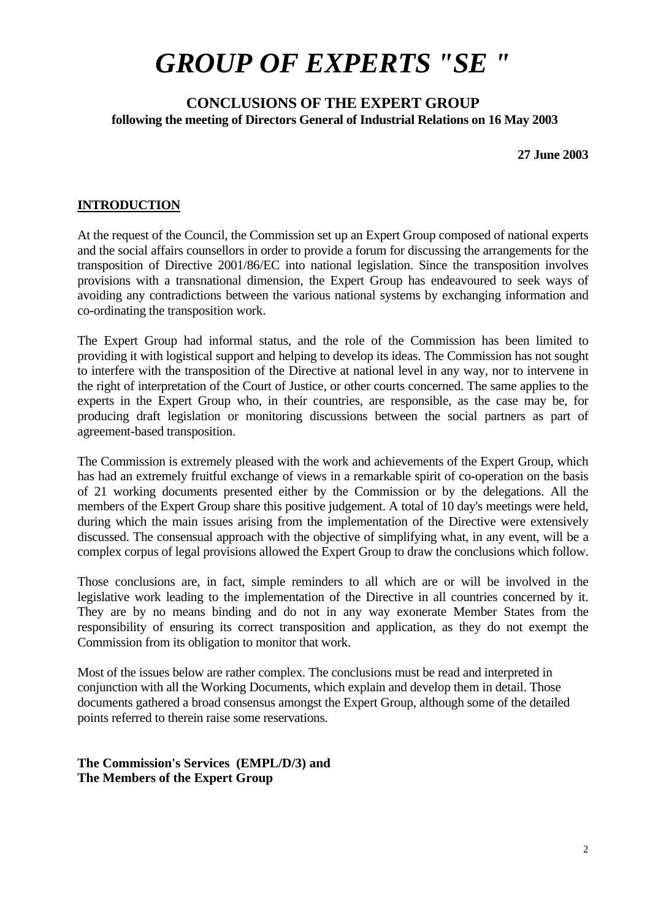# *GROUP OF EXPERTS "SE "*

## CONCLUSIONS OF THE EXPERT GROUP

**following the meeting of Directors General of Industrial Relations on 16 May 2003**

**27 June 2003**

**INTRODUCTION**

At the request of the Council, the Commission set up an Expert Group composed of national experts and the social affairs counsellors in order to provide a forum for discussing the arrangements for the transposition of Directive 2001/86/EC into national legislation. Since the transposition involves provisions with a transnational dimension, the Expert Group has endeavoured to seek ways of avoiding any contradictions between the various national systems by exchanging information and co-ordinating the transposition work.

The Expert Group had informal status, and the role of the Commission has been limited to providing it with logistical support and helping to develop its ideas. The Commission has not sought to interfere with the transposition of the Directive at national level in any way, nor to intervene in the right of interpretation of the Court of Justice, or other courts concerned. The same applies to the experts in the Expert Group who, in their countries, are responsible, as the case may be, for producing draft legislation or monitoring discussions between the social partners as part of agreement-based transposition.

The Commission is extremely pleased with the work and achievements of the Expert Group, which has had an extremely fruitful exchange of views in a remarkable spirit of co-operation on the basis of 21 working documents presented either by the Commission or by the delegations. All the members of the Expert Group share this positive judgement. A total of 10 day's meetings were held, during which the main issues arising from the implementation of the Directive were extensively discussed. The consensual approach with the objective of simplifying what, in any event, will be a complex corpus of legal provisions allowed the Expert Group to draw the conclusions which follow.

Those conclusions are, in fact, simple reminders to all which are or will be involved in the legislative work leading to the implementation of the Directive in all countries concerned by it. They are by no means binding and do not in any way exonerate Member States from the responsibility of ensuring its correct transposition and application, as they do not exempt the Commission from its obligation to monitor that work.

Most of the issues below are rather complex. The conclusions must be read and interpreted in conjunction with all the Working Documents, which explain and develop them in detail. Those documents gathered a broad consensus amongst the Expert Group, although some of the detailed points referred to therein raise some reservations.

**The Commission's Services (EMPL/D/3) and**
**The Members of the Expert Group**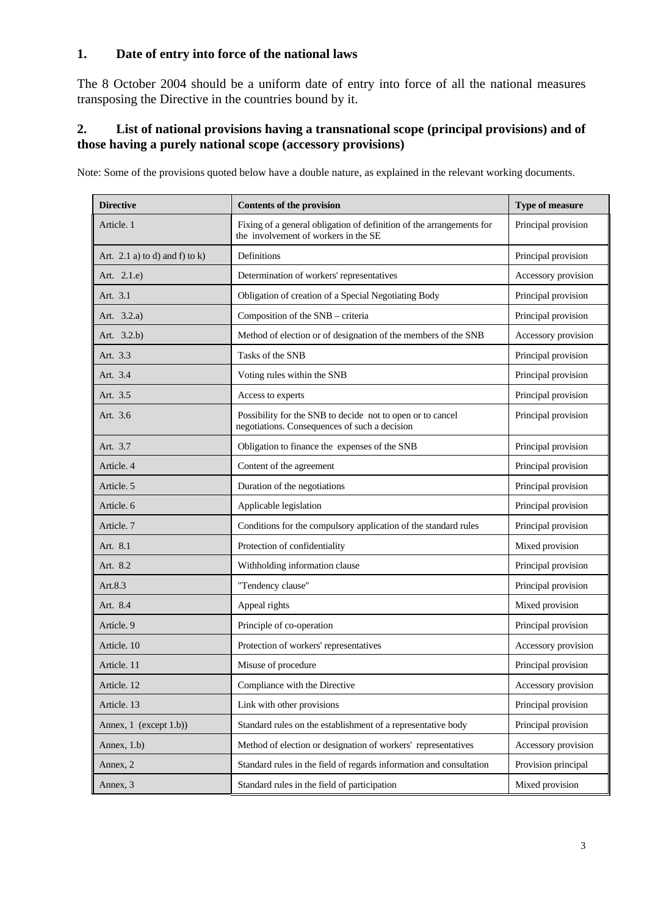## 1. Date of entry into force of the national laws

The 8 October 2004 should be a uniform date of entry into force of all the national measures transposing the Directive in the countries bound by it.

## 2. List of national provisions having a transnational scope (principal provisions) and of those having a purely national scope (accessory provisions)

Note: Some of the provisions quoted below have a double nature, as explained in the relevant working documents.

| Directive | Contents of the provision | Type of measure |
|---|---|---|
| Article. 1 | Fixing of a general obligation of definition of the arrangements for the involvement of workers in the SE | Principal provision |
| Art. 2.1 a) to d) and f) to k) | Definitions | Principal provision |
| Art. 2.1.e) | Determination of workers' representatives | Accessory provision |
| Art. 3.1 | Obligation of creation of a Special Negotiating Body | Principal provision |
| Art. 3.2.a) | Composition of the SNB – criteria | Principal provision |
| Art. 3.2.b) | Method of election or of designation of the members of the SNB | Accessory provision |
| Art. 3.3 | Tasks of the SNB | Principal provision |
| Art. 3.4 | Voting rules within the SNB | Principal provision |
| Art. 3.5 | Access to experts | Principal provision |
| Art. 3.6 | Possibility for the SNB to decide not to open or to cancel negotiations. Consequences of such a decision | Principal provision |
| Art. 3.7 | Obligation to finance the expenses of the SNB | Principal provision |
| Article. 4 | Content of the agreement | Principal provision |
| Article. 5 | Duration of the negotiations | Principal provision |
| Article. 6 | Applicable legislation | Principal provision |
| Article. 7 | Conditions for the compulsory application of the standard rules | Principal provision |
| Art. 8.1 | Protection of confidentiality | Mixed provision |
| Art. 8.2 | Withholding information clause | Principal provision |
| Art.8.3 | "Tendency clause" | Principal provision |
| Art. 8.4 | Appeal rights | Mixed provision |
| Article. 9 | Principle of co-operation | Principal provision |
| Article. 10 | Protection of workers' representatives | Accessory provision |
| Article. 11 | Misuse of procedure | Principal provision |
| Article. 12 | Compliance with the Directive | Accessory provision |
| Article. 13 | Link with other provisions | Principal provision |
| Annex, 1 (except 1.b)) | Standard rules on the establishment of a representative body | Principal provision |
| Annex, 1.b) | Method of election or designation of workers' representatives | Accessory provision |
| Annex, 2 | Standard rules in the field of regards information and consultation | Provision principal |
| Annex, 3 | Standard rules in the field of participation | Mixed provision |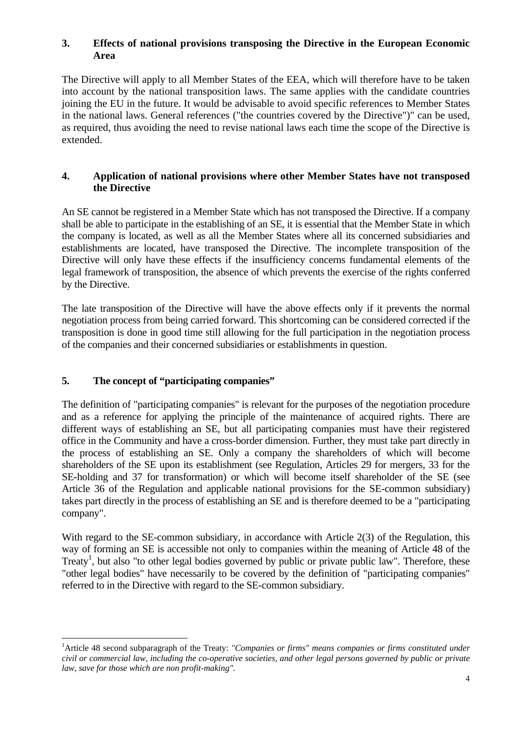## 3. Effects of national provisions transposing the Directive in the European Economic Area

The Directive will apply to all Member States of the EEA, which will therefore have to be taken into account by the national transposition laws. The same applies with the candidate countries joining the EU in the future. It would be advisable to avoid specific references to Member States in the national laws. General references ("the countries covered by the Directive")" can be used, as required, thus avoiding the need to revise national laws each time the scope of the Directive is extended.

## 4. Application of national provisions where other Member States have not transposed the Directive

An SE cannot be registered in a Member State which has not transposed the Directive. If a company shall be able to participate in the establishing of an SE, it is essential that the Member State in which the company is located, as well as all the Member States where all its concerned subsidiaries and establishments are located, have transposed the Directive. The incomplete transposition of the Directive will only have these effects if the insufficiency concerns fundamental elements of the legal framework of transposition, the absence of which prevents the exercise of the rights conferred by the Directive.

The late transposition of the Directive will have the above effects only if it prevents the normal negotiation process from being carried forward. This shortcoming can be considered corrected if the transposition is done in good time still allowing for the full participation in the negotiation process of the companies and their concerned subsidiaries or establishments in question.

## 5. The concept of "participating companies"

The definition of "participating companies" is relevant for the purposes of the negotiation procedure and as a reference for applying the principle of the maintenance of acquired rights. There are different ways of establishing an SE, but all participating companies must have their registered office in the Community and have a cross-border dimension. Further, they must take part directly in the process of establishing an SE. Only a company the shareholders of which will become shareholders of the SE upon its establishment (see Regulation, Articles 29 for mergers, 33 for the SE-holding and 37 for transformation) or which will become itself shareholder of the SE (see Article 36 of the Regulation and applicable national provisions for the SE-common subsidiary) takes part directly in the process of establishing an SE and is therefore deemed to be a "participating company".

With regard to the SE-common subsidiary, in accordance with Article 2(3) of the Regulation, this way of forming an SE is accessible not only to companies within the meaning of Article 48 of the Treaty[1], but also "to other legal bodies governed by public or private public law". Therefore, these "other legal bodies" have necessarily to be covered by the definition of "participating companies" referred to in the Directive with regard to the SE-common subsidiary.

---

[1] Article 48 second subparagraph of the Treaty: *"Companies or firms" means companies or firms constituted under civil or commercial law, including the co-operative societies, and other legal persons governed by public or private law, save for those which are non profit-making".*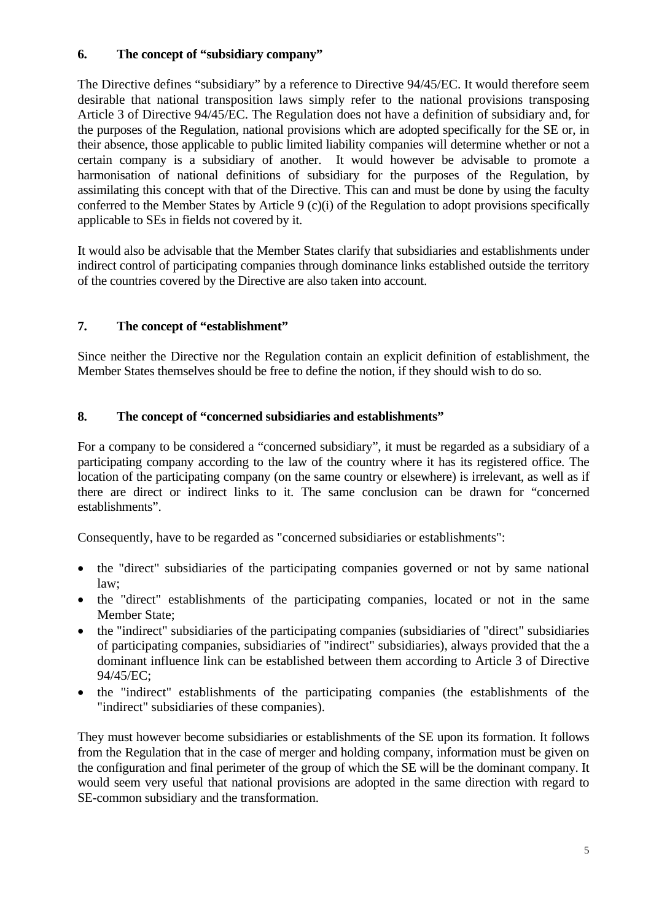## 6. The concept of "subsidiary company"

The Directive defines "subsidiary" by a reference to Directive 94/45/EC. It would therefore seem desirable that national transposition laws simply refer to the national provisions transposing Article 3 of Directive 94/45/EC. The Regulation does not have a definition of subsidiary and, for the purposes of the Regulation, national provisions which are adopted specifically for the SE or, in their absence, those applicable to public limited liability companies will determine whether or not a certain company is a subsidiary of another. It would however be advisable to promote a harmonisation of national definitions of subsidiary for the purposes of the Regulation, by assimilating this concept with that of the Directive. This can and must be done by using the faculty conferred to the Member States by Article 9 (c)(i) of the Regulation to adopt provisions specifically applicable to SEs in fields not covered by it.

It would also be advisable that the Member States clarify that subsidiaries and establishments under indirect control of participating companies through dominance links established outside the territory of the countries covered by the Directive are also taken into account.

## 7. The concept of "establishment"

Since neither the Directive nor the Regulation contain an explicit definition of establishment, the Member States themselves should be free to define the notion, if they should wish to do so.

## 8. The concept of "concerned subsidiaries and establishments"

For a company to be considered a "concerned subsidiary", it must be regarded as a subsidiary of a participating company according to the law of the country where it has its registered office. The location of the participating company (on the same country or elsewhere) is irrelevant, as well as if there are direct or indirect links to it. The same conclusion can be drawn for "concerned establishments".

Consequently, have to be regarded as "concerned subsidiaries or establishments":

- the "direct" subsidiaries of the participating companies governed or not by same national law;
- the "direct" establishments of the participating companies, located or not in the same Member State;
- the "indirect" subsidiaries of the participating companies (subsidiaries of "direct" subsidiaries of participating companies, subsidiaries of "indirect" subsidiaries), always provided that the a dominant influence link can be established between them according to Article 3 of Directive 94/45/EC;
- the "indirect" establishments of the participating companies (the establishments of the "indirect" subsidiaries of these companies).

They must however become subsidiaries or establishments of the SE upon its formation. It follows from the Regulation that in the case of merger and holding company, information must be given on the configuration and final perimeter of the group of which the SE will be the dominant company. It would seem very useful that national provisions are adopted in the same direction with regard to SE-common subsidiary and the transformation.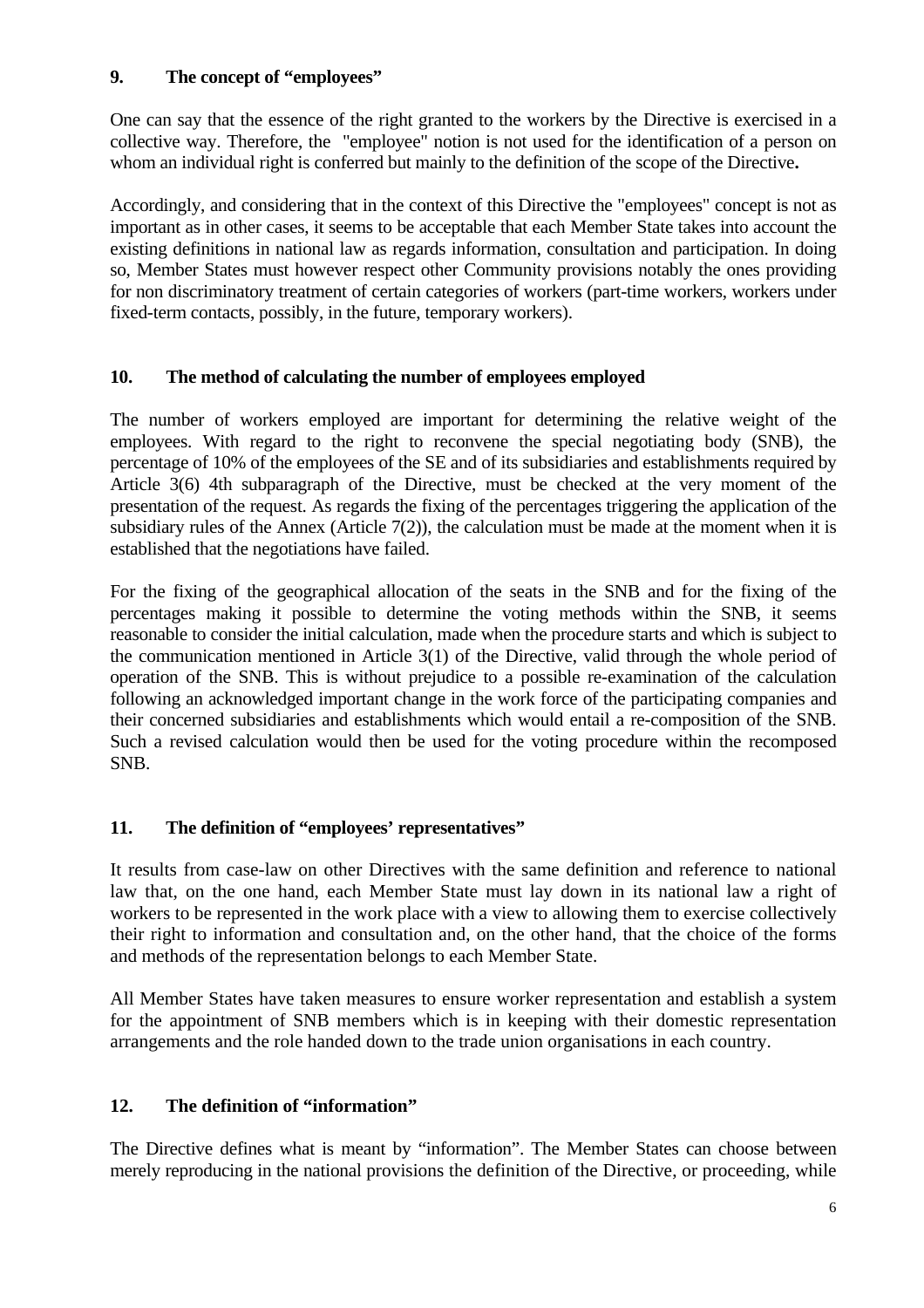**9. The concept of "employees"**

One can say that the essence of the right granted to the workers by the Directive is exercised in a collective way. Therefore, the "employee" notion is not used for the identification of a person on whom an individual right is conferred but mainly to the definition of the scope of the Directive**.**

Accordingly, and considering that in the context of this Directive the "employees" concept is not as important as in other cases, it seems to be acceptable that each Member State takes into account the existing definitions in national law as regards information, consultation and participation. In doing so, Member States must however respect other Community provisions notably the ones providing for non discriminatory treatment of certain categories of workers (part-time workers, workers under fixed-term contacts, possibly, in the future, temporary workers).

**10. The method of calculating the number of employees employed**

The number of workers employed are important for determining the relative weight of the employees. With regard to the right to reconvene the special negotiating body (SNB), the percentage of 10% of the employees of the SE and of its subsidiaries and establishments required by Article 3(6) 4th subparagraph of the Directive, must be checked at the very moment of the presentation of the request. As regards the fixing of the percentages triggering the application of the subsidiary rules of the Annex (Article 7(2)), the calculation must be made at the moment when it is established that the negotiations have failed.

For the fixing of the geographical allocation of the seats in the SNB and for the fixing of the percentages making it possible to determine the voting methods within the SNB, it seems reasonable to consider the initial calculation, made when the procedure starts and which is subject to the communication mentioned in Article 3(1) of the Directive, valid through the whole period of operation of the SNB. This is without prejudice to a possible re-examination of the calculation following an acknowledged important change in the work force of the participating companies and their concerned subsidiaries and establishments which would entail a re-composition of the SNB. Such a revised calculation would then be used for the voting procedure within the recomposed SNB.

**11. The definition of "employees' representatives"**

It results from case-law on other Directives with the same definition and reference to national law that, on the one hand, each Member State must lay down in its national law a right of workers to be represented in the work place with a view to allowing them to exercise collectively their right to information and consultation and, on the other hand, that the choice of the forms and methods of the representation belongs to each Member State.

All Member States have taken measures to ensure worker representation and establish a system for the appointment of SNB members which is in keeping with their domestic representation arrangements and the role handed down to the trade union organisations in each country.

**12. The definition of "information"**

The Directive defines what is meant by "information". The Member States can choose between merely reproducing in the national provisions the definition of the Directive, or proceeding, while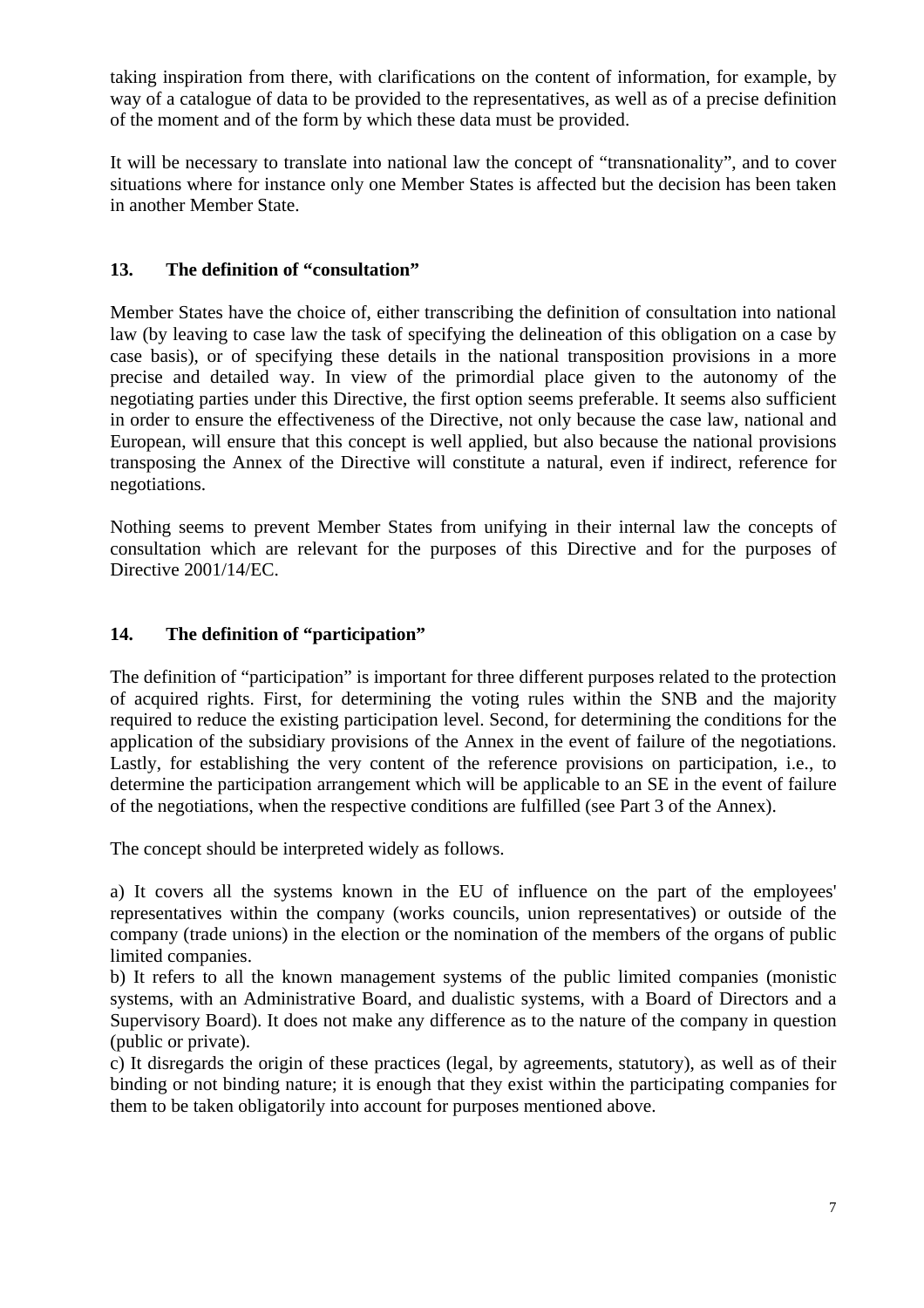taking inspiration from there, with clarifications on the content of information, for example, by way of a catalogue of data to be provided to the representatives, as well as of a precise definition of the moment and of the form by which these data must be provided.

It will be necessary to translate into national law the concept of "transnationality", and to cover situations where for instance only one Member States is affected but the decision has been taken in another Member State.

## 13. The definition of "consultation"

Member States have the choice of, either transcribing the definition of consultation into national law (by leaving to case law the task of specifying the delineation of this obligation on a case by case basis), or of specifying these details in the national transposition provisions in a more precise and detailed way. In view of the primordial place given to the autonomy of the negotiating parties under this Directive, the first option seems preferable. It seems also sufficient in order to ensure the effectiveness of the Directive, not only because the case law, national and European, will ensure that this concept is well applied, but also because the national provisions transposing the Annex of the Directive will constitute a natural, even if indirect, reference for negotiations.

Nothing seems to prevent Member States from unifying in their internal law the concepts of consultation which are relevant for the purposes of this Directive and for the purposes of Directive 2001/14/EC.

## 14. The definition of "participation"

The definition of "participation" is important for three different purposes related to the protection of acquired rights. First, for determining the voting rules within the SNB and the majority required to reduce the existing participation level. Second, for determining the conditions for the application of the subsidiary provisions of the Annex in the event of failure of the negotiations. Lastly, for establishing the very content of the reference provisions on participation, i.e., to determine the participation arrangement which will be applicable to an SE in the event of failure of the negotiations, when the respective conditions are fulfilled (see Part 3 of the Annex).

The concept should be interpreted widely as follows.

a) It covers all the systems known in the EU of influence on the part of the employees' representatives within the company (works councils, union representatives) or outside of the company (trade unions) in the election or the nomination of the members of the organs of public limited companies.
b) It refers to all the known management systems of the public limited companies (monistic systems, with an Administrative Board, and dualistic systems, with a Board of Directors and a Supervisory Board). It does not make any difference as to the nature of the company in question (public or private).
c) It disregards the origin of these practices (legal, by agreements, statutory), as well as of their binding or not binding nature; it is enough that they exist within the participating companies for them to be taken obligatorily into account for purposes mentioned above.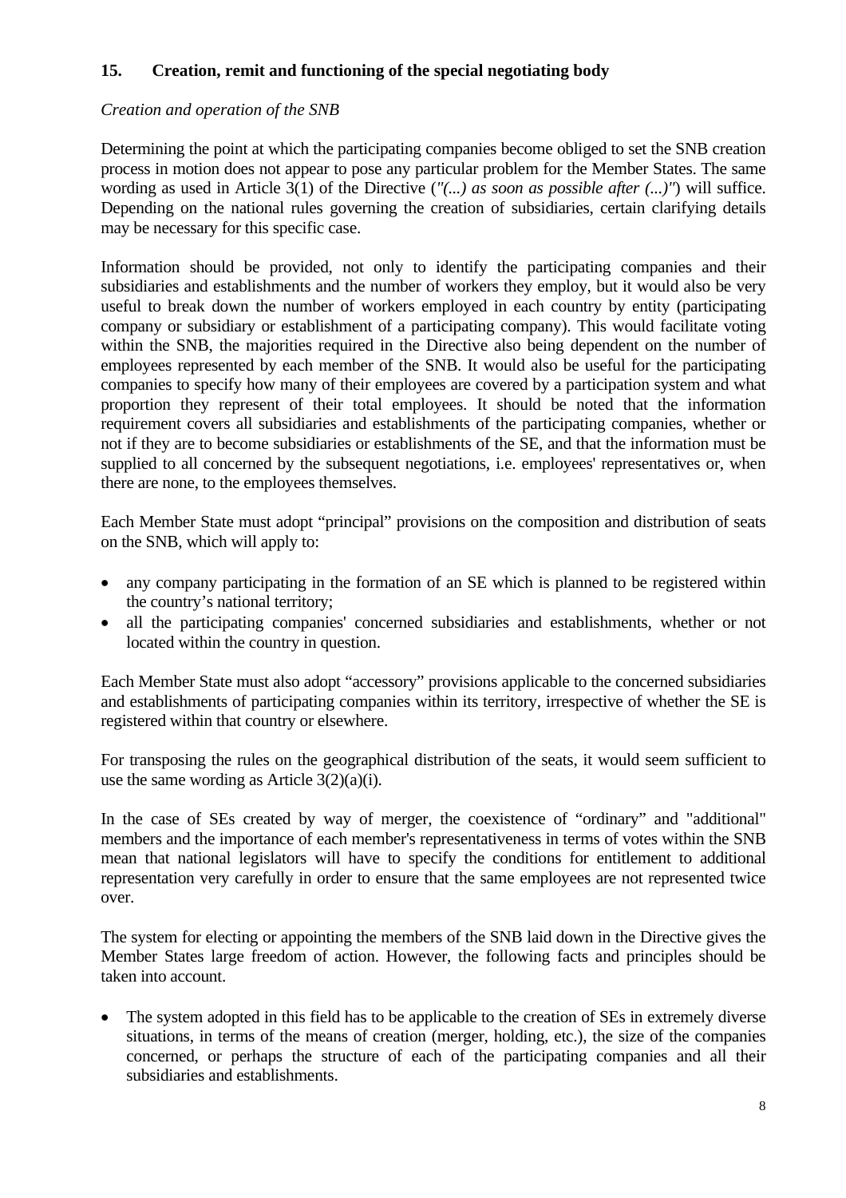## 15. Creation, remit and functioning of the special negotiating body

*Creation and operation of the SNB*

Determining the point at which the participating companies become obliged to set the SNB creation process in motion does not appear to pose any particular problem for the Member States. The same wording as used in Article 3(1) of the Directive (*"(...) as soon as possible after (...)"*) will suffice. Depending on the national rules governing the creation of subsidiaries, certain clarifying details may be necessary for this specific case.

Information should be provided, not only to identify the participating companies and their subsidiaries and establishments and the number of workers they employ, but it would also be very useful to break down the number of workers employed in each country by entity (participating company or subsidiary or establishment of a participating company). This would facilitate voting within the SNB, the majorities required in the Directive also being dependent on the number of employees represented by each member of the SNB. It would also be useful for the participating companies to specify how many of their employees are covered by a participation system and what proportion they represent of their total employees. It should be noted that the information requirement covers all subsidiaries and establishments of the participating companies, whether or not if they are to become subsidiaries or establishments of the SE, and that the information must be supplied to all concerned by the subsequent negotiations, i.e. employees' representatives or, when there are none, to the employees themselves.

Each Member State must adopt "principal" provisions on the composition and distribution of seats on the SNB, which will apply to:

- any company participating in the formation of an SE which is planned to be registered within the country's national territory;
- all the participating companies' concerned subsidiaries and establishments, whether or not located within the country in question.

Each Member State must also adopt "accessory" provisions applicable to the concerned subsidiaries and establishments of participating companies within its territory, irrespective of whether the SE is registered within that country or elsewhere.

For transposing the rules on the geographical distribution of the seats, it would seem sufficient to use the same wording as Article 3(2)(a)(i).

In the case of SEs created by way of merger, the coexistence of "ordinary" and "additional" members and the importance of each member's representativeness in terms of votes within the SNB mean that national legislators will have to specify the conditions for entitlement to additional representation very carefully in order to ensure that the same employees are not represented twice over.

The system for electing or appointing the members of the SNB laid down in the Directive gives the Member States large freedom of action. However, the following facts and principles should be taken into account.

- The system adopted in this field has to be applicable to the creation of SEs in extremely diverse situations, in terms of the means of creation (merger, holding, etc.), the size of the companies concerned, or perhaps the structure of each of the participating companies and all their subsidiaries and establishments.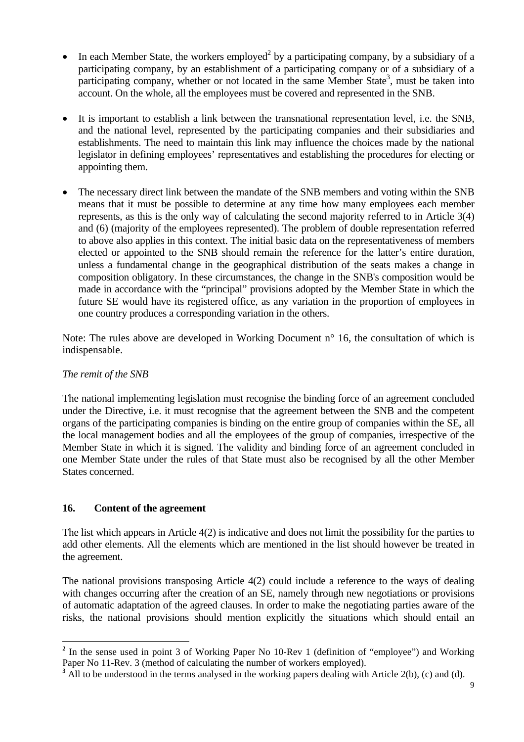- In each Member State, the workers employed[2] by a participating company, by a subsidiary of a participating company, by an establishment of a participating company or of a subsidiary of a participating company, whether or not located in the same Member State[3], must be taken into account. On the whole, all the employees must be covered and represented in the SNB.

- It is important to establish a link between the transnational representation level, i.e. the SNB, and the national level, represented by the participating companies and their subsidiaries and establishments. The need to maintain this link may influence the choices made by the national legislator in defining employees' representatives and establishing the procedures for electing or appointing them.

- The necessary direct link between the mandate of the SNB members and voting within the SNB means that it must be possible to determine at any time how many employees each member represents, as this is the only way of calculating the second majority referred to in Article 3(4) and (6) (majority of the employees represented). The problem of double representation referred to above also applies in this context. The initial basic data on the representativeness of members elected or appointed to the SNB should remain the reference for the latter's entire duration, unless a fundamental change in the geographical distribution of the seats makes a change in composition obligatory. In these circumstances, the change in the SNB's composition would be made in accordance with the "principal" provisions adopted by the Member State in which the future SE would have its registered office, as any variation in the proportion of employees in one country produces a corresponding variation in the others.

Note: The rules above are developed in Working Document n° 16, the consultation of which is indispensable.

*The remit of the SNB*

The national implementing legislation must recognise the binding force of an agreement concluded under the Directive, i.e. it must recognise that the agreement between the SNB and the competent organs of the participating companies is binding on the entire group of companies within the SE, all the local management bodies and all the employees of the group of companies, irrespective of the Member State in which it is signed. The validity and binding force of an agreement concluded in one Member State under the rules of that State must also be recognised by all the other Member States concerned.

## 16. Content of the agreement

The list which appears in Article 4(2) is indicative and does not limit the possibility for the parties to add other elements. All the elements which are mentioned in the list should however be treated in the agreement.

The national provisions transposing Article 4(2) could include a reference to the ways of dealing with changes occurring after the creation of an SE, namely through new negotiations or provisions of automatic adaptation of the agreed clauses. In order to make the negotiating parties aware of the risks, the national provisions should mention explicitly the situations which should entail an

---

[2] In the sense used in point 3 of Working Paper No 10-Rev 1 (definition of "employee") and Working Paper No 11-Rev. 3 (method of calculating the number of workers employed).

[3] All to be understood in the terms analysed in the working papers dealing with Article 2(b), (c) and (d).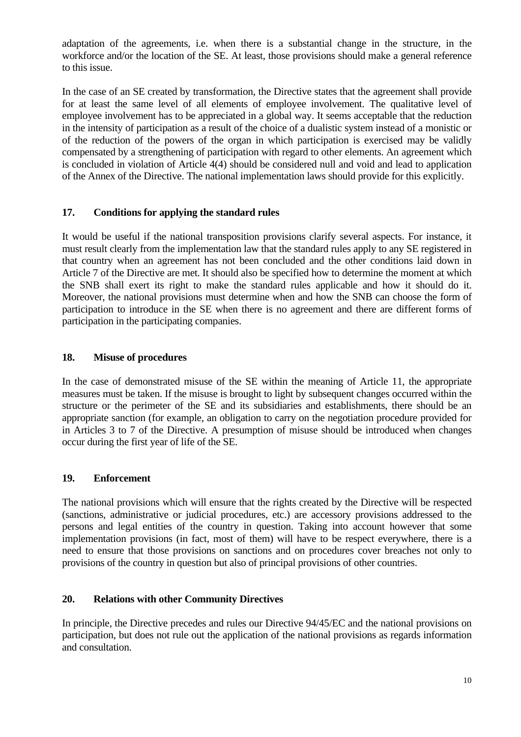adaptation of the agreements, i.e. when there is a substantial change in the structure, in the workforce and/or the location of the SE. At least, those provisions should make a general reference to this issue.

In the case of an SE created by transformation, the Directive states that the agreement shall provide for at least the same level of all elements of employee involvement. The qualitative level of employee involvement has to be appreciated in a global way. It seems acceptable that the reduction in the intensity of participation as a result of the choice of a dualistic system instead of a monistic or of the reduction of the powers of the organ in which participation is exercised may be validly compensated by a strengthening of participation with regard to other elements. An agreement which is concluded in violation of Article 4(4) should be considered null and void and lead to application of the Annex of the Directive. The national implementation laws should provide for this explicitly.

### 17. Conditions for applying the standard rules

It would be useful if the national transposition provisions clarify several aspects. For instance, it must result clearly from the implementation law that the standard rules apply to any SE registered in that country when an agreement has not been concluded and the other conditions laid down in Article 7 of the Directive are met. It should also be specified how to determine the moment at which the SNB shall exert its right to make the standard rules applicable and how it should do it. Moreover, the national provisions must determine when and how the SNB can choose the form of participation to introduce in the SE when there is no agreement and there are different forms of participation in the participating companies.

### 18. Misuse of procedures

In the case of demonstrated misuse of the SE within the meaning of Article 11, the appropriate measures must be taken. If the misuse is brought to light by subsequent changes occurred within the structure or the perimeter of the SE and its subsidiaries and establishments, there should be an appropriate sanction (for example, an obligation to carry on the negotiation procedure provided for in Articles 3 to 7 of the Directive. A presumption of misuse should be introduced when changes occur during the first year of life of the SE.

### 19. Enforcement

The national provisions which will ensure that the rights created by the Directive will be respected (sanctions, administrative or judicial procedures, etc.) are accessory provisions addressed to the persons and legal entities of the country in question. Taking into account however that some implementation provisions (in fact, most of them) will have to be respect everywhere, there is a need to ensure that those provisions on sanctions and on procedures cover breaches not only to provisions of the country in question but also of principal provisions of other countries.

### 20. Relations with other Community Directives

In principle, the Directive precedes and rules our Directive 94/45/EC and the national provisions on participation, but does not rule out the application of the national provisions as regards information and consultation.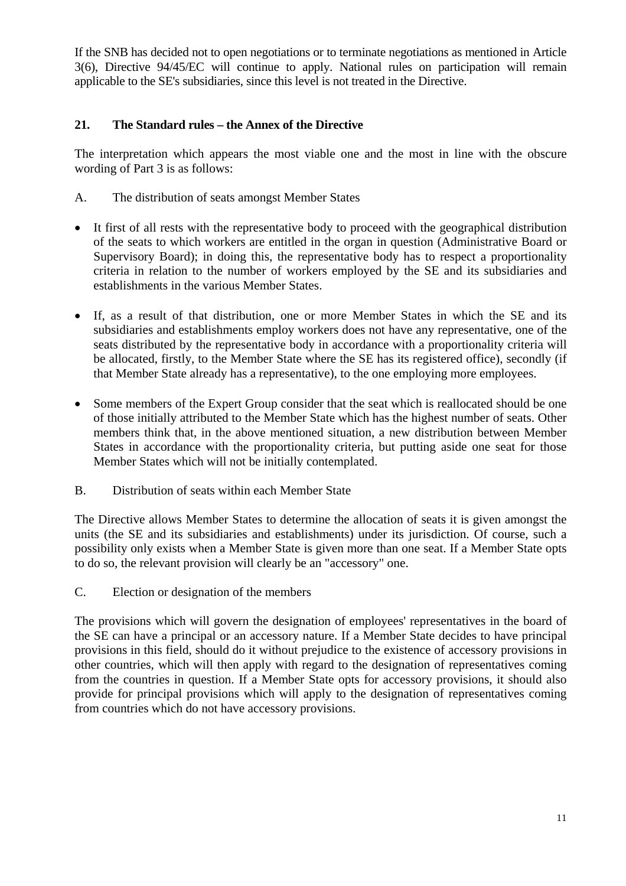If the SNB has decided not to open negotiations or to terminate negotiations as mentioned in Article 3(6), Directive 94/45/EC will continue to apply. National rules on participation will remain applicable to the SE's subsidiaries, since this level is not treated in the Directive.

## 21. The Standard rules – the Annex of the Directive

The interpretation which appears the most viable one and the most in line with the obscure wording of Part 3 is as follows:

A. The distribution of seats amongst Member States

- It first of all rests with the representative body to proceed with the geographical distribution of the seats to which workers are entitled in the organ in question (Administrative Board or Supervisory Board); in doing this, the representative body has to respect a proportionality criteria in relation to the number of workers employed by the SE and its subsidiaries and establishments in the various Member States.
- If, as a result of that distribution, one or more Member States in which the SE and its subsidiaries and establishments employ workers does not have any representative, one of the seats distributed by the representative body in accordance with a proportionality criteria will be allocated, firstly, to the Member State where the SE has its registered office), secondly (if that Member State already has a representative), to the one employing more employees.
- Some members of the Expert Group consider that the seat which is reallocated should be one of those initially attributed to the Member State which has the highest number of seats. Other members think that, in the above mentioned situation, a new distribution between Member States in accordance with the proportionality criteria, but putting aside one seat for those Member States which will not be initially contemplated.

B. Distribution of seats within each Member State

The Directive allows Member States to determine the allocation of seats it is given amongst the units (the SE and its subsidiaries and establishments) under its jurisdiction. Of course, such a possibility only exists when a Member State is given more than one seat. If a Member State opts to do so, the relevant provision will clearly be an "accessory" one.

C. Election or designation of the members

The provisions which will govern the designation of employees' representatives in the board of the SE can have a principal or an accessory nature. If a Member State decides to have principal provisions in this field, should do it without prejudice to the existence of accessory provisions in other countries, which will then apply with regard to the designation of representatives coming from the countries in question. If a Member State opts for accessory provisions, it should also provide for principal provisions which will apply to the designation of representatives coming from countries which do not have accessory provisions.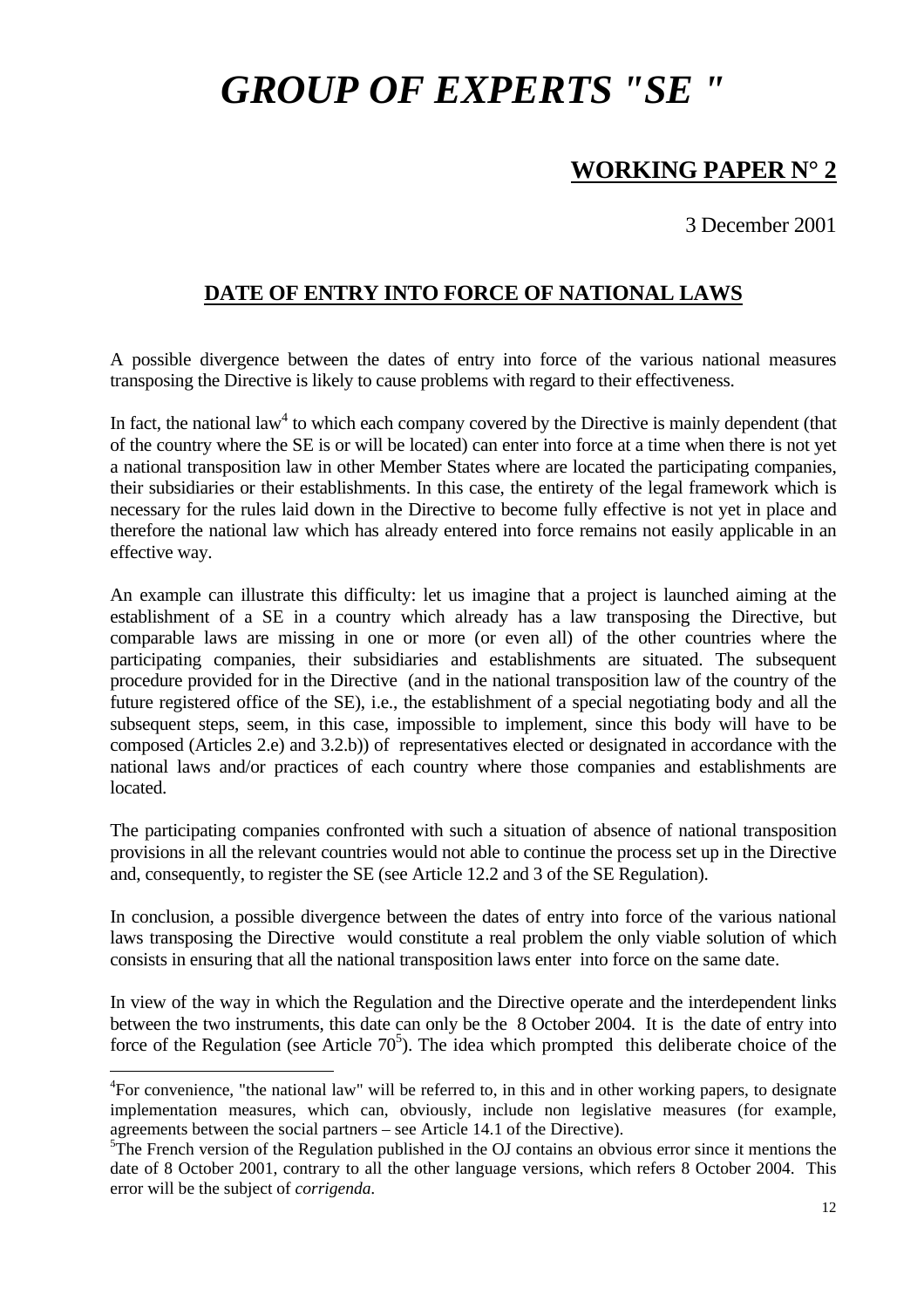# *GROUP OF EXPERTS "SE "*

## WORKING PAPER N° 2

3 December 2001

### DATE OF ENTRY INTO FORCE OF NATIONAL LAWS

A possible divergence between the dates of entry into force of the various national measures transposing the Directive is likely to cause problems with regard to their effectiveness.

In fact, the national law[4] to which each company covered by the Directive is mainly dependent (that of the country where the SE is or will be located) can enter into force at a time when there is not yet a national transposition law in other Member States where are located the participating companies, their subsidiaries or their establishments. In this case, the entirety of the legal framework which is necessary for the rules laid down in the Directive to become fully effective is not yet in place and therefore the national law which has already entered into force remains not easily applicable in an effective way.

An example can illustrate this difficulty: let us imagine that a project is launched aiming at the establishment of a SE in a country which already has a law transposing the Directive, but comparable laws are missing in one or more (or even all) of the other countries where the participating companies, their subsidiaries and establishments are situated. The subsequent procedure provided for in the Directive (and in the national transposition law of the country of the future registered office of the SE), i.e., the establishment of a special negotiating body and all the subsequent steps, seem, in this case, impossible to implement, since this body will have to be composed (Articles 2.e) and 3.2.b)) of representatives elected or designated in accordance with the national laws and/or practices of each country where those companies and establishments are located.

The participating companies confronted with such a situation of absence of national transposition provisions in all the relevant countries would not able to continue the process set up in the Directive and, consequently, to register the SE (see Article 12.2 and 3 of the SE Regulation).

In conclusion, a possible divergence between the dates of entry into force of the various national laws transposing the Directive would constitute a real problem the only viable solution of which consists in ensuring that all the national transposition laws enter into force on the same date.

In view of the way in which the Regulation and the Directive operate and the interdependent links between the two instruments, this date can only be the 8 October 2004. It is the date of entry into force of the Regulation (see Article 70[5]). The idea which prompted this deliberate choice of the

---

[4]For convenience, "the national law" will be referred to, in this and in other working papers, to designate implementation measures, which can, obviously, include non legislative measures (for example, agreements between the social partners – see Article 14.1 of the Directive).

[5]The French version of the Regulation published in the OJ contains an obvious error since it mentions the date of 8 October 2001, contrary to all the other language versions, which refers 8 October 2004. This error will be the subject of *corrigenda*.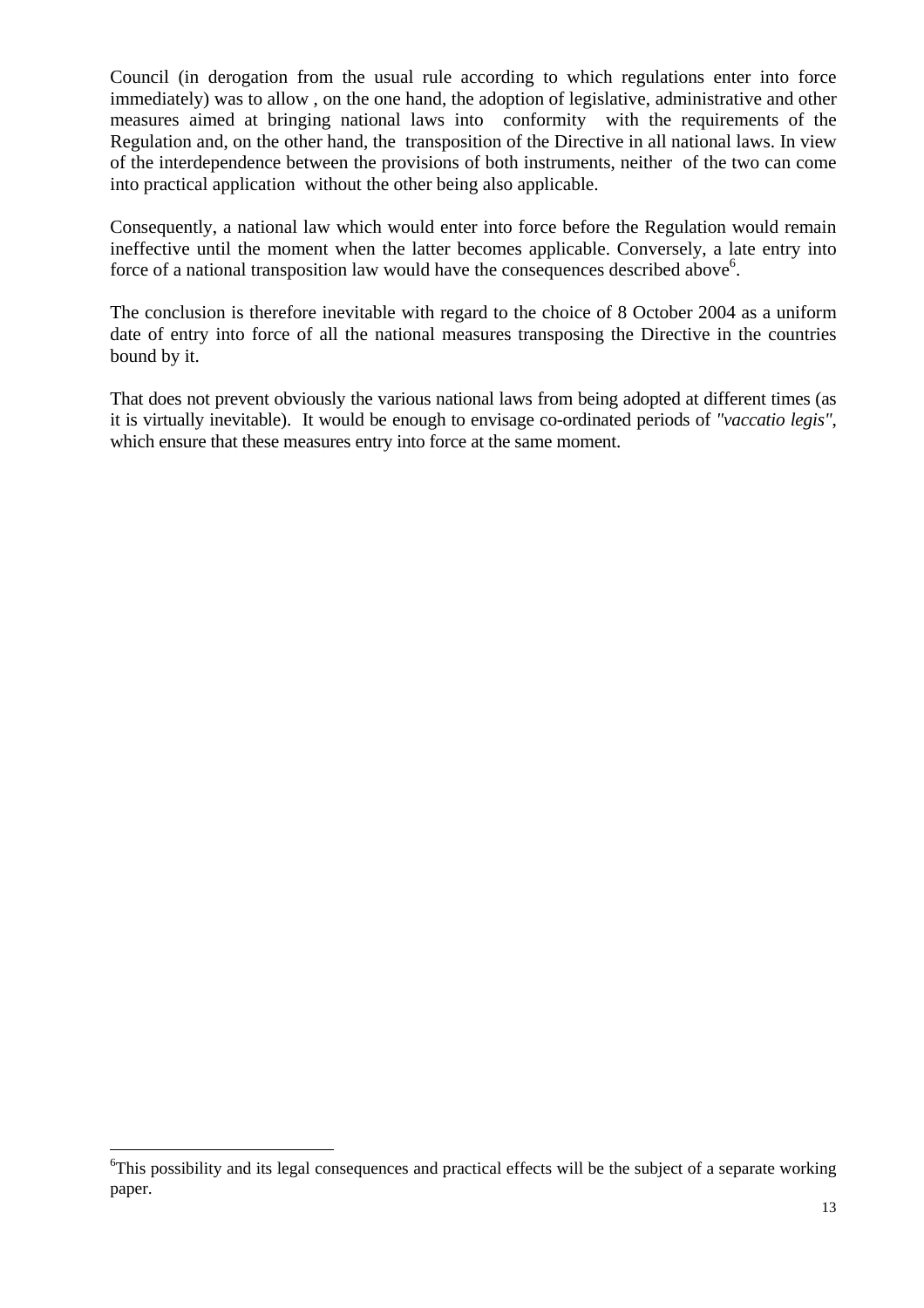Council (in derogation from the usual rule according to which regulations enter into force immediately) was to allow , on the one hand, the adoption of legislative, administrative and other measures aimed at bringing national laws into conformity with the requirements of the Regulation and, on the other hand, the transposition of the Directive in all national laws. In view of the interdependence between the provisions of both instruments, neither of the two can come into practical application without the other being also applicable.

Consequently, a national law which would enter into force before the Regulation would remain ineffective until the moment when the latter becomes applicable. Conversely, a late entry into force of a national transposition law would have the consequences described above[6].

The conclusion is therefore inevitable with regard to the choice of 8 October 2004 as a uniform date of entry into force of all the national measures transposing the Directive in the countries bound by it.

That does not prevent obviously the various national laws from being adopted at different times (as it is virtually inevitable). It would be enough to envisage co-ordinated periods of *"vaccatio legis"*, which ensure that these measures entry into force at the same moment.

---

[6]This possibility and its legal consequences and practical effects will be the subject of a separate working paper.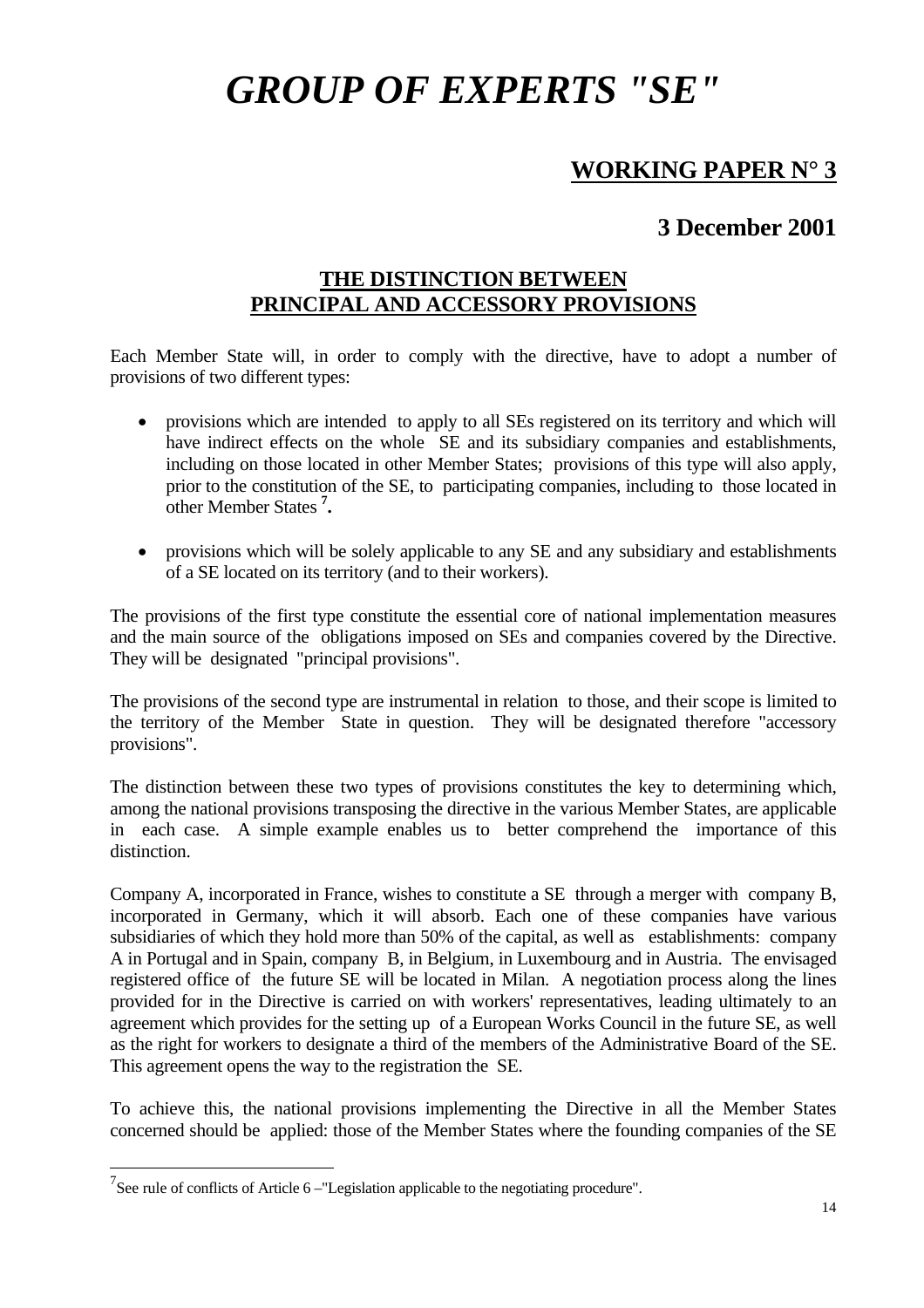# *GROUP OF EXPERTS "SE"*

## WORKING PAPER N° 3

## 3 December 2001

### THE DISTINCTION BETWEEN PRINCIPAL AND ACCESSORY PROVISIONS

Each Member State will, in order to comply with the directive, have to adopt a number of provisions of two different types:

- provisions which are intended to apply to all SEs registered on its territory and which will have indirect effects on the whole SE and its subsidiary companies and establishments, including on those located in other Member States; provisions of this type will also apply, prior to the constitution of the SE, to participating companies, including to those located in other Member States [7]**.**

- provisions which will be solely applicable to any SE and any subsidiary and establishments of a SE located on its territory (and to their workers).

The provisions of the first type constitute the essential core of national implementation measures and the main source of the obligations imposed on SEs and companies covered by the Directive. They will be designated "principal provisions".

The provisions of the second type are instrumental in relation to those, and their scope is limited to the territory of the Member State in question. They will be designated therefore "accessory provisions".

The distinction between these two types of provisions constitutes the key to determining which, among the national provisions transposing the directive in the various Member States, are applicable in each case. A simple example enables us to better comprehend the importance of this distinction.

Company A, incorporated in France, wishes to constitute a SE through a merger with company B, incorporated in Germany, which it will absorb. Each one of these companies have various subsidiaries of which they hold more than 50% of the capital, as well as establishments: company A in Portugal and in Spain, company B, in Belgium, in Luxembourg and in Austria. The envisaged registered office of the future SE will be located in Milan. A negotiation process along the lines provided for in the Directive is carried on with workers' representatives, leading ultimately to an agreement which provides for the setting up of a European Works Council in the future SE, as well as the right for workers to designate a third of the members of the Administrative Board of the SE. This agreement opens the way to the registration the SE.

To achieve this, the national provisions implementing the Directive in all the Member States concerned should be applied: those of the Member States where the founding companies of the SE

---

[7] See rule of conflicts of Article 6 –"Legislation applicable to the negotiating procedure".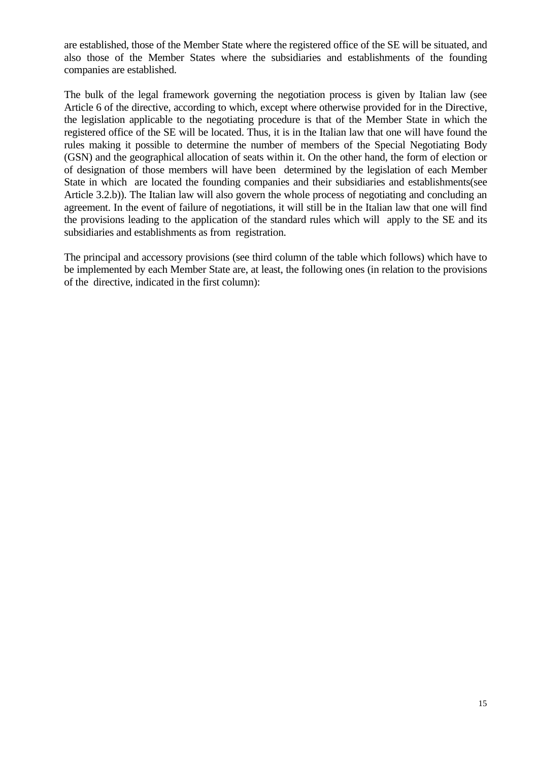are established, those of the Member State where the registered office of the SE will be situated, and also those of the Member States where the subsidiaries and establishments of the founding companies are established.

The bulk of the legal framework governing the negotiation process is given by Italian law (see Article 6 of the directive, according to which, except where otherwise provided for in the Directive, the legislation applicable to the negotiating procedure is that of the Member State in which the registered office of the SE will be located. Thus, it is in the Italian law that one will have found the rules making it possible to determine the number of members of the Special Negotiating Body (GSN) and the geographical allocation of seats within it. On the other hand, the form of election or of designation of those members will have been determined by the legislation of each Member State in which are located the founding companies and their subsidiaries and establishments(see Article 3.2.b)). The Italian law will also govern the whole process of negotiating and concluding an agreement. In the event of failure of negotiations, it will still be in the Italian law that one will find the provisions leading to the application of the standard rules which will apply to the SE and its subsidiaries and establishments as from registration.

The principal and accessory provisions (see third column of the table which follows) which have to be implemented by each Member State are, at least, the following ones (in relation to the provisions of the directive, indicated in the first column):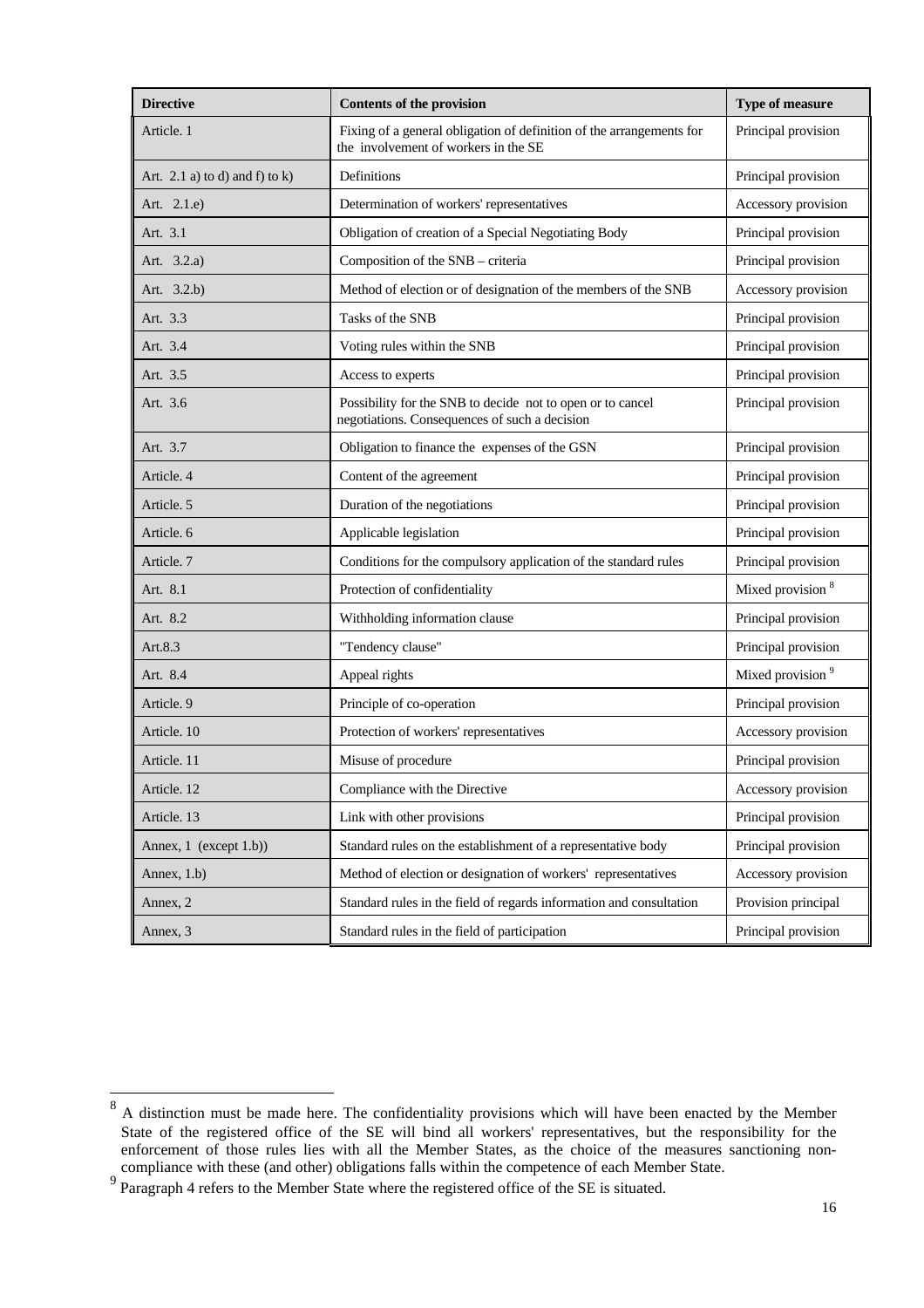| Directive | Contents of the provision | Type of measure |
|---|---|---|
| Article. 1 | Fixing of a general obligation of definition of the arrangements for the involvement of workers in the SE | Principal provision |
| Art. 2.1 a) to d) and f) to k) | Definitions | Principal provision |
| Art. 2.1.e) | Determination of workers' representatives | Accessory provision |
| Art. 3.1 | Obligation of creation of a Special Negotiating Body | Principal provision |
| Art. 3.2.a) | Composition of the SNB – criteria | Principal provision |
| Art. 3.2.b) | Method of election or of designation of the members of the SNB | Accessory provision |
| Art. 3.3 | Tasks of the SNB | Principal provision |
| Art. 3.4 | Voting rules within the SNB | Principal provision |
| Art. 3.5 | Access to experts | Principal provision |
| Art. 3.6 | Possibility for the SNB to decide not to open or to cancel negotiations. Consequences of such a decision | Principal provision |
| Art. 3.7 | Obligation to finance the expenses of the GSN | Principal provision |
| Article. 4 | Content of the agreement | Principal provision |
| Article. 5 | Duration of the negotiations | Principal provision |
| Article. 6 | Applicable legislation | Principal provision |
| Article. 7 | Conditions for the compulsory application of the standard rules | Principal provision |
| Art. 8.1 | Protection of confidentiality | Mixed provision [8] |
| Art. 8.2 | Withholding information clause | Principal provision |
| Art.8.3 | "Tendency clause" | Principal provision |
| Art. 8.4 | Appeal rights | Mixed provision [9] |
| Article. 9 | Principle of co-operation | Principal provision |
| Article. 10 | Protection of workers' representatives | Accessory provision |
| Article. 11 | Misuse of procedure | Principal provision |
| Article. 12 | Compliance with the Directive | Accessory provision |
| Article. 13 | Link with other provisions | Principal provision |
| Annex, 1 (except 1.b)) | Standard rules on the establishment of a representative body | Principal provision |
| Annex, 1.b) | Method of election or designation of workers' representatives | Accessory provision |
| Annex, 2 | Standard rules in the field of regards information and consultation | Provision principal |
| Annex, 3 | Standard rules in the field of participation | Principal provision |

[8] A distinction must be made here. The confidentiality provisions which will have been enacted by the Member State of the registered office of the SE will bind all workers' representatives, but the responsibility for the enforcement of those rules lies with all the Member States, as the choice of the measures sanctioning non-compliance with these (and other) obligations falls within the competence of each Member State.

[9] Paragraph 4 refers to the Member State where the registered office of the SE is situated.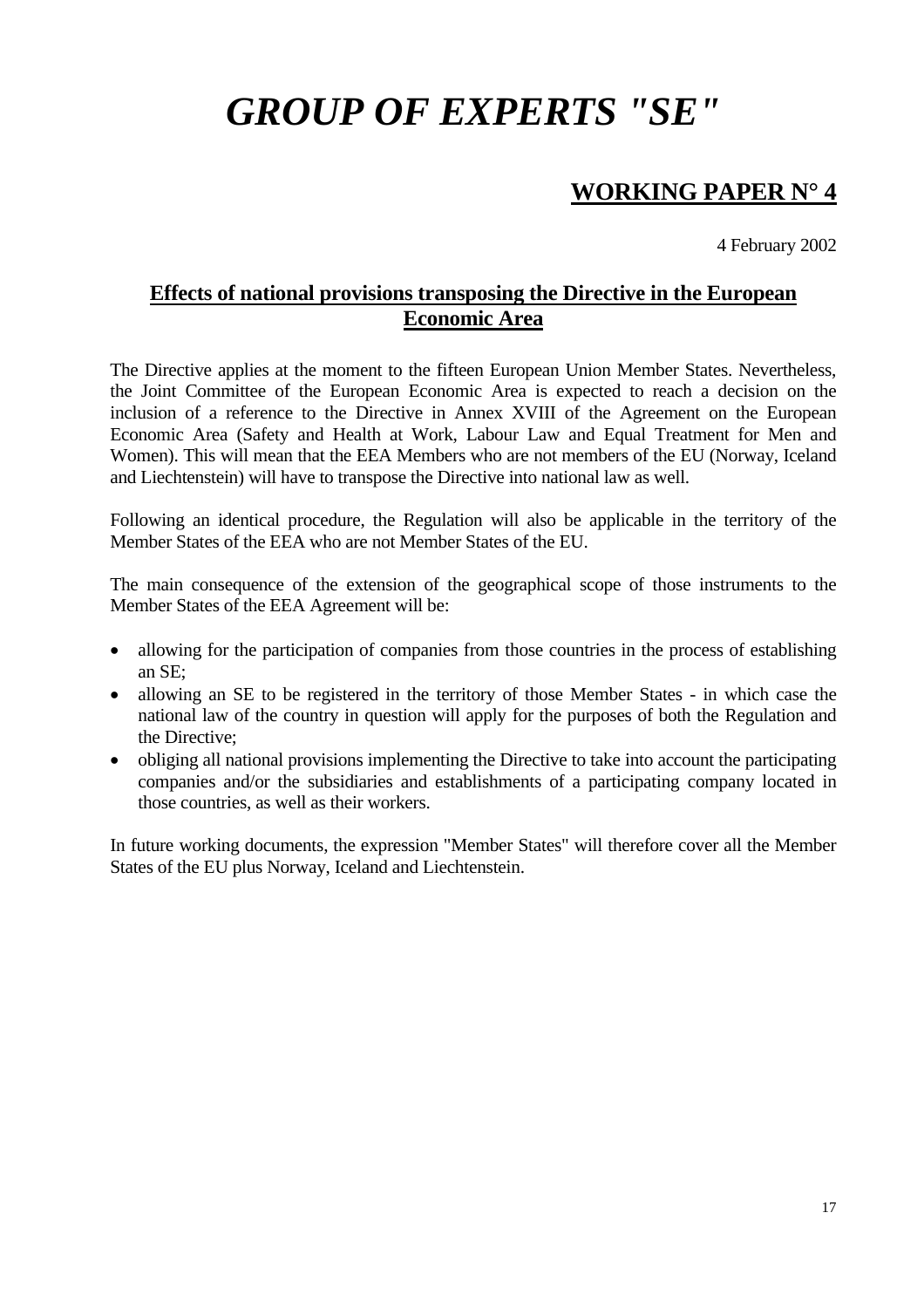# *GROUP OF EXPERTS "SE"*

## WORKING PAPER N° 4

4 February 2002

### Effects of national provisions transposing the Directive in the European Economic Area

The Directive applies at the moment to the fifteen European Union Member States. Nevertheless, the Joint Committee of the European Economic Area is expected to reach a decision on the inclusion of a reference to the Directive in Annex XVIII of the Agreement on the European Economic Area (Safety and Health at Work, Labour Law and Equal Treatment for Men and Women). This will mean that the EEA Members who are not members of the EU (Norway, Iceland and Liechtenstein) will have to transpose the Directive into national law as well.

Following an identical procedure, the Regulation will also be applicable in the territory of the Member States of the EEA who are not Member States of the EU.

The main consequence of the extension of the geographical scope of those instruments to the Member States of the EEA Agreement will be:

- allowing for the participation of companies from those countries in the process of establishing an SE;
- allowing an SE to be registered in the territory of those Member States - in which case the national law of the country in question will apply for the purposes of both the Regulation and the Directive;
- obliging all national provisions implementing the Directive to take into account the participating companies and/or the subsidiaries and establishments of a participating company located in those countries, as well as their workers.

In future working documents, the expression "Member States" will therefore cover all the Member States of the EU plus Norway, Iceland and Liechtenstein.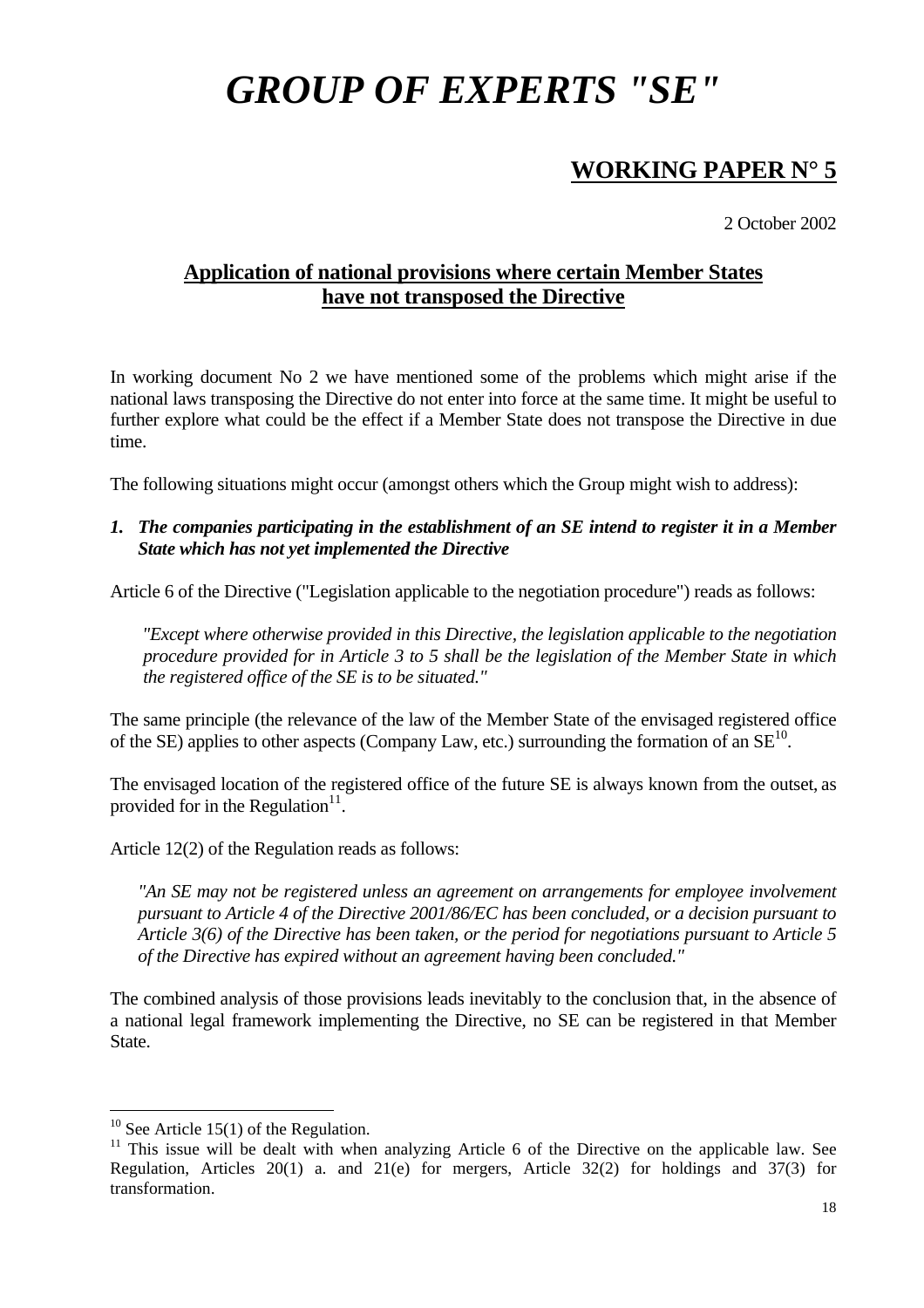# *GROUP OF EXPERTS "SE"*

## WORKING PAPER N° 5

2 October 2002

### Application of national provisions where certain Member States have not transposed the Directive

In working document No 2 we have mentioned some of the problems which might arise if the national laws transposing the Directive do not enter into force at the same time. It might be useful to further explore what could be the effect if a Member State does not transpose the Directive in due time.

The following situations might occur (amongst others which the Group might wish to address):

***1. The companies participating in the establishment of an SE intend to register it in a Member State which has not yet implemented the Directive***

Article 6 of the Directive ("Legislation applicable to the negotiation procedure") reads as follows:

> *"Except where otherwise provided in this Directive, the legislation applicable to the negotiation procedure provided for in Article 3 to 5 shall be the legislation of the Member State in which the registered office of the SE is to be situated."*

The same principle (the relevance of the law of the Member State of the envisaged registered office of the SE) applies to other aspects (Company Law, etc.) surrounding the formation of an SE[10].

The envisaged location of the registered office of the future SE is always known from the outset, as provided for in the Regulation[11].

Article 12(2) of the Regulation reads as follows:

> *"An SE may not be registered unless an agreement on arrangements for employee involvement pursuant to Article 4 of the Directive 2001/86/EC has been concluded, or a decision pursuant to Article 3(6) of the Directive has been taken, or the period for negotiations pursuant to Article 5 of the Directive has expired without an agreement having been concluded."*

The combined analysis of those provisions leads inevitably to the conclusion that, in the absence of a national legal framework implementing the Directive, no SE can be registered in that Member State.

---

[10] See Article 15(1) of the Regulation.

[11] This issue will be dealt with when analyzing Article 6 of the Directive on the applicable law. See Regulation, Articles 20(1) a. and 21(e) for mergers, Article 32(2) for holdings and 37(3) for transformation.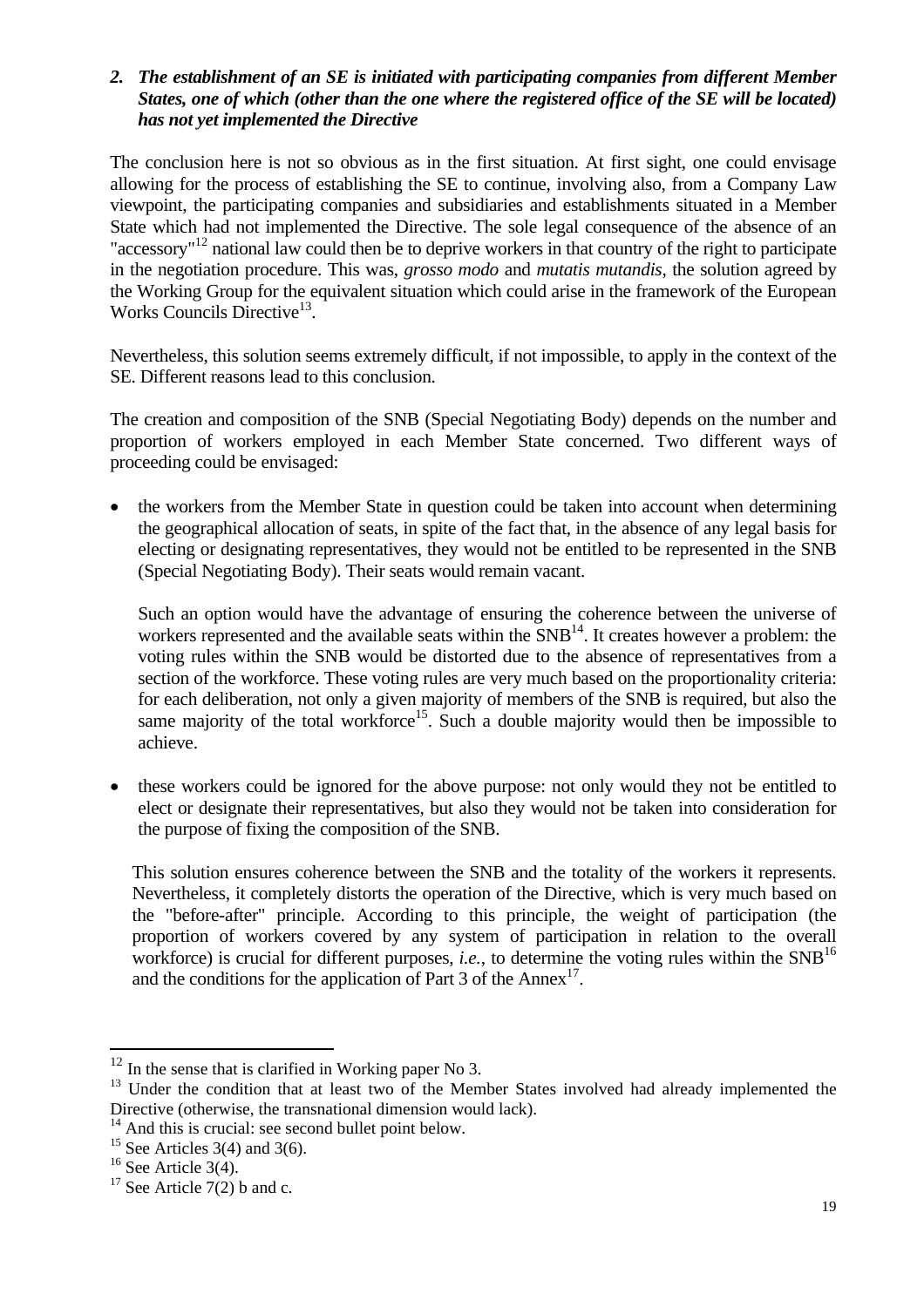### *2. The establishment of an SE is initiated with participating companies from different Member States, one of which (other than the one where the registered office of the SE will be located) has not yet implemented the Directive*

The conclusion here is not so obvious as in the first situation. At first sight, one could envisage allowing for the process of establishing the SE to continue, involving also, from a Company Law viewpoint, the participating companies and subsidiaries and establishments situated in a Member State which had not implemented the Directive. The sole legal consequence of the absence of an "accessory"[12] national law could then be to deprive workers in that country of the right to participate in the negotiation procedure. This was, *grosso modo* and *mutatis mutandis*, the solution agreed by the Working Group for the equivalent situation which could arise in the framework of the European Works Councils Directive[13].

Nevertheless, this solution seems extremely difficult, if not impossible, to apply in the context of the SE. Different reasons lead to this conclusion.

The creation and composition of the SNB (Special Negotiating Body) depends on the number and proportion of workers employed in each Member State concerned. Two different ways of proceeding could be envisaged:

- the workers from the Member State in question could be taken into account when determining the geographical allocation of seats, in spite of the fact that, in the absence of any legal basis for electing or designating representatives, they would not be entitled to be represented in the SNB (Special Negotiating Body). Their seats would remain vacant.

  Such an option would have the advantage of ensuring the coherence between the universe of workers represented and the available seats within the SNB[14]. It creates however a problem: the voting rules within the SNB would be distorted due to the absence of representatives from a section of the workforce. These voting rules are very much based on the proportionality criteria: for each deliberation, not only a given majority of members of the SNB is required, but also the same majority of the total workforce[15]. Such a double majority would then be impossible to achieve.

- these workers could be ignored for the above purpose: not only would they not be entitled to elect or designate their representatives, but also they would not be taken into consideration for the purpose of fixing the composition of the SNB.

  This solution ensures coherence between the SNB and the totality of the workers it represents. Nevertheless, it completely distorts the operation of the Directive, which is very much based on the "before-after" principle. According to this principle, the weight of participation (the proportion of workers covered by any system of participation in relation to the overall workforce) is crucial for different purposes, *i.e.*, to determine the voting rules within the SNB[16] and the conditions for the application of Part 3 of the Annex[17].

---

[12] In the sense that is clarified in Working paper No 3.

[13] Under the condition that at least two of the Member States involved had already implemented the Directive (otherwise, the transnational dimension would lack).

[14] And this is crucial: see second bullet point below.

[15] See Articles 3(4) and 3(6).

[16] See Article 3(4).

[17] See Article 7(2) b and c.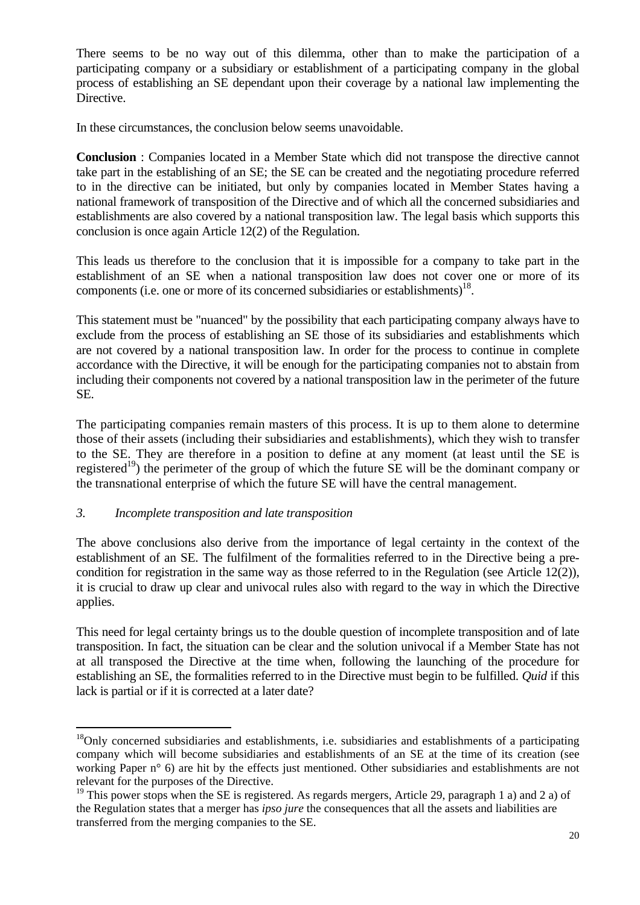There seems to be no way out of this dilemma, other than to make the participation of a participating company or a subsidiary or establishment of a participating company in the global process of establishing an SE dependant upon their coverage by a national law implementing the Directive.

In these circumstances, the conclusion below seems unavoidable.

**Conclusion** : Companies located in a Member State which did not transpose the directive cannot take part in the establishing of an SE; the SE can be created and the negotiating procedure referred to in the directive can be initiated, but only by companies located in Member States having a national framework of transposition of the Directive and of which all the concerned subsidiaries and establishments are also covered by a national transposition law. The legal basis which supports this conclusion is once again Article 12(2) of the Regulation.

This leads us therefore to the conclusion that it is impossible for a company to take part in the establishment of an SE when a national transposition law does not cover one or more of its components (i.e. one or more of its concerned subsidiaries or establishments)[18].

This statement must be "nuanced" by the possibility that each participating company always have to exclude from the process of establishing an SE those of its subsidiaries and establishments which are not covered by a national transposition law. In order for the process to continue in complete accordance with the Directive, it will be enough for the participating companies not to abstain from including their components not covered by a national transposition law in the perimeter of the future SE.

The participating companies remain masters of this process. It is up to them alone to determine those of their assets (including their subsidiaries and establishments), which they wish to transfer to the SE. They are therefore in a position to define at any moment (at least until the SE is registered[19]) the perimeter of the group of which the future SE will be the dominant company or the transnational enterprise of which the future SE will have the central management.

### *3. Incomplete transposition and late transposition*

The above conclusions also derive from the importance of legal certainty in the context of the establishment of an SE. The fulfilment of the formalities referred to in the Directive being a pre-condition for registration in the same way as those referred to in the Regulation (see Article 12(2)), it is crucial to draw up clear and univocal rules also with regard to the way in which the Directive applies.

This need for legal certainty brings us to the double question of incomplete transposition and of late transposition. In fact, the situation can be clear and the solution univocal if a Member State has not at all transposed the Directive at the time when, following the launching of the procedure for establishing an SE, the formalities referred to in the Directive must begin to be fulfilled. *Quid* if this lack is partial or if it is corrected at a later date?

---

[18] Only concerned subsidiaries and establishments, i.e. subsidiaries and establishments of a participating company which will become subsidiaries and establishments of an SE at the time of its creation (see working Paper n° 6) are hit by the effects just mentioned. Other subsidiaries and establishments are not relevant for the purposes of the Directive.

[19] This power stops when the SE is registered. As regards mergers, Article 29, paragraph 1 a) and 2 a) of the Regulation states that a merger has *ipso jure* the consequences that all the assets and liabilities are transferred from the merging companies to the SE.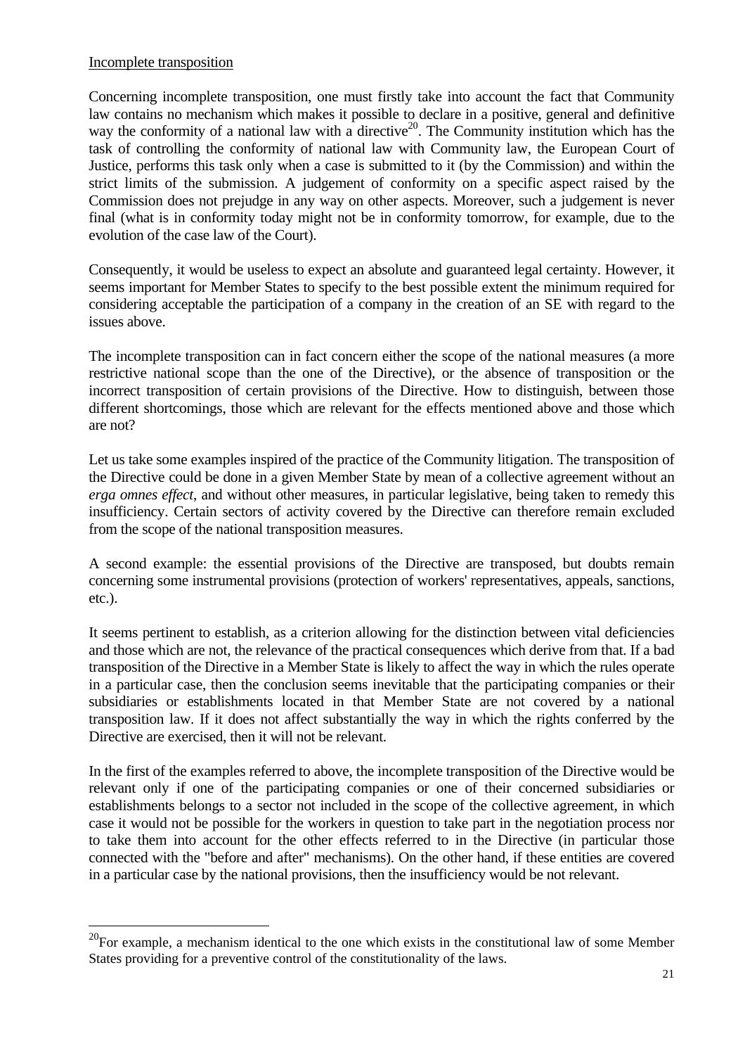Incomplete transposition

Concerning incomplete transposition, one must firstly take into account the fact that Community law contains no mechanism which makes it possible to declare in a positive, general and definitive way the conformity of a national law with a directive[20]. The Community institution which has the task of controlling the conformity of national law with Community law, the European Court of Justice, performs this task only when a case is submitted to it (by the Commission) and within the strict limits of the submission. A judgement of conformity on a specific aspect raised by the Commission does not prejudge in any way on other aspects. Moreover, such a judgement is never final (what is in conformity today might not be in conformity tomorrow, for example, due to the evolution of the case law of the Court).

Consequently, it would be useless to expect an absolute and guaranteed legal certainty. However, it seems important for Member States to specify to the best possible extent the minimum required for considering acceptable the participation of a company in the creation of an SE with regard to the issues above.

The incomplete transposition can in fact concern either the scope of the national measures (a more restrictive national scope than the one of the Directive), or the absence of transposition or the incorrect transposition of certain provisions of the Directive. How to distinguish, between those different shortcomings, those which are relevant for the effects mentioned above and those which are not?

Let us take some examples inspired of the practice of the Community litigation. The transposition of the Directive could be done in a given Member State by mean of a collective agreement without an *erga omnes effect*, and without other measures, in particular legislative, being taken to remedy this insufficiency. Certain sectors of activity covered by the Directive can therefore remain excluded from the scope of the national transposition measures.

A second example: the essential provisions of the Directive are transposed, but doubts remain concerning some instrumental provisions (protection of workers' representatives, appeals, sanctions, etc.).

It seems pertinent to establish, as a criterion allowing for the distinction between vital deficiencies and those which are not, the relevance of the practical consequences which derive from that. If a bad transposition of the Directive in a Member State is likely to affect the way in which the rules operate in a particular case, then the conclusion seems inevitable that the participating companies or their subsidiaries or establishments located in that Member State are not covered by a national transposition law. If it does not affect substantially the way in which the rights conferred by the Directive are exercised, then it will not be relevant.

In the first of the examples referred to above, the incomplete transposition of the Directive would be relevant only if one of the participating companies or one of their concerned subsidiaries or establishments belongs to a sector not included in the scope of the collective agreement, in which case it would not be possible for the workers in question to take part in the negotiation process nor to take them into account for the other effects referred to in the Directive (in particular those connected with the "before and after" mechanisms). On the other hand, if these entities are covered in a particular case by the national provisions, then the insufficiency would be not relevant.

---

[20] For example, a mechanism identical to the one which exists in the constitutional law of some Member States providing for a preventive control of the constitutionality of the laws.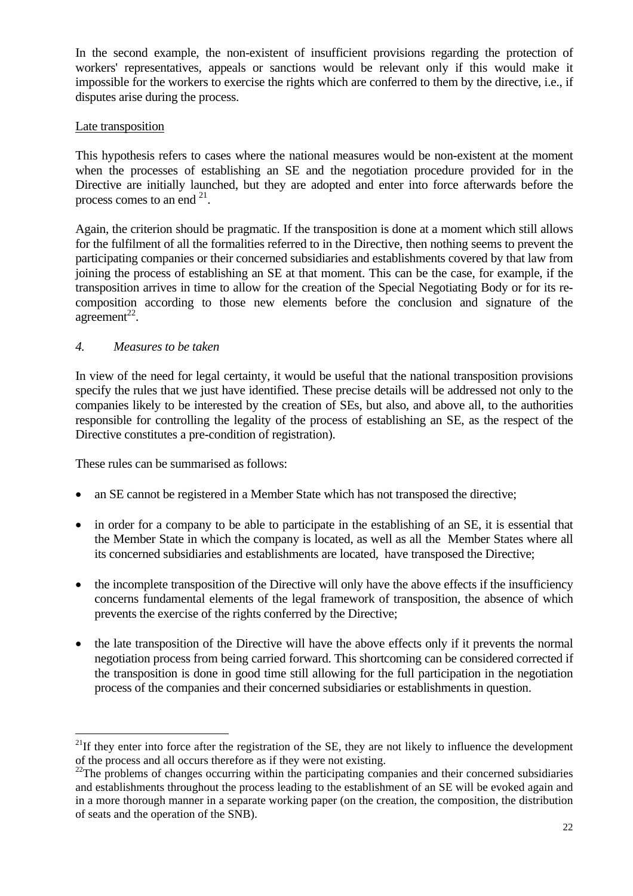In the second example, the non-existent of insufficient provisions regarding the protection of workers' representatives, appeals or sanctions would be relevant only if this would make it impossible for the workers to exercise the rights which are conferred to them by the directive, i.e., if disputes arise during the process.

Late transposition

This hypothesis refers to cases where the national measures would be non-existent at the moment when the processes of establishing an SE and the negotiation procedure provided for in the Directive are initially launched, but they are adopted and enter into force afterwards before the process comes to an end [21].

Again, the criterion should be pragmatic. If the transposition is done at a moment which still allows for the fulfilment of all the formalities referred to in the Directive, then nothing seems to prevent the participating companies or their concerned subsidiaries and establishments covered by that law from joining the process of establishing an SE at that moment. This can be the case, for example, if the transposition arrives in time to allow for the creation of the Special Negotiating Body or for its re-composition according to those new elements before the conclusion and signature of the agreement[22].

### *4. Measures to be taken*

In view of the need for legal certainty, it would be useful that the national transposition provisions specify the rules that we just have identified. These precise details will be addressed not only to the companies likely to be interested by the creation of SEs, but also, and above all, to the authorities responsible for controlling the legality of the process of establishing an SE, as the respect of the Directive constitutes a pre-condition of registration).

These rules can be summarised as follows:

- an SE cannot be registered in a Member State which has not transposed the directive;
- in order for a company to be able to participate in the establishing of an SE, it is essential that the Member State in which the company is located, as well as all the Member States where all its concerned subsidiaries and establishments are located, have transposed the Directive;
- the incomplete transposition of the Directive will only have the above effects if the insufficiency concerns fundamental elements of the legal framework of transposition, the absence of which prevents the exercise of the rights conferred by the Directive;
- the late transposition of the Directive will have the above effects only if it prevents the normal negotiation process from being carried forward. This shortcoming can be considered corrected if the transposition is done in good time still allowing for the full participation in the negotiation process of the companies and their concerned subsidiaries or establishments in question.

---

[21] If they enter into force after the registration of the SE, they are not likely to influence the development of the process and all occurs therefore as if they were not existing.

[22] The problems of changes occurring within the participating companies and their concerned subsidiaries and establishments throughout the process leading to the establishment of an SE will be evoked again and in a more thorough manner in a separate working paper (on the creation, the composition, the distribution of seats and the operation of the SNB).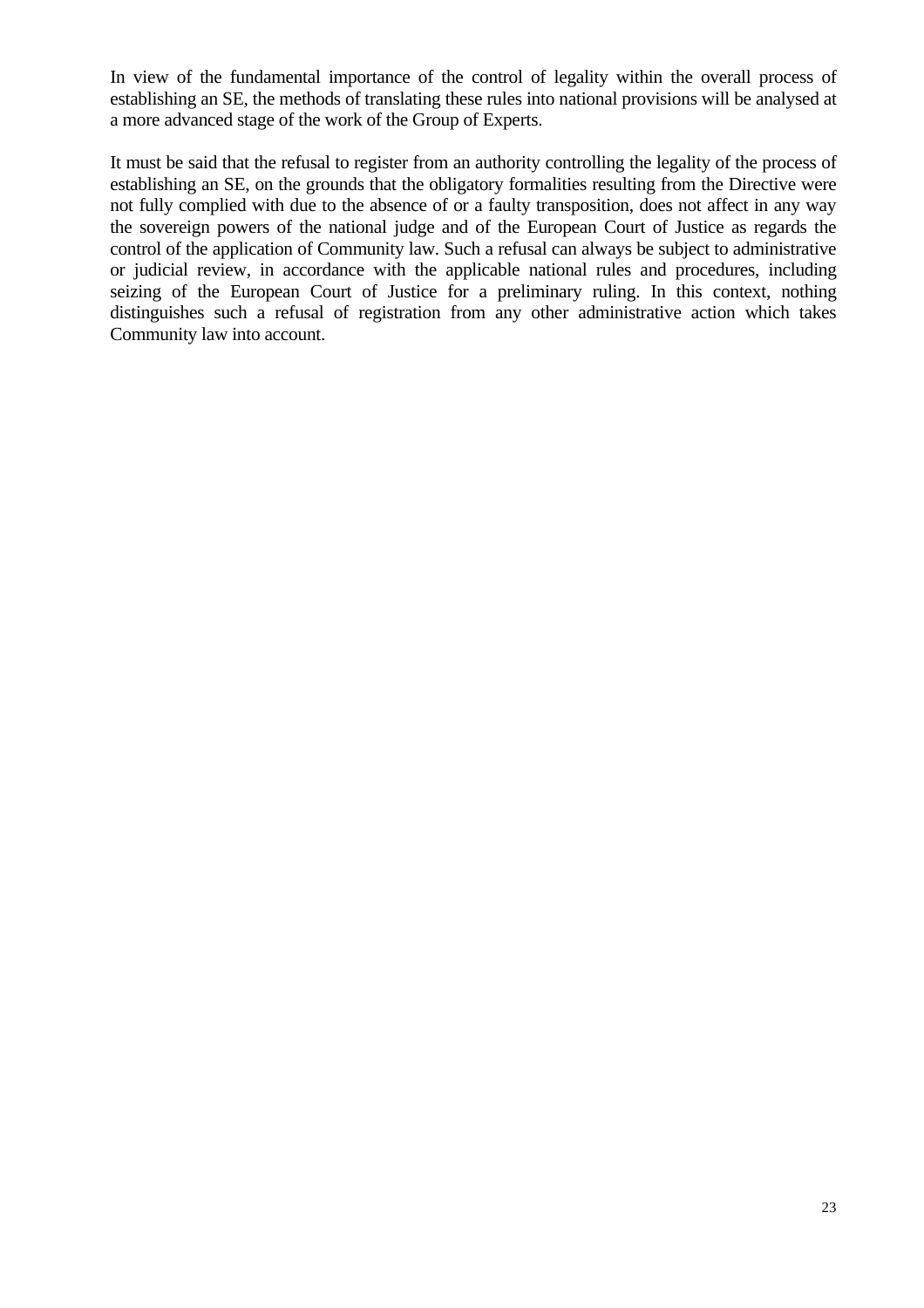In view of the fundamental importance of the control of legality within the overall process of establishing an SE, the methods of translating these rules into national provisions will be analysed at a more advanced stage of the work of the Group of Experts.

It must be said that the refusal to register from an authority controlling the legality of the process of establishing an SE, on the grounds that the obligatory formalities resulting from the Directive were not fully complied with due to the absence of or a faulty transposition, does not affect in any way the sovereign powers of the national judge and of the European Court of Justice as regards the control of the application of Community law. Such a refusal can always be subject to administrative or judicial review, in accordance with the applicable national rules and procedures, including seizing of the European Court of Justice for a preliminary ruling. In this context, nothing distinguishes such a refusal of registration from any other administrative action which takes Community law into account.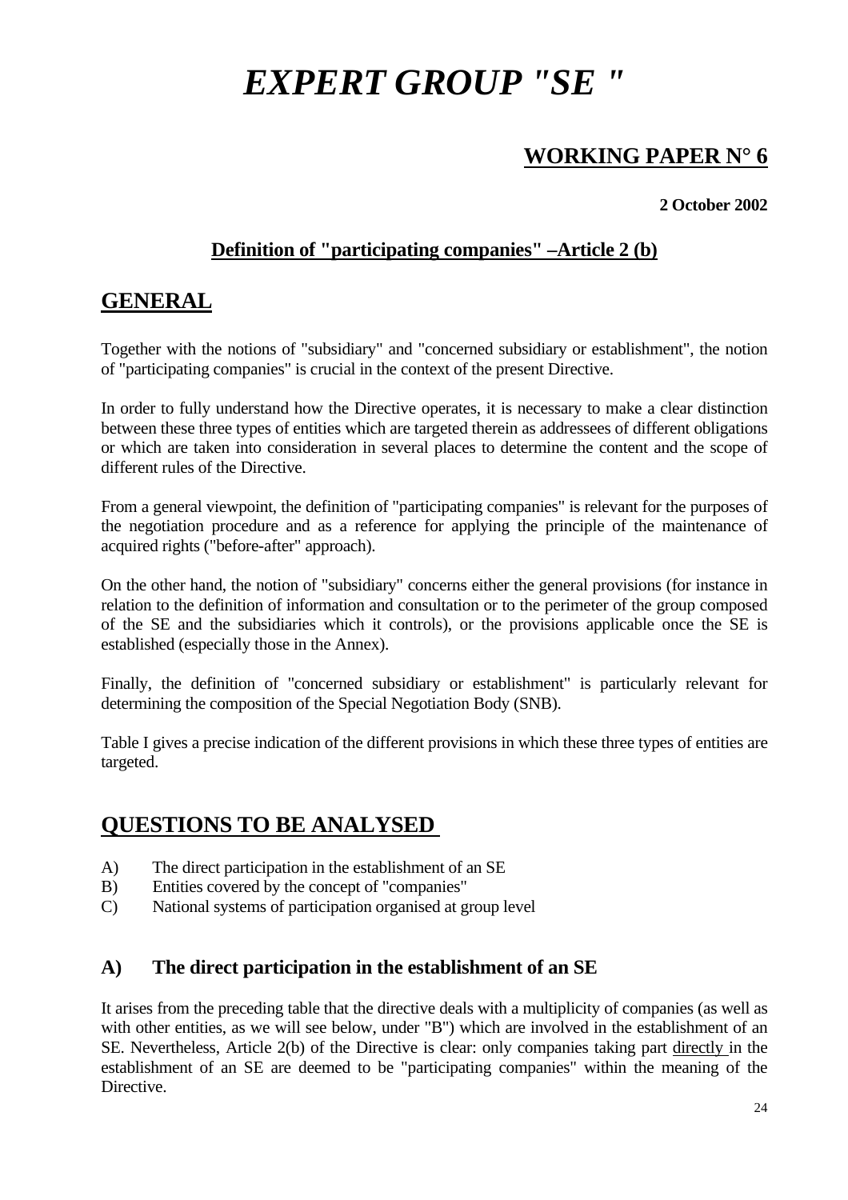# *EXPERT GROUP "SE "*

## WORKING PAPER N° 6

**2 October 2002**

### Definition of "participating companies" –Article 2 (b)

## GENERAL

Together with the notions of "subsidiary" and "concerned subsidiary or establishment", the notion of "participating companies" is crucial in the context of the present Directive.

In order to fully understand how the Directive operates, it is necessary to make a clear distinction between these three types of entities which are targeted therein as addressees of different obligations or which are taken into consideration in several places to determine the content and the scope of different rules of the Directive.

From a general viewpoint, the definition of "participating companies" is relevant for the purposes of the negotiation procedure and as a reference for applying the principle of the maintenance of acquired rights ("before-after" approach).

On the other hand, the notion of "subsidiary" concerns either the general provisions (for instance in relation to the definition of information and consultation or to the perimeter of the group composed of the SE and the subsidiaries which it controls), or the provisions applicable once the SE is established (especially those in the Annex).

Finally, the definition of "concerned subsidiary or establishment" is particularly relevant for determining the composition of the Special Negotiation Body (SNB).

Table I gives a precise indication of the different provisions in which these three types of entities are targeted.

## QUESTIONS TO BE ANALYSED

A) The direct participation in the establishment of an SE
B) Entities covered by the concept of "companies"
C) National systems of participation organised at group level

### A) The direct participation in the establishment of an SE

It arises from the preceding table that the directive deals with a multiplicity of companies (as well as with other entities, as we will see below, under "B") which are involved in the establishment of an SE. Nevertheless, Article 2(b) of the Directive is clear: only companies taking part directly in the establishment of an SE are deemed to be "participating companies" within the meaning of the Directive.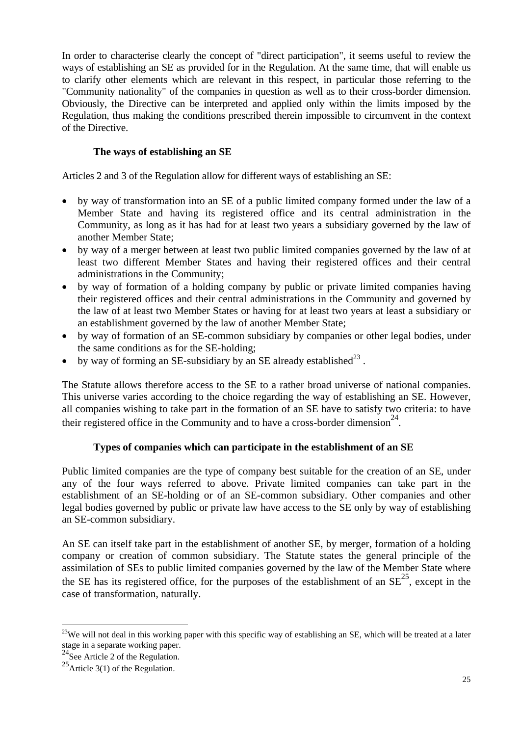In order to characterise clearly the concept of "direct participation", it seems useful to review the ways of establishing an SE as provided for in the Regulation. At the same time, that will enable us to clarify other elements which are relevant in this respect, in particular those referring to the "Community nationality" of the companies in question as well as to their cross-border dimension. Obviously, the Directive can be interpreted and applied only within the limits imposed by the Regulation, thus making the conditions prescribed therein impossible to circumvent in the context of the Directive.

### The ways of establishing an SE

Articles 2 and 3 of the Regulation allow for different ways of establishing an SE:

- by way of transformation into an SE of a public limited company formed under the law of a Member State and having its registered office and its central administration in the Community, as long as it has had for at least two years a subsidiary governed by the law of another Member State;
- by way of a merger between at least two public limited companies governed by the law of at least two different Member States and having their registered offices and their central administrations in the Community;
- by way of formation of a holding company by public or private limited companies having their registered offices and their central administrations in the Community and governed by the law of at least two Member States or having for at least two years at least a subsidiary or an establishment governed by the law of another Member State;
- by way of formation of an SE-common subsidiary by companies or other legal bodies, under the same conditions as for the SE-holding;
- by way of forming an SE-subsidiary by an SE already established[23] .

The Statute allows therefore access to the SE to a rather broad universe of national companies. This universe varies according to the choice regarding the way of establishing an SE. However, all companies wishing to take part in the formation of an SE have to satisfy two criteria: to have their registered office in the Community and to have a cross-border dimension[24].

### Types of companies which can participate in the establishment of an SE

Public limited companies are the type of company best suitable for the creation of an SE, under any of the four ways referred to above. Private limited companies can take part in the establishment of an SE-holding or of an SE-common subsidiary. Other companies and other legal bodies governed by public or private law have access to the SE only by way of establishing an SE-common subsidiary.

An SE can itself take part in the establishment of another SE, by merger, formation of a holding company or creation of common subsidiary. The Statute states the general principle of the assimilation of SEs to public limited companies governed by the law of the Member State where the SE has its registered office, for the purposes of the establishment of an SE[25], except in the case of transformation, naturally.

---

[23] We will not deal in this working paper with this specific way of establishing an SE, which will be treated at a later stage in a separate working paper.

[24] See Article 2 of the Regulation.

[25] Article 3(1) of the Regulation.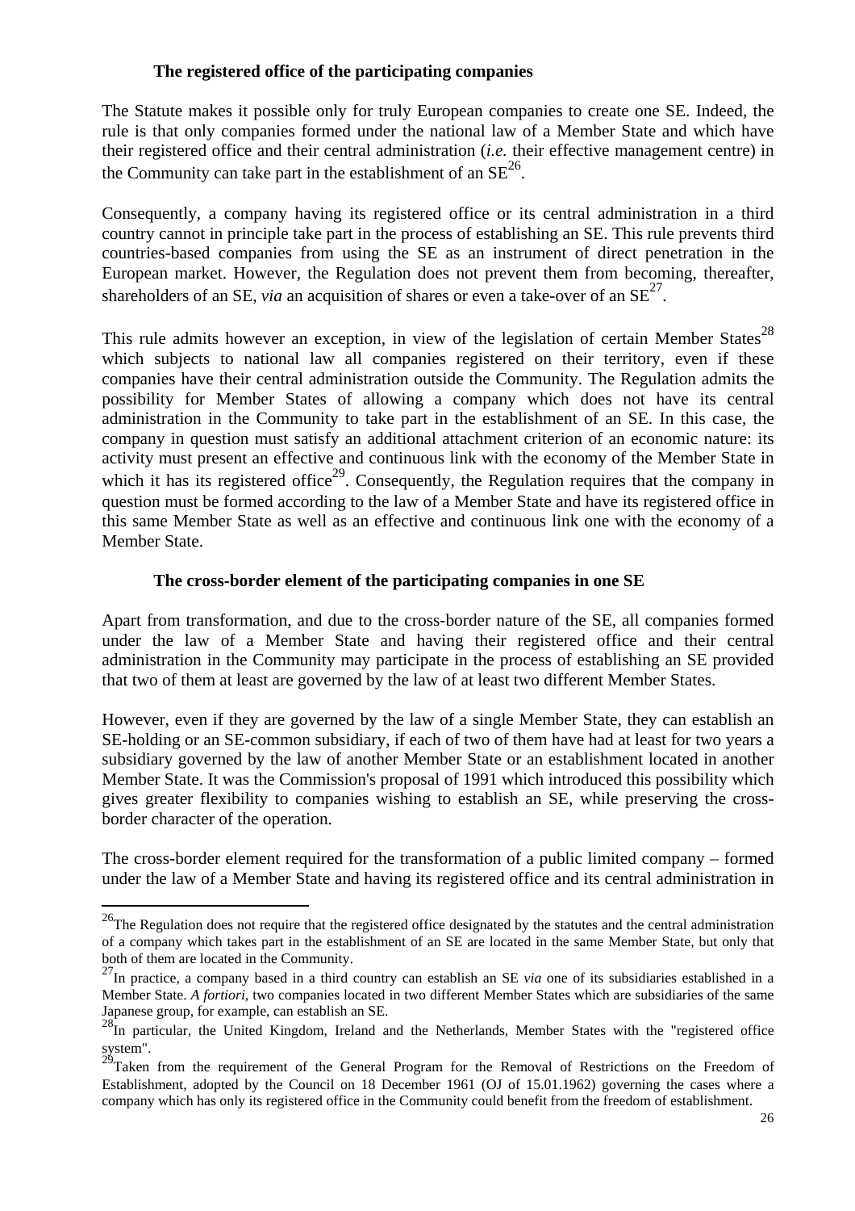### The registered office of the participating companies

The Statute makes it possible only for truly European companies to create one SE. Indeed, the rule is that only companies formed under the national law of a Member State and which have their registered office and their central administration (*i.e.* their effective management centre) in the Community can take part in the establishment of an SE[26].

Consequently, a company having its registered office or its central administration in a third country cannot in principle take part in the process of establishing an SE. This rule prevents third countries-based companies from using the SE as an instrument of direct penetration in the European market. However, the Regulation does not prevent them from becoming, thereafter, shareholders of an SE, *via* an acquisition of shares or even a take-over of an SE[27].

This rule admits however an exception, in view of the legislation of certain Member States[28] which subjects to national law all companies registered on their territory, even if these companies have their central administration outside the Community. The Regulation admits the possibility for Member States of allowing a company which does not have its central administration in the Community to take part in the establishment of an SE. In this case, the company in question must satisfy an additional attachment criterion of an economic nature: its activity must present an effective and continuous link with the economy of the Member State in which it has its registered office[29]. Consequently, the Regulation requires that the company in question must be formed according to the law of a Member State and have its registered office in this same Member State as well as an effective and continuous link one with the economy of a Member State.

### The cross-border element of the participating companies in one SE

Apart from transformation, and due to the cross-border nature of the SE, all companies formed under the law of a Member State and having their registered office and their central administration in the Community may participate in the process of establishing an SE provided that two of them at least are governed by the law of at least two different Member States.

However, even if they are governed by the law of a single Member State, they can establish an SE-holding or an SE-common subsidiary, if each of two of them have had at least for two years a subsidiary governed by the law of another Member State or an establishment located in another Member State. It was the Commission's proposal of 1991 which introduced this possibility which gives greater flexibility to companies wishing to establish an SE, while preserving the cross-border character of the operation.

The cross-border element required for the transformation of a public limited company – formed under the law of a Member State and having its registered office and its central administration in

---

[26] The Regulation does not require that the registered office designated by the statutes and the central administration of a company which takes part in the establishment of an SE are located in the same Member State, but only that both of them are located in the Community.

[27] In practice, a company based in a third country can establish an SE *via* one of its subsidiaries established in a Member State. *A fortiori*, two companies located in two different Member States which are subsidiaries of the same Japanese group, for example, can establish an SE.

[28] In particular, the United Kingdom, Ireland and the Netherlands, Member States with the "registered office system".

[29] Taken from the requirement of the General Program for the Removal of Restrictions on the Freedom of Establishment, adopted by the Council on 18 December 1961 (OJ of 15.01.1962) governing the cases where a company which has only its registered office in the Community could benefit from the freedom of establishment.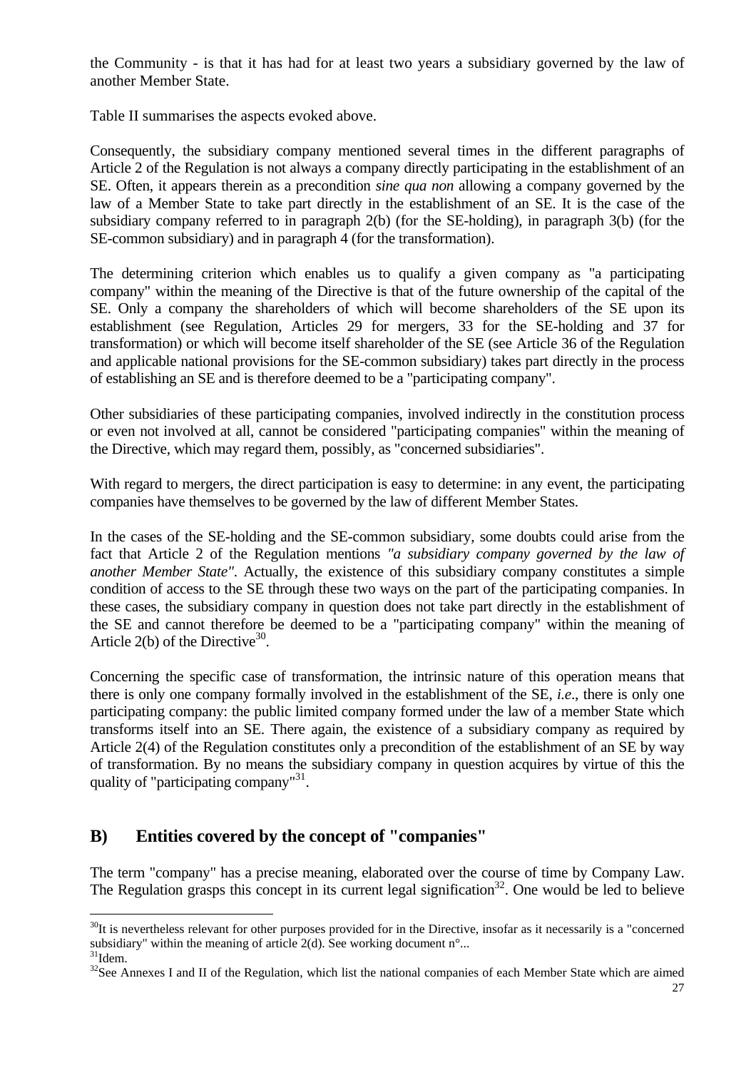the Community - is that it has had for at least two years a subsidiary governed by the law of another Member State.

Table II summarises the aspects evoked above.

Consequently, the subsidiary company mentioned several times in the different paragraphs of Article 2 of the Regulation is not always a company directly participating in the establishment of an SE. Often, it appears therein as a precondition *sine qua non* allowing a company governed by the law of a Member State to take part directly in the establishment of an SE. It is the case of the subsidiary company referred to in paragraph 2(b) (for the SE-holding), in paragraph 3(b) (for the SE-common subsidiary) and in paragraph 4 (for the transformation).

The determining criterion which enables us to qualify a given company as "a participating company" within the meaning of the Directive is that of the future ownership of the capital of the SE. Only a company the shareholders of which will become shareholders of the SE upon its establishment (see Regulation, Articles 29 for mergers, 33 for the SE-holding and 37 for transformation) or which will become itself shareholder of the SE (see Article 36 of the Regulation and applicable national provisions for the SE-common subsidiary) takes part directly in the process of establishing an SE and is therefore deemed to be a "participating company".

Other subsidiaries of these participating companies, involved indirectly in the constitution process or even not involved at all, cannot be considered "participating companies" within the meaning of the Directive, which may regard them, possibly, as "concerned subsidiaries".

With regard to mergers, the direct participation is easy to determine: in any event, the participating companies have themselves to be governed by the law of different Member States.

In the cases of the SE-holding and the SE-common subsidiary, some doubts could arise from the fact that Article 2 of the Regulation mentions *"a subsidiary company governed by the law of another Member State"*. Actually, the existence of this subsidiary company constitutes a simple condition of access to the SE through these two ways on the part of the participating companies. In these cases, the subsidiary company in question does not take part directly in the establishment of the SE and cannot therefore be deemed to be a "participating company" within the meaning of Article 2(b) of the Directive[30].

Concerning the specific case of transformation, the intrinsic nature of this operation means that there is only one company formally involved in the establishment of the SE, *i.e*., there is only one participating company: the public limited company formed under the law of a member State which transforms itself into an SE. There again, the existence of a subsidiary company as required by Article 2(4) of the Regulation constitutes only a precondition of the establishment of an SE by way of transformation. By no means the subsidiary company in question acquires by virtue of this the quality of "participating company"[31].

## B) Entities covered by the concept of "companies"

The term "company" has a precise meaning, elaborated over the course of time by Company Law. The Regulation grasps this concept in its current legal signification[32]. One would be led to believe

---

[30] It is nevertheless relevant for other purposes provided for in the Directive, insofar as it necessarily is a "concerned subsidiary" within the meaning of article 2(d). See working document n°...

[31] Idem.

[32] See Annexes I and II of the Regulation, which list the national companies of each Member State which are aimed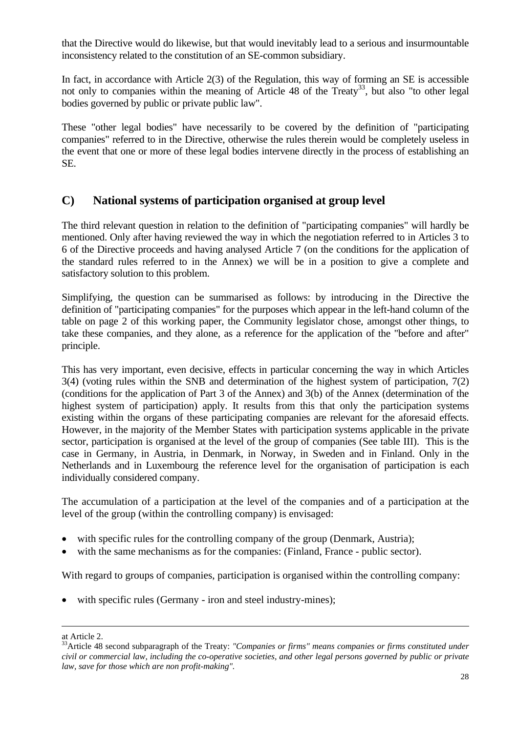that the Directive would do likewise, but that would inevitably lead to a serious and insurmountable inconsistency related to the constitution of an SE-common subsidiary.

In fact, in accordance with Article 2(3) of the Regulation, this way of forming an SE is accessible not only to companies within the meaning of Article 48 of the Treaty[33], but also "to other legal bodies governed by public or private public law".

These "other legal bodies" have necessarily to be covered by the definition of "participating companies" referred to in the Directive, otherwise the rules therein would be completely useless in the event that one or more of these legal bodies intervene directly in the process of establishing an SE.

## C) National systems of participation organised at group level

The third relevant question in relation to the definition of "participating companies" will hardly be mentioned. Only after having reviewed the way in which the negotiation referred to in Articles 3 to 6 of the Directive proceeds and having analysed Article 7 (on the conditions for the application of the standard rules referred to in the Annex) we will be in a position to give a complete and satisfactory solution to this problem.

Simplifying, the question can be summarised as follows: by introducing in the Directive the definition of "participating companies" for the purposes which appear in the left-hand column of the table on page 2 of this working paper, the Community legislator chose, amongst other things, to take these companies, and they alone, as a reference for the application of the "before and after" principle.

This has very important, even decisive, effects in particular concerning the way in which Articles 3(4) (voting rules within the SNB and determination of the highest system of participation, 7(2) (conditions for the application of Part 3 of the Annex) and 3(b) of the Annex (determination of the highest system of participation) apply. It results from this that only the participation systems existing within the organs of these participating companies are relevant for the aforesaid effects. However, in the majority of the Member States with participation systems applicable in the private sector, participation is organised at the level of the group of companies (See table III). This is the case in Germany, in Austria, in Denmark, in Norway, in Sweden and in Finland. Only in the Netherlands and in Luxembourg the reference level for the organisation of participation is each individually considered company.

The accumulation of a participation at the level of the companies and of a participation at the level of the group (within the controlling company) is envisaged:

- with specific rules for the controlling company of the group (Denmark, Austria);
- with the same mechanisms as for the companies: (Finland, France - public sector).

With regard to groups of companies, participation is organised within the controlling company:

- with specific rules (Germany - iron and steel industry-mines);

---

at Article 2.

[33]Article 48 second subparagraph of the Treaty: *"Companies or firms" means companies or firms constituted under civil or commercial law, including the co-operative societies, and other legal persons governed by public or private law, save for those which are non profit-making".*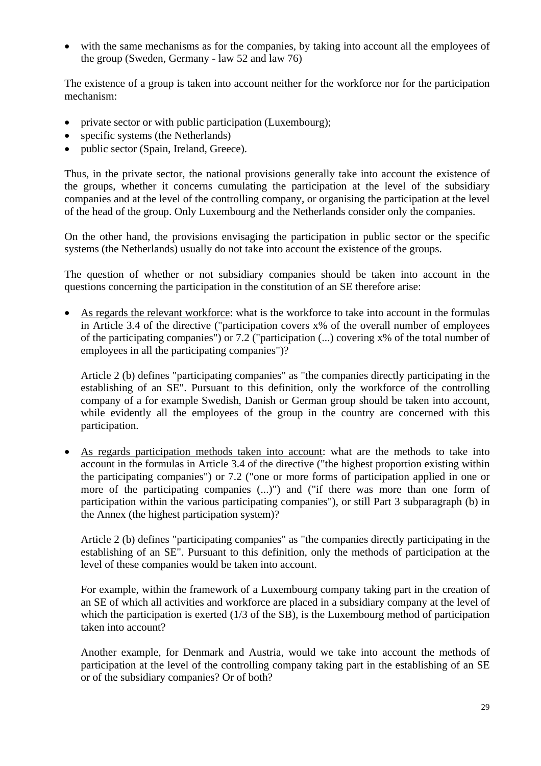- with the same mechanisms as for the companies, by taking into account all the employees of the group (Sweden, Germany - law 52 and law 76)

The existence of a group is taken into account neither for the workforce nor for the participation mechanism:

- private sector or with public participation (Luxembourg);
- specific systems (the Netherlands)
- public sector (Spain, Ireland, Greece).

Thus, in the private sector, the national provisions generally take into account the existence of the groups, whether it concerns cumulating the participation at the level of the subsidiary companies and at the level of the controlling company, or organising the participation at the level of the head of the group. Only Luxembourg and the Netherlands consider only the companies.

On the other hand, the provisions envisaging the participation in public sector or the specific systems (the Netherlands) usually do not take into account the existence of the groups.

The question of whether or not subsidiary companies should be taken into account in the questions concerning the participation in the constitution of an SE therefore arise:

- As regards the relevant workforce: what is the workforce to take into account in the formulas in Article 3.4 of the directive ("participation covers x% of the overall number of employees of the participating companies") or 7.2 ("participation (...) covering x% of the total number of employees in all the participating companies")?

  Article 2 (b) defines "participating companies" as "the companies directly participating in the establishing of an SE". Pursuant to this definition, only the workforce of the controlling company of a for example Swedish, Danish or German group should be taken into account, while evidently all the employees of the group in the country are concerned with this participation.

- As regards participation methods taken into account: what are the methods to take into account in the formulas in Article 3.4 of the directive ("the highest proportion existing within the participating companies") or 7.2 ("one or more forms of participation applied in one or more of the participating companies (...)") and ("if there was more than one form of participation within the various participating companies"), or still Part 3 subparagraph (b) in the Annex (the highest participation system)?

  Article 2 (b) defines "participating companies" as "the companies directly participating in the establishing of an SE". Pursuant to this definition, only the methods of participation at the level of these companies would be taken into account.

  For example, within the framework of a Luxembourg company taking part in the creation of an SE of which all activities and workforce are placed in a subsidiary company at the level of which the participation is exerted (1/3 of the SB), is the Luxembourg method of participation taken into account?

  Another example, for Denmark and Austria, would we take into account the methods of participation at the level of the controlling company taking part in the establishing of an SE or of the subsidiary companies? Or of both?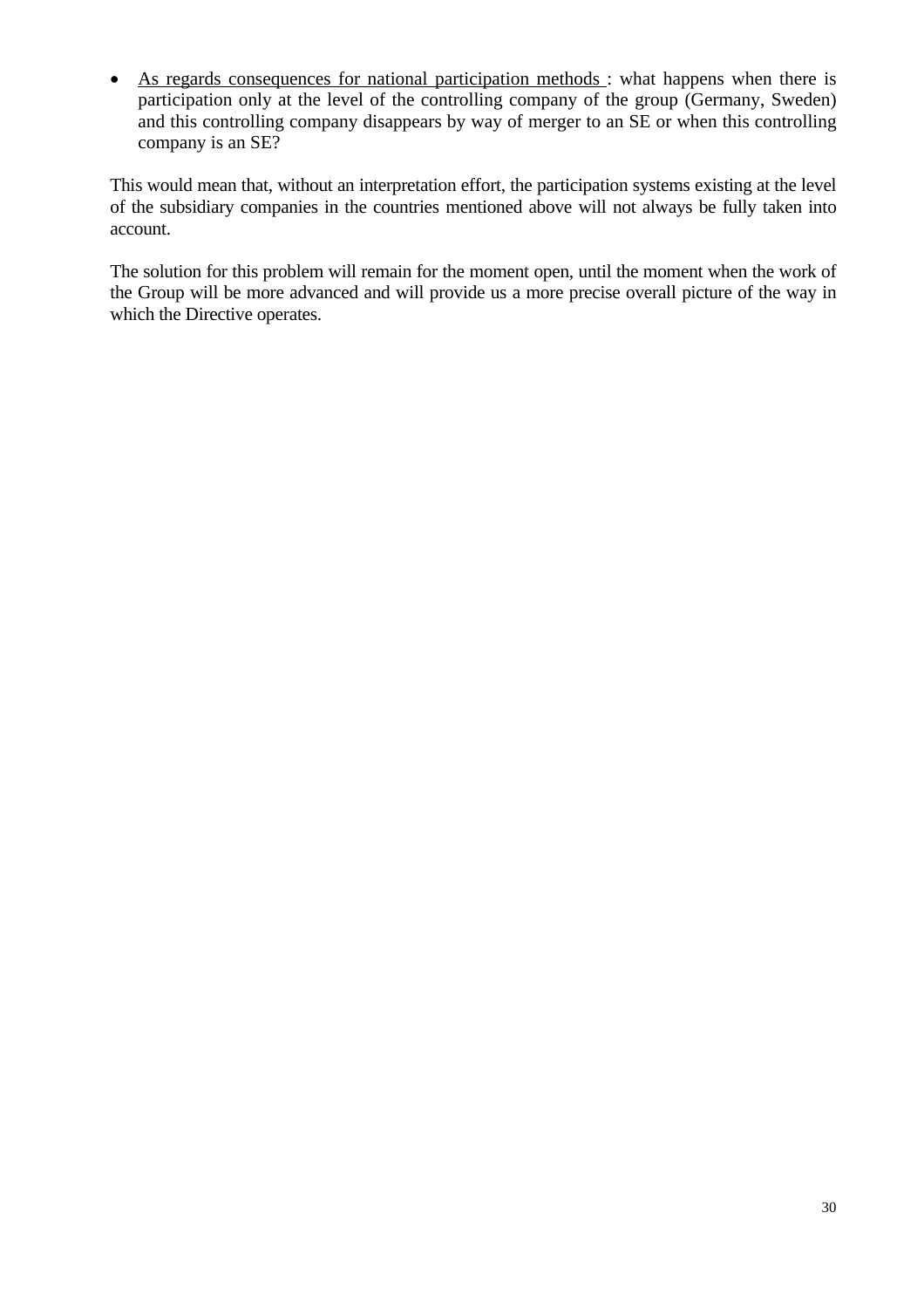- As regards consequences for national participation methods : what happens when there is participation only at the level of the controlling company of the group (Germany, Sweden) and this controlling company disappears by way of merger to an SE or when this controlling company is an SE?

This would mean that, without an interpretation effort, the participation systems existing at the level of the subsidiary companies in the countries mentioned above will not always be fully taken into account.

The solution for this problem will remain for the moment open, until the moment when the work of the Group will be more advanced and will provide us a more precise overall picture of the way in which the Directive operates.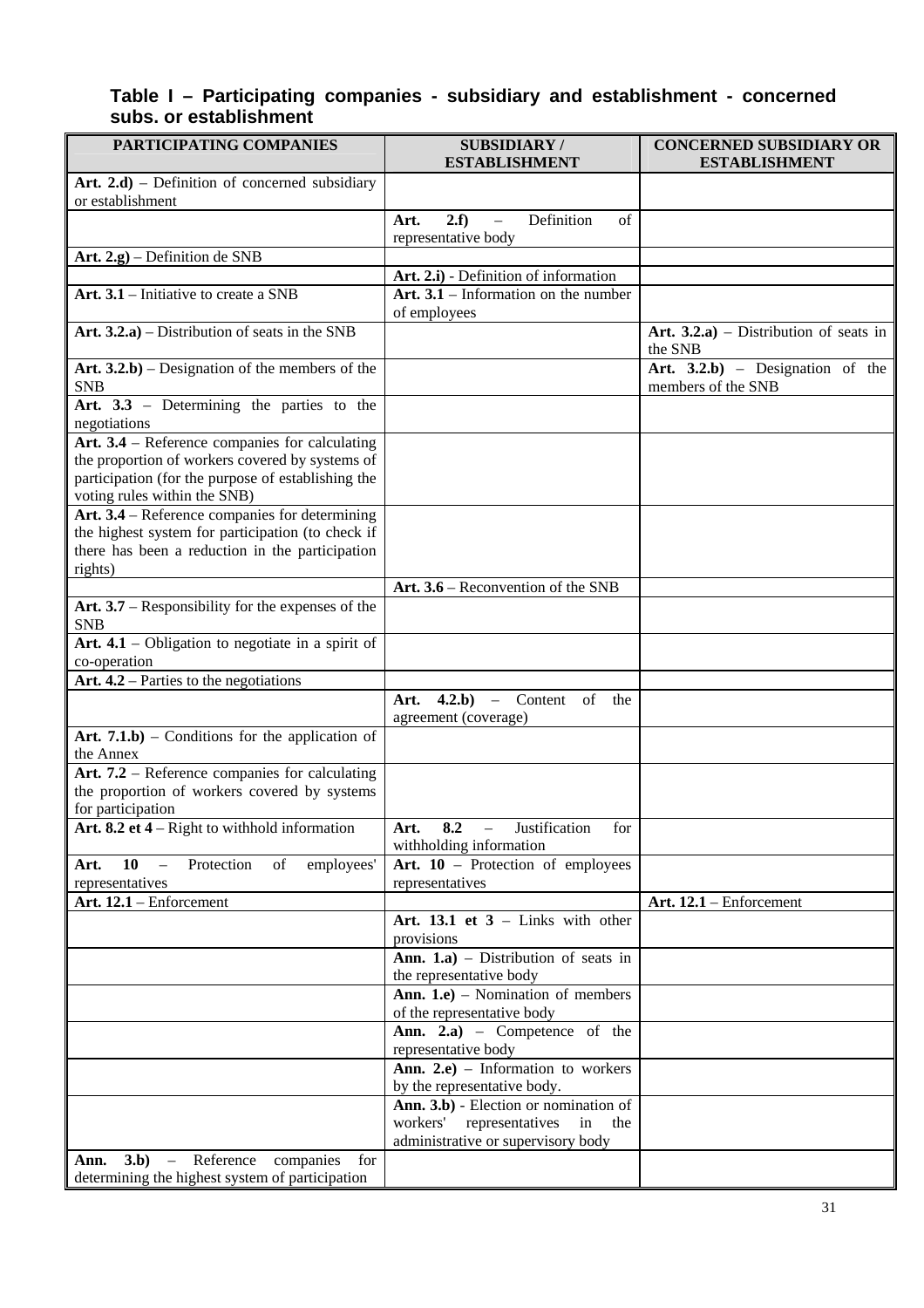### Table I – Participating companies - subsidiary and establishment - concerned subs. or establishment

| PARTICIPATING COMPANIES | SUBSIDIARY / ESTABLISHMENT | CONCERNED SUBSIDIARY OR ESTABLISHMENT |
|---|---|---|
| **Art. 2.d)** – Definition of concerned subsidiary or establishment | | |
| | **Art. 2.f)** – Definition of representative body | |
| **Art. 2.g)** – Definition de SNB | | |
| | **Art. 2.i)** - Definition of information | |
| **Art. 3.1** – Initiative to create a SNB | **Art. 3.1** – Information on the number of employees | |
| **Art. 3.2.a)** – Distribution of seats in the SNB | | **Art. 3.2.a)** – Distribution of seats in the SNB |
| **Art. 3.2.b)** – Designation of the members of the SNB | | **Art. 3.2.b)** – Designation of the members of the SNB |
| **Art. 3.3** – Determining the parties to the negotiations | | |
| **Art. 3.4** – Reference companies for calculating the proportion of workers covered by systems of participation (for the purpose of establishing the voting rules within the SNB) | | |
| **Art. 3.4** – Reference companies for determining the highest system for participation (to check if there has been a reduction in the participation rights) | | |
| | **Art. 3.6** – Reconvention of the SNB | |
| **Art. 3.7** – Responsibility for the expenses of the SNB | | |
| **Art. 4.1** – Obligation to negotiate in a spirit of co-operation | | |
| **Art. 4.2** – Parties to the negotiations | | |
| | **Art. 4.2.b)** – Content of the agreement (coverage) | |
| **Art. 7.1.b)** – Conditions for the application of the Annex | | |
| **Art. 7.2** – Reference companies for calculating the proportion of workers covered by systems for participation | | |
| **Art. 8.2 et 4** – Right to withhold information | **Art. 8.2** – Justification for withholding information | |
| **Art. 10** – Protection of employees' representatives | **Art. 10** – Protection of employees representatives | |
| **Art. 12.1** – Enforcement | | **Art. 12.1** – Enforcement |
| | **Art. 13.1 et 3** – Links with other provisions | |
| | **Ann. 1.a)** – Distribution of seats in the representative body | |
| | **Ann. 1.e)** – Nomination of members of the representative body | |
| | **Ann. 2.a)** – Competence of the representative body | |
| | **Ann. 2.e)** – Information to workers by the representative body. | |
| | **Ann. 3.b)** - Election or nomination of workers' representatives in the administrative or supervisory body | |
| **Ann. 3.b)** – Reference companies for determining the highest system of participation | | |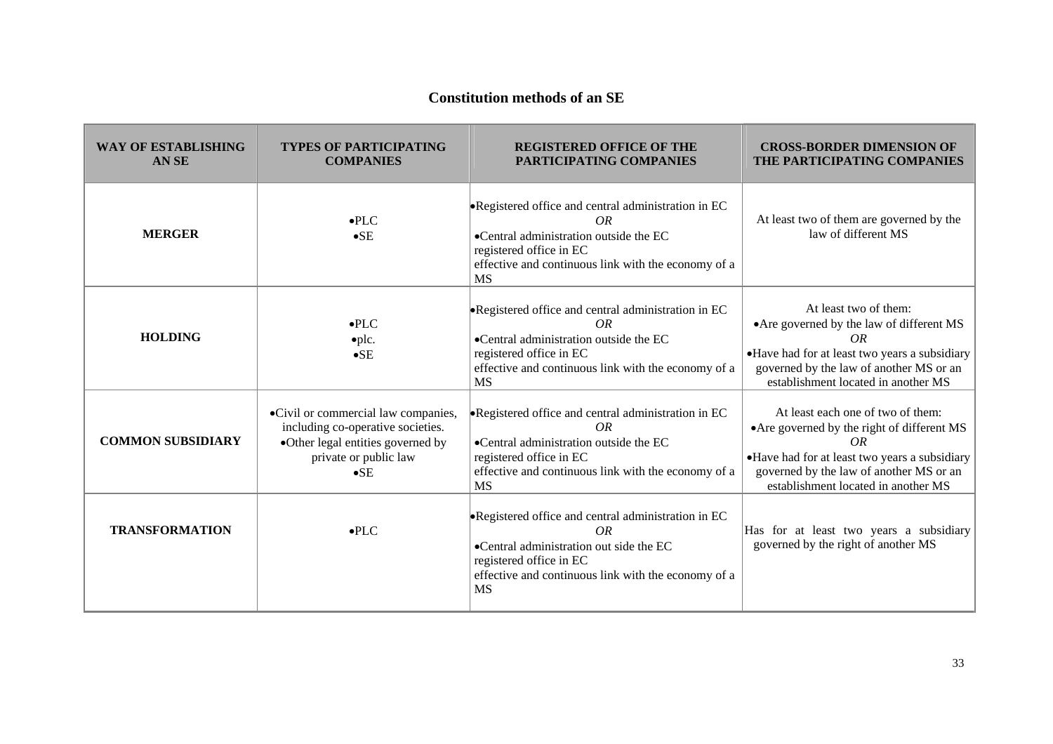## Constitution methods of an SE

| WAY OF ESTABLISHING AN SE | TYPES OF PARTICIPATING COMPANIES | REGISTERED OFFICE OF THE PARTICIPATING COMPANIES | CROSS-BORDER DIMENSION OF THE PARTICIPATING COMPANIES |
|---|---|---|---|
| **MERGER** | •PLC<br>•SE | •Registered office and central administration in EC<br>*OR*<br>•Central administration outside the EC<br>registered office in EC<br>effective and continuous link with the economy of a MS | At least two of them are governed by the law of different MS |
| **HOLDING** | •PLC<br>•plc.<br>•SE | •Registered office and central administration in EC<br>*OR*<br>•Central administration outside the EC<br>registered office in EC<br>effective and continuous link with the economy of a MS | At least two of them:<br>•Are governed by the law of different MS<br>*OR*<br>•Have had for at least two years a subsidiary governed by the law of another MS or an establishment located in another MS |
| **COMMON SUBSIDIARY** | •Civil or commercial law companies, including co-operative societies.<br>•Other legal entities governed by private or public law<br>•SE | •Registered office and central administration in EC<br>*OR*<br>•Central administration outside the EC<br>registered office in EC<br>effective and continuous link with the economy of a MS | At least each one of two of them:<br>•Are governed by the right of different MS<br>*OR*<br>•Have had for at least two years a subsidiary governed by the law of another MS or an establishment located in another MS |
| **TRANSFORMATION** | •PLC | •Registered office and central administration in EC<br>*OR*<br>•Central administration out side the EC<br>registered office in EC<br>effective and continuous link with the economy of a MS | Has for at least two years a subsidiary governed by the right of another MS |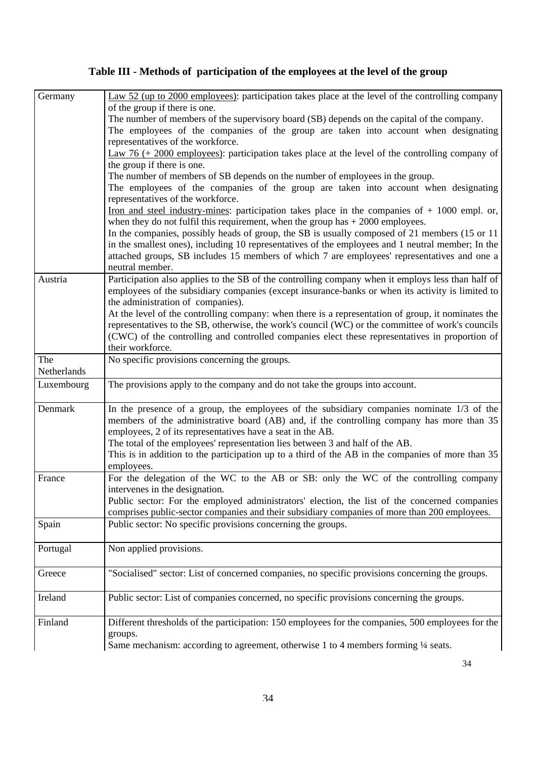**Table III - Methods of participation of the employees at the level of the group**

| Country | Methods |
|---|---|
| Germany | Law 52 (up to 2000 employees): participation takes place at the level of the controlling company of the group if there is one.<br>The number of members of the supervisory board (SB) depends on the capital of the company.<br>The employees of the companies of the group are taken into account when designating representatives of the workforce.<br>Law 76 (+ 2000 employees): participation takes place at the level of the controlling company of the group if there is one.<br>The number of members of SB depends on the number of employees in the group.<br>The employees of the companies of the group are taken into account when designating representatives of the workforce.<br>Iron and steel industry-mines: participation takes place in the companies of + 1000 empl. or, when they do not fulfil this requirement, when the group has + 2000 employees.<br>In the companies, possibly heads of group, the SB is usually composed of 21 members (15 or 11 in the smallest ones), including 10 representatives of the employees and 1 neutral member; In the attached groups, SB includes 15 members of which 7 are employees' representatives and one a neutral member. |
| Austria | Participation also applies to the SB of the controlling company when it employs less than half of employees of the subsidiary companies (except insurance-banks or when its activity is limited to the administration of companies).<br>At the level of the controlling company: when there is a representation of group, it nominates the representatives to the SB, otherwise, the work's council (WC) or the committee of work's councils (CWC) of the controlling and controlled companies elect these representatives in proportion of their workforce. |
| The Netherlands | No specific provisions concerning the groups. |
| Luxembourg | The provisions apply to the company and do not take the groups into account. |
| Denmark | In the presence of a group, the employees of the subsidiary companies nominate 1/3 of the members of the administrative board (AB) and, if the controlling company has more than 35 employees, 2 of its representatives have a seat in the AB.<br>The total of the employees' representation lies between 3 and half of the AB.<br>This is in addition to the participation up to a third of the AB in the companies of more than 35 employees. |
| France | For the delegation of the WC to the AB or SB: only the WC of the controlling company intervenes in the designation.<br>Public sector: For the employed administrators' election, the list of the concerned companies comprises public-sector companies and their subsidiary companies of more than 200 employees. |
| Spain | Public sector: No specific provisions concerning the groups. |
| Portugal | Non applied provisions. |
| Greece | "Socialised" sector: List of concerned companies, no specific provisions concerning the groups. |
| Ireland | Public sector: List of companies concerned, no specific provisions concerning the groups. |
| Finland | Different thresholds of the participation: 150 employees for the companies, 500 employees for the groups.<br>Same mechanism: according to agreement, otherwise 1 to 4 members forming ¼ seats. |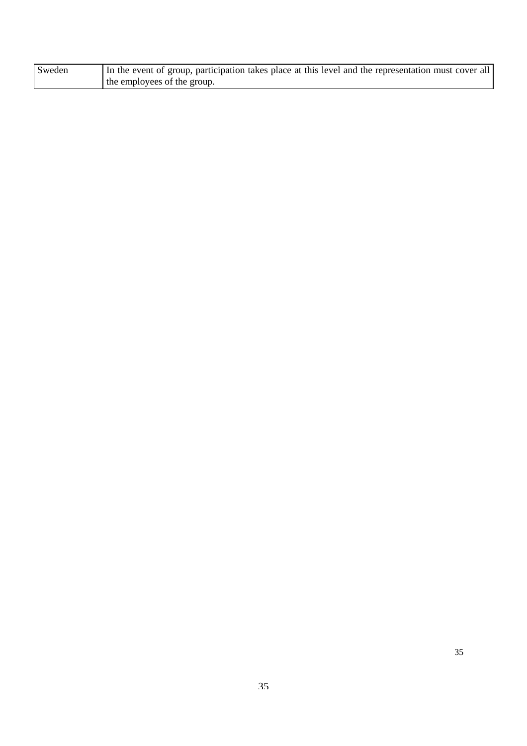| Sweden | In the event of group, participation takes place at this level and the representation must cover all the employees of the group. |
|---|---|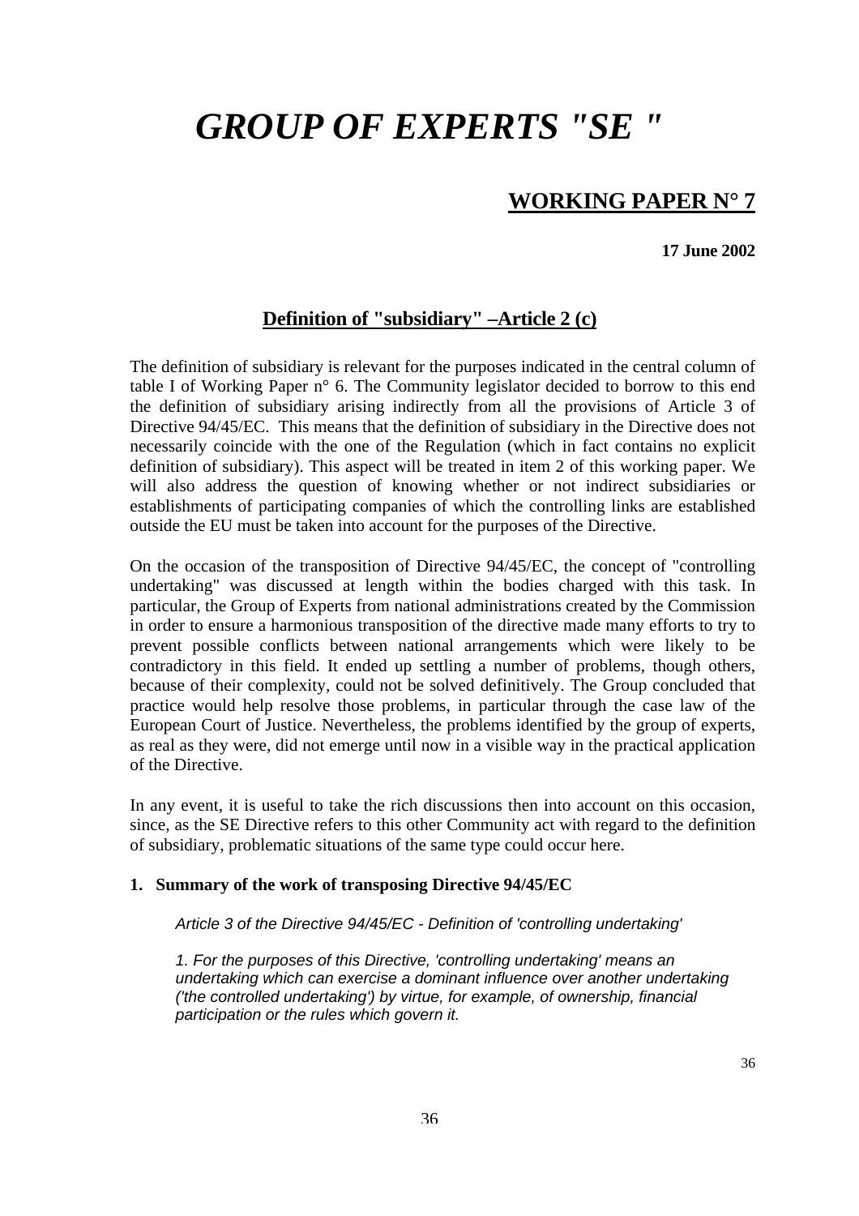# *GROUP OF EXPERTS "SE "*

## WORKING PAPER N° 7

**17 June 2002**

### Definition of "subsidiary" –Article 2 (c)

The definition of subsidiary is relevant for the purposes indicated in the central column of table I of Working Paper n° 6. The Community legislator decided to borrow to this end the definition of subsidiary arising indirectly from all the provisions of Article 3 of Directive 94/45/EC. This means that the definition of subsidiary in the Directive does not necessarily coincide with the one of the Regulation (which in fact contains no explicit definition of subsidiary). This aspect will be treated in item 2 of this working paper. We will also address the question of knowing whether or not indirect subsidiaries or establishments of participating companies of which the controlling links are established outside the EU must be taken into account for the purposes of the Directive.

On the occasion of the transposition of Directive 94/45/EC, the concept of "controlling undertaking" was discussed at length within the bodies charged with this task. In particular, the Group of Experts from national administrations created by the Commission in order to ensure a harmonious transposition of the directive made many efforts to try to prevent possible conflicts between national arrangements which were likely to be contradictory in this field. It ended up settling a number of problems, though others, because of their complexity, could not be solved definitively. The Group concluded that practice would help resolve those problems, in particular through the case law of the European Court of Justice. Nevertheless, the problems identified by the group of experts, as real as they were, did not emerge until now in a visible way in the practical application of the Directive.

In any event, it is useful to take the rich discussions then into account on this occasion, since, as the SE Directive refers to this other Community act with regard to the definition of subsidiary, problematic situations of the same type could occur here.

**1. Summary of the work of transposing Directive 94/45/EC**

*Article 3 of the Directive 94/45/EC - Definition of 'controlling undertaking'*

*1. For the purposes of this Directive, 'controlling undertaking' means an undertaking which can exercise a dominant influence over another undertaking ('the controlled undertaking') by virtue, for example, of ownership, financial participation or the rules which govern it.*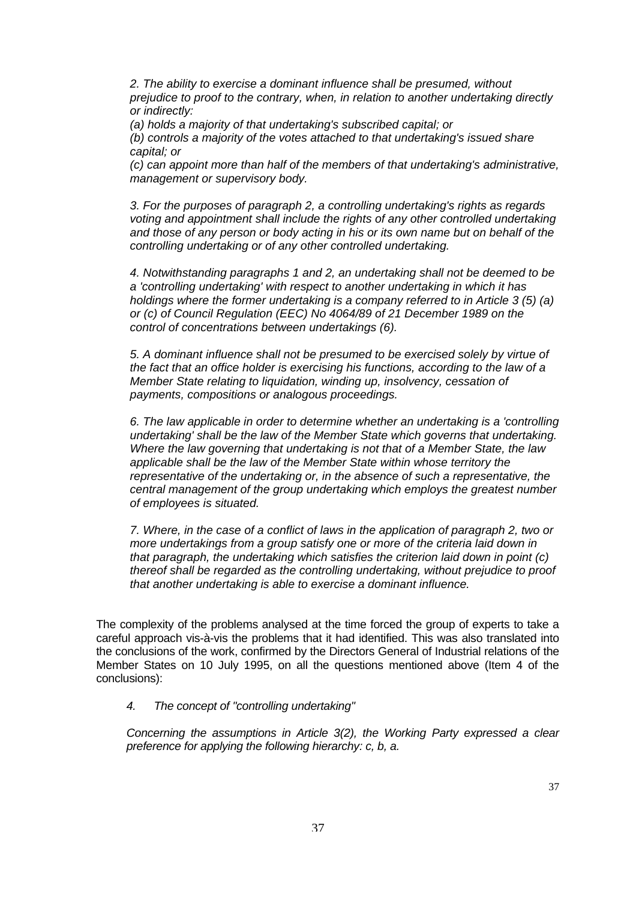*2. The ability to exercise a dominant influence shall be presumed, without prejudice to proof to the contrary, when, in relation to another undertaking directly or indirectly:*

*(a) holds a majority of that undertaking's subscribed capital; or*

*(b) controls a majority of the votes attached to that undertaking's issued share capital; or*

*(c) can appoint more than half of the members of that undertaking's administrative, management or supervisory body.*

*3. For the purposes of paragraph 2, a controlling undertaking's rights as regards voting and appointment shall include the rights of any other controlled undertaking and those of any person or body acting in his or its own name but on behalf of the controlling undertaking or of any other controlled undertaking.*

*4. Notwithstanding paragraphs 1 and 2, an undertaking shall not be deemed to be a 'controlling undertaking' with respect to another undertaking in which it has holdings where the former undertaking is a company referred to in Article 3 (5) (a) or (c) of Council Regulation (EEC) No 4064/89 of 21 December 1989 on the control of concentrations between undertakings (6).*

*5. A dominant influence shall not be presumed to be exercised solely by virtue of the fact that an office holder is exercising his functions, according to the law of a Member State relating to liquidation, winding up, insolvency, cessation of payments, compositions or analogous proceedings.*

*6. The law applicable in order to determine whether an undertaking is a 'controlling undertaking' shall be the law of the Member State which governs that undertaking. Where the law governing that undertaking is not that of a Member State, the law applicable shall be the law of the Member State within whose territory the representative of the undertaking or, in the absence of such a representative, the central management of the group undertaking which employs the greatest number of employees is situated.*

*7. Where, in the case of a conflict of laws in the application of paragraph 2, two or more undertakings from a group satisfy one or more of the criteria laid down in that paragraph, the undertaking which satisfies the criterion laid down in point (c) thereof shall be regarded as the controlling undertaking, without prejudice to proof that another undertaking is able to exercise a dominant influence.*

The complexity of the problems analysed at the time forced the group of experts to take a careful approach vis-à-vis the problems that it had identified. This was also translated into the conclusions of the work, confirmed by the Directors General of Industrial relations of the Member States on 10 July 1995, on all the questions mentioned above (Item 4 of the conclusions):

*4. The concept of "controlling undertaking"*

*Concerning the assumptions in Article 3(2), the Working Party expressed a clear preference for applying the following hierarchy: c, b, a.*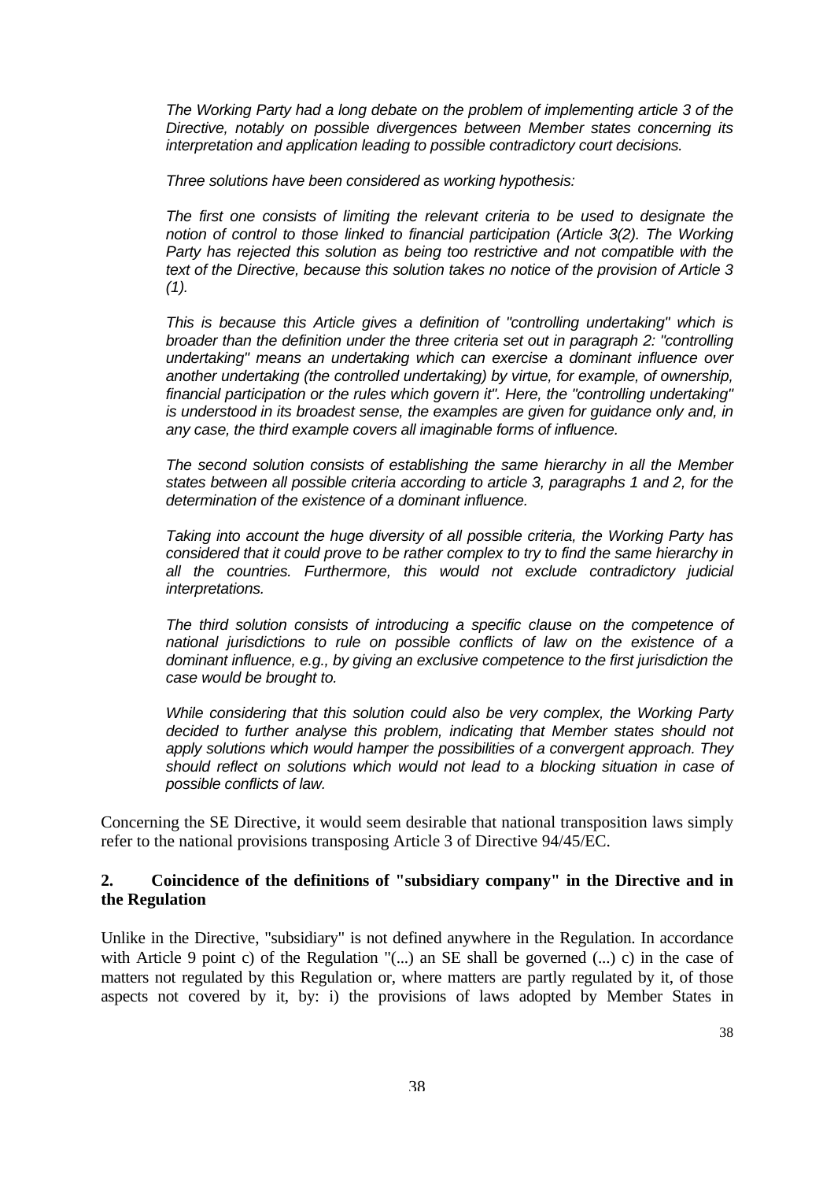*The Working Party had a long debate on the problem of implementing article 3 of the Directive, notably on possible divergences between Member states concerning its interpretation and application leading to possible contradictory court decisions.*

*Three solutions have been considered as working hypothesis:*

*The first one consists of limiting the relevant criteria to be used to designate the notion of control to those linked to financial participation (Article 3(2). The Working Party has rejected this solution as being too restrictive and not compatible with the text of the Directive, because this solution takes no notice of the provision of Article 3 (1).*

*This is because this Article gives a definition of "controlling undertaking" which is broader than the definition under the three criteria set out in paragraph 2: "controlling undertaking" means an undertaking which can exercise a dominant influence over another undertaking (the controlled undertaking) by virtue, for example, of ownership, financial participation or the rules which govern it". Here, the "controlling undertaking" is understood in its broadest sense, the examples are given for guidance only and, in any case, the third example covers all imaginable forms of influence.*

*The second solution consists of establishing the same hierarchy in all the Member states between all possible criteria according to article 3, paragraphs 1 and 2, for the determination of the existence of a dominant influence.*

*Taking into account the huge diversity of all possible criteria, the Working Party has considered that it could prove to be rather complex to try to find the same hierarchy in all the countries. Furthermore, this would not exclude contradictory judicial interpretations.*

*The third solution consists of introducing a specific clause on the competence of national jurisdictions to rule on possible conflicts of law on the existence of a dominant influence, e.g., by giving an exclusive competence to the first jurisdiction the case would be brought to.*

*While considering that this solution could also be very complex, the Working Party decided to further analyse this problem, indicating that Member states should not apply solutions which would hamper the possibilities of a convergent approach. They should reflect on solutions which would not lead to a blocking situation in case of possible conflicts of law.*

Concerning the SE Directive, it would seem desirable that national transposition laws simply refer to the national provisions transposing Article 3 of Directive 94/45/EC.

## 2. Coincidence of the definitions of "subsidiary company" in the Directive and in the Regulation

Unlike in the Directive, "subsidiary" is not defined anywhere in the Regulation. In accordance with Article 9 point c) of the Regulation "(...) an SE shall be governed (...) c) in the case of matters not regulated by this Regulation or, where matters are partly regulated by it, of those aspects not covered by it, by: i) the provisions of laws adopted by Member States in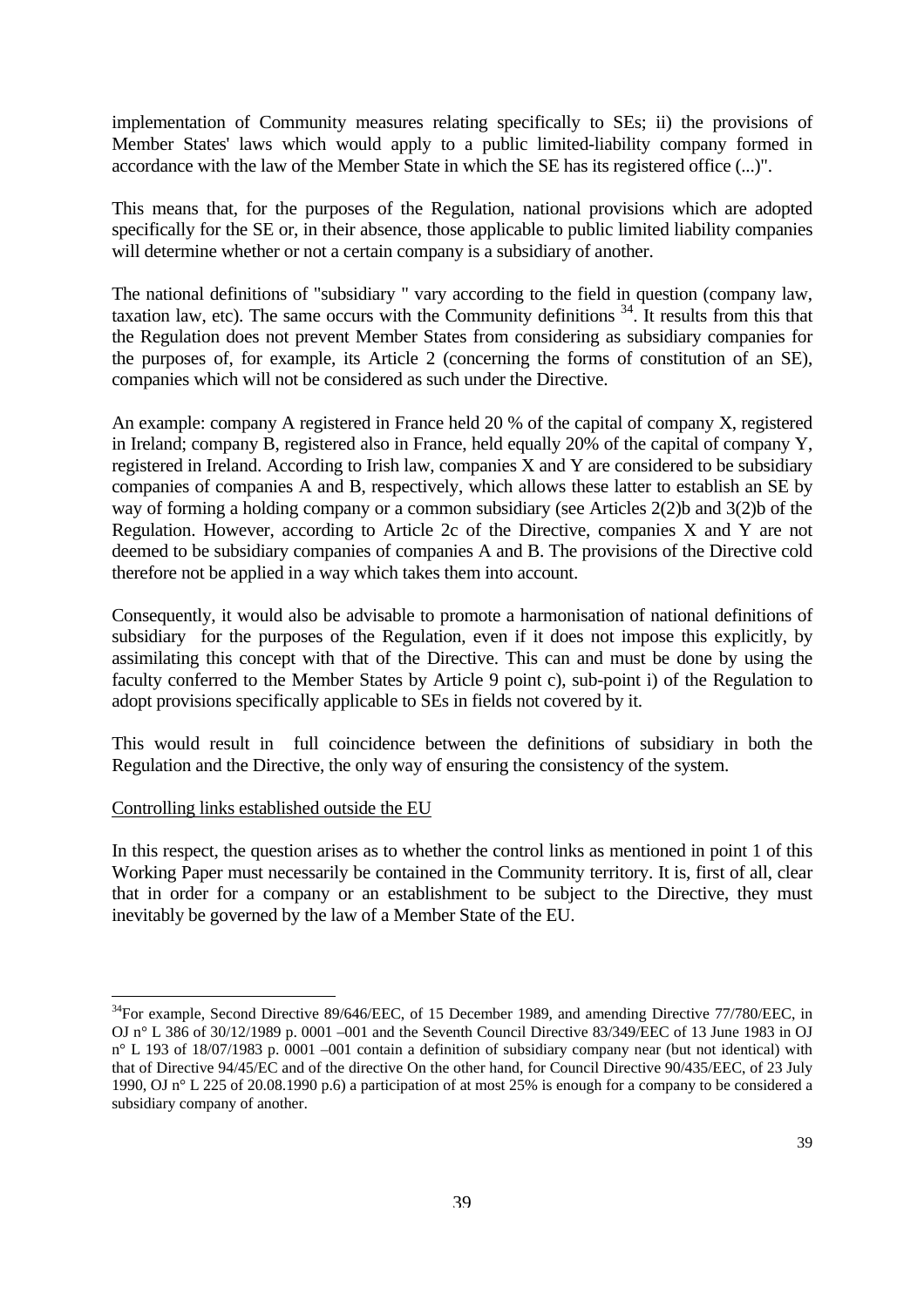implementation of Community measures relating specifically to SEs; ii) the provisions of Member States' laws which would apply to a public limited-liability company formed in accordance with the law of the Member State in which the SE has its registered office (...)".

This means that, for the purposes of the Regulation, national provisions which are adopted specifically for the SE or, in their absence, those applicable to public limited liability companies will determine whether or not a certain company is a subsidiary of another.

The national definitions of "subsidiary " vary according to the field in question (company law, taxation law, etc). The same occurs with the Community definitions [34]. It results from this that the Regulation does not prevent Member States from considering as subsidiary companies for the purposes of, for example, its Article 2 (concerning the forms of constitution of an SE), companies which will not be considered as such under the Directive.

An example: company A registered in France held 20 % of the capital of company X, registered in Ireland; company B, registered also in France, held equally 20% of the capital of company Y, registered in Ireland. According to Irish law, companies X and Y are considered to be subsidiary companies of companies A and B, respectively, which allows these latter to establish an SE by way of forming a holding company or a common subsidiary (see Articles 2(2)b and 3(2)b of the Regulation. However, according to Article 2c of the Directive, companies X and Y are not deemed to be subsidiary companies of companies A and B. The provisions of the Directive cold therefore not be applied in a way which takes them into account.

Consequently, it would also be advisable to promote a harmonisation of national definitions of subsidiary for the purposes of the Regulation, even if it does not impose this explicitly, by assimilating this concept with that of the Directive. This can and must be done by using the faculty conferred to the Member States by Article 9 point c), sub-point i) of the Regulation to adopt provisions specifically applicable to SEs in fields not covered by it.

This would result in full coincidence between the definitions of subsidiary in both the Regulation and the Directive, the only way of ensuring the consistency of the system.

Controlling links established outside the EU

In this respect, the question arises as to whether the control links as mentioned in point 1 of this Working Paper must necessarily be contained in the Community territory. It is, first of all, clear that in order for a company or an establishment to be subject to the Directive, they must inevitably be governed by the law of a Member State of the EU.

---

[34] For example, Second Directive 89/646/EEC, of 15 December 1989, and amending Directive 77/780/EEC, in OJ n° L 386 of 30/12/1989 p. 0001 –001 and the Seventh Council Directive 83/349/EEC of 13 June 1983 in OJ n° L 193 of 18/07/1983 p. 0001 –001 contain a definition of subsidiary company near (but not identical) with that of Directive 94/45/EC and of the directive On the other hand, for Council Directive 90/435/EEC, of 23 July 1990, OJ n° L 225 of 20.08.1990 p.6) a participation of at most 25% is enough for a company to be considered a subsidiary company of another.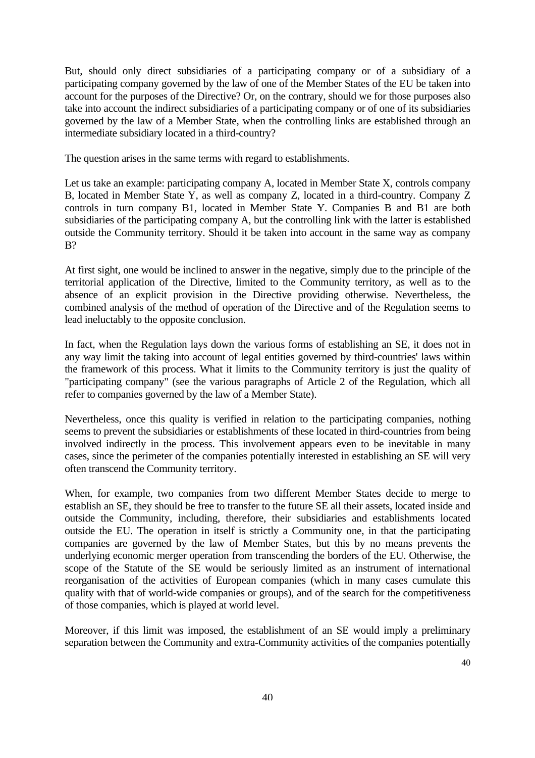But, should only direct subsidiaries of a participating company or of a subsidiary of a participating company governed by the law of one of the Member States of the EU be taken into account for the purposes of the Directive? Or, on the contrary, should we for those purposes also take into account the indirect subsidiaries of a participating company or of one of its subsidiaries governed by the law of a Member State, when the controlling links are established through an intermediate subsidiary located in a third-country?

The question arises in the same terms with regard to establishments.

Let us take an example: participating company A, located in Member State X, controls company B, located in Member State Y, as well as company Z, located in a third-country. Company Z controls in turn company B1, located in Member State Y. Companies B and B1 are both subsidiaries of the participating company A, but the controlling link with the latter is established outside the Community territory. Should it be taken into account in the same way as company B?

At first sight, one would be inclined to answer in the negative, simply due to the principle of the territorial application of the Directive, limited to the Community territory, as well as to the absence of an explicit provision in the Directive providing otherwise. Nevertheless, the combined analysis of the method of operation of the Directive and of the Regulation seems to lead ineluctably to the opposite conclusion.

In fact, when the Regulation lays down the various forms of establishing an SE, it does not in any way limit the taking into account of legal entities governed by third-countries' laws within the framework of this process. What it limits to the Community territory is just the quality of "participating company" (see the various paragraphs of Article 2 of the Regulation, which all refer to companies governed by the law of a Member State).

Nevertheless, once this quality is verified in relation to the participating companies, nothing seems to prevent the subsidiaries or establishments of these located in third-countries from being involved indirectly in the process. This involvement appears even to be inevitable in many cases, since the perimeter of the companies potentially interested in establishing an SE will very often transcend the Community territory.

When, for example, two companies from two different Member States decide to merge to establish an SE, they should be free to transfer to the future SE all their assets, located inside and outside the Community, including, therefore, their subsidiaries and establishments located outside the EU. The operation in itself is strictly a Community one, in that the participating companies are governed by the law of Member States, but this by no means prevents the underlying economic merger operation from transcending the borders of the EU. Otherwise, the scope of the Statute of the SE would be seriously limited as an instrument of international reorganisation of the activities of European companies (which in many cases cumulate this quality with that of world-wide companies or groups), and of the search for the competitiveness of those companies, which is played at world level.

Moreover, if this limit was imposed, the establishment of an SE would imply a preliminary separation between the Community and extra-Community activities of the companies potentially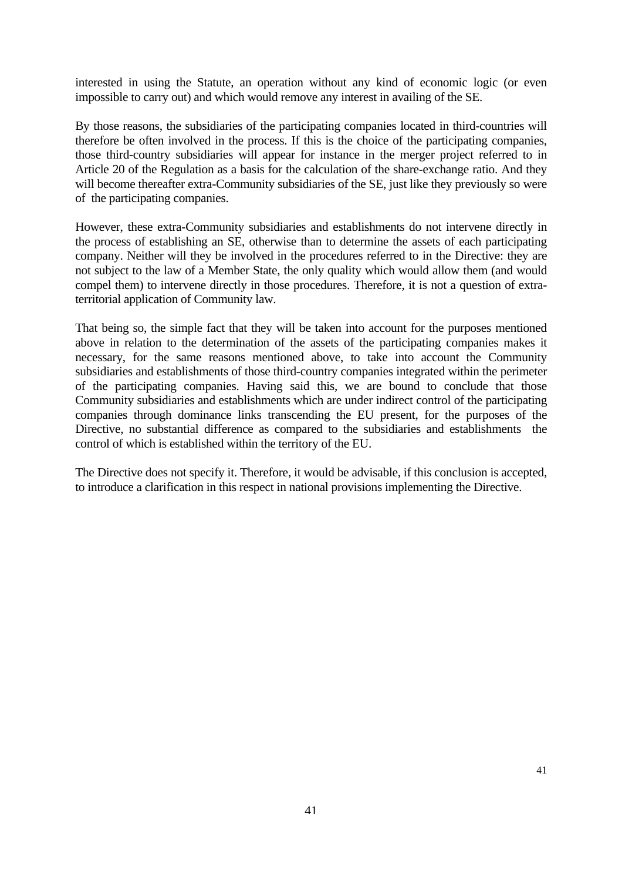interested in using the Statute, an operation without any kind of economic logic (or even impossible to carry out) and which would remove any interest in availing of the SE.

By those reasons, the subsidiaries of the participating companies located in third-countries will therefore be often involved in the process. If this is the choice of the participating companies, those third-country subsidiaries will appear for instance in the merger project referred to in Article 20 of the Regulation as a basis for the calculation of the share-exchange ratio. And they will become thereafter extra-Community subsidiaries of the SE, just like they previously so were of the participating companies.

However, these extra-Community subsidiaries and establishments do not intervene directly in the process of establishing an SE, otherwise than to determine the assets of each participating company. Neither will they be involved in the procedures referred to in the Directive: they are not subject to the law of a Member State, the only quality which would allow them (and would compel them) to intervene directly in those procedures. Therefore, it is not a question of extra-territorial application of Community law.

That being so, the simple fact that they will be taken into account for the purposes mentioned above in relation to the determination of the assets of the participating companies makes it necessary, for the same reasons mentioned above, to take into account the Community subsidiaries and establishments of those third-country companies integrated within the perimeter of the participating companies. Having said this, we are bound to conclude that those Community subsidiaries and establishments which are under indirect control of the participating companies through dominance links transcending the EU present, for the purposes of the Directive, no substantial difference as compared to the subsidiaries and establishments the control of which is established within the territory of the EU.

The Directive does not specify it. Therefore, it would be advisable, if this conclusion is accepted, to introduce a clarification in this respect in national provisions implementing the Directive.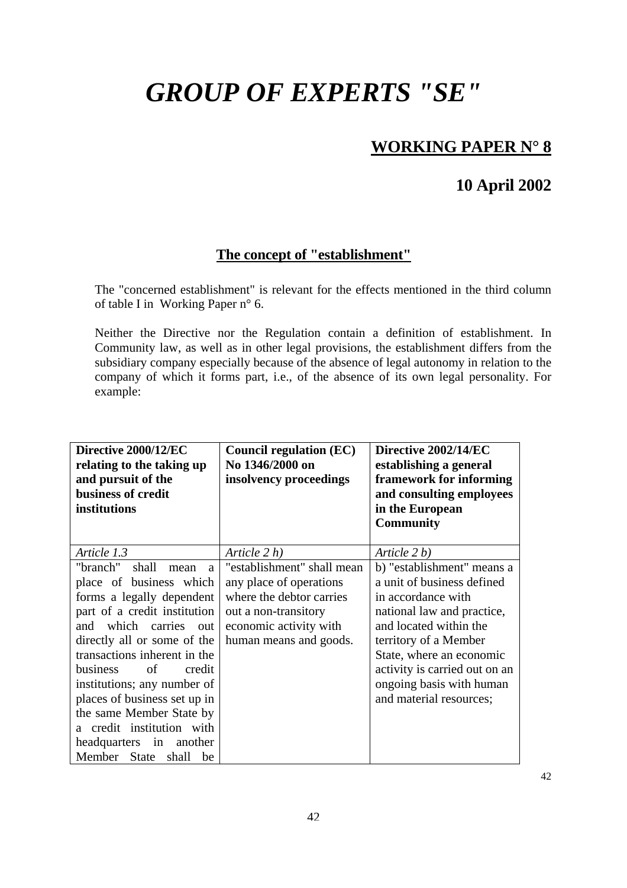# *GROUP OF EXPERTS "SE"*

## WORKING PAPER N° 8

## 10 April 2002

### The concept of "establishment"

The "concerned establishment" is relevant for the effects mentioned in the third column of table I in Working Paper n° 6.

Neither the Directive nor the Regulation contain a definition of establishment. In Community law, as well as in other legal provisions, the establishment differs from the subsidiary company especially because of the absence of legal autonomy in relation to the company of which it forms part, i.e., of the absence of its own legal personality. For example:

| **Directive 2000/12/EC relating to the taking up and pursuit of the business of credit institutions** | **Council regulation (EC) No 1346/2000 on insolvency proceedings** | **Directive 2002/14/EC establishing a general framework for informing and consulting employees in the European Community** |
|---|---|---|
| *Article 1.3* | *Article 2 h)* | *Article 2 b)* |
| "branch" shall mean a place of business which forms a legally dependent part of a credit institution and which carries out directly all or some of the transactions inherent in the business of credit institutions; any number of places of business set up in the same Member State by a credit institution with headquarters in another Member State shall be | "establishment" shall mean any place of operations where the debtor carries out a non-transitory economic activity with human means and goods. | b) "establishment" means a unit of business defined in accordance with national law and practice, and located within the territory of a Member State, where an economic activity is carried out on an ongoing basis with human and material resources; |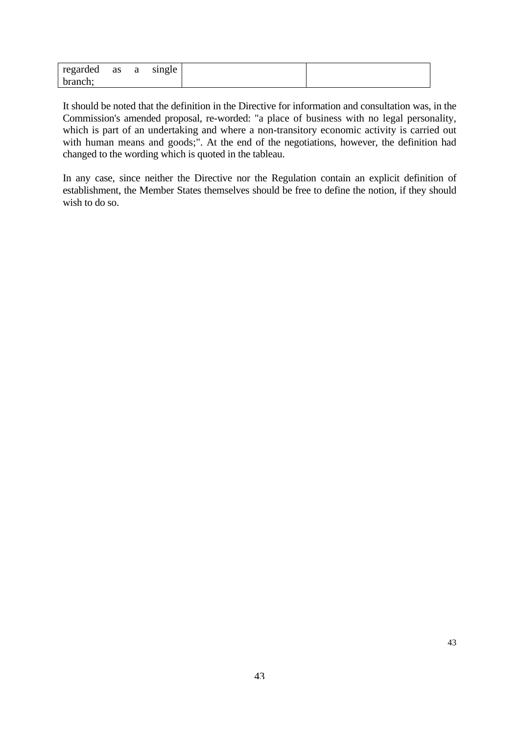| regarded as a single branch; | | |
|---|---|---|

It should be noted that the definition in the Directive for information and consultation was, in the Commission's amended proposal, re-worded: "a place of business with no legal personality, which is part of an undertaking and where a non-transitory economic activity is carried out with human means and goods;". At the end of the negotiations, however, the definition had changed to the wording which is quoted in the tableau.

In any case, since neither the Directive nor the Regulation contain an explicit definition of establishment, the Member States themselves should be free to define the notion, if they should wish to do so.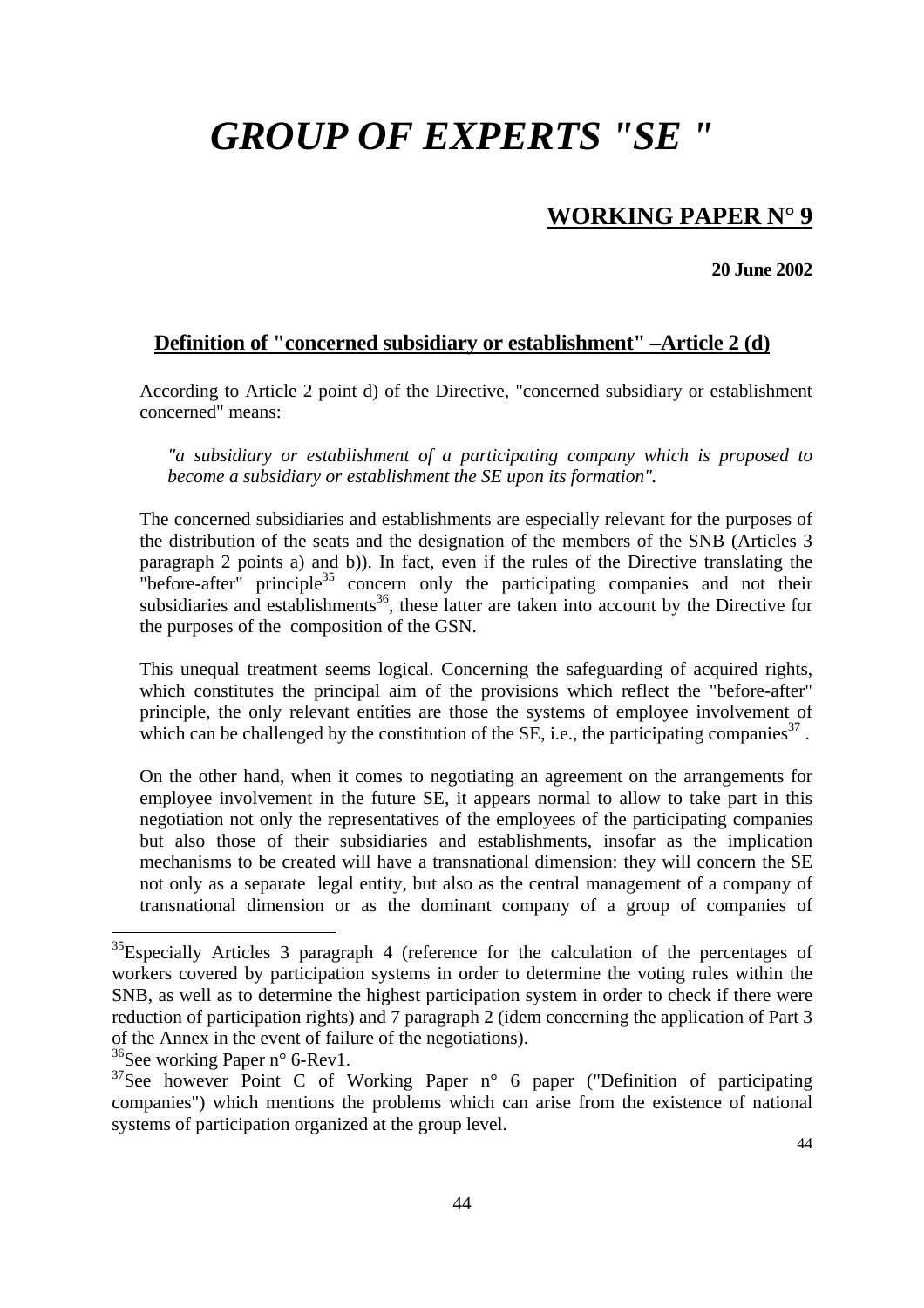# GROUP OF EXPERTS "SE "

## WORKING PAPER N° 9

**20 June 2002**

### Definition of "concerned subsidiary or establishment" –Article 2 (d)

According to Article 2 point d) of the Directive, "concerned subsidiary or establishment concerned" means:

*"a subsidiary or establishment of a participating company which is proposed to become a subsidiary or establishment the SE upon its formation".*

The concerned subsidiaries and establishments are especially relevant for the purposes of the distribution of the seats and the designation of the members of the SNB (Articles 3 paragraph 2 points a) and b)). In fact, even if the rules of the Directive translating the "before-after" principle[35] concern only the participating companies and not their subsidiaries and establishments[36], these latter are taken into account by the Directive for the purposes of the composition of the GSN.

This unequal treatment seems logical. Concerning the safeguarding of acquired rights, which constitutes the principal aim of the provisions which reflect the "before-after" principle, the only relevant entities are those the systems of employee involvement of which can be challenged by the constitution of the SE, i.e., the participating companies[37] .

On the other hand, when it comes to negotiating an agreement on the arrangements for employee involvement in the future SE, it appears normal to allow to take part in this negotiation not only the representatives of the employees of the participating companies but also those of their subsidiaries and establishments, insofar as the implication mechanisms to be created will have a transnational dimension: they will concern the SE not only as a separate legal entity, but also as the central management of a company of transnational dimension or as the dominant company of a group of companies of

---

[35]Especially Articles 3 paragraph 4 (reference for the calculation of the percentages of workers covered by participation systems in order to determine the voting rules within the SNB, as well as to determine the highest participation system in order to check if there were reduction of participation rights) and 7 paragraph 2 (idem concerning the application of Part 3 of the Annex in the event of failure of the negotiations).

[36]See working Paper n° 6-Rev1.

[37]See however Point C of Working Paper n° 6 paper ("Definition of participating companies") which mentions the problems which can arise from the existence of national systems of participation organized at the group level.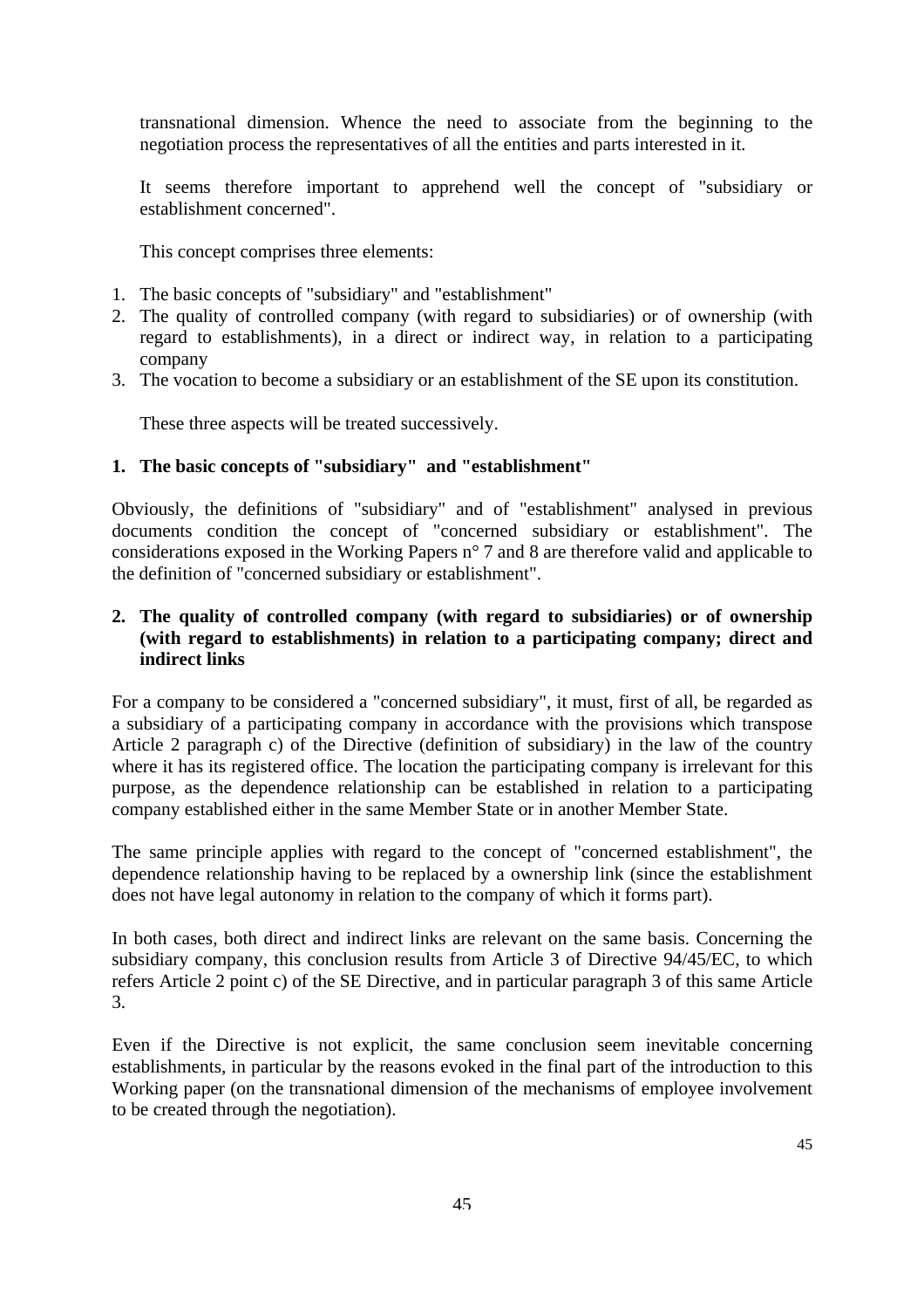transnational dimension. Whence the need to associate from the beginning to the negotiation process the representatives of all the entities and parts interested in it.

It seems therefore important to apprehend well the concept of "subsidiary or establishment concerned".

This concept comprises three elements:

1. The basic concepts of "subsidiary" and "establishment"
2. The quality of controlled company (with regard to subsidiaries) or of ownership (with regard to establishments), in a direct or indirect way, in relation to a participating company
3. The vocation to become a subsidiary or an establishment of the SE upon its constitution.

These three aspects will be treated successively.

## 1. The basic concepts of "subsidiary" and "establishment"

Obviously, the definitions of "subsidiary" and of "establishment" analysed in previous documents condition the concept of "concerned subsidiary or establishment". The considerations exposed in the Working Papers n° 7 and 8 are therefore valid and applicable to the definition of "concerned subsidiary or establishment".

## 2. The quality of controlled company (with regard to subsidiaries) or of ownership (with regard to establishments) in relation to a participating company; direct and indirect links

For a company to be considered a "concerned subsidiary", it must, first of all, be regarded as a subsidiary of a participating company in accordance with the provisions which transpose Article 2 paragraph c) of the Directive (definition of subsidiary) in the law of the country where it has its registered office. The location the participating company is irrelevant for this purpose, as the dependence relationship can be established in relation to a participating company established either in the same Member State or in another Member State.

The same principle applies with regard to the concept of "concerned establishment", the dependence relationship having to be replaced by a ownership link (since the establishment does not have legal autonomy in relation to the company of which it forms part).

In both cases, both direct and indirect links are relevant on the same basis. Concerning the subsidiary company, this conclusion results from Article 3 of Directive 94/45/EC, to which refers Article 2 point c) of the SE Directive, and in particular paragraph 3 of this same Article 3.

Even if the Directive is not explicit, the same conclusion seem inevitable concerning establishments, in particular by the reasons evoked in the final part of the introduction to this Working paper (on the transnational dimension of the mechanisms of employee involvement to be created through the negotiation).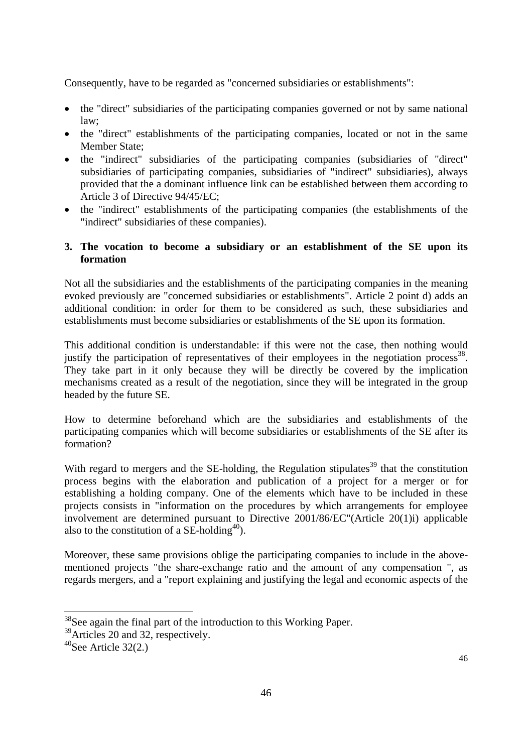Consequently, have to be regarded as "concerned subsidiaries or establishments":

- the "direct" subsidiaries of the participating companies governed or not by same national law;
- the "direct" establishments of the participating companies, located or not in the same Member State;
- the "indirect" subsidiaries of the participating companies (subsidiaries of "direct" subsidiaries of participating companies, subsidiaries of "indirect" subsidiaries), always provided that the a dominant influence link can be established between them according to Article 3 of Directive 94/45/EC;
- the "indirect" establishments of the participating companies (the establishments of the "indirect" subsidiaries of these companies).

### 3. The vocation to become a subsidiary or an establishment of the SE upon its formation

Not all the subsidiaries and the establishments of the participating companies in the meaning evoked previously are "concerned subsidiaries or establishments". Article 2 point d) adds an additional condition: in order for them to be considered as such, these subsidiaries and establishments must become subsidiaries or establishments of the SE upon its formation.

This additional condition is understandable: if this were not the case, then nothing would justify the participation of representatives of their employees in the negotiation process[38]. They take part in it only because they will be directly be covered by the implication mechanisms created as a result of the negotiation, since they will be integrated in the group headed by the future SE.

How to determine beforehand which are the subsidiaries and establishments of the participating companies which will become subsidiaries or establishments of the SE after its formation?

With regard to mergers and the SE-holding, the Regulation stipulates[39] that the constitution process begins with the elaboration and publication of a project for a merger or for establishing a holding company. One of the elements which have to be included in these projects consists in "information on the procedures by which arrangements for employee involvement are determined pursuant to Directive 2001/86/EC"(Article 20(1)i) applicable also to the constitution of a SE-holding[40]).

Moreover, these same provisions oblige the participating companies to include in the above-mentioned projects "the share-exchange ratio and the amount of any compensation ", as regards mergers, and a "report explaining and justifying the legal and economic aspects of the

---

[38] See again the final part of the introduction to this Working Paper.

[39] Articles 20 and 32, respectively.

[40] See Article 32(2.)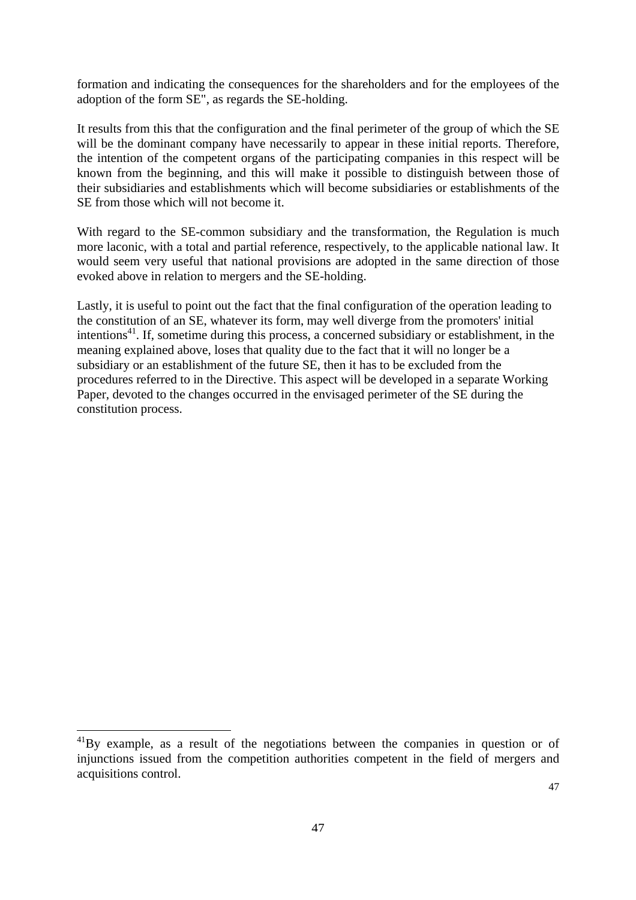formation and indicating the consequences for the shareholders and for the employees of the adoption of the form SE", as regards the SE-holding.

It results from this that the configuration and the final perimeter of the group of which the SE will be the dominant company have necessarily to appear in these initial reports. Therefore, the intention of the competent organs of the participating companies in this respect will be known from the beginning, and this will make it possible to distinguish between those of their subsidiaries and establishments which will become subsidiaries or establishments of the SE from those which will not become it.

With regard to the SE-common subsidiary and the transformation, the Regulation is much more laconic, with a total and partial reference, respectively, to the applicable national law. It would seem very useful that national provisions are adopted in the same direction of those evoked above in relation to mergers and the SE-holding.

Lastly, it is useful to point out the fact that the final configuration of the operation leading to the constitution of an SE, whatever its form, may well diverge from the promoters' initial intentions[41]. If, sometime during this process, a concerned subsidiary or establishment, in the meaning explained above, loses that quality due to the fact that it will no longer be a subsidiary or an establishment of the future SE, then it has to be excluded from the procedures referred to in the Directive. This aspect will be developed in a separate Working Paper, devoted to the changes occurred in the envisaged perimeter of the SE during the constitution process.

---

[41] By example, as a result of the negotiations between the companies in question or of injunctions issued from the competition authorities competent in the field of mergers and acquisitions control.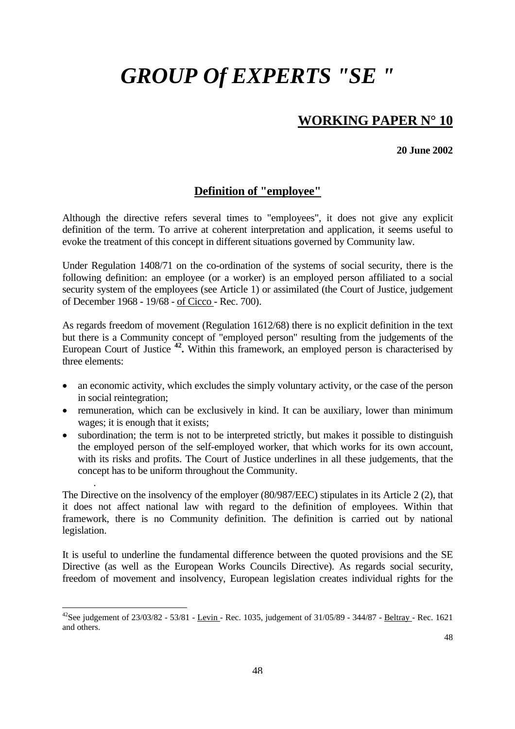# *GROUP Of EXPERTS "SE "*

## WORKING PAPER N° 10

**20 June 2002**

### Definition of "employee"

Although the directive refers several times to "employees", it does not give any explicit definition of the term. To arrive at coherent interpretation and application, it seems useful to evoke the treatment of this concept in different situations governed by Community law.

Under Regulation 1408/71 on the co-ordination of the systems of social security, there is the following definition: an employee (or a worker) is an employed person affiliated to a social security system of the employees (see Article 1) or assimilated (the Court of Justice, judgement of December 1968 - 19/68 - of Cicco - Rec. 700).

As regards freedom of movement (Regulation 1612/68) there is no explicit definition in the text but there is a Community concept of "employed person" resulting from the judgements of the European Court of Justice **[42].** Within this framework, an employed person is characterised by three elements:

- an economic activity, which excludes the simply voluntary activity, or the case of the person in social reintegration;
- remuneration, which can be exclusively in kind. It can be auxiliary, lower than minimum wages; it is enough that it exists;
- subordination; the term is not to be interpreted strictly, but makes it possible to distinguish the employed person of the self-employed worker, that which works for its own account, with its risks and profits. The Court of Justice underlines in all these judgements, that the concept has to be uniform throughout the Community.

The Directive on the insolvency of the employer (80/987/EEC) stipulates in its Article 2 (2), that it does not affect national law with regard to the definition of employees. Within that framework, there is no Community definition. The definition is carried out by national legislation.

It is useful to underline the fundamental difference between the quoted provisions and the SE Directive (as well as the European Works Councils Directive). As regards social security, freedom of movement and insolvency, European legislation creates individual rights for the

[42] See judgement of 23/03/82 - 53/81 - Levin - Rec. 1035, judgement of 31/05/89 - 344/87 - Beltray - Rec. 1621 and others.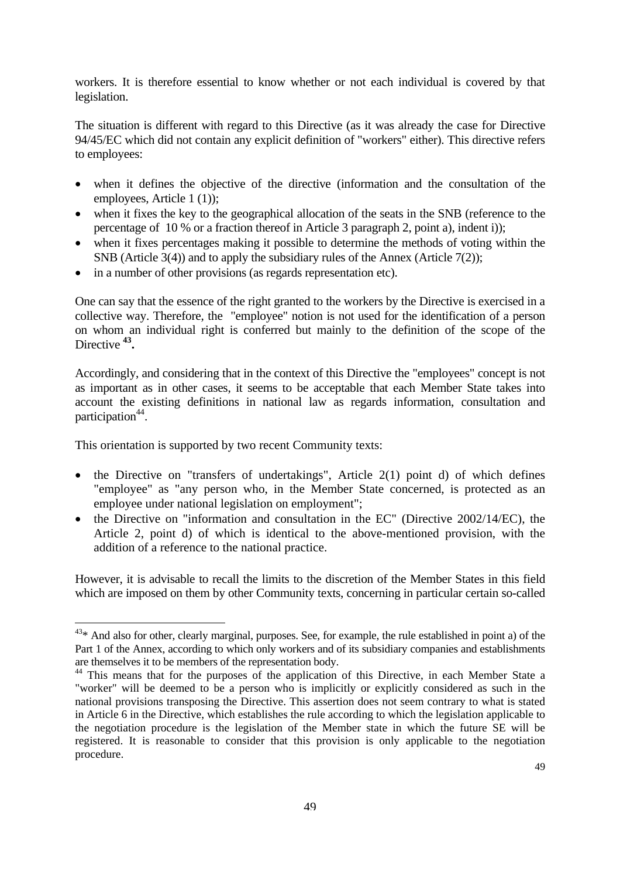workers. It is therefore essential to know whether or not each individual is covered by that legislation.

The situation is different with regard to this Directive (as it was already the case for Directive 94/45/EC which did not contain any explicit definition of "workers" either). This directive refers to employees:

- when it defines the objective of the directive (information and the consultation of the employees, Article 1 (1));
- when it fixes the key to the geographical allocation of the seats in the SNB (reference to the percentage of 10 % or a fraction thereof in Article 3 paragraph 2, point a), indent i));
- when it fixes percentages making it possible to determine the methods of voting within the SNB (Article 3(4)) and to apply the subsidiary rules of the Annex (Article 7(2));
- in a number of other provisions (as regards representation etc).

One can say that the essence of the right granted to the workers by the Directive is exercised in a collective way. Therefore, the "employee" notion is not used for the identification of a person on whom an individual right is conferred but mainly to the definition of the scope of the Directive [43]**.**

Accordingly, and considering that in the context of this Directive the "employees" concept is not as important as in other cases, it seems to be acceptable that each Member State takes into account the existing definitions in national law as regards information, consultation and participation[44].

This orientation is supported by two recent Community texts:

- the Directive on "transfers of undertakings", Article 2(1) point d) of which defines "employee" as "any person who, in the Member State concerned, is protected as an employee under national legislation on employment";
- the Directive on "information and consultation in the EC" (Directive 2002/14/EC), the Article 2, point d) of which is identical to the above-mentioned provision, with the addition of a reference to the national practice.

However, it is advisable to recall the limits to the discretion of the Member States in this field which are imposed on them by other Community texts, concerning in particular certain so-called

---

[43]* And also for other, clearly marginal, purposes. See, for example, the rule established in point a) of the Part 1 of the Annex, according to which only workers and of its subsidiary companies and establishments are themselves it to be members of the representation body.

[44] This means that for the purposes of the application of this Directive, in each Member State a "worker" will be deemed to be a person who is implicitly or explicitly considered as such in the national provisions transposing the Directive. This assertion does not seem contrary to what is stated in Article 6 in the Directive, which establishes the rule according to which the legislation applicable to the negotiation procedure is the legislation of the Member state in which the future SE will be registered. It is reasonable to consider that this provision is only applicable to the negotiation procedure.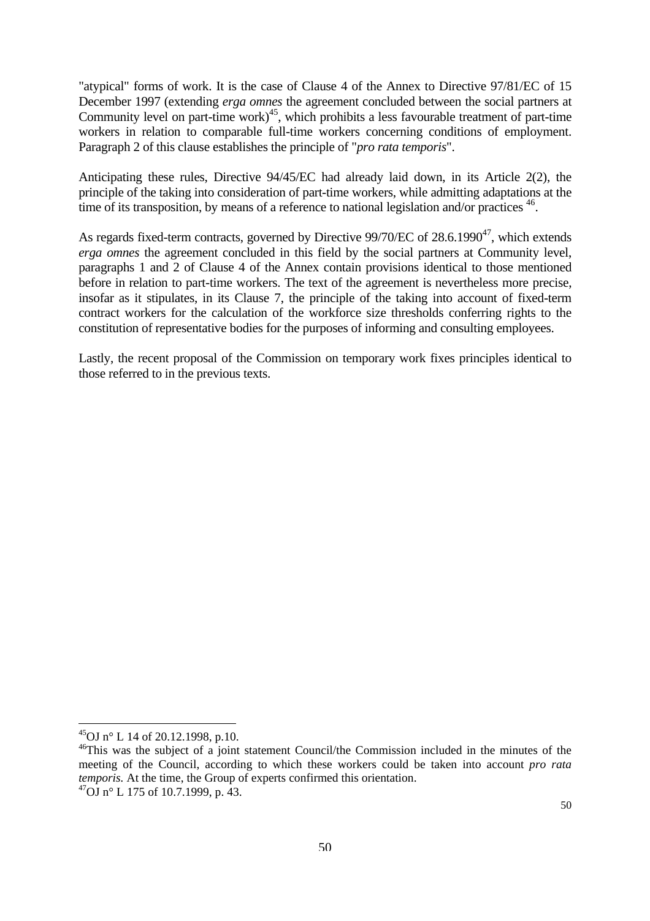"atypical" forms of work. It is the case of Clause 4 of the Annex to Directive 97/81/EC of 15 December 1997 (extending *erga omnes* the agreement concluded between the social partners at Community level on part-time work)[45], which prohibits a less favourable treatment of part-time workers in relation to comparable full-time workers concerning conditions of employment. Paragraph 2 of this clause establishes the principle of "*pro rata temporis*".

Anticipating these rules, Directive 94/45/EC had already laid down, in its Article 2(2), the principle of the taking into consideration of part-time workers, while admitting adaptations at the time of its transposition, by means of a reference to national legislation and/or practices [46].

As regards fixed-term contracts, governed by Directive 99/70/EC of 28.6.1990[47], which extends *erga omnes* the agreement concluded in this field by the social partners at Community level, paragraphs 1 and 2 of Clause 4 of the Annex contain provisions identical to those mentioned before in relation to part-time workers. The text of the agreement is nevertheless more precise, insofar as it stipulates, in its Clause 7, the principle of the taking into account of fixed-term contract workers for the calculation of the workforce size thresholds conferring rights to the constitution of representative bodies for the purposes of informing and consulting employees.

Lastly, the recent proposal of the Commission on temporary work fixes principles identical to those referred to in the previous texts.

---

[45] OJ n° L 14 of 20.12.1998, p.10.

[46] This was the subject of a joint statement Council/the Commission included in the minutes of the meeting of the Council, according to which these workers could be taken into account *pro rata temporis.* At the time, the Group of experts confirmed this orientation.

[47] OJ n° L 175 of 10.7.1999, p. 43.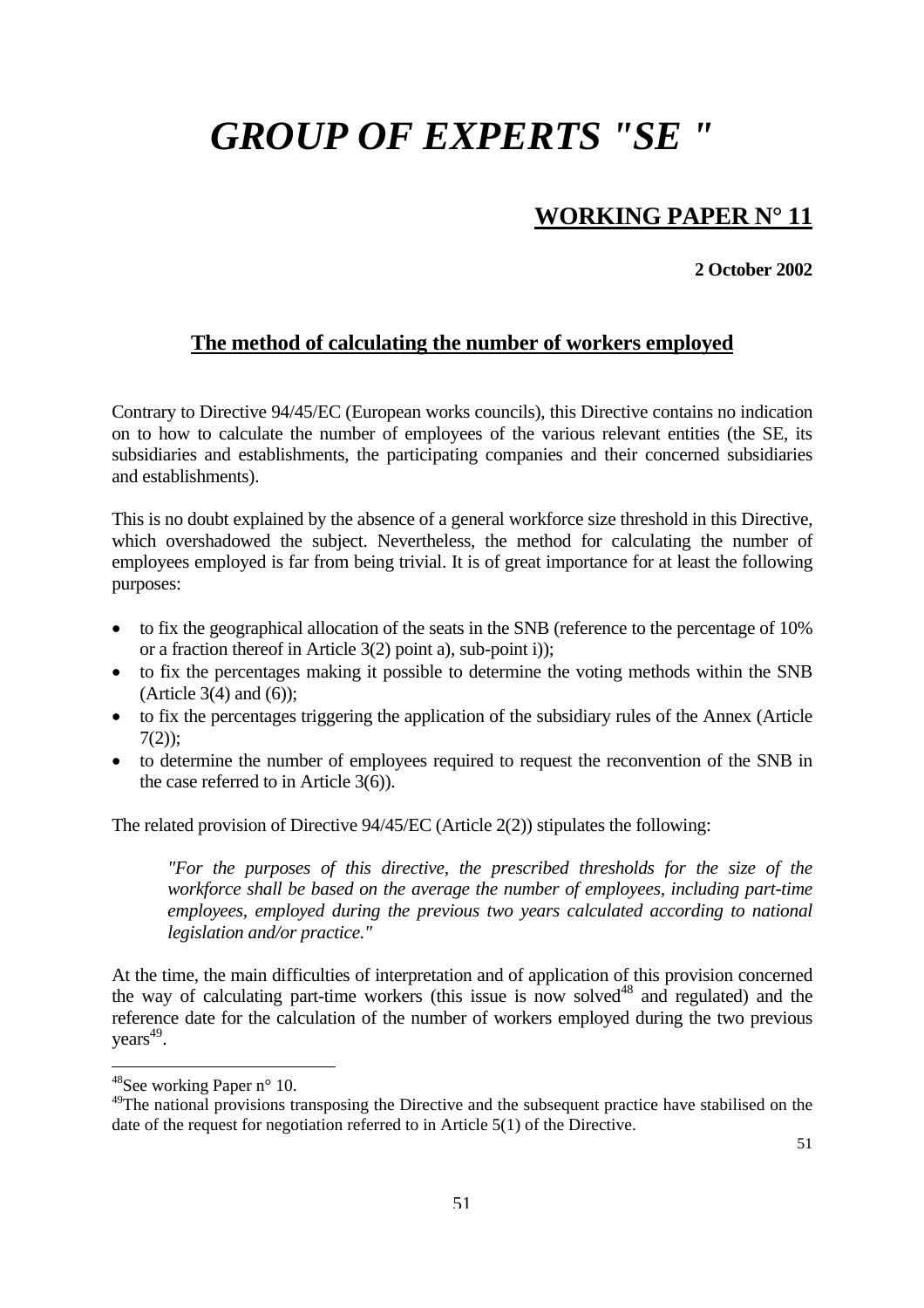# *GROUP OF EXPERTS "SE "*

## WORKING PAPER N° 11

**2 October 2002**

### The method of calculating the number of workers employed

Contrary to Directive 94/45/EC (European works councils), this Directive contains no indication on to how to calculate the number of employees of the various relevant entities (the SE, its subsidiaries and establishments, the participating companies and their concerned subsidiaries and establishments).

This is no doubt explained by the absence of a general workforce size threshold in this Directive, which overshadowed the subject. Nevertheless, the method for calculating the number of employees employed is far from being trivial. It is of great importance for at least the following purposes:

- to fix the geographical allocation of the seats in the SNB (reference to the percentage of 10% or a fraction thereof in Article 3(2) point a), sub-point i));
- to fix the percentages making it possible to determine the voting methods within the SNB (Article 3(4) and (6));
- to fix the percentages triggering the application of the subsidiary rules of the Annex (Article 7(2));
- to determine the number of employees required to request the reconvention of the SNB in the case referred to in Article 3(6)).

The related provision of Directive 94/45/EC (Article 2(2)) stipulates the following:

> *"For the purposes of this directive, the prescribed thresholds for the size of the workforce shall be based on the average the number of employees, including part-time employees, employed during the previous two years calculated according to national legislation and/or practice."*

At the time, the main difficulties of interpretation and of application of this provision concerned the way of calculating part-time workers (this issue is now solved[48] and regulated) and the reference date for the calculation of the number of workers employed during the two previous years[49].

[48] See working Paper n° 10.

[49] The national provisions transposing the Directive and the subsequent practice have stabilised on the date of the request for negotiation referred to in Article 5(1) of the Directive.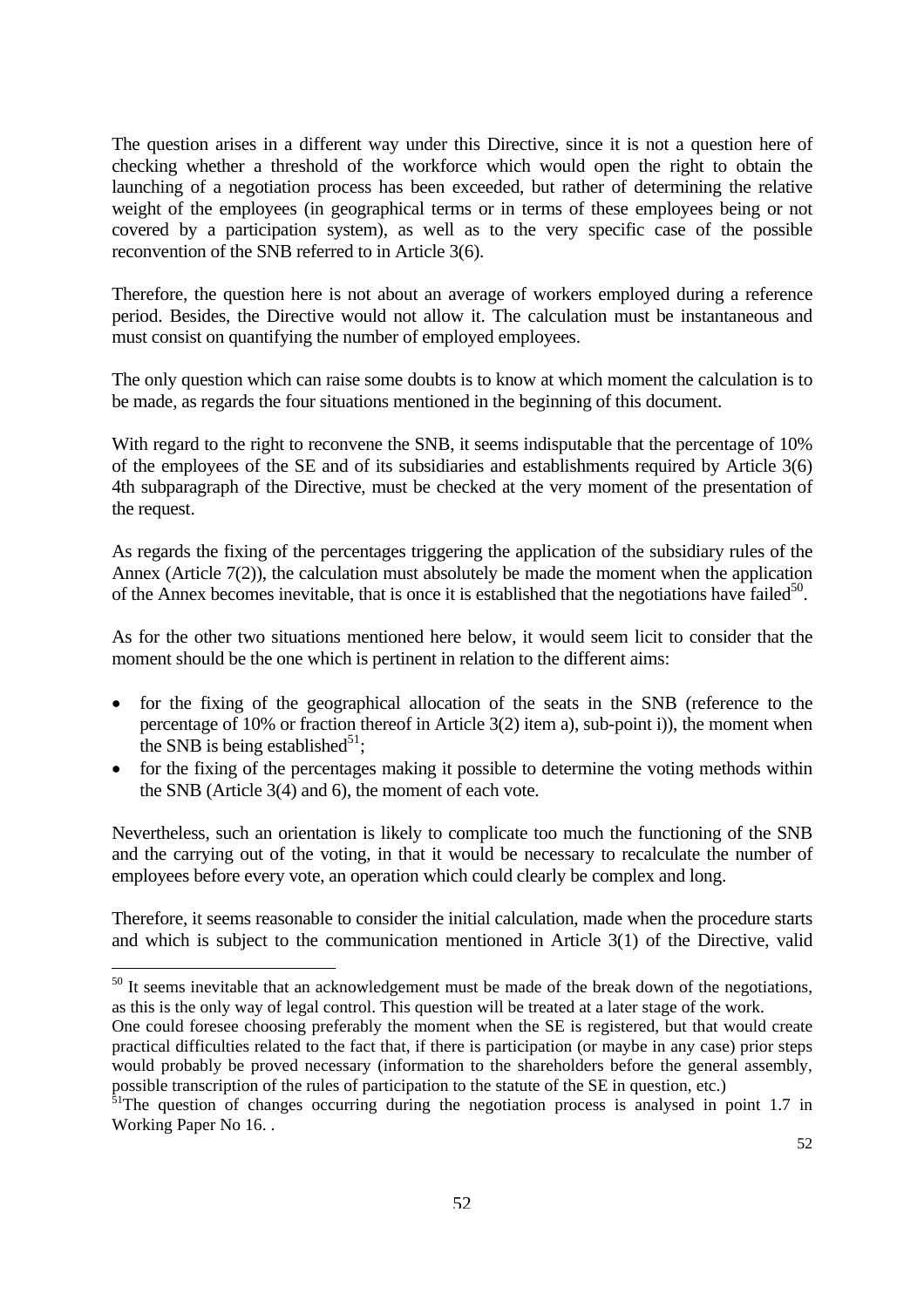The question arises in a different way under this Directive, since it is not a question here of checking whether a threshold of the workforce which would open the right to obtain the launching of a negotiation process has been exceeded, but rather of determining the relative weight of the employees (in geographical terms or in terms of these employees being or not covered by a participation system), as well as to the very specific case of the possible reconvention of the SNB referred to in Article 3(6).

Therefore, the question here is not about an average of workers employed during a reference period. Besides, the Directive would not allow it. The calculation must be instantaneous and must consist on quantifying the number of employed employees.

The only question which can raise some doubts is to know at which moment the calculation is to be made, as regards the four situations mentioned in the beginning of this document.

With regard to the right to reconvene the SNB, it seems indisputable that the percentage of 10% of the employees of the SE and of its subsidiaries and establishments required by Article 3(6) 4th subparagraph of the Directive, must be checked at the very moment of the presentation of the request.

As regards the fixing of the percentages triggering the application of the subsidiary rules of the Annex (Article 7(2)), the calculation must absolutely be made the moment when the application of the Annex becomes inevitable, that is once it is established that the negotiations have failed[50].

As for the other two situations mentioned here below, it would seem licit to consider that the moment should be the one which is pertinent in relation to the different aims:

- for the fixing of the geographical allocation of the seats in the SNB (reference to the percentage of 10% or fraction thereof in Article 3(2) item a), sub-point i)), the moment when the SNB is being established[51];
- for the fixing of the percentages making it possible to determine the voting methods within the SNB (Article 3(4) and 6), the moment of each vote.

Nevertheless, such an orientation is likely to complicate too much the functioning of the SNB and the carrying out of the voting, in that it would be necessary to recalculate the number of employees before every vote, an operation which could clearly be complex and long.

Therefore, it seems reasonable to consider the initial calculation, made when the procedure starts and which is subject to the communication mentioned in Article 3(1) of the Directive, valid

---

[50] It seems inevitable that an acknowledgement must be made of the break down of the negotiations, as this is the only way of legal control. This question will be treated at a later stage of the work.
One could foresee choosing preferably the moment when the SE is registered, but that would create practical difficulties related to the fact that, if there is participation (or maybe in any case) prior steps would probably be proved necessary (information to the shareholders before the general assembly, possible transcription of the rules of participation to the statute of the SE in question, etc.)

[51] The question of changes occurring during the negotiation process is analysed in point 1.7 in Working Paper No 16. .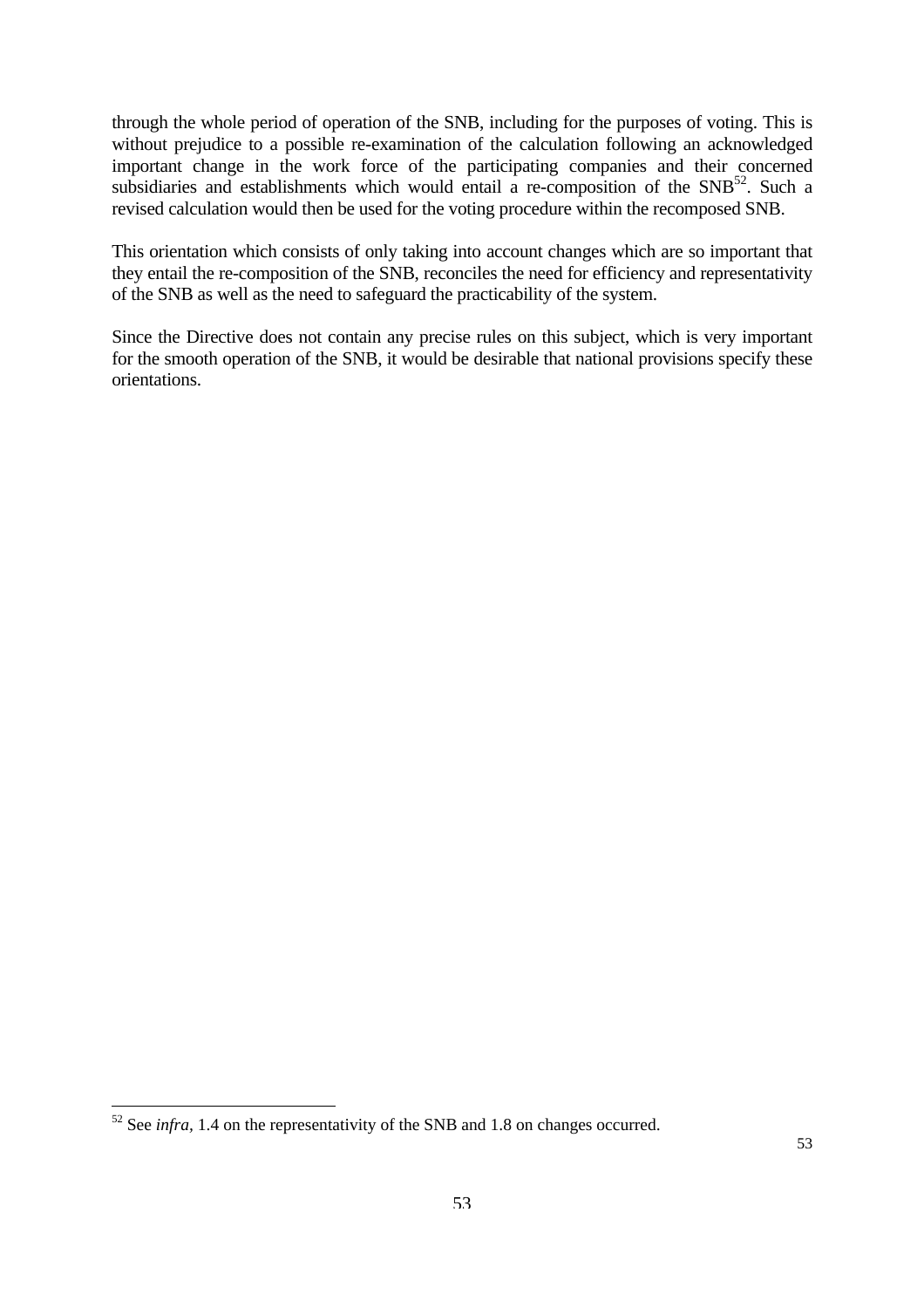through the whole period of operation of the SNB, including for the purposes of voting. This is without prejudice to a possible re-examination of the calculation following an acknowledged important change in the work force of the participating companies and their concerned subsidiaries and establishments which would entail a re-composition of the SNB[52]. Such a revised calculation would then be used for the voting procedure within the recomposed SNB.

This orientation which consists of only taking into account changes which are so important that they entail the re-composition of the SNB, reconciles the need for efficiency and representativity of the SNB as well as the need to safeguard the practicability of the system.

Since the Directive does not contain any precise rules on this subject, which is very important for the smooth operation of the SNB, it would be desirable that national provisions specify these orientations.

[52] See *infra*, 1.4 on the representativity of the SNB and 1.8 on changes occurred.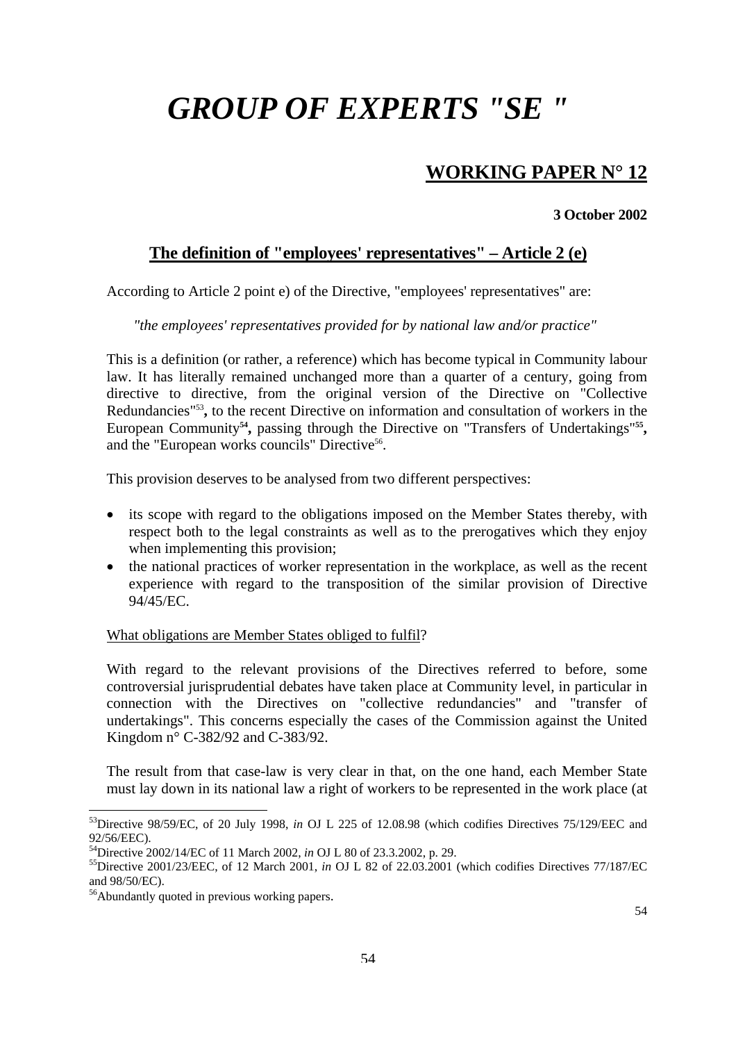# GROUP OF EXPERTS "SE "

## WORKING PAPER N° 12

**3 October 2002**

### The definition of "employees' representatives" – Article 2 (e)

According to Article 2 point e) of the Directive, "employees' representatives" are:

*"the employees' representatives provided for by national law and/or practice"*

This is a definition (or rather, a reference) which has become typical in Community labour law. It has literally remained unchanged more than a quarter of a century, going from directive to directive, from the original version of the Directive on "Collective Redundancies"[53], to the recent Directive on information and consultation of workers in the European Community[54], passing through the Directive on "Transfers of Undertakings"[55], and the "European works councils" Directive[56].

This provision deserves to be analysed from two different perspectives:

- its scope with regard to the obligations imposed on the Member States thereby, with respect both to the legal constraints as well as to the prerogatives which they enjoy when implementing this provision;
- the national practices of worker representation in the workplace, as well as the recent experience with regard to the transposition of the similar provision of Directive 94/45/EC.

What obligations are Member States obliged to fulfil?

With regard to the relevant provisions of the Directives referred to before, some controversial jurisprudential debates have taken place at Community level, in particular in connection with the Directives on "collective redundancies" and "transfer of undertakings". This concerns especially the cases of the Commission against the United Kingdom n° C-382/92 and C-383/92.

The result from that case-law is very clear in that, on the one hand, each Member State must lay down in its national law a right of workers to be represented in the work place (at

---

[53] Directive 98/59/EC, of 20 July 1998, *in* OJ L 225 of 12.08.98 (which codifies Directives 75/129/EEC and 92/56/EEC).

[54] Directive 2002/14/EC of 11 March 2002, *in* OJ L 80 of 23.3.2002, p. 29.

[55] Directive 2001/23/EEC, of 12 March 2001, *in* OJ L 82 of 22.03.2001 (which codifies Directives 77/187/EC and 98/50/EC).

[56] Abundantly quoted in previous working papers.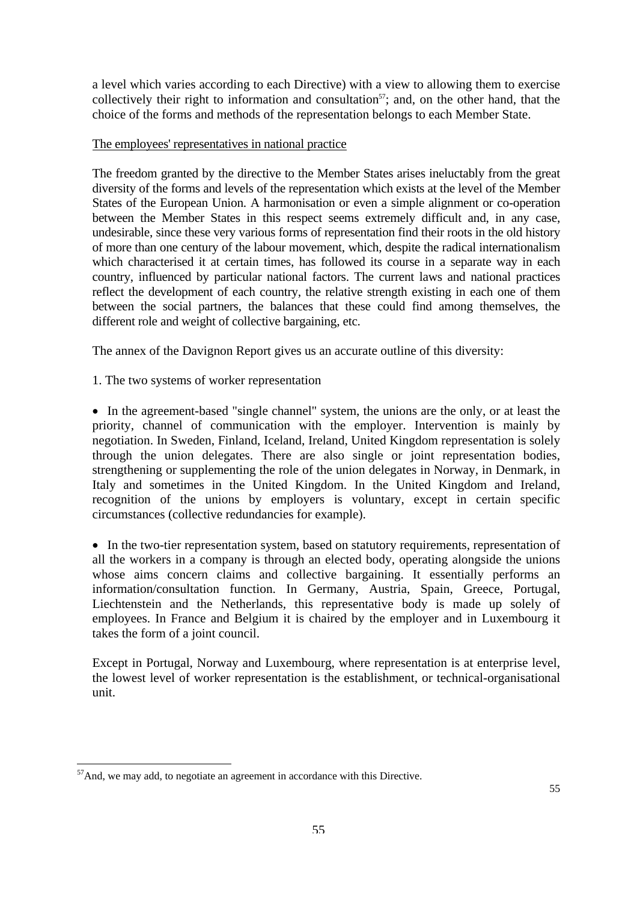a level which varies according to each Directive) with a view to allowing them to exercise collectively their right to information and consultation[57]; and, on the other hand, that the choice of the forms and methods of the representation belongs to each Member State.

<u>The employees' representatives in national practice</u>

The freedom granted by the directive to the Member States arises ineluctably from the great diversity of the forms and levels of the representation which exists at the level of the Member States of the European Union. A harmonisation or even a simple alignment or co-operation between the Member States in this respect seems extremely difficult and, in any case, undesirable, since these very various forms of representation find their roots in the old history of more than one century of the labour movement, which, despite the radical internationalism which characterised it at certain times, has followed its course in a separate way in each country, influenced by particular national factors. The current laws and national practices reflect the development of each country, the relative strength existing in each one of them between the social partners, the balances that these could find among themselves, the different role and weight of collective bargaining, etc.

The annex of the Davignon Report gives us an accurate outline of this diversity:

1. The two systems of worker representation

- In the agreement-based "single channel" system, the unions are the only, or at least the priority, channel of communication with the employer. Intervention is mainly by negotiation. In Sweden, Finland, Iceland, Ireland, United Kingdom representation is solely through the union delegates. There are also single or joint representation bodies, strengthening or supplementing the role of the union delegates in Norway, in Denmark, in Italy and sometimes in the United Kingdom. In the United Kingdom and Ireland, recognition of the unions by employers is voluntary, except in certain specific circumstances (collective redundancies for example).

- In the two-tier representation system, based on statutory requirements, representation of all the workers in a company is through an elected body, operating alongside the unions whose aims concern claims and collective bargaining. It essentially performs an information/consultation function. In Germany, Austria, Spain, Greece, Portugal, Liechtenstein and the Netherlands, this representative body is made up solely of employees. In France and Belgium it is chaired by the employer and in Luxembourg it takes the form of a joint council.

Except in Portugal, Norway and Luxembourg, where representation is at enterprise level, the lowest level of worker representation is the establishment, or technical-organisational unit.

[57] And, we may add, to negotiate an agreement in accordance with this Directive.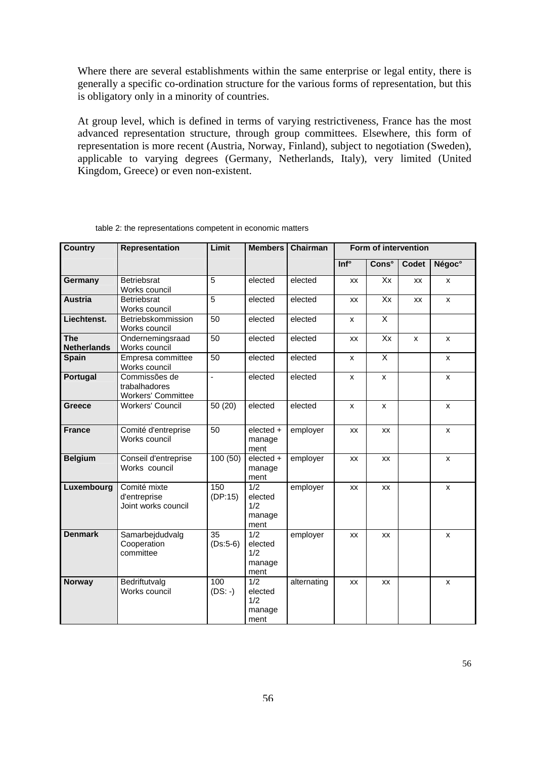Where there are several establishments within the same enterprise or legal entity, there is generally a specific co-ordination structure for the various forms of representation, but this is obligatory only in a minority of countries.

At group level, which is defined in terms of varying restrictiveness, France has the most advanced representation structure, through group committees. Elsewhere, this form of representation is more recent (Austria, Norway, Finland), subject to negotiation (Sweden), applicable to varying degrees (Germany, Netherlands, Italy), very limited (United Kingdom, Greece) or even non-existent.

table 2: the representations competent in economic matters

| Country | Representation | Limit | Members | Chairman | Form of intervention | | | |
|---|---|---|---|---|---|---|---|---|
| | | | | | Inf° | Cons° | Codet | Négoc° |
| **Germany** | Betriebsrat Works council | 5 | elected | elected | xx | Xx | xx | x |
| **Austria** | Betriebsrat Works council | 5 | elected | elected | xx | Xx | xx | x |
| **Liechtenst.** | Betriebskommission Works council | 50 | elected | elected | x | X | | |
| **The Netherlands** | Ondernemingsraad Works council | 50 | elected | elected | xx | Xx | x | x |
| **Spain** | Empresa committee Works council | 50 | elected | elected | x | X | | x |
| **Portugal** | Commissões de trabalhadores Workers' Committee | - | elected | elected | x | x | | x |
| **Greece** | Workers' Council | 50 (20) | elected | elected | x | x | | x |
| **France** | Comité d'entreprise Works council | 50 | elected + management | employer | xx | xx | | x |
| **Belgium** | Conseil d'entreprise Works council | 100 (50) | elected + management | employer | xx | xx | | x |
| **Luxembourg** | Comité mixte d'entreprise Joint works council | 150 (DP:15) | 1/2 elected 1/2 management | employer | xx | xx | | x |
| **Denmark** | Samarbejdudvalg Cooperation committee | 35 (Ds:5-6) | 1/2 elected 1/2 management | employer | xx | xx | | x |
| **Norway** | Bedriftutvalg Works council | 100 (DS: -) | 1/2 elected 1/2 management | alternating | xx | xx | | x |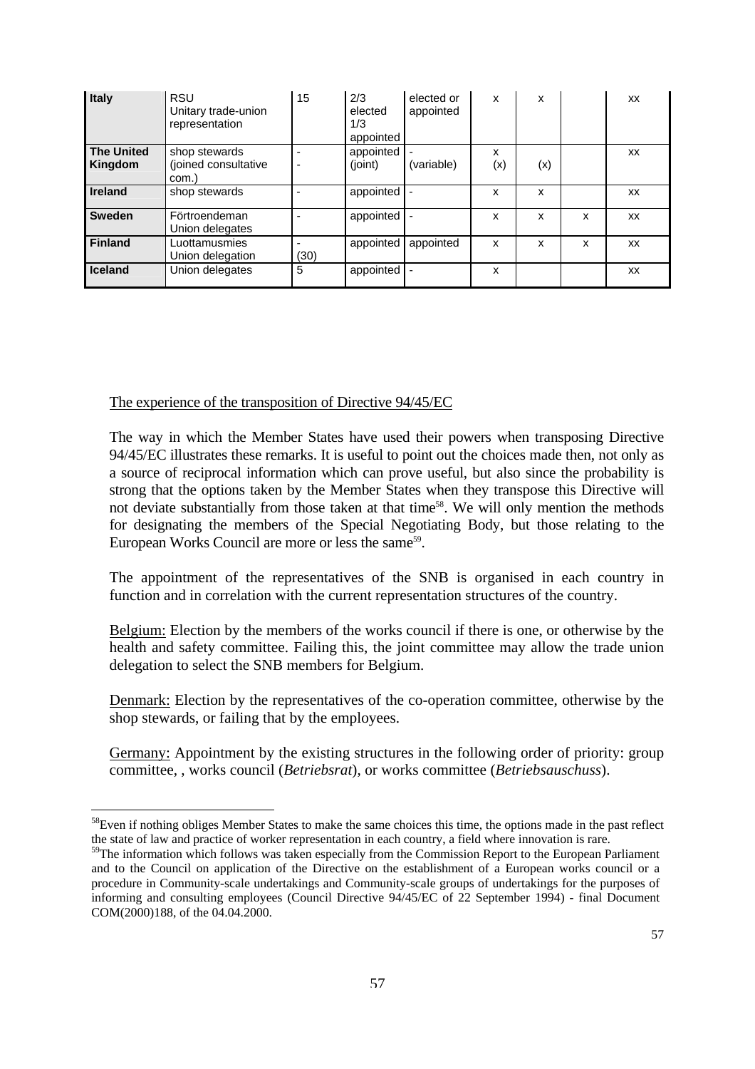| | | | | | | | | |
|---|---|---|---|---|---|---|---|---|
| **Italy** | RSU Unitary trade-union representation | 15 | 2/3 elected 1/3 appointed | elected or appointed | x | x | | xx |
| **The United Kingdom** | shop stewards (joined consultative com.) | - - | appointed (joint) | - (variable) | x (x) | (x) | | xx |
| **Ireland** | shop stewards | - | appointed | - | x | x | | xx |
| **Sweden** | Förtroendeman Union delegates | - | appointed | - | x | x | x | xx |
| **Finland** | Luottamusmies Union delegation | - (30) | appointed | appointed | x | x | x | xx |
| **Iceland** | Union delegates | 5 | appointed | - | x | | | xx |

The experience of the transposition of Directive 94/45/EC

The way in which the Member States have used their powers when transposing Directive 94/45/EC illustrates these remarks. It is useful to point out the choices made then, not only as a source of reciprocal information which can prove useful, but also since the probability is strong that the options taken by the Member States when they transpose this Directive will not deviate substantially from those taken at that time[58]. We will only mention the methods for designating the members of the Special Negotiating Body, but those relating to the European Works Council are more or less the same[59].

The appointment of the representatives of the SNB is organised in each country in function and in correlation with the current representation structures of the country.

Belgium: Election by the members of the works council if there is one, or otherwise by the health and safety committee. Failing this, the joint committee may allow the trade union delegation to select the SNB members for Belgium.

Denmark: Election by the representatives of the co-operation committee, otherwise by the shop stewards, or failing that by the employees.

Germany: Appointment by the existing structures in the following order of priority: group committee, , works council (*Betriebsrat*), or works committee (*Betriebsauschuss*).

[58] Even if nothing obliges Member States to make the same choices this time, the options made in the past reflect the state of law and practice of worker representation in each country, a field where innovation is rare.

[59] The information which follows was taken especially from the Commission Report to the European Parliament and to the Council on application of the Directive on the establishment of a European works council or a procedure in Community-scale undertakings and Community-scale groups of undertakings for the purposes of informing and consulting employees (Council Directive 94/45/EC of 22 September 1994) - final Document COM(2000)188, of the 04.04.2000.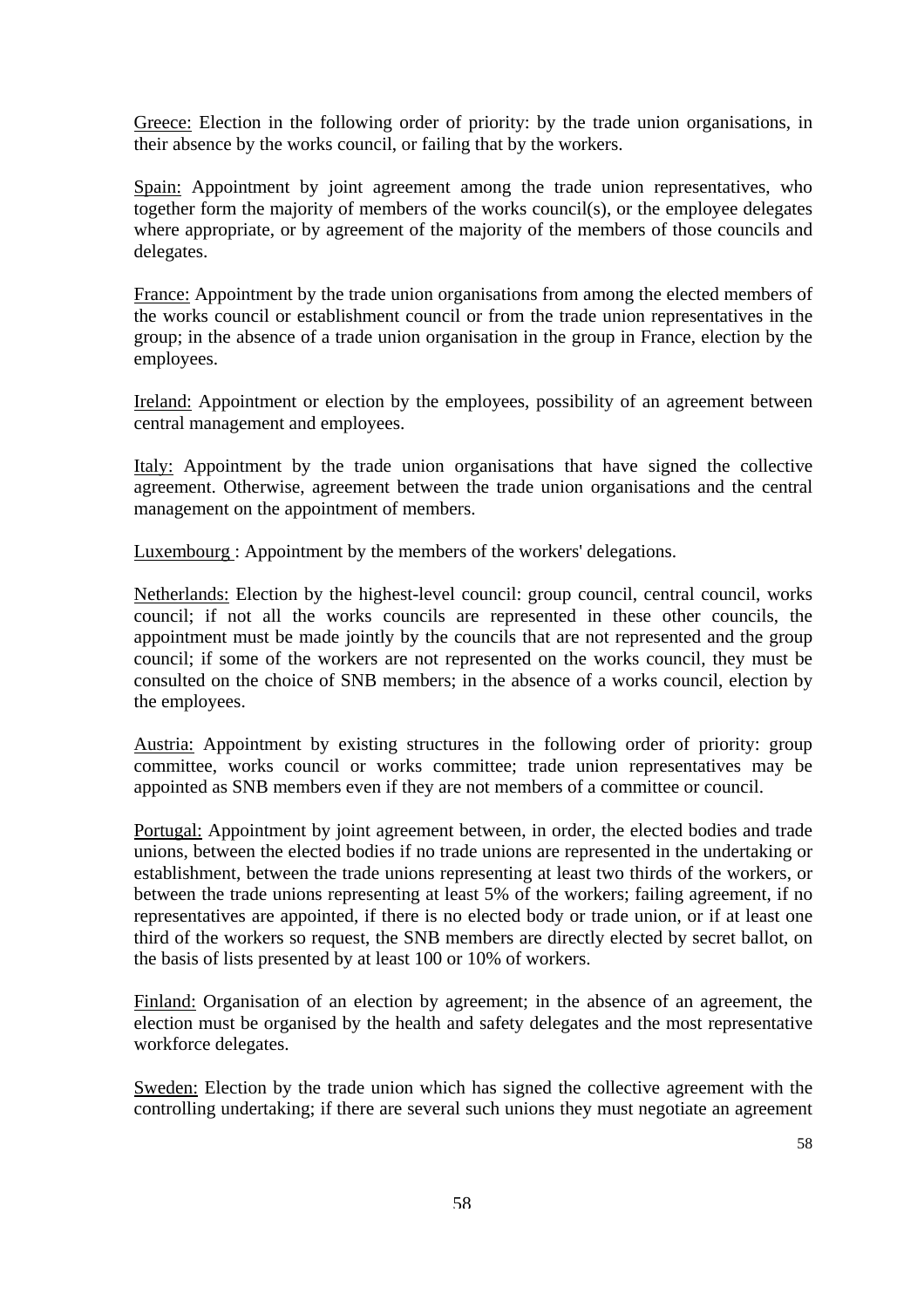Greece: Election in the following order of priority: by the trade union organisations, in their absence by the works council, or failing that by the workers.

Spain: Appointment by joint agreement among the trade union representatives, who together form the majority of members of the works council(s), or the employee delegates where appropriate, or by agreement of the majority of the members of those councils and delegates.

France: Appointment by the trade union organisations from among the elected members of the works council or establishment council or from the trade union representatives in the group; in the absence of a trade union organisation in the group in France, election by the employees.

Ireland: Appointment or election by the employees, possibility of an agreement between central management and employees.

Italy: Appointment by the trade union organisations that have signed the collective agreement. Otherwise, agreement between the trade union organisations and the central management on the appointment of members.

Luxembourg : Appointment by the members of the workers' delegations.

Netherlands: Election by the highest-level council: group council, central council, works council; if not all the works councils are represented in these other councils, the appointment must be made jointly by the councils that are not represented and the group council; if some of the workers are not represented on the works council, they must be consulted on the choice of SNB members; in the absence of a works council, election by the employees.

Austria: Appointment by existing structures in the following order of priority: group committee, works council or works committee; trade union representatives may be appointed as SNB members even if they are not members of a committee or council.

Portugal: Appointment by joint agreement between, in order, the elected bodies and trade unions, between the elected bodies if no trade unions are represented in the undertaking or establishment, between the trade unions representing at least two thirds of the workers, or between the trade unions representing at least 5% of the workers; failing agreement, if no representatives are appointed, if there is no elected body or trade union, or if at least one third of the workers so request, the SNB members are directly elected by secret ballot, on the basis of lists presented by at least 100 or 10% of workers.

Finland: Organisation of an election by agreement; in the absence of an agreement, the election must be organised by the health and safety delegates and the most representative workforce delegates.

Sweden: Election by the trade union which has signed the collective agreement with the controlling undertaking; if there are several such unions they must negotiate an agreement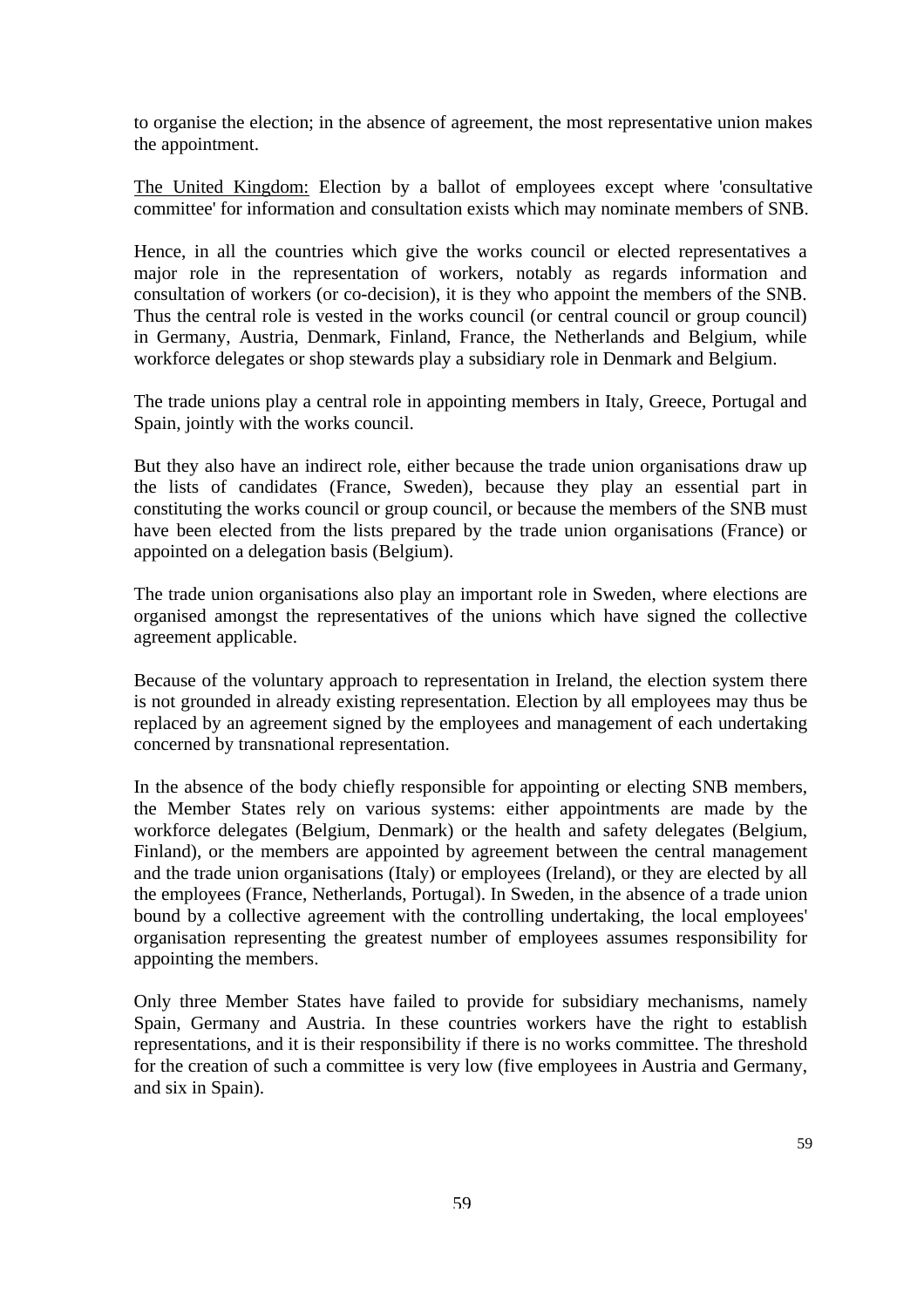to organise the election; in the absence of agreement, the most representative union makes the appointment.

The United Kingdom: Election by a ballot of employees except where 'consultative committee' for information and consultation exists which may nominate members of SNB.

Hence, in all the countries which give the works council or elected representatives a major role in the representation of workers, notably as regards information and consultation of workers (or co-decision), it is they who appoint the members of the SNB. Thus the central role is vested in the works council (or central council or group council) in Germany, Austria, Denmark, Finland, France, the Netherlands and Belgium, while workforce delegates or shop stewards play a subsidiary role in Denmark and Belgium.

The trade unions play a central role in appointing members in Italy, Greece, Portugal and Spain, jointly with the works council.

But they also have an indirect role, either because the trade union organisations draw up the lists of candidates (France, Sweden), because they play an essential part in constituting the works council or group council, or because the members of the SNB must have been elected from the lists prepared by the trade union organisations (France) or appointed on a delegation basis (Belgium).

The trade union organisations also play an important role in Sweden, where elections are organised amongst the representatives of the unions which have signed the collective agreement applicable.

Because of the voluntary approach to representation in Ireland, the election system there is not grounded in already existing representation. Election by all employees may thus be replaced by an agreement signed by the employees and management of each undertaking concerned by transnational representation.

In the absence of the body chiefly responsible for appointing or electing SNB members, the Member States rely on various systems: either appointments are made by the workforce delegates (Belgium, Denmark) or the health and safety delegates (Belgium, Finland), or the members are appointed by agreement between the central management and the trade union organisations (Italy) or employees (Ireland), or they are elected by all the employees (France, Netherlands, Portugal). In Sweden, in the absence of a trade union bound by a collective agreement with the controlling undertaking, the local employees' organisation representing the greatest number of employees assumes responsibility for appointing the members.

Only three Member States have failed to provide for subsidiary mechanisms, namely Spain, Germany and Austria. In these countries workers have the right to establish representations, and it is their responsibility if there is no works committee. The threshold for the creation of such a committee is very low (five employees in Austria and Germany, and six in Spain).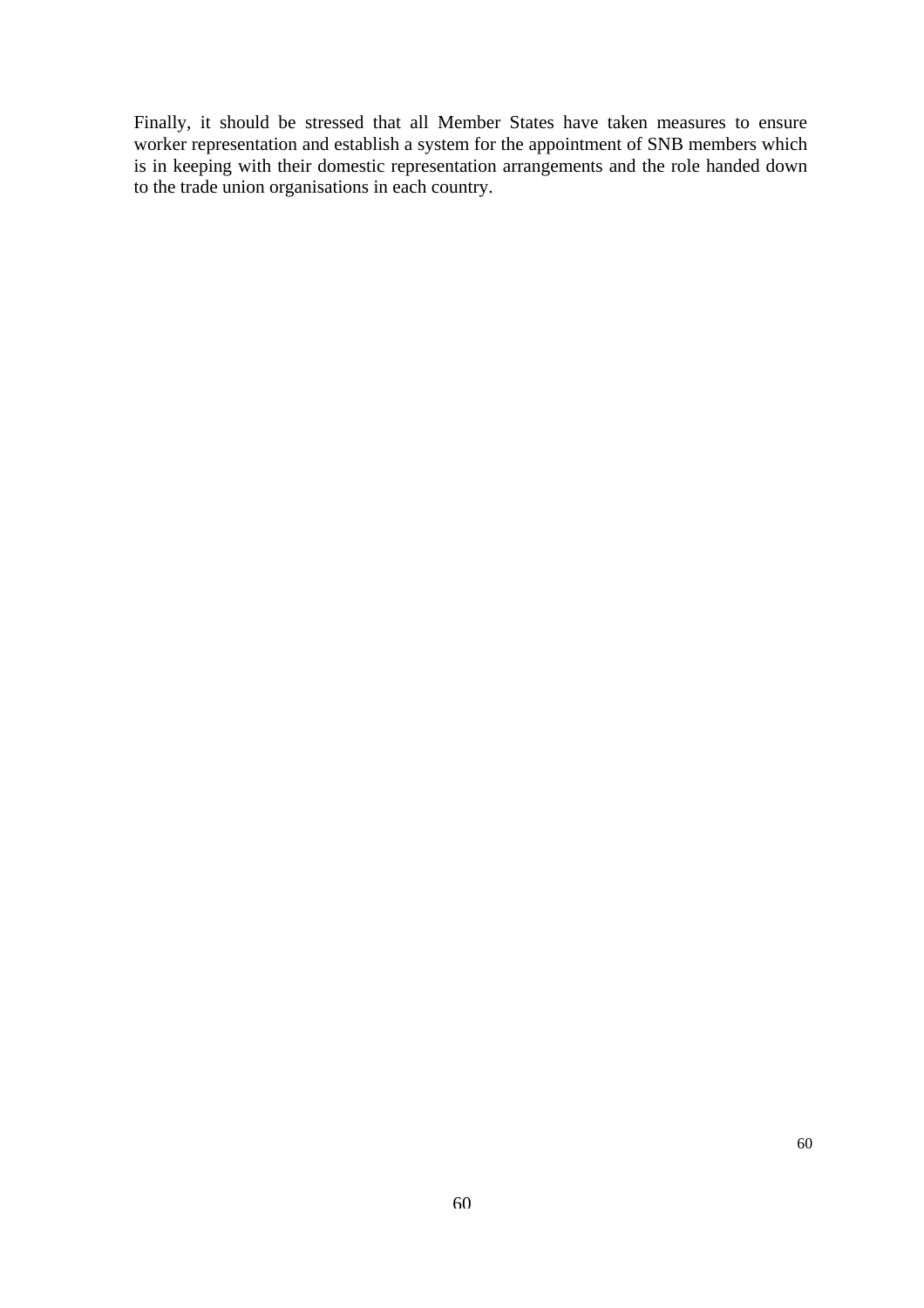Finally, it should be stressed that all Member States have taken measures to ensure worker representation and establish a system for the appointment of SNB members which is in keeping with their domestic representation arrangements and the role handed down to the trade union organisations in each country.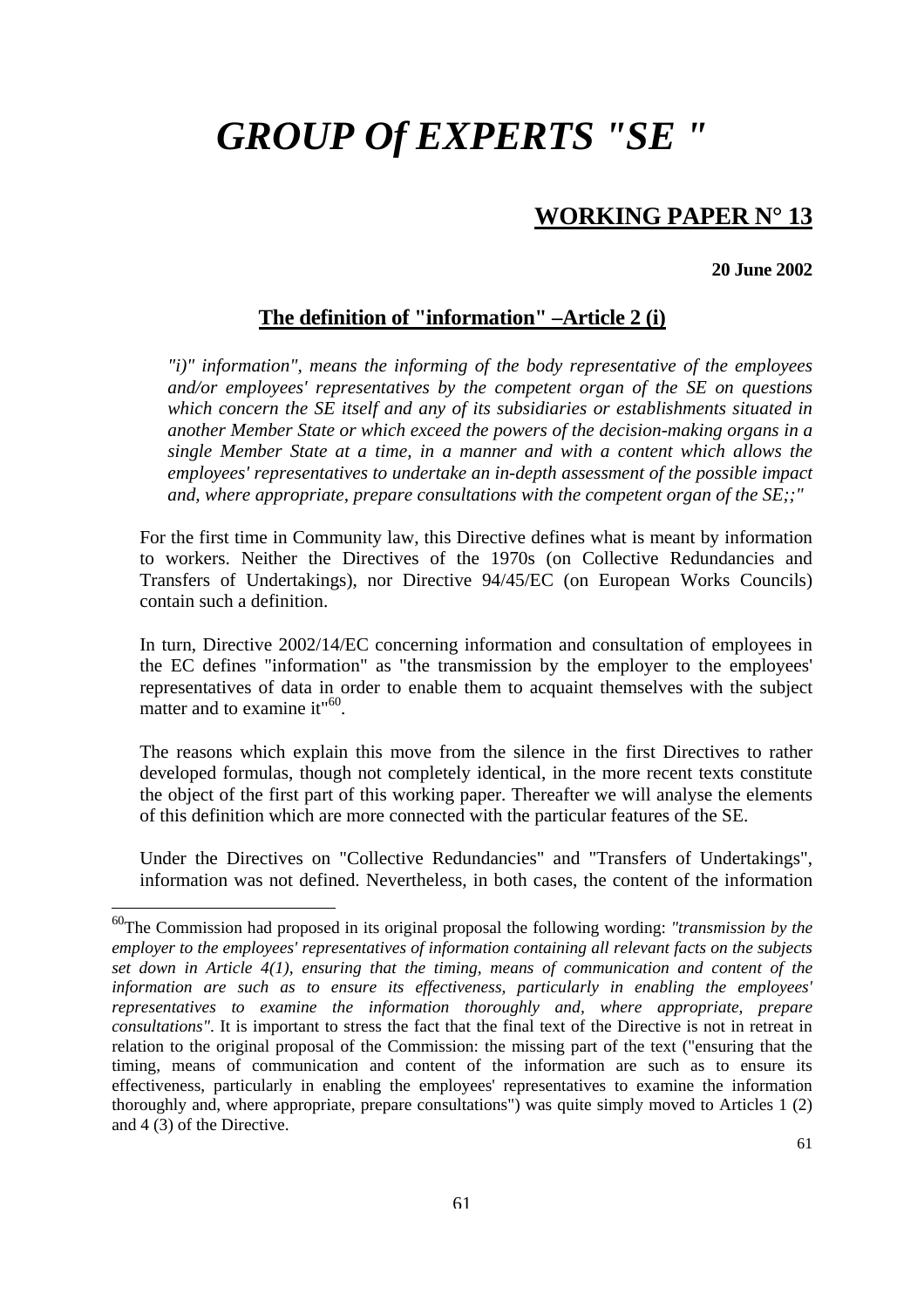# *GROUP Of EXPERTS "SE "*

## WORKING PAPER N° 13

**20 June 2002**

### The definition of "information" –Article 2 (i)

*"i)" information", means the informing of the body representative of the employees and/or employees' representatives by the competent organ of the SE on questions which concern the SE itself and any of its subsidiaries or establishments situated in another Member State or which exceed the powers of the decision-making organs in a single Member State at a time, in a manner and with a content which allows the employees' representatives to undertake an in-depth assessment of the possible impact and, where appropriate, prepare consultations with the competent organ of the SE;;"*

For the first time in Community law, this Directive defines what is meant by information to workers. Neither the Directives of the 1970s (on Collective Redundancies and Transfers of Undertakings), nor Directive 94/45/EC (on European Works Councils) contain such a definition.

In turn, Directive 2002/14/EC concerning information and consultation of employees in the EC defines "information" as "the transmission by the employer to the employees' representatives of data in order to enable them to acquaint themselves with the subject matter and to examine it"[60].

The reasons which explain this move from the silence in the first Directives to rather developed formulas, though not completely identical, in the more recent texts constitute the object of the first part of this working paper. Thereafter we will analyse the elements of this definition which are more connected with the particular features of the SE.

Under the Directives on "Collective Redundancies" and "Transfers of Undertakings", information was not defined. Nevertheless, in both cases, the content of the information

---

[60]The Commission had proposed in its original proposal the following wording: *"transmission by the employer to the employees' representatives of information containing all relevant facts on the subjects set down in Article 4(1), ensuring that the timing, means of communication and content of the information are such as to ensure its effectiveness, particularly in enabling the employees' representatives to examine the information thoroughly and, where appropriate, prepare consultations"*. It is important to stress the fact that the final text of the Directive is not in retreat in relation to the original proposal of the Commission: the missing part of the text ("ensuring that the timing, means of communication and content of the information are such as to ensure its effectiveness, particularly in enabling the employees' representatives to examine the information thoroughly and, where appropriate, prepare consultations") was quite simply moved to Articles 1 (2) and 4 (3) of the Directive.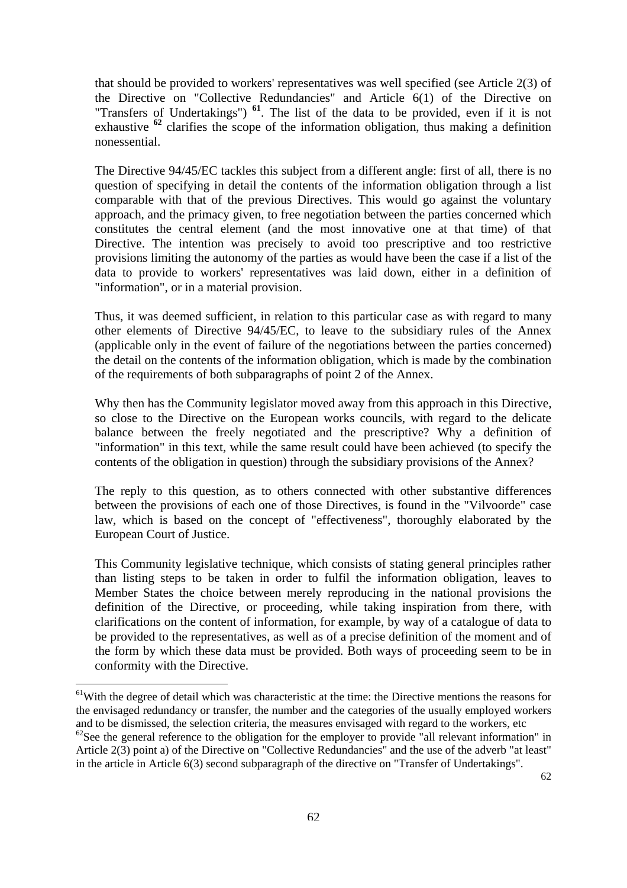that should be provided to workers' representatives was well specified (see Article 2(3) of the Directive on "Collective Redundancies" and Article 6(1) of the Directive on "Transfers of Undertakings") [61]. The list of the data to be provided, even if it is not exhaustive [62] clarifies the scope of the information obligation, thus making a definition nonessential.

The Directive 94/45/EC tackles this subject from a different angle: first of all, there is no question of specifying in detail the contents of the information obligation through a list comparable with that of the previous Directives. This would go against the voluntary approach, and the primacy given, to free negotiation between the parties concerned which constitutes the central element (and the most innovative one at that time) of that Directive. The intention was precisely to avoid too prescriptive and too restrictive provisions limiting the autonomy of the parties as would have been the case if a list of the data to provide to workers' representatives was laid down, either in a definition of "information", or in a material provision.

Thus, it was deemed sufficient, in relation to this particular case as with regard to many other elements of Directive 94/45/EC, to leave to the subsidiary rules of the Annex (applicable only in the event of failure of the negotiations between the parties concerned) the detail on the contents of the information obligation, which is made by the combination of the requirements of both subparagraphs of point 2 of the Annex.

Why then has the Community legislator moved away from this approach in this Directive, so close to the Directive on the European works councils, with regard to the delicate balance between the freely negotiated and the prescriptive? Why a definition of "information" in this text, while the same result could have been achieved (to specify the contents of the obligation in question) through the subsidiary provisions of the Annex?

The reply to this question, as to others connected with other substantive differences between the provisions of each one of those Directives, is found in the "Vilvoorde" case law, which is based on the concept of "effectiveness", thoroughly elaborated by the European Court of Justice.

This Community legislative technique, which consists of stating general principles rather than listing steps to be taken in order to fulfil the information obligation, leaves to Member States the choice between merely reproducing in the national provisions the definition of the Directive, or proceeding, while taking inspiration from there, with clarifications on the content of information, for example, by way of a catalogue of data to be provided to the representatives, as well as of a precise definition of the moment and of the form by which these data must be provided. Both ways of proceeding seem to be in conformity with the Directive.

---

[61] With the degree of detail which was characteristic at the time: the Directive mentions the reasons for the envisaged redundancy or transfer, the number and the categories of the usually employed workers and to be dismissed, the selection criteria, the measures envisaged with regard to the workers, etc

[62] See the general reference to the obligation for the employer to provide "all relevant information" in Article 2(3) point a) of the Directive on "Collective Redundancies" and the use of the adverb "at least" in the article in Article 6(3) second subparagraph of the directive on "Transfer of Undertakings".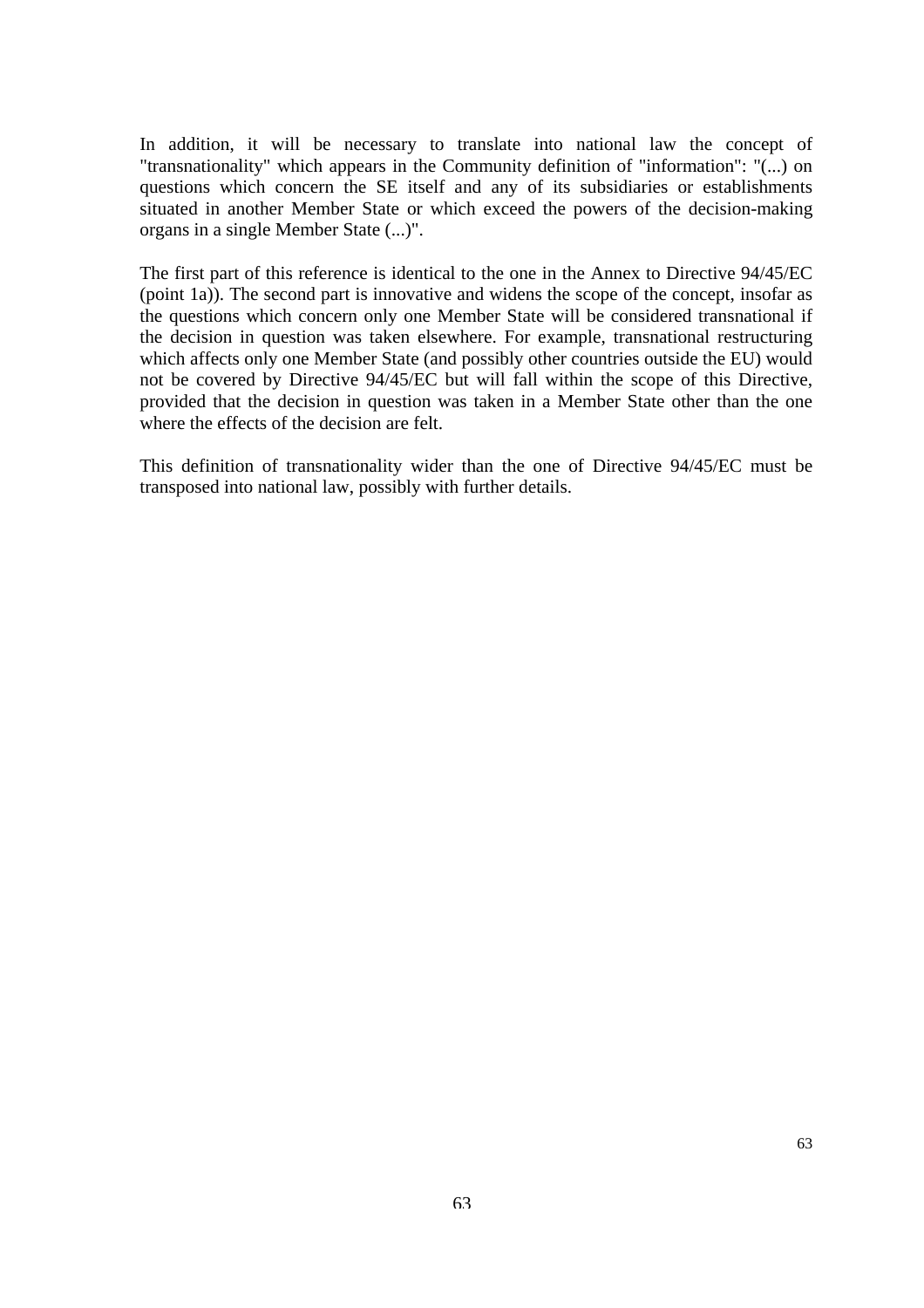In addition, it will be necessary to translate into national law the concept of "transnationality" which appears in the Community definition of "information": "(...) on questions which concern the SE itself and any of its subsidiaries or establishments situated in another Member State or which exceed the powers of the decision-making organs in a single Member State (...)".

The first part of this reference is identical to the one in the Annex to Directive 94/45/EC (point 1a)). The second part is innovative and widens the scope of the concept, insofar as the questions which concern only one Member State will be considered transnational if the decision in question was taken elsewhere. For example, transnational restructuring which affects only one Member State (and possibly other countries outside the EU) would not be covered by Directive 94/45/EC but will fall within the scope of this Directive, provided that the decision in question was taken in a Member State other than the one where the effects of the decision are felt.

This definition of transnationality wider than the one of Directive 94/45/EC must be transposed into national law, possibly with further details.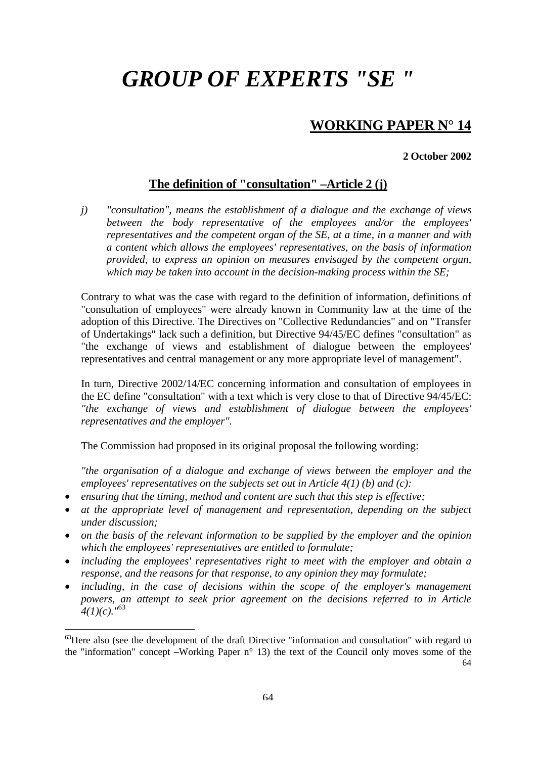# *GROUP OF EXPERTS "SE "*

## WORKING PAPER N° 14

**2 October 2002**

### The definition of "consultation" –Article 2 (j)

*j) "consultation", means the establishment of a dialogue and the exchange of views between the body representative of the employees and/or the employees' representatives and the competent organ of the SE, at a time, in a manner and with a content which allows the employees' representatives, on the basis of information provided, to express an opinion on measures envisaged by the competent organ, which may be taken into account in the decision-making process within the SE;*

Contrary to what was the case with regard to the definition of information, definitions of "consultation of employees" were already known in Community law at the time of the adoption of this Directive. The Directives on "Collective Redundancies" and on "Transfer of Undertakings" lack such a definition, but Directive 94/45/EC defines "consultation" as "the exchange of views and establishment of dialogue between the employees' representatives and central management or any more appropriate level of management".

In turn, Directive 2002/14/EC concerning information and consultation of employees in the EC define "consultation" with a text which is very close to that of Directive 94/45/EC: *"the exchange of views and establishment of dialogue between the employees' representatives and the employer".*

The Commission had proposed in its original proposal the following wording:

*"the organisation of a dialogue and exchange of views between the employer and the employees' representatives on the subjects set out in Article 4(1) (b) and (c):*

- *ensuring that the timing, method and content are such that this step is effective;*
- *at the appropriate level of management and representation, depending on the subject under discussion;*
- *on the basis of the relevant information to be supplied by the employer and the opinion which the employees' representatives are entitled to formulate;*
- *including the employees' representatives right to meet with the employer and obtain a response, and the reasons for that response, to any opinion they may formulate;*
- *including, in the case of decisions within the scope of the employer's management powers, an attempt to seek prior agreement on the decisions referred to in Article 4(1)(c)."*[63]

[63] Here also (see the development of the draft Directive "information and consultation" with regard to the "information" concept –Working Paper n° 13) the text of the Council only moves some of the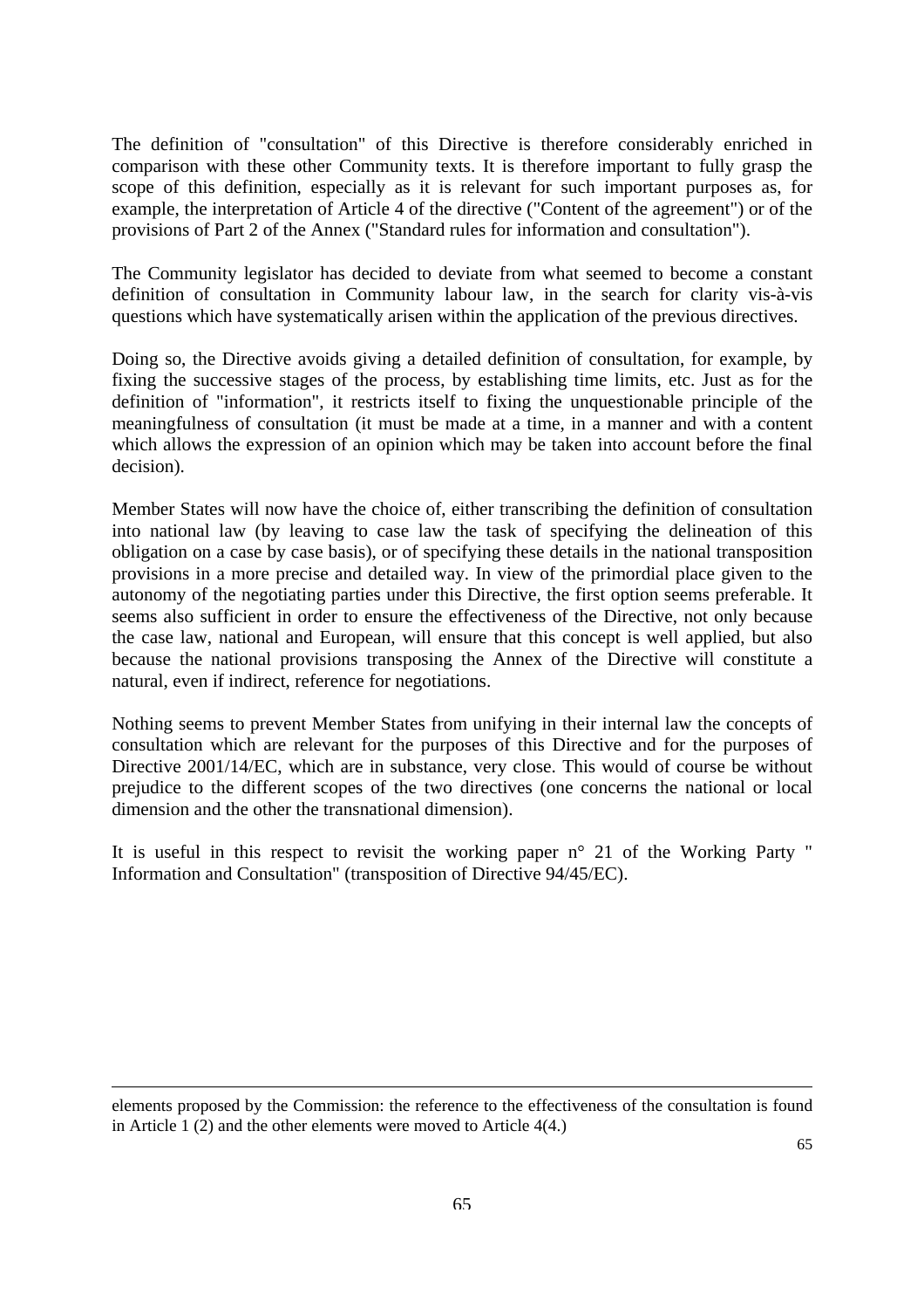The definition of "consultation" of this Directive is therefore considerably enriched in comparison with these other Community texts. It is therefore important to fully grasp the scope of this definition, especially as it is relevant for such important purposes as, for example, the interpretation of Article 4 of the directive ("Content of the agreement") or of the provisions of Part 2 of the Annex ("Standard rules for information and consultation").

The Community legislator has decided to deviate from what seemed to become a constant definition of consultation in Community labour law, in the search for clarity vis-à-vis questions which have systematically arisen within the application of the previous directives.

Doing so, the Directive avoids giving a detailed definition of consultation, for example, by fixing the successive stages of the process, by establishing time limits, etc. Just as for the definition of "information", it restricts itself to fixing the unquestionable principle of the meaningfulness of consultation (it must be made at a time, in a manner and with a content which allows the expression of an opinion which may be taken into account before the final decision).

Member States will now have the choice of, either transcribing the definition of consultation into national law (by leaving to case law the task of specifying the delineation of this obligation on a case by case basis), or of specifying these details in the national transposition provisions in a more precise and detailed way. In view of the primordial place given to the autonomy of the negotiating parties under this Directive, the first option seems preferable. It seems also sufficient in order to ensure the effectiveness of the Directive, not only because the case law, national and European, will ensure that this concept is well applied, but also because the national provisions transposing the Annex of the Directive will constitute a natural, even if indirect, reference for negotiations.

Nothing seems to prevent Member States from unifying in their internal law the concepts of consultation which are relevant for the purposes of this Directive and for the purposes of Directive 2001/14/EC, which are in substance, very close. This would of course be without prejudice to the different scopes of the two directives (one concerns the national or local dimension and the other the transnational dimension).

It is useful in this respect to revisit the working paper n° 21 of the Working Party " Information and Consultation" (transposition of Directive 94/45/EC).

---

elements proposed by the Commission: the reference to the effectiveness of the consultation is found in Article 1 (2) and the other elements were moved to Article 4(4.)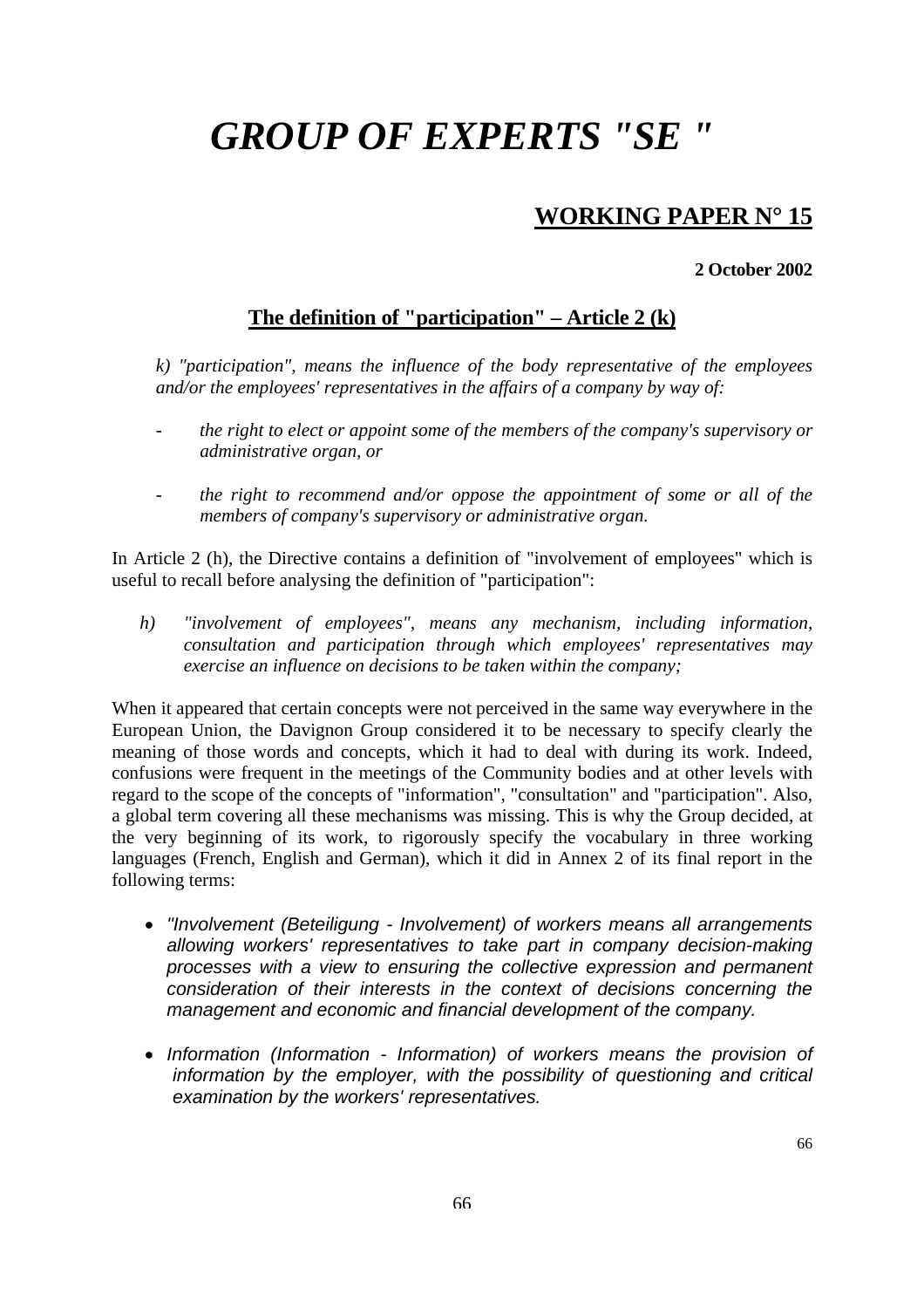# *GROUP OF EXPERTS "SE "*

## WORKING PAPER N° 15

**2 October 2002**

### The definition of "participation" – Article 2 (k)

*k) "participation", means the influence of the body representative of the employees and/or the employees' representatives in the affairs of a company by way of:*

- *the right to elect or appoint some of the members of the company's supervisory or administrative organ, or*

- *the right to recommend and/or oppose the appointment of some or all of the members of company's supervisory or administrative organ.*

In Article 2 (h), the Directive contains a definition of "involvement of employees" which is useful to recall before analysing the definition of "participation":

*h) "involvement of employees", means any mechanism, including information, consultation and participation through which employees' representatives may exercise an influence on decisions to be taken within the company;*

When it appeared that certain concepts were not perceived in the same way everywhere in the European Union, the Davignon Group considered it to be necessary to specify clearly the meaning of those words and concepts, which it had to deal with during its work. Indeed, confusions were frequent in the meetings of the Community bodies and at other levels with regard to the scope of the concepts of "information", "consultation" and "participation". Also, a global term covering all these mechanisms was missing. This is why the Group decided, at the very beginning of its work, to rigorously specify the vocabulary in three working languages (French, English and German), which it did in Annex 2 of its final report in the following terms:

- *"Involvement (Beteiligung - Involvement) of workers means all arrangements allowing workers' representatives to take part in company decision-making processes with a view to ensuring the collective expression and permanent consideration of their interests in the context of decisions concerning the management and economic and financial development of the company.*

- *Information (Information - Information) of workers means the provision of information by the employer, with the possibility of questioning and critical examination by the workers' representatives.*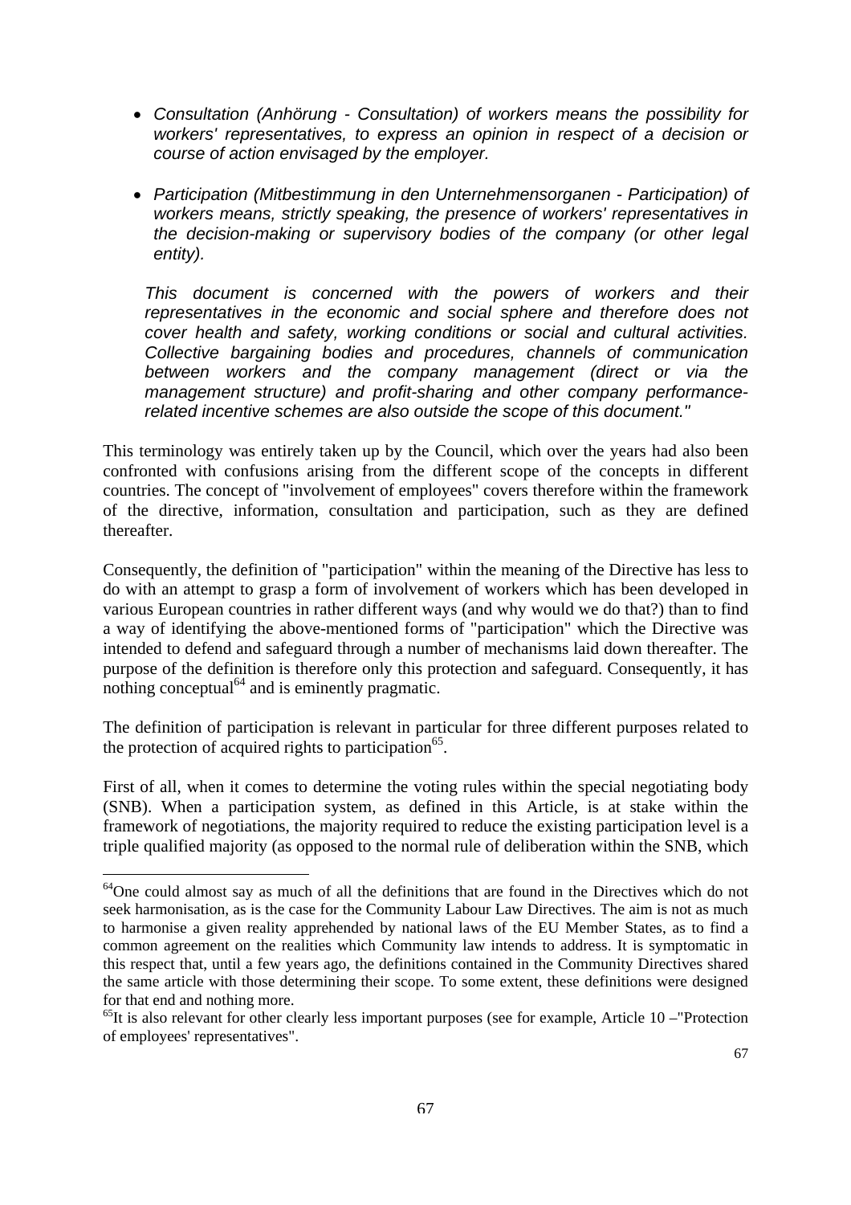- *Consultation (Anhörung - Consultation) of workers means the possibility for workers' representatives, to express an opinion in respect of a decision or course of action envisaged by the employer.*

- *Participation (Mitbestimmung in den Unternehmensorganen - Participation) of workers means, strictly speaking, the presence of workers' representatives in the decision-making or supervisory bodies of the company (or other legal entity).*

  *This document is concerned with the powers of workers and their representatives in the economic and social sphere and therefore does not cover health and safety, working conditions or social and cultural activities. Collective bargaining bodies and procedures, channels of communication between workers and the company management (direct or via the management structure) and profit-sharing and other company performance-related incentive schemes are also outside the scope of this document."*

This terminology was entirely taken up by the Council, which over the years had also been confronted with confusions arising from the different scope of the concepts in different countries. The concept of "involvement of employees" covers therefore within the framework of the directive, information, consultation and participation, such as they are defined thereafter.

Consequently, the definition of "participation" within the meaning of the Directive has less to do with an attempt to grasp a form of involvement of workers which has been developed in various European countries in rather different ways (and why would we do that?) than to find a way of identifying the above-mentioned forms of "participation" which the Directive was intended to defend and safeguard through a number of mechanisms laid down thereafter. The purpose of the definition is therefore only this protection and safeguard. Consequently, it has nothing conceptual[64] and is eminently pragmatic.

The definition of participation is relevant in particular for three different purposes related to the protection of acquired rights to participation[65].

First of all, when it comes to determine the voting rules within the special negotiating body (SNB). When a participation system, as defined in this Article, is at stake within the framework of negotiations, the majority required to reduce the existing participation level is a triple qualified majority (as opposed to the normal rule of deliberation within the SNB, which

[64] One could almost say as much of all the definitions that are found in the Directives which do not seek harmonisation, as is the case for the Community Labour Law Directives. The aim is not as much to harmonise a given reality apprehended by national laws of the EU Member States, as to find a common agreement on the realities which Community law intends to address. It is symptomatic in this respect that, until a few years ago, the definitions contained in the Community Directives shared the same article with those determining their scope. To some extent, these definitions were designed for that end and nothing more.

[65] It is also relevant for other clearly less important purposes (see for example, Article 10 –"Protection of employees' representatives".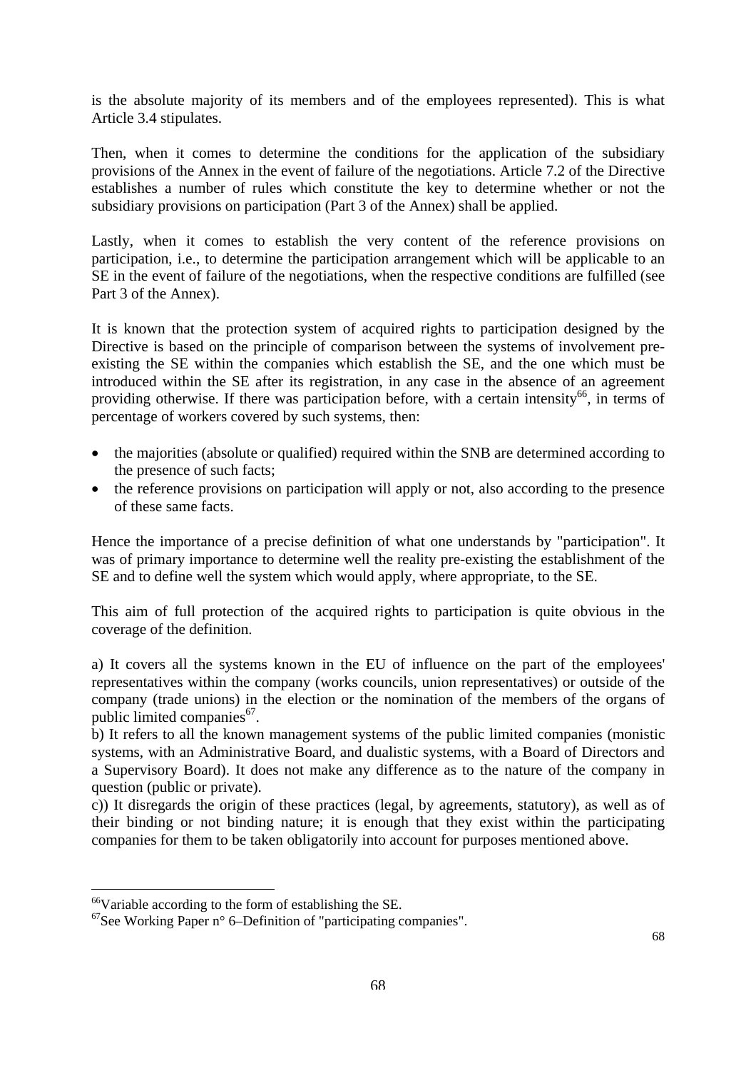is the absolute majority of its members and of the employees represented). This is what Article 3.4 stipulates.

Then, when it comes to determine the conditions for the application of the subsidiary provisions of the Annex in the event of failure of the negotiations. Article 7.2 of the Directive establishes a number of rules which constitute the key to determine whether or not the subsidiary provisions on participation (Part 3 of the Annex) shall be applied.

Lastly, when it comes to establish the very content of the reference provisions on participation, i.e., to determine the participation arrangement which will be applicable to an SE in the event of failure of the negotiations, when the respective conditions are fulfilled (see Part 3 of the Annex).

It is known that the protection system of acquired rights to participation designed by the Directive is based on the principle of comparison between the systems of involvement pre-existing the SE within the companies which establish the SE, and the one which must be introduced within the SE after its registration, in any case in the absence of an agreement providing otherwise. If there was participation before, with a certain intensity[66], in terms of percentage of workers covered by such systems, then:

- the majorities (absolute or qualified) required within the SNB are determined according to the presence of such facts;
- the reference provisions on participation will apply or not, also according to the presence of these same facts.

Hence the importance of a precise definition of what one understands by "participation". It was of primary importance to determine well the reality pre-existing the establishment of the SE and to define well the system which would apply, where appropriate, to the SE.

This aim of full protection of the acquired rights to participation is quite obvious in the coverage of the definition.

a) It covers all the systems known in the EU of influence on the part of the employees' representatives within the company (works councils, union representatives) or outside of the company (trade unions) in the election or the nomination of the members of the organs of public limited companies[67].
b) It refers to all the known management systems of the public limited companies (monistic systems, with an Administrative Board, and dualistic systems, with a Board of Directors and a Supervisory Board). It does not make any difference as to the nature of the company in question (public or private).
c)) It disregards the origin of these practices (legal, by agreements, statutory), as well as of their binding or not binding nature; it is enough that they exist within the participating companies for them to be taken obligatorily into account for purposes mentioned above.

---

[66]Variable according to the form of establishing the SE.
[67]See Working Paper n° 6–Definition of "participating companies".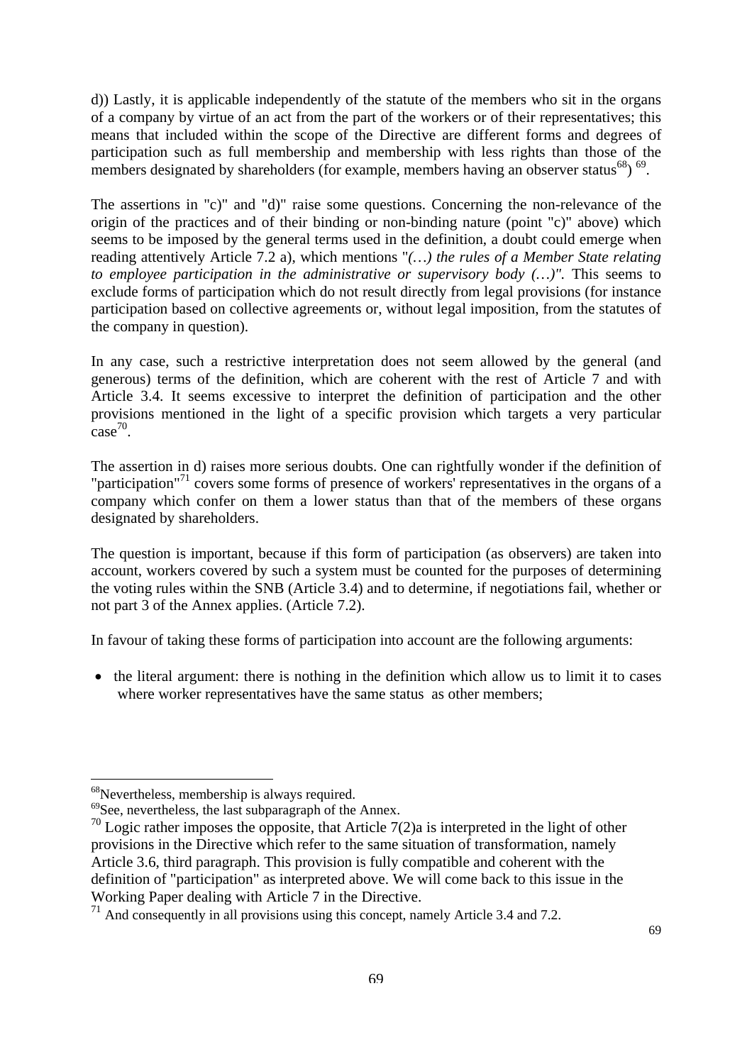d)) Lastly, it is applicable independently of the statute of the members who sit in the organs of a company by virtue of an act from the part of the workers or of their representatives; this means that included within the scope of the Directive are different forms and degrees of participation such as full membership and membership with less rights than those of the members designated by shareholders (for example, members having an observer status[68]) [69].

The assertions in "c)" and "d)" raise some questions. Concerning the non-relevance of the origin of the practices and of their binding or non-binding nature (point "c)" above) which seems to be imposed by the general terms used in the definition, a doubt could emerge when reading attentively Article 7.2 a), which mentions "*(…) the rules of a Member State relating to employee participation in the administrative or supervisory body (…)"*. This seems to exclude forms of participation which do not result directly from legal provisions (for instance participation based on collective agreements or, without legal imposition, from the statutes of the company in question).

In any case, such a restrictive interpretation does not seem allowed by the general (and generous) terms of the definition, which are coherent with the rest of Article 7 and with Article 3.4. It seems excessive to interpret the definition of participation and the other provisions mentioned in the light of a specific provision which targets a very particular case[70].

The assertion in d) raises more serious doubts. One can rightfully wonder if the definition of "participation"[71] covers some forms of presence of workers' representatives in the organs of a company which confer on them a lower status than that of the members of these organs designated by shareholders.

The question is important, because if this form of participation (as observers) are taken into account, workers covered by such a system must be counted for the purposes of determining the voting rules within the SNB (Article 3.4) and to determine, if negotiations fail, whether or not part 3 of the Annex applies. (Article 7.2).

In favour of taking these forms of participation into account are the following arguments:

- the literal argument: there is nothing in the definition which allow us to limit it to cases where worker representatives have the same status as other members;

---

[68] Nevertheless, membership is always required.

[69] See, nevertheless, the last subparagraph of the Annex.

[70] Logic rather imposes the opposite, that Article 7(2)a is interpreted in the light of other provisions in the Directive which refer to the same situation of transformation, namely Article 3.6, third paragraph. This provision is fully compatible and coherent with the definition of "participation" as interpreted above. We will come back to this issue in the Working Paper dealing with Article 7 in the Directive.

[71] And consequently in all provisions using this concept, namely Article 3.4 and 7.2.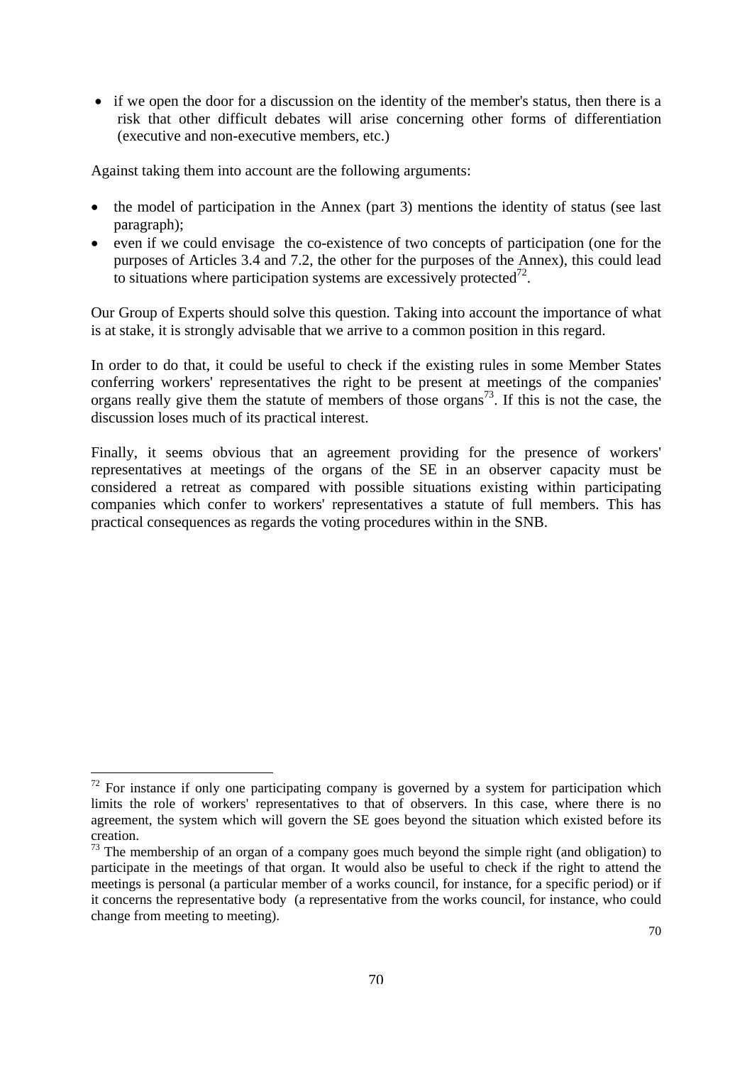- if we open the door for a discussion on the identity of the member's status, then there is a risk that other difficult debates will arise concerning other forms of differentiation (executive and non-executive members, etc.)

Against taking them into account are the following arguments:

- the model of participation in the Annex (part 3) mentions the identity of status (see last paragraph);
- even if we could envisage the co-existence of two concepts of participation (one for the purposes of Articles 3.4 and 7.2, the other for the purposes of the Annex), this could lead to situations where participation systems are excessively protected[72].

Our Group of Experts should solve this question. Taking into account the importance of what is at stake, it is strongly advisable that we arrive to a common position in this regard.

In order to do that, it could be useful to check if the existing rules in some Member States conferring workers' representatives the right to be present at meetings of the companies' organs really give them the statute of members of those organs[73]. If this is not the case, the discussion loses much of its practical interest.

Finally, it seems obvious that an agreement providing for the presence of workers' representatives at meetings of the organs of the SE in an observer capacity must be considered a retreat as compared with possible situations existing within participating companies which confer to workers' representatives a statute of full members. This has practical consequences as regards the voting procedures within in the SNB.

---

[72] For instance if only one participating company is governed by a system for participation which limits the role of workers' representatives to that of observers. In this case, where there is no agreement, the system which will govern the SE goes beyond the situation which existed before its creation.

[73] The membership of an organ of a company goes much beyond the simple right (and obligation) to participate in the meetings of that organ. It would also be useful to check if the right to attend the meetings is personal (a particular member of a works council, for instance, for a specific period) or if it concerns the representative body (a representative from the works council, for instance, who could change from meeting to meeting).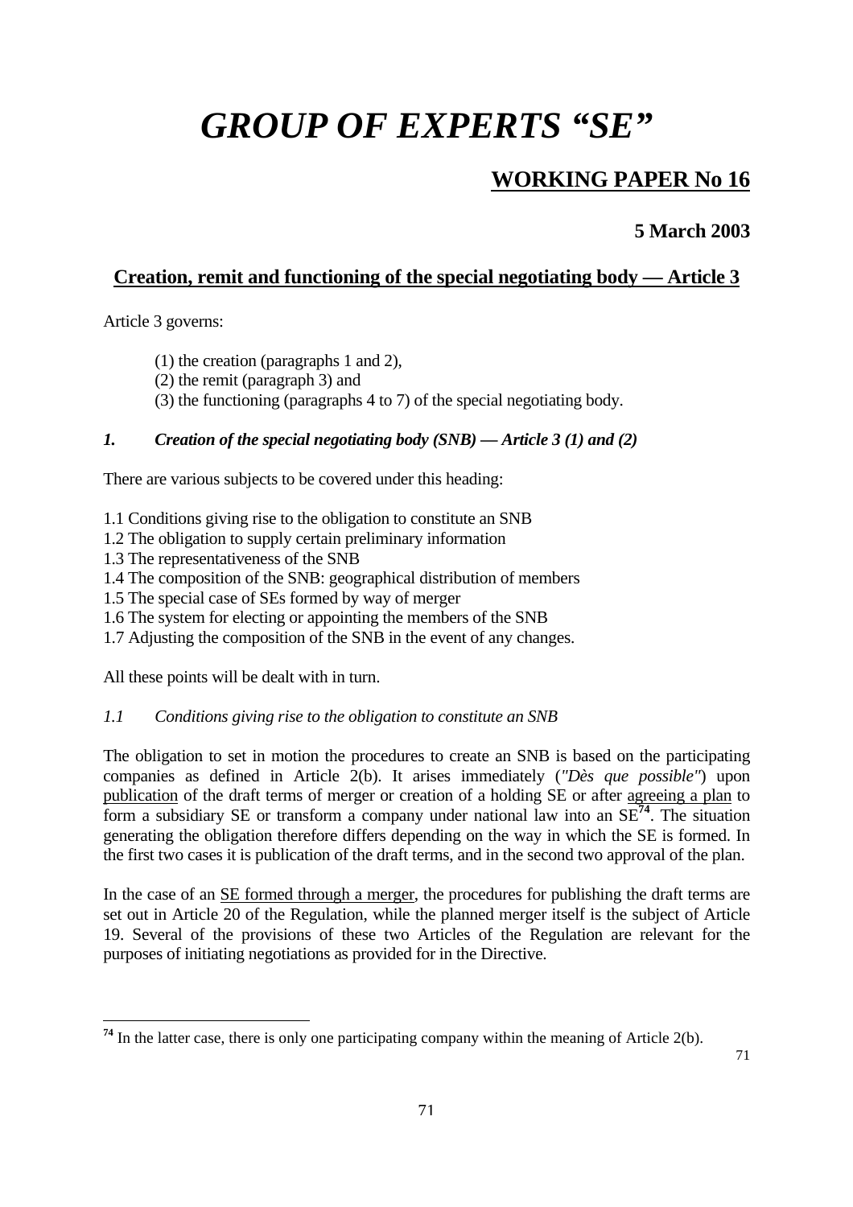# GROUP OF EXPERTS "SE"

## WORKING PAPER No 16

**5 March 2003**

## Creation, remit and functioning of the special negotiating body — Article 3

Article 3 governs:

(1) the creation (paragraphs 1 and 2),
(2) the remit (paragraph 3) and
(3) the functioning (paragraphs 4 to 7) of the special negotiating body.

### *1. Creation of the special negotiating body (SNB) — Article 3 (1) and (2)*

There are various subjects to be covered under this heading:

1.1 Conditions giving rise to the obligation to constitute an SNB
1.2 The obligation to supply certain preliminary information
1.3 The representativeness of the SNB
1.4 The composition of the SNB: geographical distribution of members
1.5 The special case of SEs formed by way of merger
1.6 The system for electing or appointing the members of the SNB
1.7 Adjusting the composition of the SNB in the event of any changes.

All these points will be dealt with in turn.

#### *1.1 Conditions giving rise to the obligation to constitute an SNB*

The obligation to set in motion the procedures to create an SNB is based on the participating companies as defined in Article 2(b). It arises immediately (*"Dès que possible"*) upon publication of the draft terms of merger or creation of a holding SE or after agreeing a plan to form a subsidiary SE or transform a company under national law into an SE[74]. The situation generating the obligation therefore differs depending on the way in which the SE is formed. In the first two cases it is publication of the draft terms, and in the second two approval of the plan.

In the case of an SE formed through a merger, the procedures for publishing the draft terms are set out in Article 20 of the Regulation, while the planned merger itself is the subject of Article 19. Several of the provisions of these two Articles of the Regulation are relevant for the purposes of initiating negotiations as provided for in the Directive.

---

[74] In the latter case, there is only one participating company within the meaning of Article 2(b).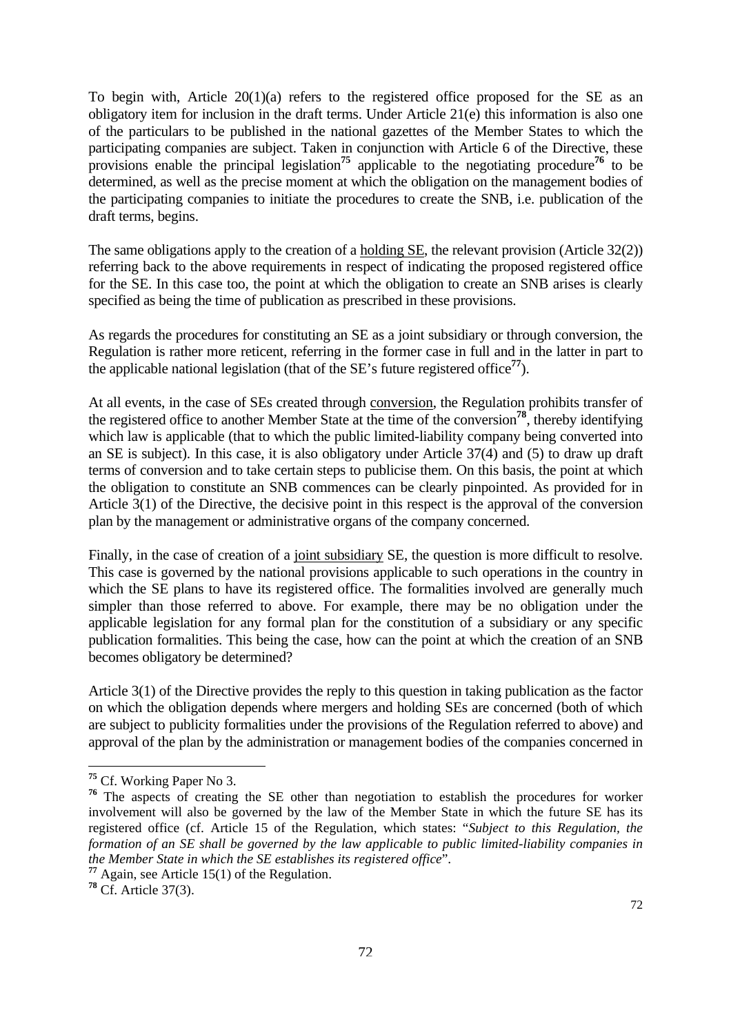To begin with, Article 20(1)(a) refers to the registered office proposed for the SE as an obligatory item for inclusion in the draft terms. Under Article 21(e) this information is also one of the particulars to be published in the national gazettes of the Member States to which the participating companies are subject. Taken in conjunction with Article 6 of the Directive, these provisions enable the principal legislation[75] applicable to the negotiating procedure[76] to be determined, as well as the precise moment at which the obligation on the management bodies of the participating companies to initiate the procedures to create the SNB, i.e. publication of the draft terms, begins.

The same obligations apply to the creation of a holding SE, the relevant provision (Article 32(2)) referring back to the above requirements in respect of indicating the proposed registered office for the SE. In this case too, the point at which the obligation to create an SNB arises is clearly specified as being the time of publication as prescribed in these provisions.

As regards the procedures for constituting an SE as a joint subsidiary or through conversion, the Regulation is rather more reticent, referring in the former case in full and in the latter in part to the applicable national legislation (that of the SE's future registered office[77]).

At all events, in the case of SEs created through conversion, the Regulation prohibits transfer of the registered office to another Member State at the time of the conversion[78], thereby identifying which law is applicable (that to which the public limited-liability company being converted into an SE is subject). In this case, it is also obligatory under Article 37(4) and (5) to draw up draft terms of conversion and to take certain steps to publicise them. On this basis, the point at which the obligation to constitute an SNB commences can be clearly pinpointed. As provided for in Article 3(1) of the Directive, the decisive point in this respect is the approval of the conversion plan by the management or administrative organs of the company concerned.

Finally, in the case of creation of a joint subsidiary SE, the question is more difficult to resolve. This case is governed by the national provisions applicable to such operations in the country in which the SE plans to have its registered office. The formalities involved are generally much simpler than those referred to above. For example, there may be no obligation under the applicable legislation for any formal plan for the constitution of a subsidiary or any specific publication formalities. This being the case, how can the point at which the creation of an SNB becomes obligatory be determined?

Article 3(1) of the Directive provides the reply to this question in taking publication as the factor on which the obligation depends where mergers and holding SEs are concerned (both of which are subject to publicity formalities under the provisions of the Regulation referred to above) and approval of the plan by the administration or management bodies of the companies concerned in

---

[75] Cf. Working Paper No 3.

[76] The aspects of creating the SE other than negotiation to establish the procedures for worker involvement will also be governed by the law of the Member State in which the future SE has its registered office (cf. Article 15 of the Regulation, which states: "*Subject to this Regulation, the formation of an SE shall be governed by the law applicable to public limited-liability companies in the Member State in which the SE establishes its registered office*".

[77] Again, see Article 15(1) of the Regulation.

[78] Cf. Article 37(3).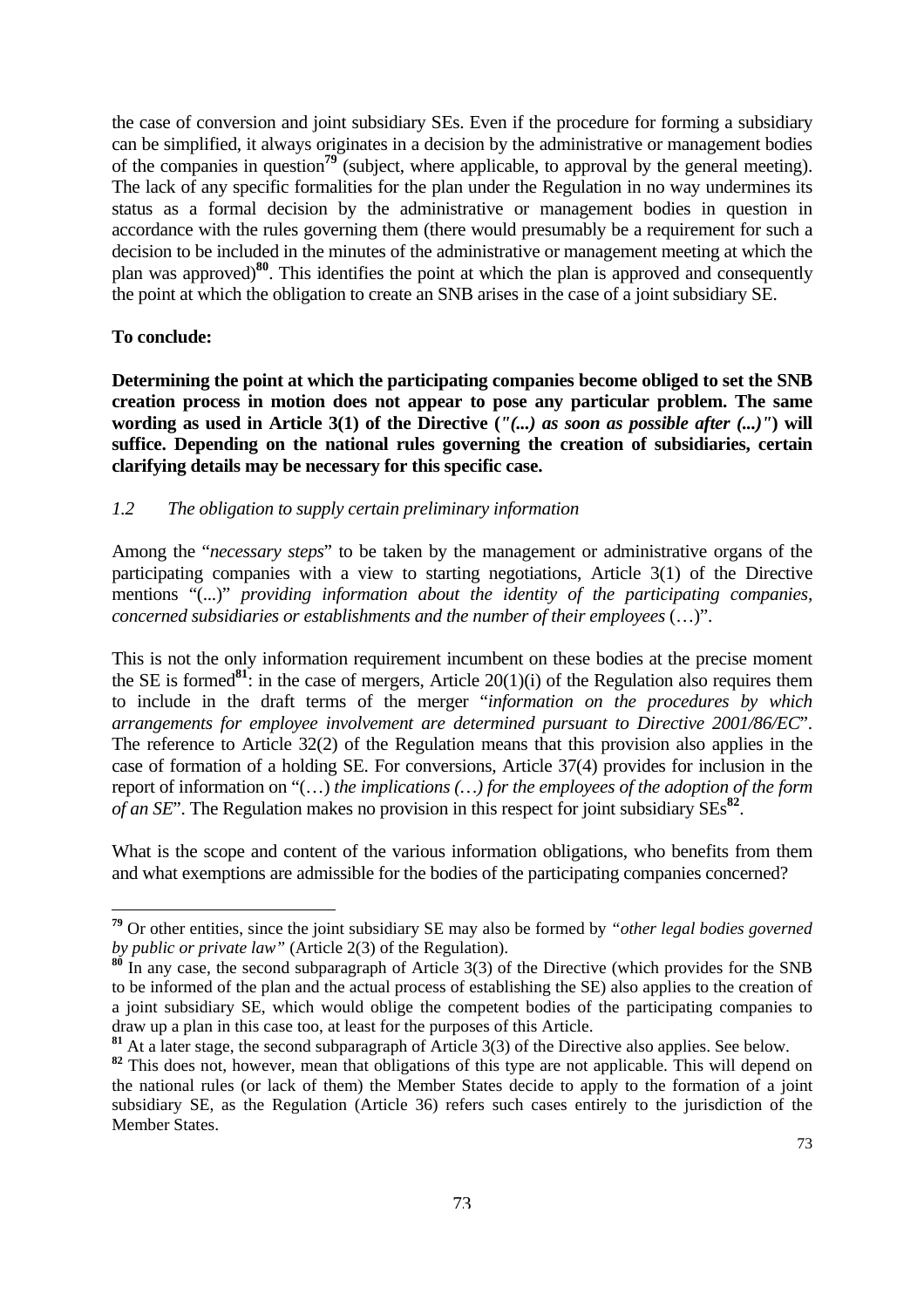the case of conversion and joint subsidiary SEs. Even if the procedure for forming a subsidiary can be simplified, it always originates in a decision by the administrative or management bodies of the companies in question[79] (subject, where applicable, to approval by the general meeting). The lack of any specific formalities for the plan under the Regulation in no way undermines its status as a formal decision by the administrative or management bodies in question in accordance with the rules governing them (there would presumably be a requirement for such a decision to be included in the minutes of the administrative or management meeting at which the plan was approved)[80]. This identifies the point at which the plan is approved and consequently the point at which the obligation to create an SNB arises in the case of a joint subsidiary SE.

**To conclude:**

**Determining the point at which the participating companies become obliged to set the SNB creation process in motion does not appear to pose any particular problem. The same wording as used in Article 3(1) of the Directive (*"(...) as soon as possible after (...)"*) will suffice. Depending on the national rules governing the creation of subsidiaries, certain clarifying details may be necessary for this specific case.**

### *1.2 The obligation to supply certain preliminary information*

Among the "*necessary steps*" to be taken by the management or administrative organs of the participating companies with a view to starting negotiations, Article 3(1) of the Directive mentions "(...)" *providing information about the identity of the participating companies, concerned subsidiaries or establishments and the number of their employees* (…)".

This is not the only information requirement incumbent on these bodies at the precise moment the SE is formed[81]: in the case of mergers, Article 20(1)(i) of the Regulation also requires them to include in the draft terms of the merger "*information on the procedures by which arrangements for employee involvement are determined pursuant to Directive 2001/86/EC*". The reference to Article 32(2) of the Regulation means that this provision also applies in the case of formation of a holding SE. For conversions, Article 37(4) provides for inclusion in the report of information on "(…) *the implications (…) for the employees of the adoption of the form of an SE*". The Regulation makes no provision in this respect for joint subsidiary SEs[82].

What is the scope and content of the various information obligations, who benefits from them and what exemptions are admissible for the bodies of the participating companies concerned?

---

[79] Or other entities, since the joint subsidiary SE may also be formed by *"other legal bodies governed by public or private law"* (Article 2(3) of the Regulation).

[80] In any case, the second subparagraph of Article 3(3) of the Directive (which provides for the SNB to be informed of the plan and the actual process of establishing the SE) also applies to the creation of a joint subsidiary SE, which would oblige the competent bodies of the participating companies to draw up a plan in this case too, at least for the purposes of this Article.

[81] At a later stage, the second subparagraph of Article 3(3) of the Directive also applies. See below.

[82] This does not, however, mean that obligations of this type are not applicable. This will depend on the national rules (or lack of them) the Member States decide to apply to the formation of a joint subsidiary SE, as the Regulation (Article 36) refers such cases entirely to the jurisdiction of the Member States.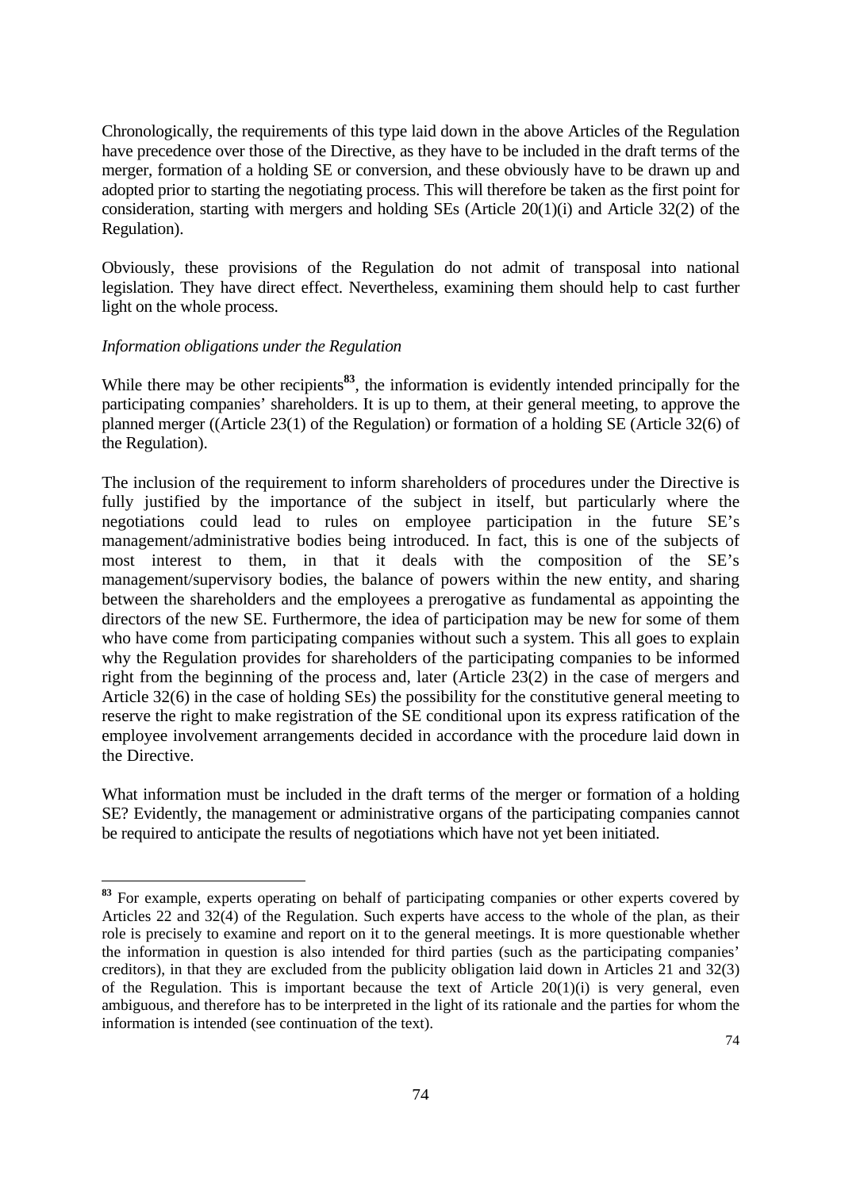Chronologically, the requirements of this type laid down in the above Articles of the Regulation have precedence over those of the Directive, as they have to be included in the draft terms of the merger, formation of a holding SE or conversion, and these obviously have to be drawn up and adopted prior to starting the negotiating process. This will therefore be taken as the first point for consideration, starting with mergers and holding SEs (Article 20(1)(i) and Article 32(2) of the Regulation).

Obviously, these provisions of the Regulation do not admit of transposal into national legislation. They have direct effect. Nevertheless, examining them should help to cast further light on the whole process.

*Information obligations under the Regulation*

While there may be other recipients[83], the information is evidently intended principally for the participating companies' shareholders. It is up to them, at their general meeting, to approve the planned merger ((Article 23(1) of the Regulation) or formation of a holding SE (Article 32(6) of the Regulation).

The inclusion of the requirement to inform shareholders of procedures under the Directive is fully justified by the importance of the subject in itself, but particularly where the negotiations could lead to rules on employee participation in the future SE's management/administrative bodies being introduced. In fact, this is one of the subjects of most interest to them, in that it deals with the composition of the SE's management/supervisory bodies, the balance of powers within the new entity, and sharing between the shareholders and the employees a prerogative as fundamental as appointing the directors of the new SE. Furthermore, the idea of participation may be new for some of them who have come from participating companies without such a system. This all goes to explain why the Regulation provides for shareholders of the participating companies to be informed right from the beginning of the process and, later (Article 23(2) in the case of mergers and Article 32(6) in the case of holding SEs) the possibility for the constitutive general meeting to reserve the right to make registration of the SE conditional upon its express ratification of the employee involvement arrangements decided in accordance with the procedure laid down in the Directive.

What information must be included in the draft terms of the merger or formation of a holding SE? Evidently, the management or administrative organs of the participating companies cannot be required to anticipate the results of negotiations which have not yet been initiated.

---

[83] For example, experts operating on behalf of participating companies or other experts covered by Articles 22 and 32(4) of the Regulation. Such experts have access to the whole of the plan, as their role is precisely to examine and report on it to the general meetings. It is more questionable whether the information in question is also intended for third parties (such as the participating companies' creditors), in that they are excluded from the publicity obligation laid down in Articles 21 and 32(3) of the Regulation. This is important because the text of Article 20(1)(i) is very general, even ambiguous, and therefore has to be interpreted in the light of its rationale and the parties for whom the information is intended (see continuation of the text).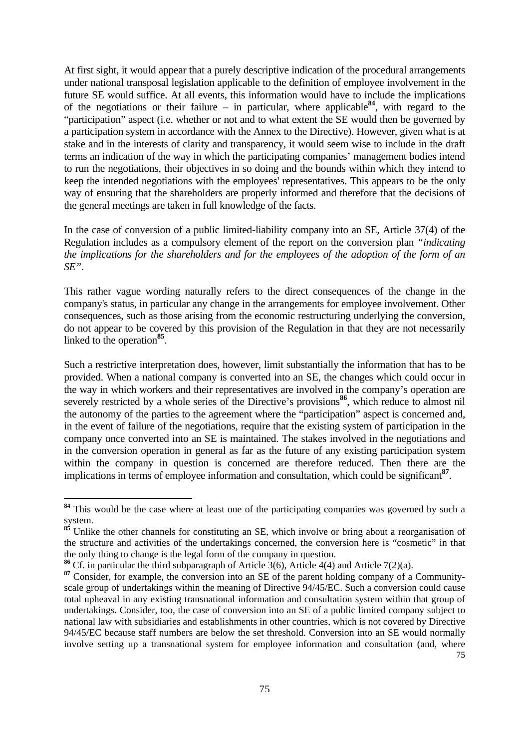At first sight, it would appear that a purely descriptive indication of the procedural arrangements under national transposal legislation applicable to the definition of employee involvement in the future SE would suffice. At all events, this information would have to include the implications of the negotiations or their failure – in particular, where applicable[84], with regard to the "participation" aspect (i.e. whether or not and to what extent the SE would then be governed by a participation system in accordance with the Annex to the Directive). However, given what is at stake and in the interests of clarity and transparency, it would seem wise to include in the draft terms an indication of the way in which the participating companies' management bodies intend to run the negotiations, their objectives in so doing and the bounds within which they intend to keep the intended negotiations with the employees' representatives. This appears to be the only way of ensuring that the shareholders are properly informed and therefore that the decisions of the general meetings are taken in full knowledge of the facts.

In the case of conversion of a public limited-liability company into an SE, Article 37(4) of the Regulation includes as a compulsory element of the report on the conversion plan *"indicating the implications for the shareholders and for the employees of the adoption of the form of an SE"*.

This rather vague wording naturally refers to the direct consequences of the change in the company's status, in particular any change in the arrangements for employee involvement. Other consequences, such as those arising from the economic restructuring underlying the conversion, do not appear to be covered by this provision of the Regulation in that they are not necessarily linked to the operation[85].

Such a restrictive interpretation does, however, limit substantially the information that has to be provided. When a national company is converted into an SE, the changes which could occur in the way in which workers and their representatives are involved in the company's operation are severely restricted by a whole series of the Directive's provisions[86], which reduce to almost nil the autonomy of the parties to the agreement where the "participation" aspect is concerned and, in the event of failure of the negotiations, require that the existing system of participation in the company once converted into an SE is maintained. The stakes involved in the negotiations and in the conversion operation in general as far as the future of any existing participation system within the company in question is concerned are therefore reduced. Then there are the implications in terms of employee information and consultation, which could be significant[87].

---

[84] This would be the case where at least one of the participating companies was governed by such a system.

[85] Unlike the other channels for constituting an SE, which involve or bring about a reorganisation of the structure and activities of the undertakings concerned, the conversion here is "cosmetic" in that the only thing to change is the legal form of the company in question.

[86] Cf. in particular the third subparagraph of Article 3(6), Article 4(4) and Article 7(2)(a).

[87] Consider, for example, the conversion into an SE of the parent holding company of a Community-scale group of undertakings within the meaning of Directive 94/45/EC. Such a conversion could cause total upheaval in any existing transnational information and consultation system within that group of undertakings. Consider, too, the case of conversion into an SE of a public limited company subject to national law with subsidiaries and establishments in other countries, which is not covered by Directive 94/45/EC because staff numbers are below the set threshold. Conversion into an SE would normally involve setting up a transnational system for employee information and consultation (and, where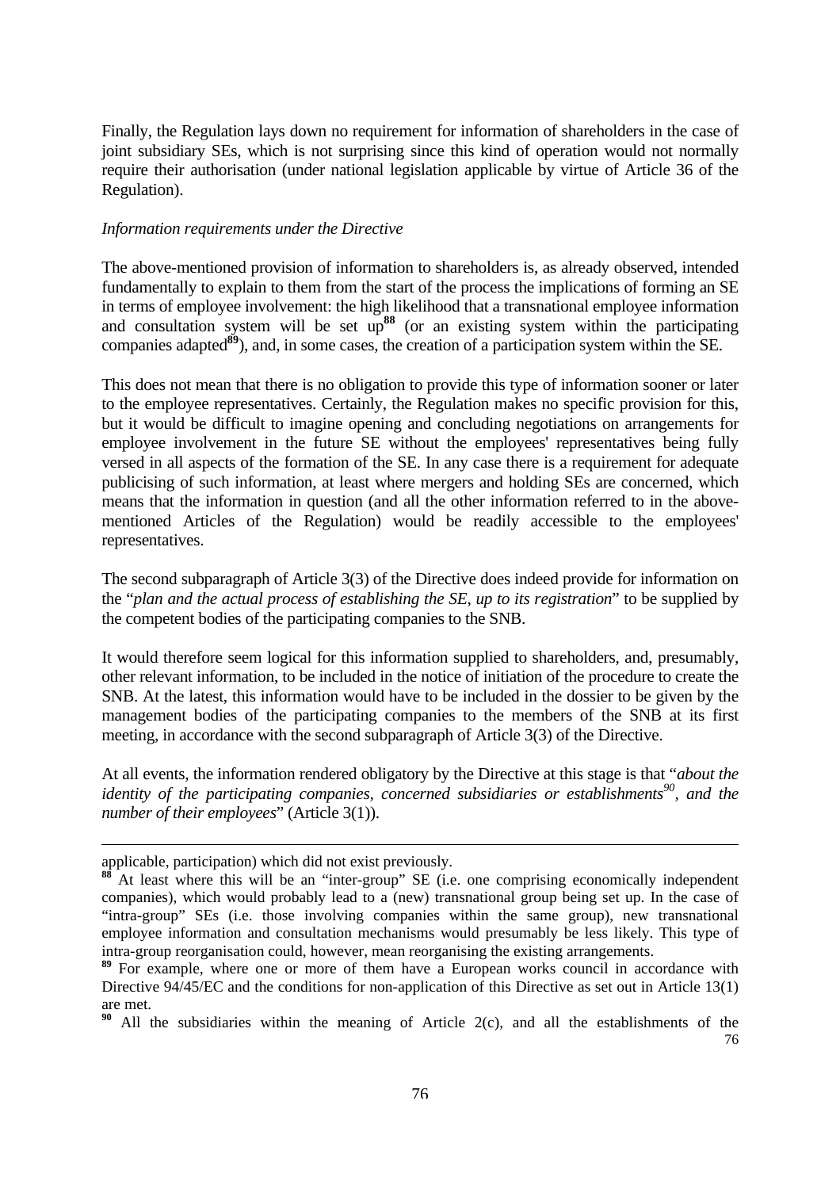Finally, the Regulation lays down no requirement for information of shareholders in the case of joint subsidiary SEs, which is not surprising since this kind of operation would not normally require their authorisation (under national legislation applicable by virtue of Article 36 of the Regulation).

*Information requirements under the Directive*

The above-mentioned provision of information to shareholders is, as already observed, intended fundamentally to explain to them from the start of the process the implications of forming an SE in terms of employee involvement: the high likelihood that a transnational employee information and consultation system will be set up[88] (or an existing system within the participating companies adapted[89]), and, in some cases, the creation of a participation system within the SE.

This does not mean that there is no obligation to provide this type of information sooner or later to the employee representatives. Certainly, the Regulation makes no specific provision for this, but it would be difficult to imagine opening and concluding negotiations on arrangements for employee involvement in the future SE without the employees' representatives being fully versed in all aspects of the formation of the SE. In any case there is a requirement for adequate publicising of such information, at least where mergers and holding SEs are concerned, which means that the information in question (and all the other information referred to in the above-mentioned Articles of the Regulation) would be readily accessible to the employees' representatives.

The second subparagraph of Article 3(3) of the Directive does indeed provide for information on the "*plan and the actual process of establishing the SE, up to its registration*" to be supplied by the competent bodies of the participating companies to the SNB.

It would therefore seem logical for this information supplied to shareholders, and, presumably, other relevant information, to be included in the notice of initiation of the procedure to create the SNB. At the latest, this information would have to be included in the dossier to be given by the management bodies of the participating companies to the members of the SNB at its first meeting, in accordance with the second subparagraph of Article 3(3) of the Directive.

At all events, the information rendered obligatory by the Directive at this stage is that "*about the identity of the participating companies, concerned subsidiaries or establishments*[90]*, and the number of their employees*" (Article 3(1)).

---

applicable, participation) which did not exist previously.

[88] At least where this will be an "inter-group" SE (i.e. one comprising economically independent companies), which would probably lead to a (new) transnational group being set up. In the case of "intra-group" SEs (i.e. those involving companies within the same group), new transnational employee information and consultation mechanisms would presumably be less likely. This type of intra-group reorganisation could, however, mean reorganising the existing arrangements.

[89] For example, where one or more of them have a European works council in accordance with Directive 94/45/EC and the conditions for non-application of this Directive as set out in Article 13(1) are met.

[90] All the subsidiaries within the meaning of Article 2(c), and all the establishments of the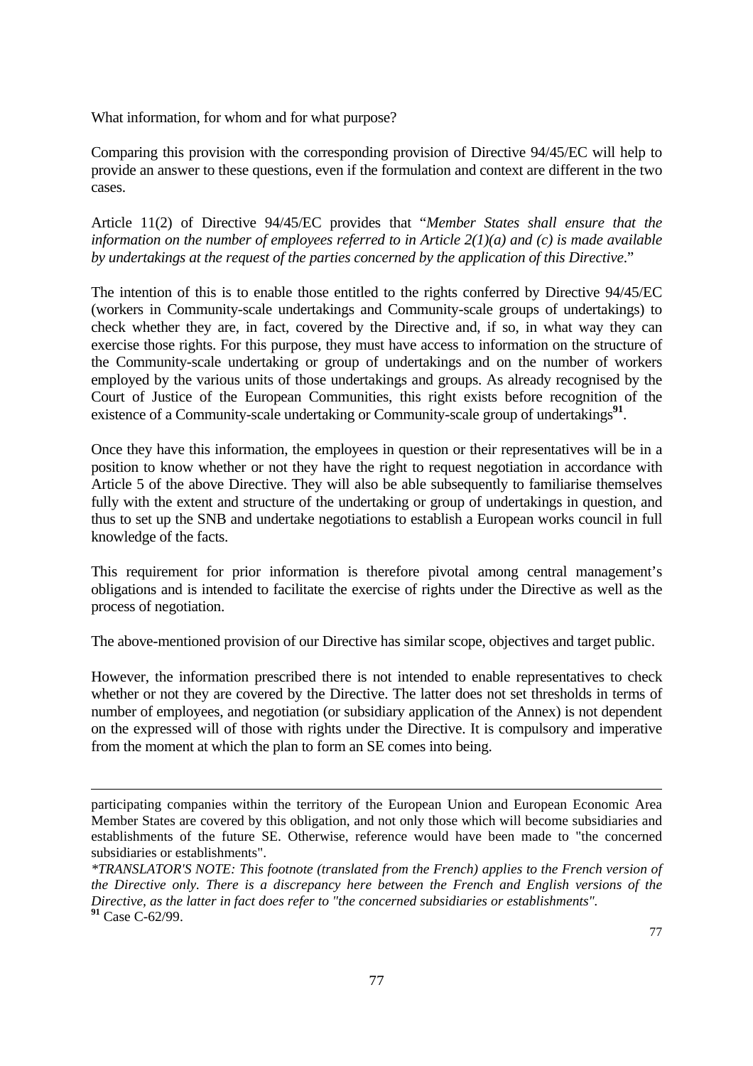What information, for whom and for what purpose?

Comparing this provision with the corresponding provision of Directive 94/45/EC will help to provide an answer to these questions, even if the formulation and context are different in the two cases.

Article 11(2) of Directive 94/45/EC provides that "*Member States shall ensure that the information on the number of employees referred to in Article 2(1)(a) and (c) is made available by undertakings at the request of the parties concerned by the application of this Directive*."

The intention of this is to enable those entitled to the rights conferred by Directive 94/45/EC (workers in Community-scale undertakings and Community-scale groups of undertakings) to check whether they are, in fact, covered by the Directive and, if so, in what way they can exercise those rights. For this purpose, they must have access to information on the structure of the Community-scale undertaking or group of undertakings and on the number of workers employed by the various units of those undertakings and groups. As already recognised by the Court of Justice of the European Communities, this right exists before recognition of the existence of a Community-scale undertaking or Community-scale group of undertakings[91].

Once they have this information, the employees in question or their representatives will be in a position to know whether or not they have the right to request negotiation in accordance with Article 5 of the above Directive. They will also be able subsequently to familiarise themselves fully with the extent and structure of the undertaking or group of undertakings in question, and thus to set up the SNB and undertake negotiations to establish a European works council in full knowledge of the facts.

This requirement for prior information is therefore pivotal among central management's obligations and is intended to facilitate the exercise of rights under the Directive as well as the process of negotiation.

The above-mentioned provision of our Directive has similar scope, objectives and target public.

However, the information prescribed there is not intended to enable representatives to check whether or not they are covered by the Directive. The latter does not set thresholds in terms of number of employees, and negotiation (or subsidiary application of the Annex) is not dependent on the expressed will of those with rights under the Directive. It is compulsory and imperative from the moment at which the plan to form an SE comes into being.

---

participating companies within the territory of the European Union and European Economic Area Member States are covered by this obligation, and not only those which will become subsidiaries and establishments of the future SE. Otherwise, reference would have been made to "the concerned subsidiaries or establishments".

*\*TRANSLATOR'S NOTE: This footnote (translated from the French) applies to the French version of the Directive only. There is a discrepancy here between the French and English versions of the Directive, as the latter in fact does refer to "the concerned subsidiaries or establishments".*

[91] Case C-62/99.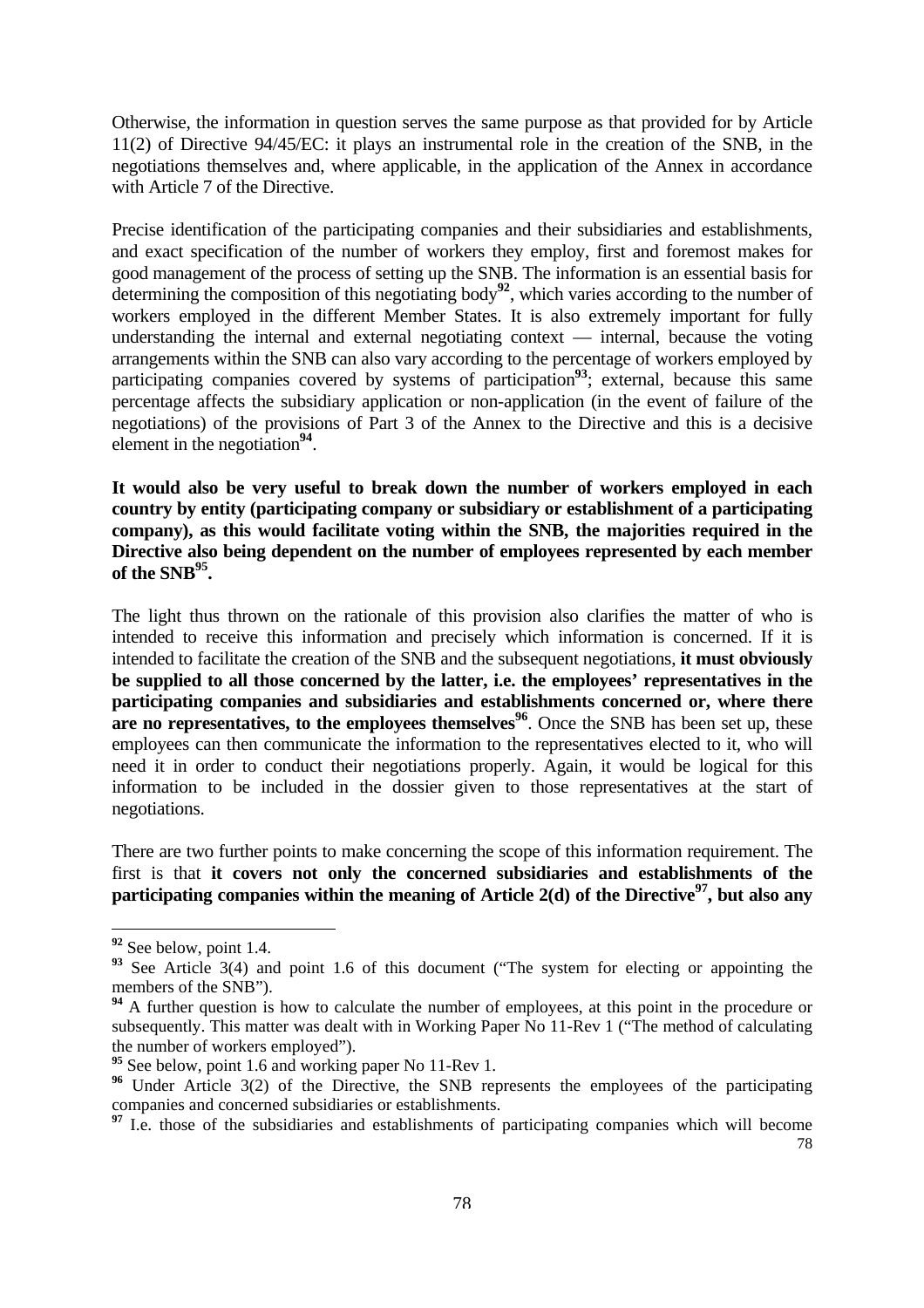Otherwise, the information in question serves the same purpose as that provided for by Article 11(2) of Directive 94/45/EC: it plays an instrumental role in the creation of the SNB, in the negotiations themselves and, where applicable, in the application of the Annex in accordance with Article 7 of the Directive.

Precise identification of the participating companies and their subsidiaries and establishments, and exact specification of the number of workers they employ, first and foremost makes for good management of the process of setting up the SNB. The information is an essential basis for determining the composition of this negotiating body[92], which varies according to the number of workers employed in the different Member States. It is also extremely important for fully understanding the internal and external negotiating context — internal, because the voting arrangements within the SNB can also vary according to the percentage of workers employed by participating companies covered by systems of participation[93]; external, because this same percentage affects the subsidiary application or non-application (in the event of failure of the negotiations) of the provisions of Part 3 of the Annex to the Directive and this is a decisive element in the negotiation[94].

**It would also be very useful to break down the number of workers employed in each country by entity (participating company or subsidiary or establishment of a participating company), as this would facilitate voting within the SNB, the majorities required in the Directive also being dependent on the number of employees represented by each member of the SNB[95].**

The light thus thrown on the rationale of this provision also clarifies the matter of who is intended to receive this information and precisely which information is concerned. If it is intended to facilitate the creation of the SNB and the subsequent negotiations, **it must obviously be supplied to all those concerned by the latter, i.e. the employees' representatives in the participating companies and subsidiaries and establishments concerned or, where there are no representatives, to the employees themselves[96]**. Once the SNB has been set up, these employees can then communicate the information to the representatives elected to it, who will need it in order to conduct their negotiations properly. Again, it would be logical for this information to be included in the dossier given to those representatives at the start of negotiations.

There are two further points to make concerning the scope of this information requirement. The first is that **it covers not only the concerned subsidiaries and establishments of the participating companies within the meaning of Article 2(d) of the Directive[97], but also any**

---

[92] See below, point 1.4.

[93] See Article 3(4) and point 1.6 of this document ("The system for electing or appointing the members of the SNB").

[94] A further question is how to calculate the number of employees, at this point in the procedure or subsequently. This matter was dealt with in Working Paper No 11-Rev 1 ("The method of calculating the number of workers employed").

[95] See below, point 1.6 and working paper No 11-Rev 1.

[96] Under Article 3(2) of the Directive, the SNB represents the employees of the participating companies and concerned subsidiaries or establishments.

[97] I.e. those of the subsidiaries and establishments of participating companies which will become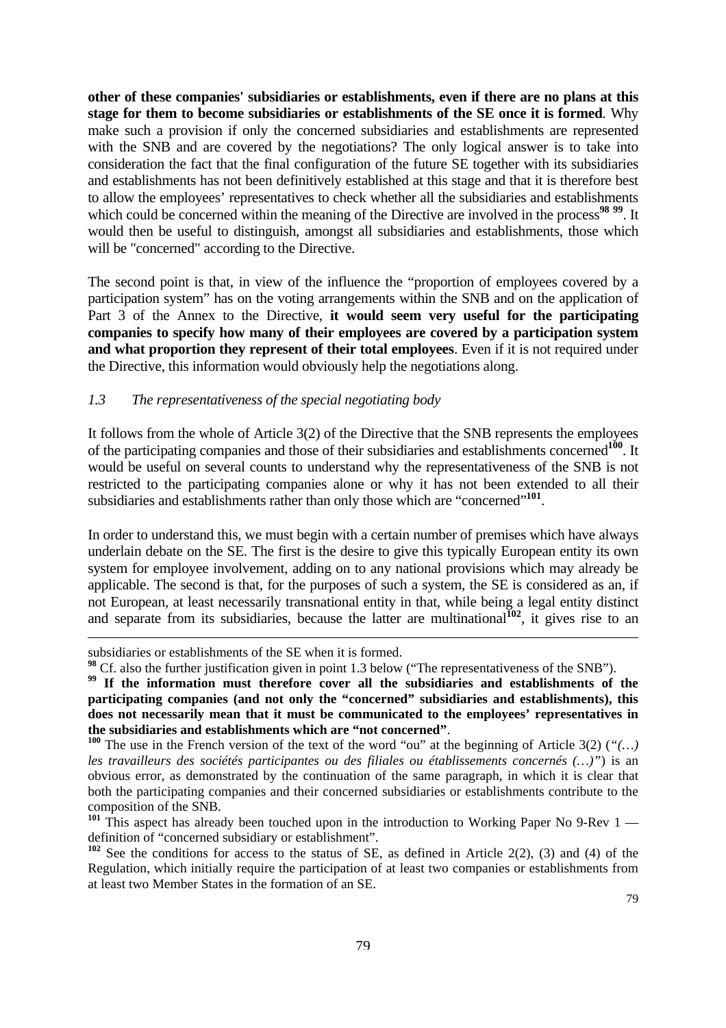**other of these companies' subsidiaries or establishments, even if there are no plans at this stage for them to become subsidiaries or establishments of the SE once it is formed**. Why make such a provision if only the concerned subsidiaries and establishments are represented with the SNB and are covered by the negotiations? The only logical answer is to take into consideration the fact that the final configuration of the future SE together with its subsidiaries and establishments has not been definitively established at this stage and that it is therefore best to allow the employees' representatives to check whether all the subsidiaries and establishments which could be concerned within the meaning of the Directive are involved in the process[98 99]. It would then be useful to distinguish, amongst all subsidiaries and establishments, those which will be "concerned" according to the Directive.

The second point is that, in view of the influence the "proportion of employees covered by a participation system" has on the voting arrangements within the SNB and on the application of Part 3 of the Annex to the Directive, **it would seem very useful for the participating companies to specify how many of their employees are covered by a participation system and what proportion they represent of their total employees**. Even if it is not required under the Directive, this information would obviously help the negotiations along.

### *1.3 The representativeness of the special negotiating body*

It follows from the whole of Article 3(2) of the Directive that the SNB represents the employees of the participating companies and those of their subsidiaries and establishments concerned[100]. It would be useful on several counts to understand why the representativeness of the SNB is not restricted to the participating companies alone or why it has not been extended to all their subsidiaries and establishments rather than only those which are "concerned"[101].

In order to understand this, we must begin with a certain number of premises which have always underlain debate on the SE. The first is the desire to give this typically European entity its own system for employee involvement, adding on to any national provisions which may already be applicable. The second is that, for the purposes of such a system, the SE is considered as an, if not European, at least necessarily transnational entity in that, while being a legal entity distinct and separate from its subsidiaries, because the latter are multinational[102], it gives rise to an

---

subsidiaries or establishments of the SE when it is formed.

[98] Cf. also the further justification given in point 1.3 below ("The representativeness of the SNB").

[99] **If the information must therefore cover all the subsidiaries and establishments of the participating companies (and not only the "concerned" subsidiaries and establishments), this does not necessarily mean that it must be communicated to the employees' representatives in the subsidiaries and establishments which are "not concerned"**.

[100] The use in the French version of the text of the word "ou" at the beginning of Article 3(2) (*"(…) les travailleurs des sociétés participantes ou des filiales ou établissements concernés (…)"*) is an obvious error, as demonstrated by the continuation of the same paragraph, in which it is clear that both the participating companies and their concerned subsidiaries or establishments contribute to the composition of the SNB.

[101] This aspect has already been touched upon in the introduction to Working Paper No 9-Rev 1 — definition of "concerned subsidiary or establishment".

[102] See the conditions for access to the status of SE, as defined in Article 2(2), (3) and (4) of the Regulation, which initially require the participation of at least two companies or establishments from at least two Member States in the formation of an SE.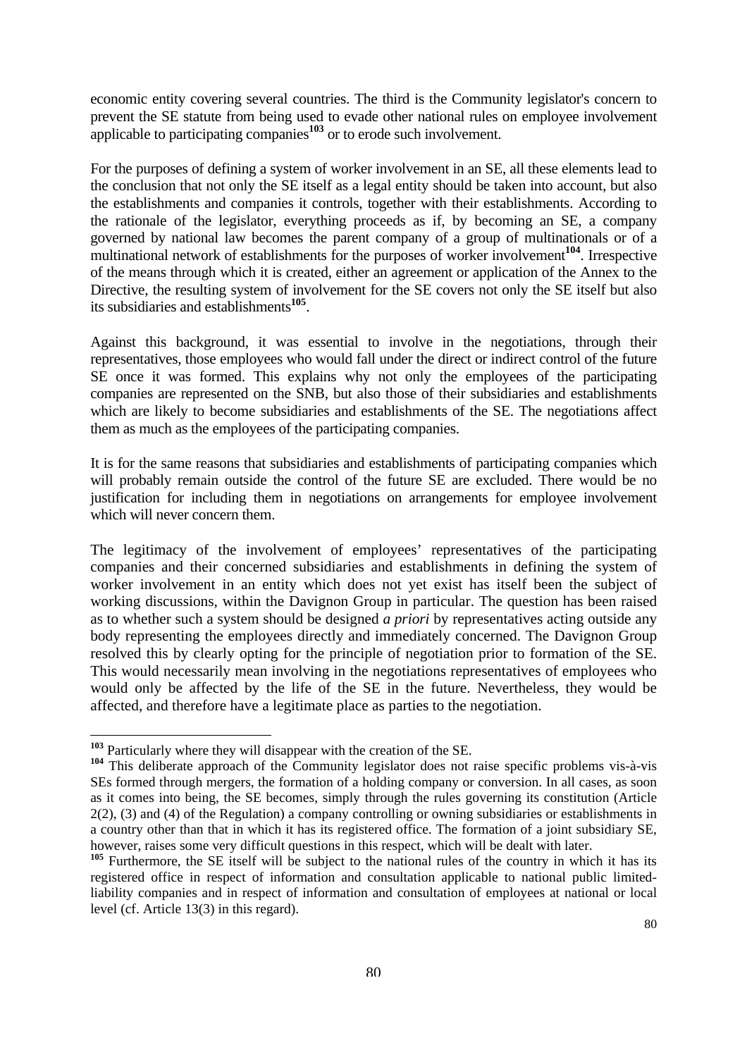economic entity covering several countries. The third is the Community legislator's concern to prevent the SE statute from being used to evade other national rules on employee involvement applicable to participating companies[103] or to erode such involvement.

For the purposes of defining a system of worker involvement in an SE, all these elements lead to the conclusion that not only the SE itself as a legal entity should be taken into account, but also the establishments and companies it controls, together with their establishments. According to the rationale of the legislator, everything proceeds as if, by becoming an SE, a company governed by national law becomes the parent company of a group of multinationals or of a multinational network of establishments for the purposes of worker involvement[104]. Irrespective of the means through which it is created, either an agreement or application of the Annex to the Directive, the resulting system of involvement for the SE covers not only the SE itself but also its subsidiaries and establishments[105].

Against this background, it was essential to involve in the negotiations, through their representatives, those employees who would fall under the direct or indirect control of the future SE once it was formed. This explains why not only the employees of the participating companies are represented on the SNB, but also those of their subsidiaries and establishments which are likely to become subsidiaries and establishments of the SE. The negotiations affect them as much as the employees of the participating companies.

It is for the same reasons that subsidiaries and establishments of participating companies which will probably remain outside the control of the future SE are excluded. There would be no justification for including them in negotiations on arrangements for employee involvement which will never concern them.

The legitimacy of the involvement of employees' representatives of the participating companies and their concerned subsidiaries and establishments in defining the system of worker involvement in an entity which does not yet exist has itself been the subject of working discussions, within the Davignon Group in particular. The question has been raised as to whether such a system should be designed *a priori* by representatives acting outside any body representing the employees directly and immediately concerned. The Davignon Group resolved this by clearly opting for the principle of negotiation prior to formation of the SE. This would necessarily mean involving in the negotiations representatives of employees who would only be affected by the life of the SE in the future. Nevertheless, they would be affected, and therefore have a legitimate place as parties to the negotiation.

---

[103] Particularly where they will disappear with the creation of the SE.

[104] This deliberate approach of the Community legislator does not raise specific problems vis-à-vis SEs formed through mergers, the formation of a holding company or conversion. In all cases, as soon as it comes into being, the SE becomes, simply through the rules governing its constitution (Article 2(2), (3) and (4) of the Regulation) a company controlling or owning subsidiaries or establishments in a country other than that in which it has its registered office. The formation of a joint subsidiary SE, however, raises some very difficult questions in this respect, which will be dealt with later.

[105] Furthermore, the SE itself will be subject to the national rules of the country in which it has its registered office in respect of information and consultation applicable to national public limited-liability companies and in respect of information and consultation of employees at national or local level (cf. Article 13(3) in this regard).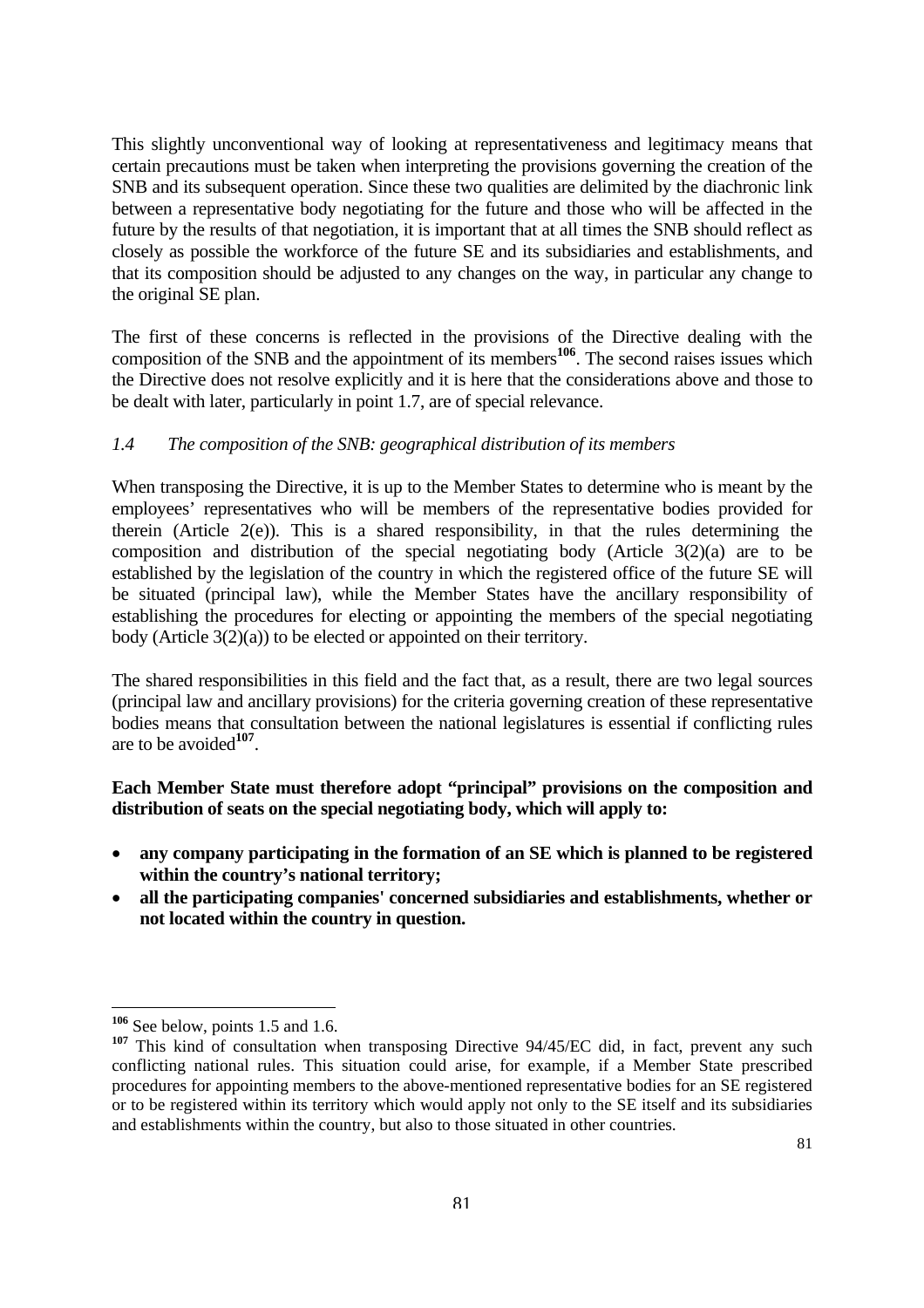This slightly unconventional way of looking at representativeness and legitimacy means that certain precautions must be taken when interpreting the provisions governing the creation of the SNB and its subsequent operation. Since these two qualities are delimited by the diachronic link between a representative body negotiating for the future and those who will be affected in the future by the results of that negotiation, it is important that at all times the SNB should reflect as closely as possible the workforce of the future SE and its subsidiaries and establishments, and that its composition should be adjusted to any changes on the way, in particular any change to the original SE plan.

The first of these concerns is reflected in the provisions of the Directive dealing with the composition of the SNB and the appointment of its members[106]. The second raises issues which the Directive does not resolve explicitly and it is here that the considerations above and those to be dealt with later, particularly in point 1.7, are of special relevance.

### *1.4 The composition of the SNB: geographical distribution of its members*

When transposing the Directive, it is up to the Member States to determine who is meant by the employees' representatives who will be members of the representative bodies provided for therein (Article 2(e)). This is a shared responsibility, in that the rules determining the composition and distribution of the special negotiating body (Article 3(2)(a) are to be established by the legislation of the country in which the registered office of the future SE will be situated (principal law), while the Member States have the ancillary responsibility of establishing the procedures for electing or appointing the members of the special negotiating body (Article 3(2)(a)) to be elected or appointed on their territory.

The shared responsibilities in this field and the fact that, as a result, there are two legal sources (principal law and ancillary provisions) for the criteria governing creation of these representative bodies means that consultation between the national legislatures is essential if conflicting rules are to be avoided[107].

**Each Member State must therefore adopt "principal" provisions on the composition and distribution of seats on the special negotiating body, which will apply to:**

- **any company participating in the formation of an SE which is planned to be registered within the country's national territory;**
- **all the participating companies' concerned subsidiaries and establishments, whether or not located within the country in question.**

---

[106] See below, points 1.5 and 1.6.

[107] This kind of consultation when transposing Directive 94/45/EC did, in fact, prevent any such conflicting national rules. This situation could arise, for example, if a Member State prescribed procedures for appointing members to the above-mentioned representative bodies for an SE registered or to be registered within its territory which would apply not only to the SE itself and its subsidiaries and establishments within the country, but also to those situated in other countries.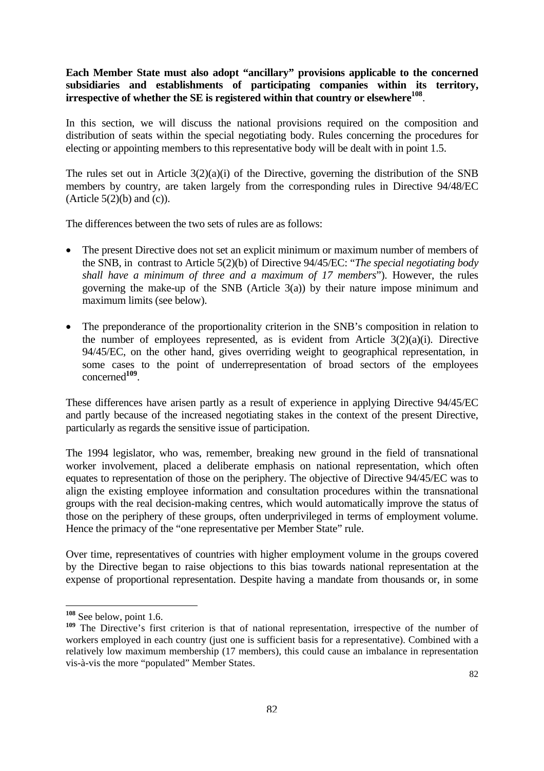**Each Member State must also adopt "ancillary" provisions applicable to the concerned subsidiaries and establishments of participating companies within its territory, irrespective of whether the SE is registered within that country or elsewhere[108]**.

In this section, we will discuss the national provisions required on the composition and distribution of seats within the special negotiating body. Rules concerning the procedures for electing or appointing members to this representative body will be dealt with in point 1.5.

The rules set out in Article 3(2)(a)(i) of the Directive, governing the distribution of the SNB members by country, are taken largely from the corresponding rules in Directive 94/48/EC (Article 5(2)(b) and (c)).

The differences between the two sets of rules are as follows:

- The present Directive does not set an explicit minimum or maximum number of members of the SNB, in contrast to Article 5(2)(b) of Directive 94/45/EC: "*The special negotiating body shall have a minimum of three and a maximum of 17 members*"). However, the rules governing the make-up of the SNB (Article 3(a)) by their nature impose minimum and maximum limits (see below).
- The preponderance of the proportionality criterion in the SNB's composition in relation to the number of employees represented, as is evident from Article 3(2)(a)(i). Directive 94/45/EC, on the other hand, gives overriding weight to geographical representation, in some cases to the point of underrepresentation of broad sectors of the employees concerned[109].

These differences have arisen partly as a result of experience in applying Directive 94/45/EC and partly because of the increased negotiating stakes in the context of the present Directive, particularly as regards the sensitive issue of participation.

The 1994 legislator, who was, remember, breaking new ground in the field of transnational worker involvement, placed a deliberate emphasis on national representation, which often equates to representation of those on the periphery. The objective of Directive 94/45/EC was to align the existing employee information and consultation procedures within the transnational groups with the real decision-making centres, which would automatically improve the status of those on the periphery of these groups, often underprivileged in terms of employment volume. Hence the primacy of the "one representative per Member State" rule.

Over time, representatives of countries with higher employment volume in the groups covered by the Directive began to raise objections to this bias towards national representation at the expense of proportional representation. Despite having a mandate from thousands or, in some

---

[108] See below, point 1.6.

[109] The Directive's first criterion is that of national representation, irrespective of the number of workers employed in each country (just one is sufficient basis for a representative). Combined with a relatively low maximum membership (17 members), this could cause an imbalance in representation vis-à-vis the more "populated" Member States.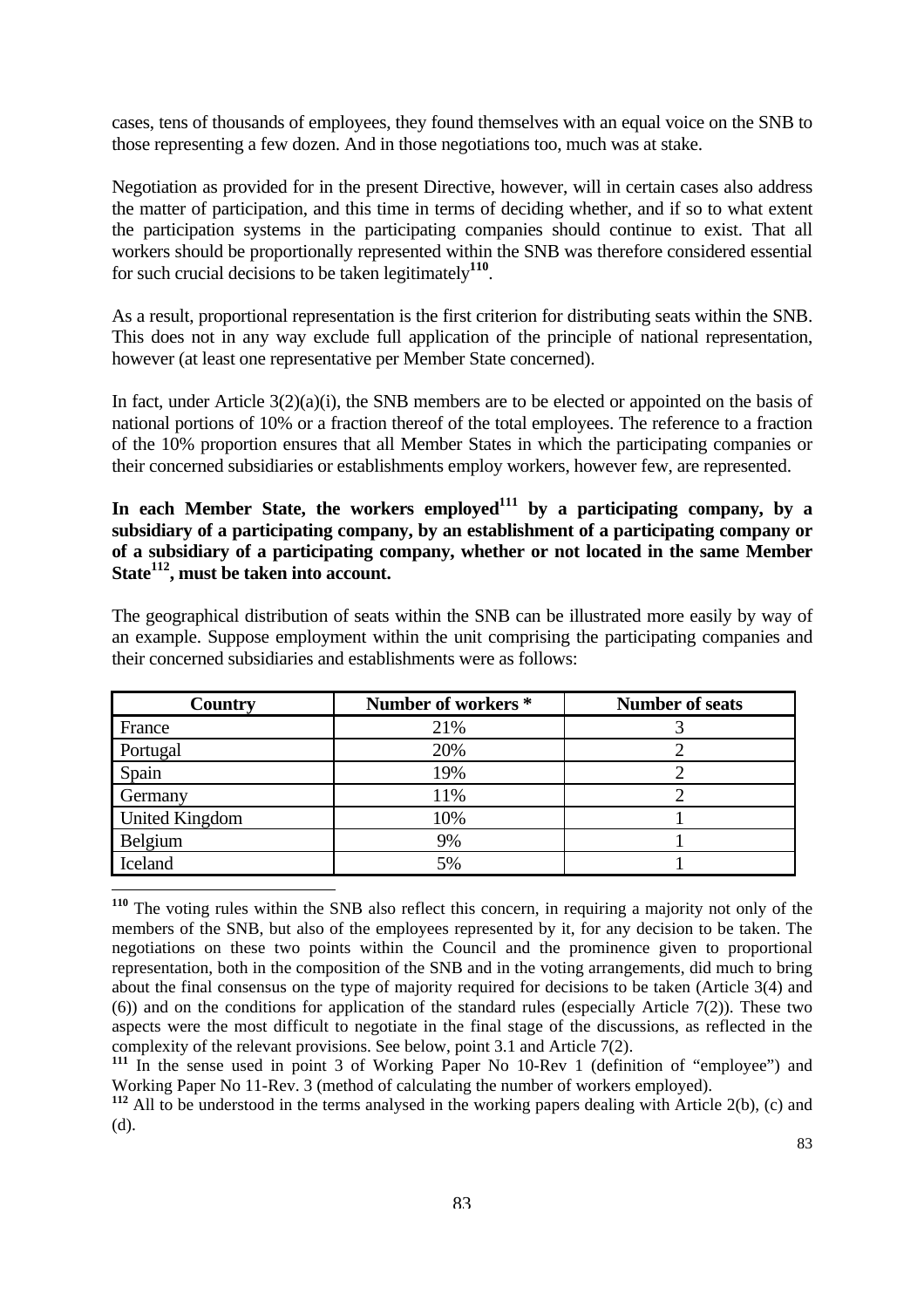cases, tens of thousands of employees, they found themselves with an equal voice on the SNB to those representing a few dozen. And in those negotiations too, much was at stake.

Negotiation as provided for in the present Directive, however, will in certain cases also address the matter of participation, and this time in terms of deciding whether, and if so to what extent the participation systems in the participating companies should continue to exist. That all workers should be proportionally represented within the SNB was therefore considered essential for such crucial decisions to be taken legitimately[110].

As a result, proportional representation is the first criterion for distributing seats within the SNB. This does not in any way exclude full application of the principle of national representation, however (at least one representative per Member State concerned).

In fact, under Article 3(2)(a)(i), the SNB members are to be elected or appointed on the basis of national portions of 10% or a fraction thereof of the total employees. The reference to a fraction of the 10% proportion ensures that all Member States in which the participating companies or their concerned subsidiaries or establishments employ workers, however few, are represented.

**In each Member State, the workers employed[111] by a participating company, by a subsidiary of a participating company, by an establishment of a participating company or of a subsidiary of a participating company, whether or not located in the same Member State[112], must be taken into account.**

The geographical distribution of seats within the SNB can be illustrated more easily by way of an example. Suppose employment within the unit comprising the participating companies and their concerned subsidiaries and establishments were as follows:

| Country | Number of workers * | Number of seats |
|---|---|---|
| France | 21% | 3 |
| Portugal | 20% | 2 |
| Spain | 19% | 2 |
| Germany | 11% | 2 |
| United Kingdom | 10% | 1 |
| Belgium | 9% | 1 |
| Iceland | 5% | 1 |

---

[110] The voting rules within the SNB also reflect this concern, in requiring a majority not only of the members of the SNB, but also of the employees represented by it, for any decision to be taken. The negotiations on these two points within the Council and the prominence given to proportional representation, both in the composition of the SNB and in the voting arrangements, did much to bring about the final consensus on the type of majority required for decisions to be taken (Article 3(4) and (6)) and on the conditions for application of the standard rules (especially Article 7(2)). These two aspects were the most difficult to negotiate in the final stage of the discussions, as reflected in the complexity of the relevant provisions. See below, point 3.1 and Article 7(2).

[111] In the sense used in point 3 of Working Paper No 10-Rev 1 (definition of "employee") and Working Paper No 11-Rev. 3 (method of calculating the number of workers employed).

[112] All to be understood in the terms analysed in the working papers dealing with Article 2(b), (c) and (d).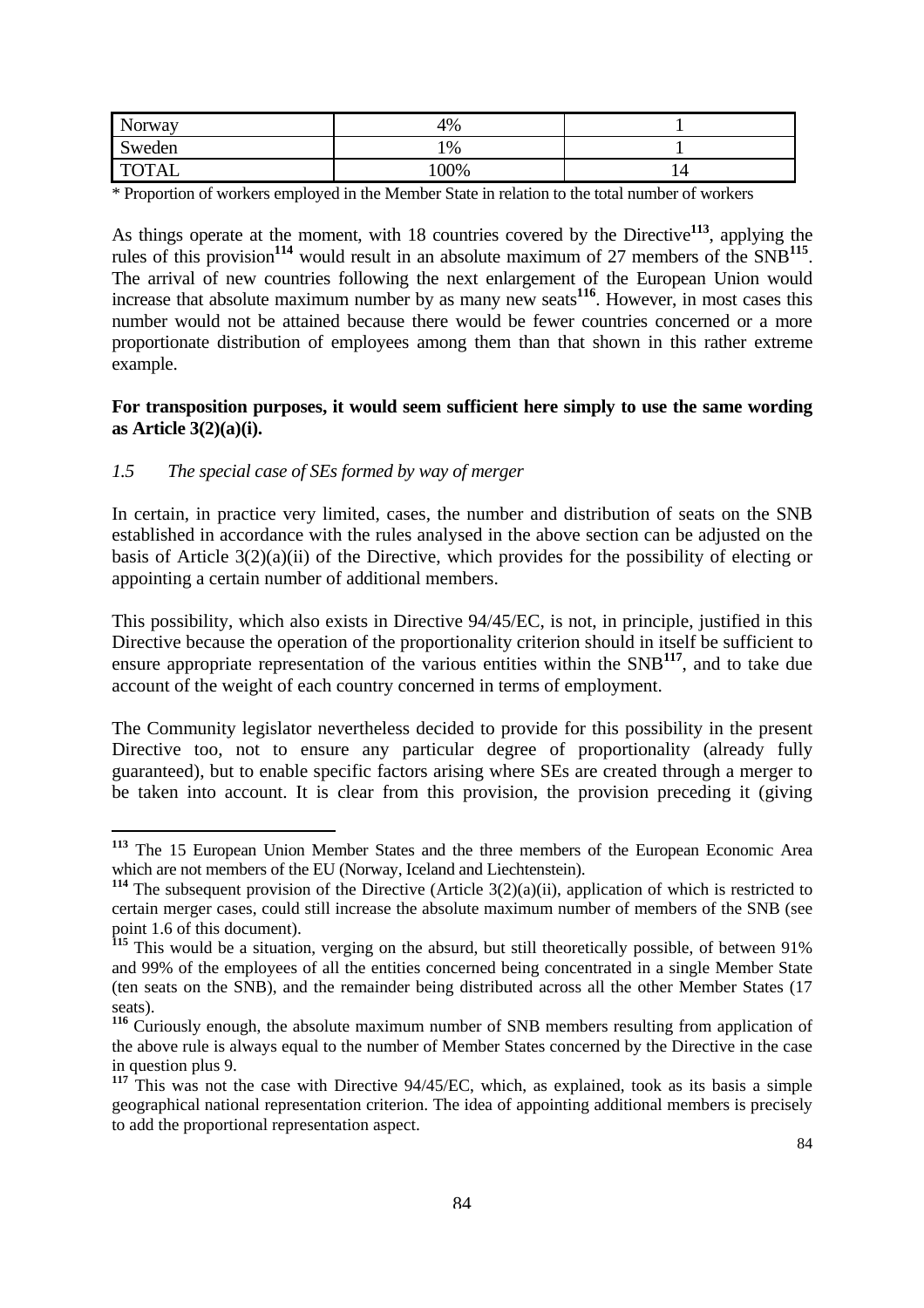| Norway | 4% | 1 |
|---|---|---|
| Sweden | 1% | 1 |
| TOTAL | 100% | 14 |

\* Proportion of workers employed in the Member State in relation to the total number of workers

As things operate at the moment, with 18 countries covered by the Directive[113], applying the rules of this provision[114] would result in an absolute maximum of 27 members of the SNB[115]. The arrival of new countries following the next enlargement of the European Union would increase that absolute maximum number by as many new seats[116]. However, in most cases this number would not be attained because there would be fewer countries concerned or a more proportionate distribution of employees among them than that shown in this rather extreme example.

**For transposition purposes, it would seem sufficient here simply to use the same wording as Article 3(2)(a)(i).**

*1.5 The special case of SEs formed by way of merger*

In certain, in practice very limited, cases, the number and distribution of seats on the SNB established in accordance with the rules analysed in the above section can be adjusted on the basis of Article 3(2)(a)(ii) of the Directive, which provides for the possibility of electing or appointing a certain number of additional members.

This possibility, which also exists in Directive 94/45/EC, is not, in principle, justified in this Directive because the operation of the proportionality criterion should in itself be sufficient to ensure appropriate representation of the various entities within the SNB[117], and to take due account of the weight of each country concerned in terms of employment.

The Community legislator nevertheless decided to provide for this possibility in the present Directive too, not to ensure any particular degree of proportionality (already fully guaranteed), but to enable specific factors arising where SEs are created through a merger to be taken into account. It is clear from this provision, the provision preceding it (giving

---

[113] The 15 European Union Member States and the three members of the European Economic Area which are not members of the EU (Norway, Iceland and Liechtenstein).

[114] The subsequent provision of the Directive (Article 3(2)(a)(ii), application of which is restricted to certain merger cases, could still increase the absolute maximum number of members of the SNB (see point 1.6 of this document).

[115] This would be a situation, verging on the absurd, but still theoretically possible, of between 91% and 99% of the employees of all the entities concerned being concentrated in a single Member State (ten seats on the SNB), and the remainder being distributed across all the other Member States (17 seats).

[116] Curiously enough, the absolute maximum number of SNB members resulting from application of the above rule is always equal to the number of Member States concerned by the Directive in the case in question plus 9.

[117] This was not the case with Directive 94/45/EC, which, as explained, took as its basis a simple geographical national representation criterion. The idea of appointing additional members is precisely to add the proportional representation aspect.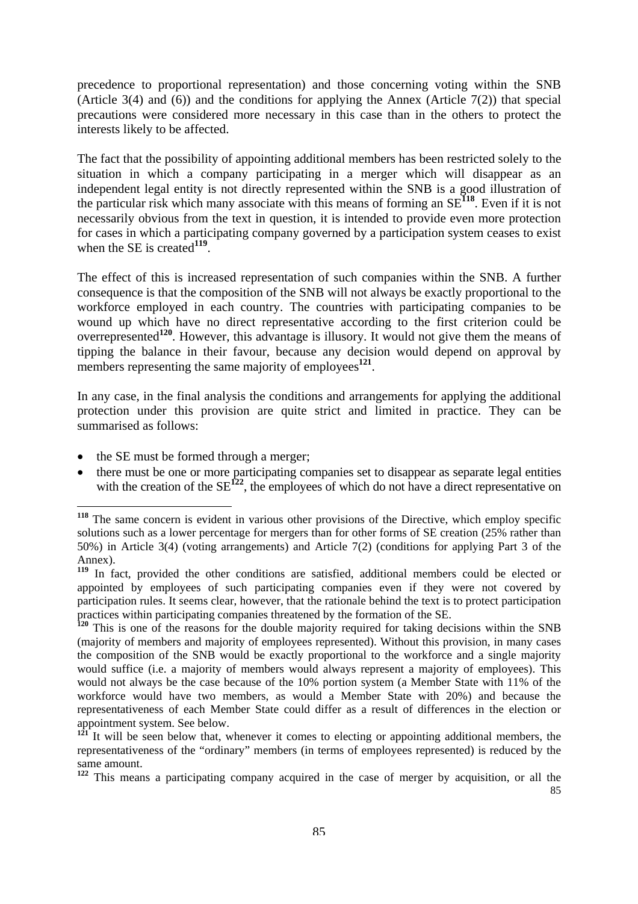precedence to proportional representation) and those concerning voting within the SNB (Article 3(4) and (6)) and the conditions for applying the Annex (Article 7(2)) that special precautions were considered more necessary in this case than in the others to protect the interests likely to be affected.

The fact that the possibility of appointing additional members has been restricted solely to the situation in which a company participating in a merger which will disappear as an independent legal entity is not directly represented within the SNB is a good illustration of the particular risk which many associate with this means of forming an SE[118]. Even if it is not necessarily obvious from the text in question, it is intended to provide even more protection for cases in which a participating company governed by a participation system ceases to exist when the SE is created[119].

The effect of this is increased representation of such companies within the SNB. A further consequence is that the composition of the SNB will not always be exactly proportional to the workforce employed in each country. The countries with participating companies to be wound up which have no direct representative according to the first criterion could be overrepresented[120]. However, this advantage is illusory. It would not give them the means of tipping the balance in their favour, because any decision would depend on approval by members representing the same majority of employees[121].

In any case, in the final analysis the conditions and arrangements for applying the additional protection under this provision are quite strict and limited in practice. They can be summarised as follows:

- the SE must be formed through a merger;
- there must be one or more participating companies set to disappear as separate legal entities with the creation of the SE[122], the employees of which do not have a direct representative on

---

[118] The same concern is evident in various other provisions of the Directive, which employ specific solutions such as a lower percentage for mergers than for other forms of SE creation (25% rather than 50%) in Article 3(4) (voting arrangements) and Article 7(2) (conditions for applying Part 3 of the Annex).

[119] In fact, provided the other conditions are satisfied, additional members could be elected or appointed by employees of such participating companies even if they were not covered by participation rules. It seems clear, however, that the rationale behind the text is to protect participation practices within participating companies threatened by the formation of the SE.

[120] This is one of the reasons for the double majority required for taking decisions within the SNB (majority of members and majority of employees represented). Without this provision, in many cases the composition of the SNB would be exactly proportional to the workforce and a single majority would suffice (i.e. a majority of members would always represent a majority of employees). This would not always be the case because of the 10% portion system (a Member State with 11% of the workforce would have two members, as would a Member State with 20%) and because the representativeness of each Member State could differ as a result of differences in the election or appointment system. See below.

[121] It will be seen below that, whenever it comes to electing or appointing additional members, the representativeness of the "ordinary" members (in terms of employees represented) is reduced by the same amount.

[122] This means a participating company acquired in the case of merger by acquisition, or all the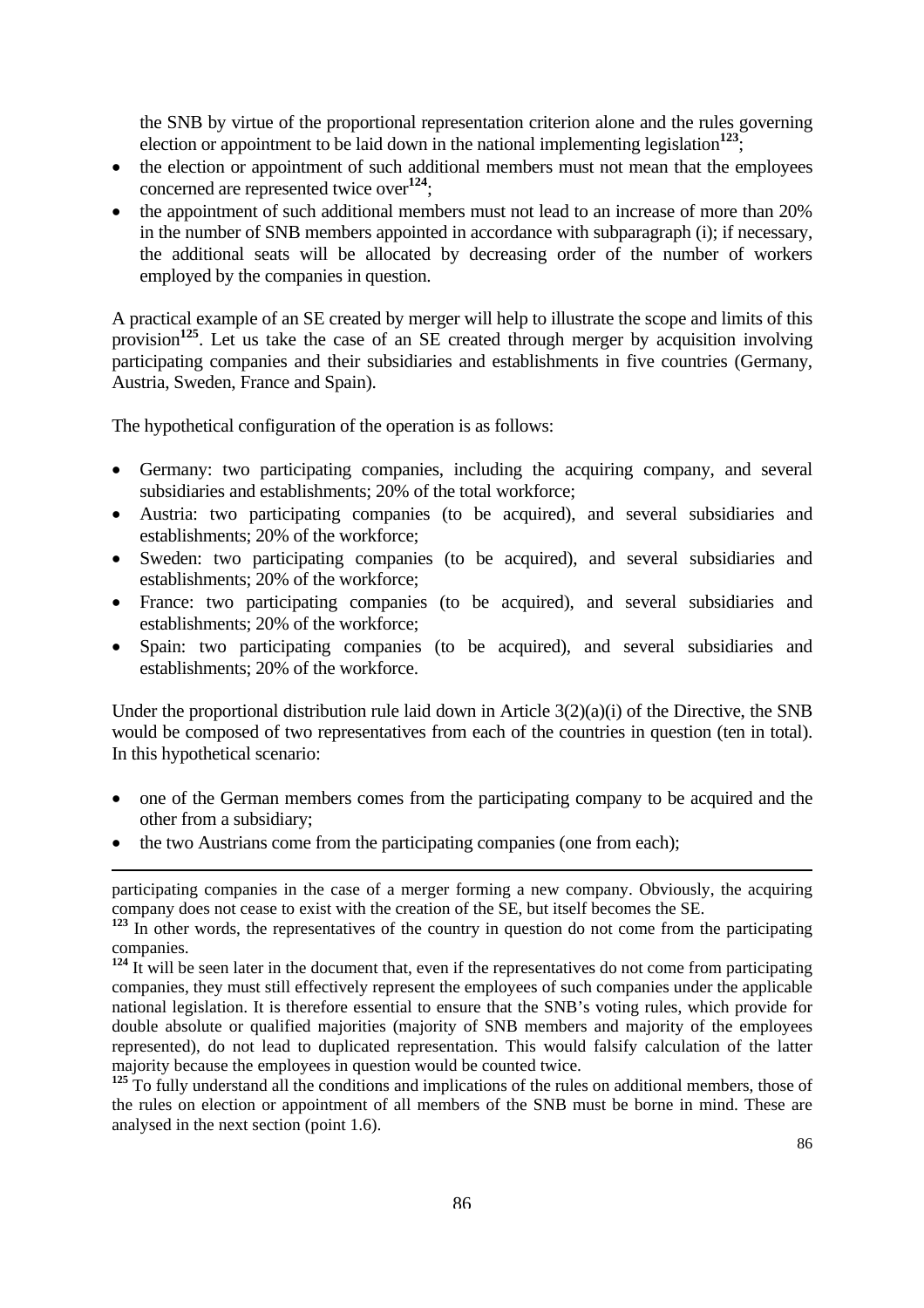the SNB by virtue of the proportional representation criterion alone and the rules governing election or appointment to be laid down in the national implementing legislation[123];

- the election or appointment of such additional members must not mean that the employees concerned are represented twice over[124];
- the appointment of such additional members must not lead to an increase of more than 20% in the number of SNB members appointed in accordance with subparagraph (i); if necessary, the additional seats will be allocated by decreasing order of the number of workers employed by the companies in question.

A practical example of an SE created by merger will help to illustrate the scope and limits of this provision[125]. Let us take the case of an SE created through merger by acquisition involving participating companies and their subsidiaries and establishments in five countries (Germany, Austria, Sweden, France and Spain).

The hypothetical configuration of the operation is as follows:

- Germany: two participating companies, including the acquiring company, and several subsidiaries and establishments; 20% of the total workforce;
- Austria: two participating companies (to be acquired), and several subsidiaries and establishments; 20% of the workforce;
- Sweden: two participating companies (to be acquired), and several subsidiaries and establishments; 20% of the workforce;
- France: two participating companies (to be acquired), and several subsidiaries and establishments; 20% of the workforce;
- Spain: two participating companies (to be acquired), and several subsidiaries and establishments; 20% of the workforce.

Under the proportional distribution rule laid down in Article 3(2)(a)(i) of the Directive, the SNB would be composed of two representatives from each of the countries in question (ten in total). In this hypothetical scenario:

- one of the German members comes from the participating company to be acquired and the other from a subsidiary;
- the two Austrians come from the participating companies (one from each);

---

participating companies in the case of a merger forming a new company. Obviously, the acquiring company does not cease to exist with the creation of the SE, but itself becomes the SE.

[123] In other words, the representatives of the country in question do not come from the participating companies.

[124] It will be seen later in the document that, even if the representatives do not come from participating companies, they must still effectively represent the employees of such companies under the applicable national legislation. It is therefore essential to ensure that the SNB's voting rules, which provide for double absolute or qualified majorities (majority of SNB members and majority of the employees represented), do not lead to duplicated representation. This would falsify calculation of the latter majority because the employees in question would be counted twice.

[125] To fully understand all the conditions and implications of the rules on additional members, those of the rules on election or appointment of all members of the SNB must be borne in mind. These are analysed in the next section (point 1.6).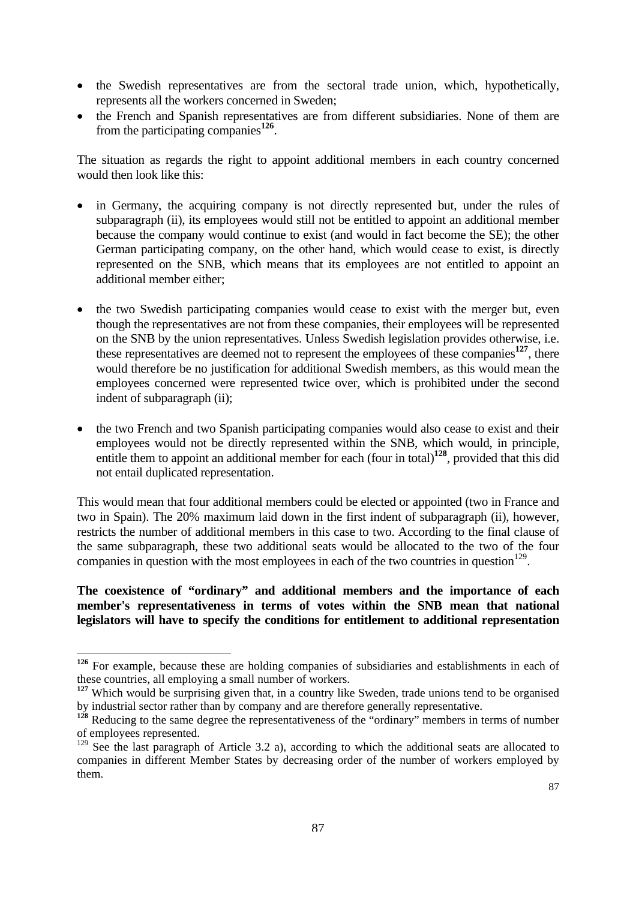- the Swedish representatives are from the sectoral trade union, which, hypothetically, represents all the workers concerned in Sweden;
- the French and Spanish representatives are from different subsidiaries. None of them are from the participating companies[126].

The situation as regards the right to appoint additional members in each country concerned would then look like this:

- in Germany, the acquiring company is not directly represented but, under the rules of subparagraph (ii), its employees would still not be entitled to appoint an additional member because the company would continue to exist (and would in fact become the SE); the other German participating company, on the other hand, which would cease to exist, is directly represented on the SNB, which means that its employees are not entitled to appoint an additional member either;

- the two Swedish participating companies would cease to exist with the merger but, even though the representatives are not from these companies, their employees will be represented on the SNB by the union representatives. Unless Swedish legislation provides otherwise, i.e. these representatives are deemed not to represent the employees of these companies[127], there would therefore be no justification for additional Swedish members, as this would mean the employees concerned were represented twice over, which is prohibited under the second indent of subparagraph (ii);

- the two French and two Spanish participating companies would also cease to exist and their employees would not be directly represented within the SNB, which would, in principle, entitle them to appoint an additional member for each (four in total)[128], provided that this did not entail duplicated representation.

This would mean that four additional members could be elected or appointed (two in France and two in Spain). The 20% maximum laid down in the first indent of subparagraph (ii), however, restricts the number of additional members in this case to two. According to the final clause of the same subparagraph, these two additional seats would be allocated to the two of the four companies in question with the most employees in each of the two countries in question[129].

**The coexistence of "ordinary" and additional members and the importance of each member's representativeness in terms of votes within the SNB mean that national legislators will have to specify the conditions for entitlement to additional representation**

---

[126] For example, because these are holding companies of subsidiaries and establishments in each of these countries, all employing a small number of workers.

[127] Which would be surprising given that, in a country like Sweden, trade unions tend to be organised by industrial sector rather than by company and are therefore generally representative.

[128] Reducing to the same degree the representativeness of the "ordinary" members in terms of number of employees represented.

[129] See the last paragraph of Article 3.2 a), according to which the additional seats are allocated to companies in different Member States by decreasing order of the number of workers employed by them.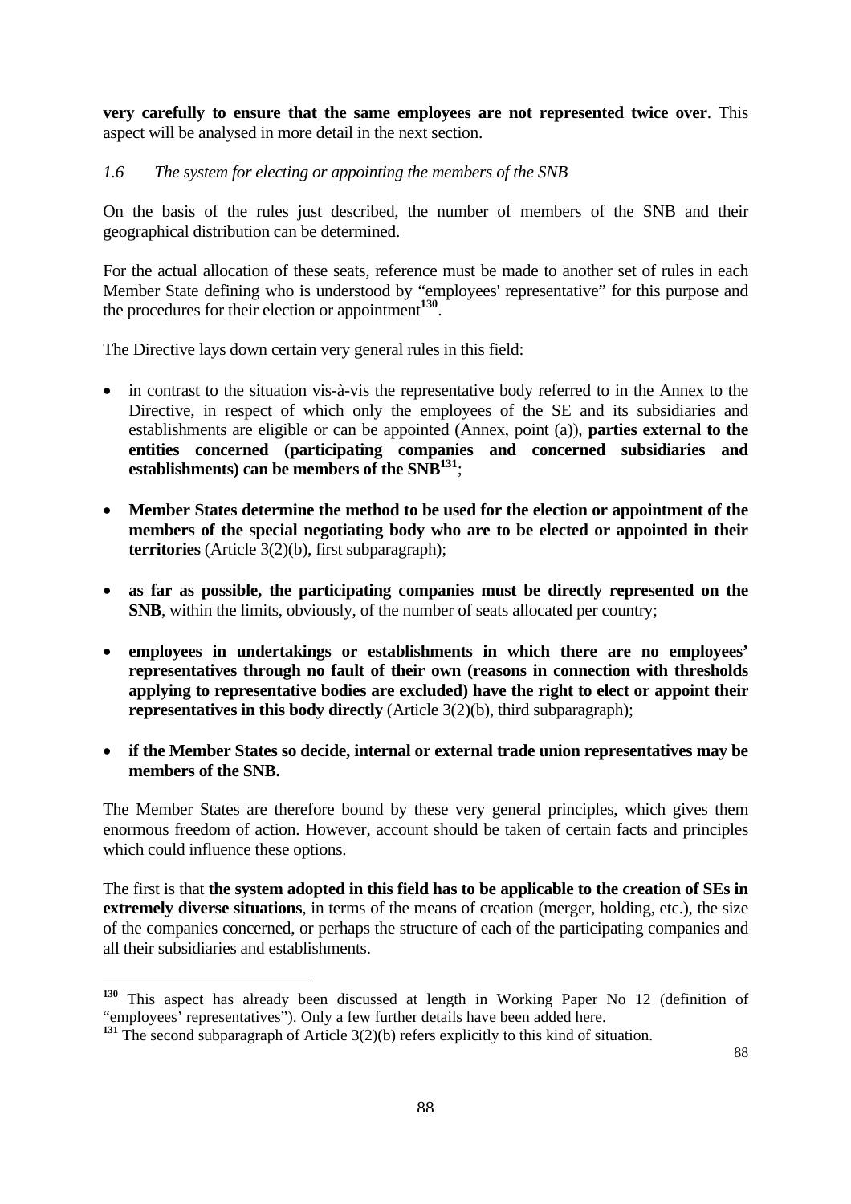**very carefully to ensure that the same employees are not represented twice over**. This aspect will be analysed in more detail in the next section.

### *1.6 The system for electing or appointing the members of the SNB*

On the basis of the rules just described, the number of members of the SNB and their geographical distribution can be determined.

For the actual allocation of these seats, reference must be made to another set of rules in each Member State defining who is understood by "employees' representative" for this purpose and the procedures for their election or appointment[130].

The Directive lays down certain very general rules in this field:

- in contrast to the situation vis-à-vis the representative body referred to in the Annex to the Directive, in respect of which only the employees of the SE and its subsidiaries and establishments are eligible or can be appointed (Annex, point (a)), **parties external to the entities concerned (participating companies and concerned subsidiaries and establishments) can be members of the SNB**[131];

- **Member States determine the method to be used for the election or appointment of the members of the special negotiating body who are to be elected or appointed in their territories** (Article 3(2)(b), first subparagraph);

- **as far as possible, the participating companies must be directly represented on the SNB**, within the limits, obviously, of the number of seats allocated per country;

- **employees in undertakings or establishments in which there are no employees' representatives through no fault of their own (reasons in connection with thresholds applying to representative bodies are excluded) have the right to elect or appoint their representatives in this body directly** (Article 3(2)(b), third subparagraph);

- **if the Member States so decide, internal or external trade union representatives may be members of the SNB.**

The Member States are therefore bound by these very general principles, which gives them enormous freedom of action. However, account should be taken of certain facts and principles which could influence these options.

The first is that **the system adopted in this field has to be applicable to the creation of SEs in extremely diverse situations**, in terms of the means of creation (merger, holding, etc.), the size of the companies concerned, or perhaps the structure of each of the participating companies and all their subsidiaries and establishments.

---

[130] This aspect has already been discussed at length in Working Paper No 12 (definition of "employees' representatives"). Only a few further details have been added here.

[131] The second subparagraph of Article 3(2)(b) refers explicitly to this kind of situation.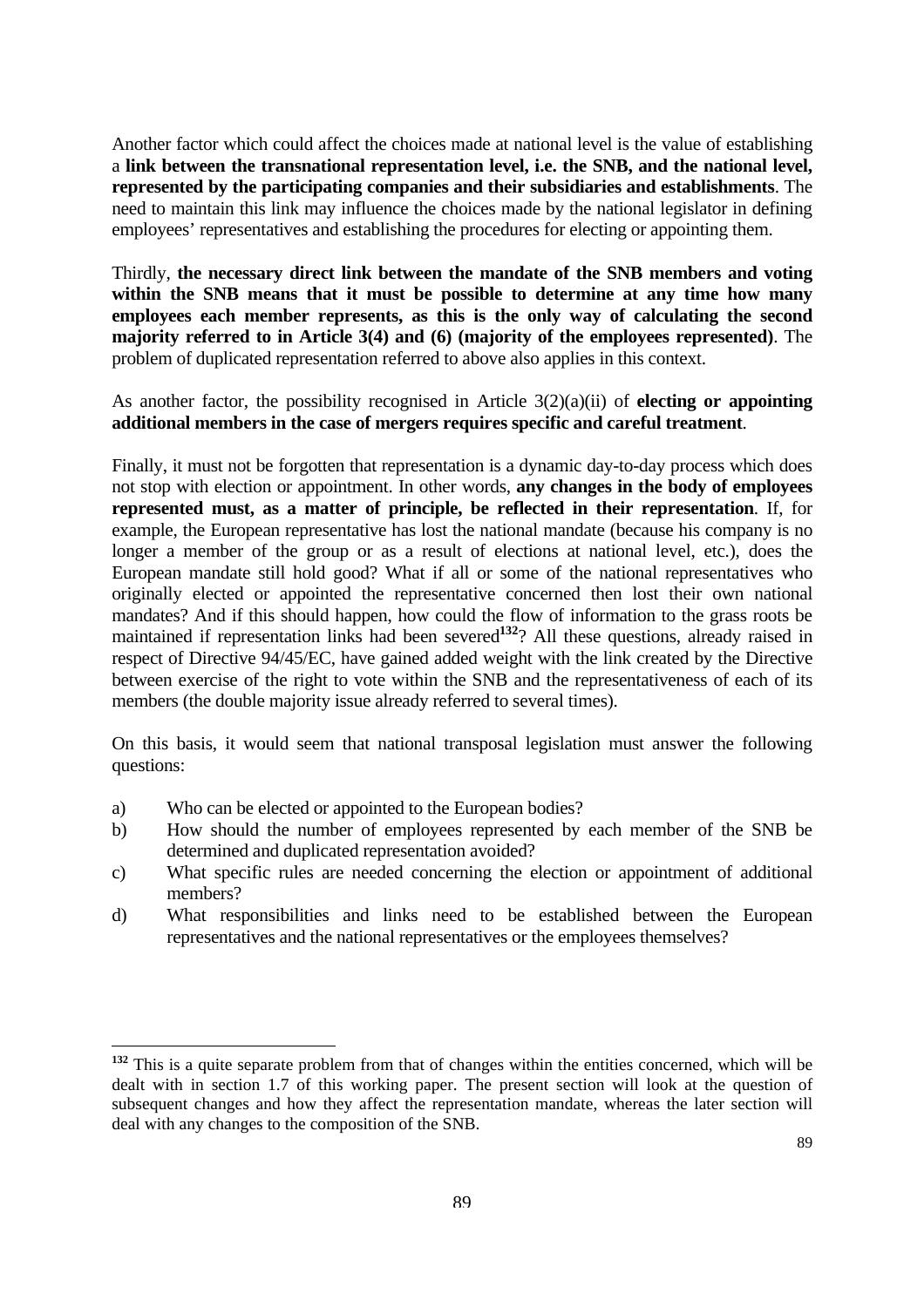Another factor which could affect the choices made at national level is the value of establishing a **link between the transnational representation level, i.e. the SNB, and the national level, represented by the participating companies and their subsidiaries and establishments**. The need to maintain this link may influence the choices made by the national legislator in defining employees' representatives and establishing the procedures for electing or appointing them.

Thirdly, **the necessary direct link between the mandate of the SNB members and voting within the SNB means that it must be possible to determine at any time how many employees each member represents, as this is the only way of calculating the second majority referred to in Article 3(4) and (6) (majority of the employees represented)**. The problem of duplicated representation referred to above also applies in this context.

As another factor, the possibility recognised in Article 3(2)(a)(ii) of **electing or appointing additional members in the case of mergers requires specific and careful treatment**.

Finally, it must not be forgotten that representation is a dynamic day-to-day process which does not stop with election or appointment. In other words, **any changes in the body of employees represented must, as a matter of principle, be reflected in their representation**. If, for example, the European representative has lost the national mandate (because his company is no longer a member of the group or as a result of elections at national level, etc.), does the European mandate still hold good? What if all or some of the national representatives who originally elected or appointed the representative concerned then lost their own national mandates? And if this should happen, how could the flow of information to the grass roots be maintained if representation links had been severed[132]? All these questions, already raised in respect of Directive 94/45/EC, have gained added weight with the link created by the Directive between exercise of the right to vote within the SNB and the representativeness of each of its members (the double majority issue already referred to several times).

On this basis, it would seem that national transposal legislation must answer the following questions:

a) Who can be elected or appointed to the European bodies?

b) How should the number of employees represented by each member of the SNB be determined and duplicated representation avoided?

c) What specific rules are needed concerning the election or appointment of additional members?

d) What responsibilities and links need to be established between the European representatives and the national representatives or the employees themselves?

---

[132] This is a quite separate problem from that of changes within the entities concerned, which will be dealt with in section 1.7 of this working paper. The present section will look at the question of subsequent changes and how they affect the representation mandate, whereas the later section will deal with any changes to the composition of the SNB.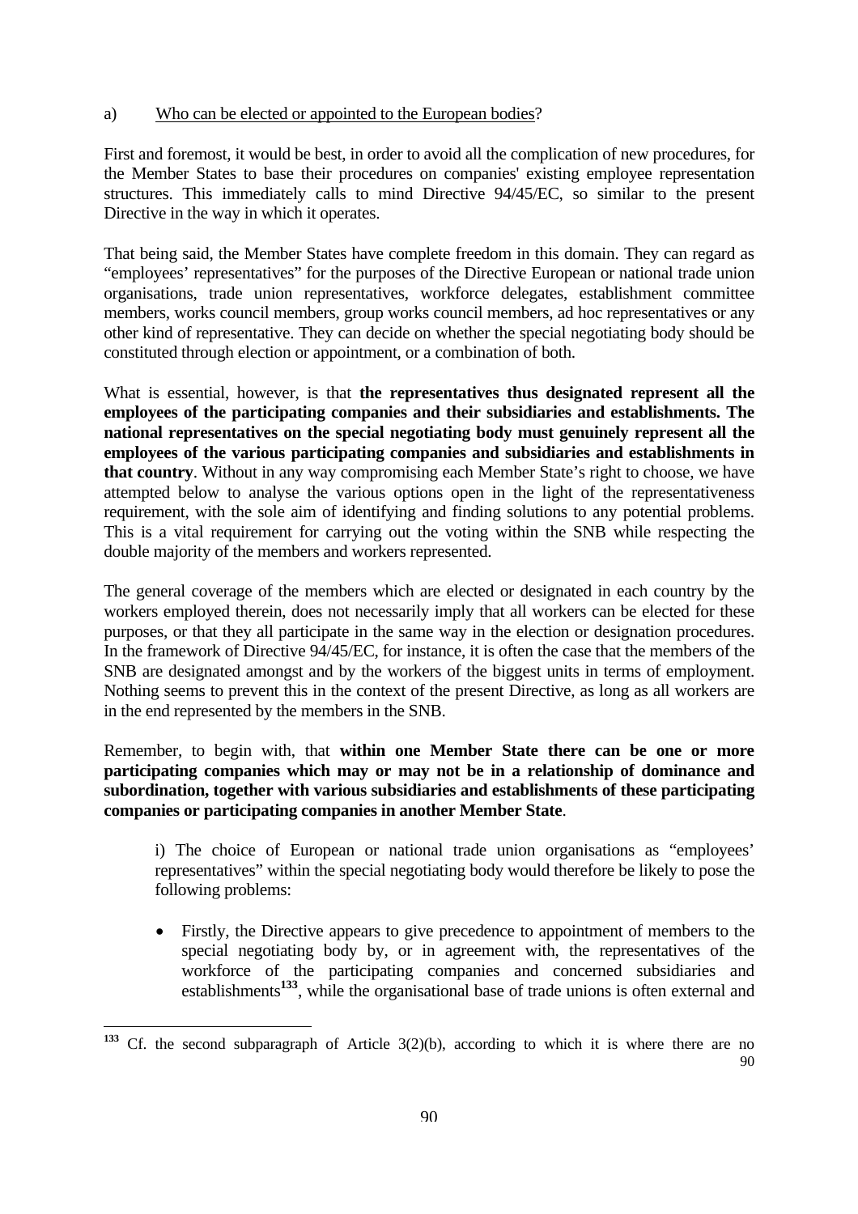a) Who can be elected or appointed to the European bodies?

First and foremost, it would be best, in order to avoid all the complication of new procedures, for the Member States to base their procedures on companies' existing employee representation structures. This immediately calls to mind Directive 94/45/EC, so similar to the present Directive in the way in which it operates.

That being said, the Member States have complete freedom in this domain. They can regard as "employees' representatives" for the purposes of the Directive European or national trade union organisations, trade union representatives, workforce delegates, establishment committee members, works council members, group works council members, ad hoc representatives or any other kind of representative. They can decide on whether the special negotiating body should be constituted through election or appointment, or a combination of both.

What is essential, however, is that **the representatives thus designated represent all the employees of the participating companies and their subsidiaries and establishments. The national representatives on the special negotiating body must genuinely represent all the employees of the various participating companies and subsidiaries and establishments in that country**. Without in any way compromising each Member State's right to choose, we have attempted below to analyse the various options open in the light of the representativeness requirement, with the sole aim of identifying and finding solutions to any potential problems. This is a vital requirement for carrying out the voting within the SNB while respecting the double majority of the members and workers represented.

The general coverage of the members which are elected or designated in each country by the workers employed therein, does not necessarily imply that all workers can be elected for these purposes, or that they all participate in the same way in the election or designation procedures. In the framework of Directive 94/45/EC, for instance, it is often the case that the members of the SNB are designated amongst and by the workers of the biggest units in terms of employment. Nothing seems to prevent this in the context of the present Directive, as long as all workers are in the end represented by the members in the SNB.

Remember, to begin with, that **within one Member State there can be one or more participating companies which may or may not be in a relationship of dominance and subordination, together with various subsidiaries and establishments of these participating companies or participating companies in another Member State**.

i) The choice of European or national trade union organisations as "employees' representatives" within the special negotiating body would therefore be likely to pose the following problems:

- Firstly, the Directive appears to give precedence to appointment of members to the special negotiating body by, or in agreement with, the representatives of the workforce of the participating companies and concerned subsidiaries and establishments[133], while the organisational base of trade unions is often external and

[133] Cf. the second subparagraph of Article 3(2)(b), according to which it is where there are no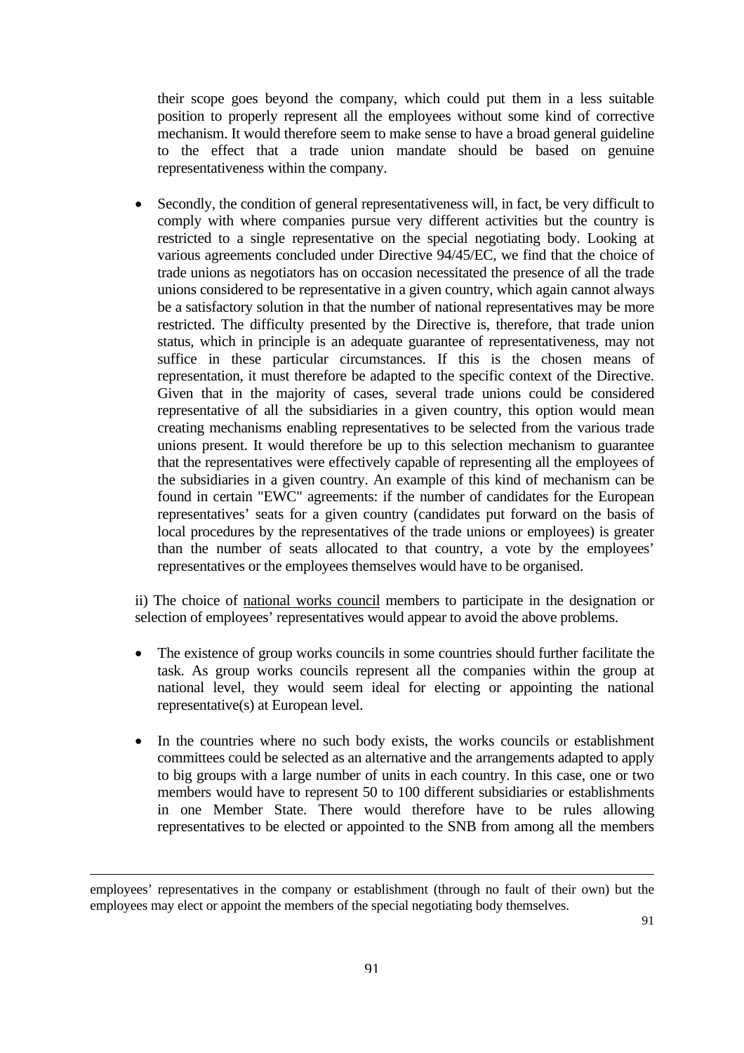their scope goes beyond the company, which could put them in a less suitable position to properly represent all the employees without some kind of corrective mechanism. It would therefore seem to make sense to have a broad general guideline to the effect that a trade union mandate should be based on genuine representativeness within the company.

- Secondly, the condition of general representativeness will, in fact, be very difficult to comply with where companies pursue very different activities but the country is restricted to a single representative on the special negotiating body. Looking at various agreements concluded under Directive 94/45/EC, we find that the choice of trade unions as negotiators has on occasion necessitated the presence of all the trade unions considered to be representative in a given country, which again cannot always be a satisfactory solution in that the number of national representatives may be more restricted. The difficulty presented by the Directive is, therefore, that trade union status, which in principle is an adequate guarantee of representativeness, may not suffice in these particular circumstances. If this is the chosen means of representation, it must therefore be adapted to the specific context of the Directive. Given that in the majority of cases, several trade unions could be considered representative of all the subsidiaries in a given country, this option would mean creating mechanisms enabling representatives to be selected from the various trade unions present. It would therefore be up to this selection mechanism to guarantee that the representatives were effectively capable of representing all the employees of the subsidiaries in a given country. An example of this kind of mechanism can be found in certain "EWC" agreements: if the number of candidates for the European representatives' seats for a given country (candidates put forward on the basis of local procedures by the representatives of the trade unions or employees) is greater than the number of seats allocated to that country, a vote by the employees' representatives or the employees themselves would have to be organised.

ii) The choice of national works council members to participate in the designation or selection of employees' representatives would appear to avoid the above problems.

- The existence of group works councils in some countries should further facilitate the task. As group works councils represent all the companies within the group at national level, they would seem ideal for electing or appointing the national representative(s) at European level.
- In the countries where no such body exists, the works councils or establishment committees could be selected as an alternative and the arrangements adapted to apply to big groups with a large number of units in each country. In this case, one or two members would have to represent 50 to 100 different subsidiaries or establishments in one Member State. There would therefore have to be rules allowing representatives to be elected or appointed to the SNB from among all the members

employees' representatives in the company or establishment (through no fault of their own) but the employees may elect or appoint the members of the special negotiating body themselves.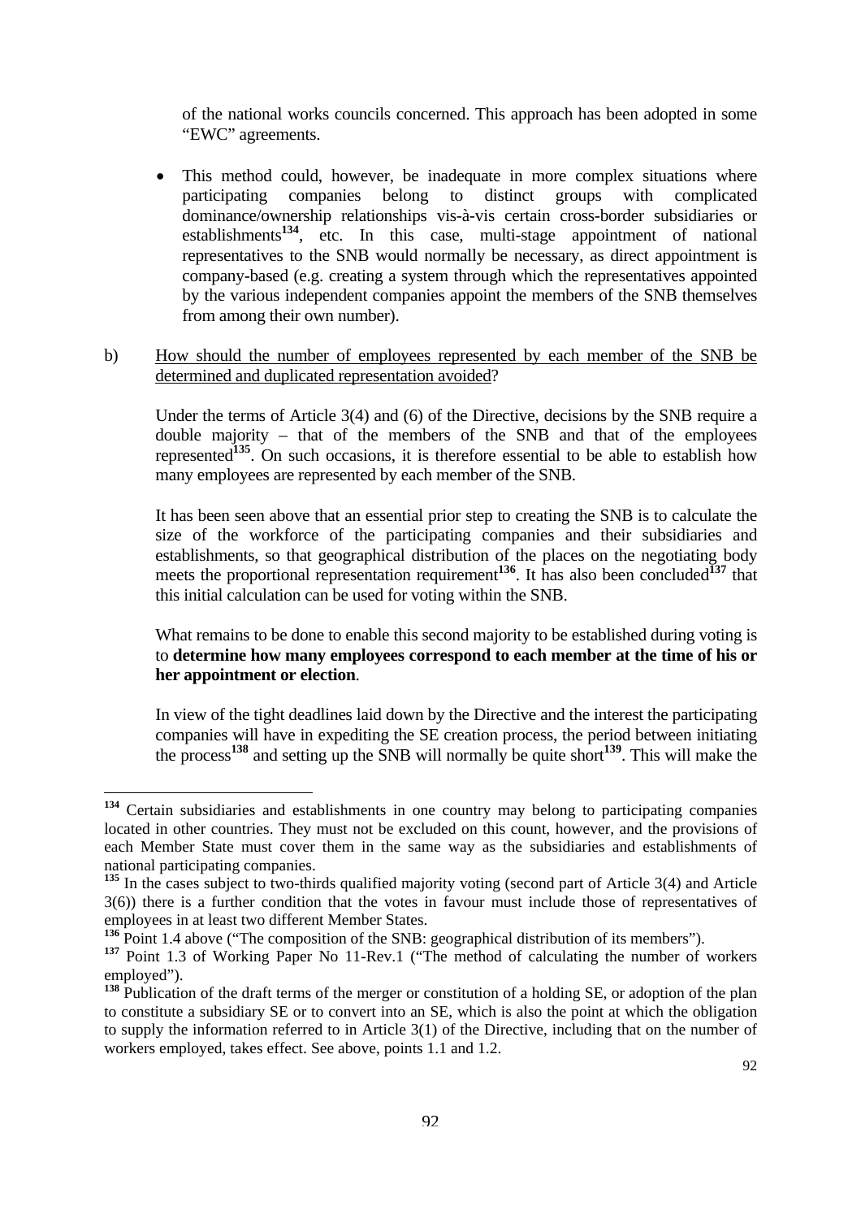of the national works councils concerned. This approach has been adopted in some "EWC" agreements.

- This method could, however, be inadequate in more complex situations where participating companies belong to distinct groups with complicated dominance/ownership relationships vis-à-vis certain cross-border subsidiaries or establishments[134], etc. In this case, multi-stage appointment of national representatives to the SNB would normally be necessary, as direct appointment is company-based (e.g. creating a system through which the representatives appointed by the various independent companies appoint the members of the SNB themselves from among their own number).

b) How should the number of employees represented by each member of the SNB be determined and duplicated representation avoided?

Under the terms of Article 3(4) and (6) of the Directive, decisions by the SNB require a double majority – that of the members of the SNB and that of the employees represented[135]. On such occasions, it is therefore essential to be able to establish how many employees are represented by each member of the SNB.

It has been seen above that an essential prior step to creating the SNB is to calculate the size of the workforce of the participating companies and their subsidiaries and establishments, so that geographical distribution of the places on the negotiating body meets the proportional representation requirement[136]. It has also been concluded[137] that this initial calculation can be used for voting within the SNB.

What remains to be done to enable this second majority to be established during voting is to **determine how many employees correspond to each member at the time of his or her appointment or election**.

In view of the tight deadlines laid down by the Directive and the interest the participating companies will have in expediting the SE creation process, the period between initiating the process[138] and setting up the SNB will normally be quite short[139]. This will make the

---

[134] Certain subsidiaries and establishments in one country may belong to participating companies located in other countries. They must not be excluded on this count, however, and the provisions of each Member State must cover them in the same way as the subsidiaries and establishments of national participating companies.

[135] In the cases subject to two-thirds qualified majority voting (second part of Article 3(4) and Article 3(6)) there is a further condition that the votes in favour must include those of representatives of employees in at least two different Member States.

[136] Point 1.4 above ("The composition of the SNB: geographical distribution of its members").

[137] Point 1.3 of Working Paper No 11-Rev.1 ("The method of calculating the number of workers employed").

[138] Publication of the draft terms of the merger or constitution of a holding SE, or adoption of the plan to constitute a subsidiary SE or to convert into an SE, which is also the point at which the obligation to supply the information referred to in Article 3(1) of the Directive, including that on the number of workers employed, takes effect. See above, points 1.1 and 1.2.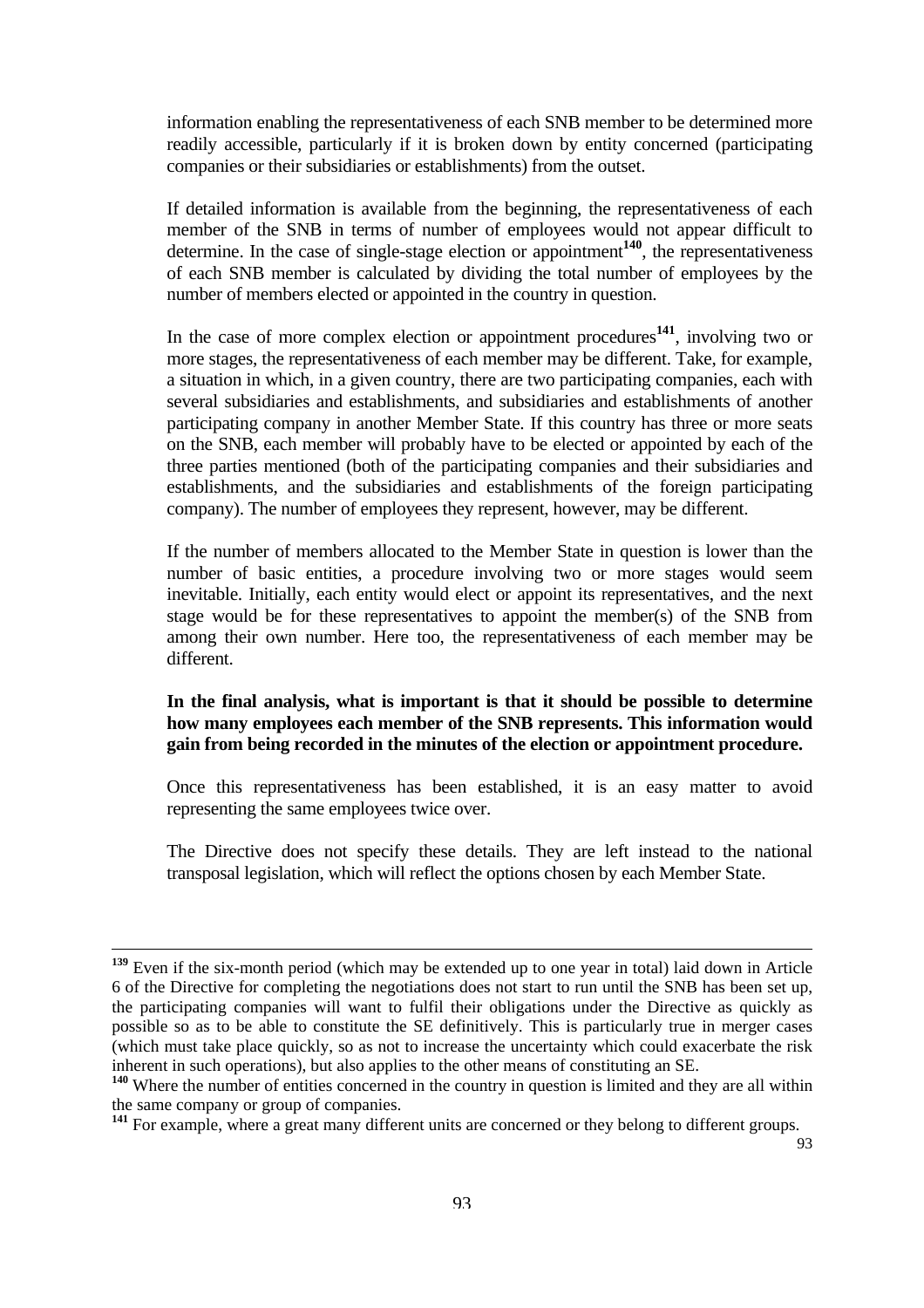information enabling the representativeness of each SNB member to be determined more readily accessible, particularly if it is broken down by entity concerned (participating companies or their subsidiaries or establishments) from the outset.

If detailed information is available from the beginning, the representativeness of each member of the SNB in terms of number of employees would not appear difficult to determine. In the case of single-stage election or appointment[140], the representativeness of each SNB member is calculated by dividing the total number of employees by the number of members elected or appointed in the country in question.

In the case of more complex election or appointment procedures[141], involving two or more stages, the representativeness of each member may be different. Take, for example, a situation in which, in a given country, there are two participating companies, each with several subsidiaries and establishments, and subsidiaries and establishments of another participating company in another Member State. If this country has three or more seats on the SNB, each member will probably have to be elected or appointed by each of the three parties mentioned (both of the participating companies and their subsidiaries and establishments, and the subsidiaries and establishments of the foreign participating company). The number of employees they represent, however, may be different.

If the number of members allocated to the Member State in question is lower than the number of basic entities, a procedure involving two or more stages would seem inevitable. Initially, each entity would elect or appoint its representatives, and the next stage would be for these representatives to appoint the member(s) of the SNB from among their own number. Here too, the representativeness of each member may be different.

**In the final analysis, what is important is that it should be possible to determine how many employees each member of the SNB represents. This information would gain from being recorded in the minutes of the election or appointment procedure.**

Once this representativeness has been established, it is an easy matter to avoid representing the same employees twice over.

The Directive does not specify these details. They are left instead to the national transposal legislation, which will reflect the options chosen by each Member State.

---

[139] Even if the six-month period (which may be extended up to one year in total) laid down in Article 6 of the Directive for completing the negotiations does not start to run until the SNB has been set up, the participating companies will want to fulfil their obligations under the Directive as quickly as possible so as to be able to constitute the SE definitively. This is particularly true in merger cases (which must take place quickly, so as not to increase the uncertainty which could exacerbate the risk inherent in such operations), but also applies to the other means of constituting an SE.

[140] Where the number of entities concerned in the country in question is limited and they are all within the same company or group of companies.

[141] For example, where a great many different units are concerned or they belong to different groups.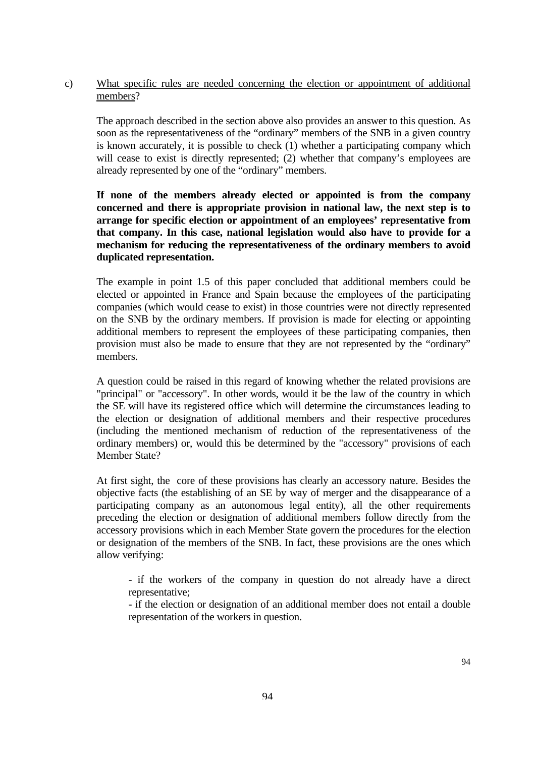c) <u>What specific rules are needed concerning the election or appointment of additional members</u>?

The approach described in the section above also provides an answer to this question. As soon as the representativeness of the "ordinary" members of the SNB in a given country is known accurately, it is possible to check (1) whether a participating company which will cease to exist is directly represented; (2) whether that company's employees are already represented by one of the "ordinary" members.

**If none of the members already elected or appointed is from the company concerned and there is appropriate provision in national law, the next step is to arrange for specific election or appointment of an employees' representative from that company. In this case, national legislation would also have to provide for a mechanism for reducing the representativeness of the ordinary members to avoid duplicated representation.**

The example in point 1.5 of this paper concluded that additional members could be elected or appointed in France and Spain because the employees of the participating companies (which would cease to exist) in those countries were not directly represented on the SNB by the ordinary members. If provision is made for electing or appointing additional members to represent the employees of these participating companies, then provision must also be made to ensure that they are not represented by the "ordinary" members.

A question could be raised in this regard of knowing whether the related provisions are "principal" or "accessory". In other words, would it be the law of the country in which the SE will have its registered office which will determine the circumstances leading to the election or designation of additional members and their respective procedures (including the mentioned mechanism of reduction of the representativeness of the ordinary members) or, would this be determined by the "accessory" provisions of each Member State?

At first sight, the core of these provisions has clearly an accessory nature. Besides the objective facts (the establishing of an SE by way of merger and the disappearance of a participating company as an autonomous legal entity), all the other requirements preceding the election or designation of additional members follow directly from the accessory provisions which in each Member State govern the procedures for the election or designation of the members of the SNB. In fact, these provisions are the ones which allow verifying:

- if the workers of the company in question do not already have a direct representative;
- if the election or designation of an additional member does not entail a double representation of the workers in question.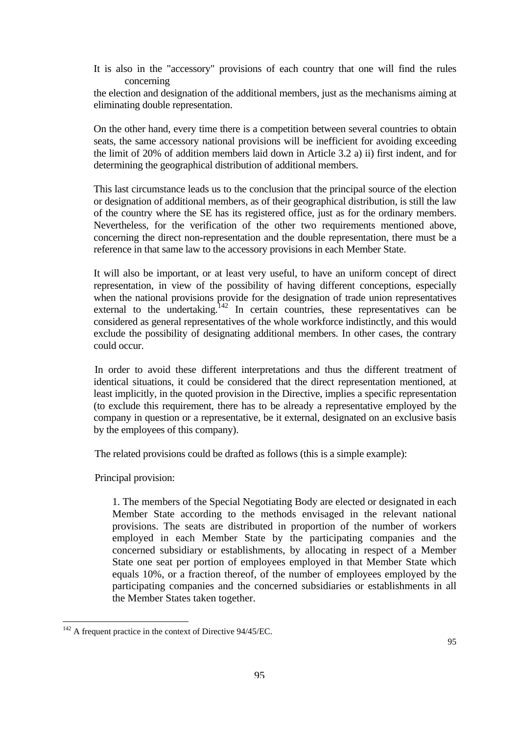It is also in the "accessory" provisions of each country that one will find the rules concerning the election and designation of the additional members, just as the mechanisms aiming at eliminating double representation.

On the other hand, every time there is a competition between several countries to obtain seats, the same accessory national provisions will be inefficient for avoiding exceeding the limit of 20% of addition members laid down in Article 3.2 a) ii) first indent, and for determining the geographical distribution of additional members.

This last circumstance leads us to the conclusion that the principal source of the election or designation of additional members, as of their geographical distribution, is still the law of the country where the SE has its registered office, just as for the ordinary members. Nevertheless, for the verification of the other two requirements mentioned above, concerning the direct non-representation and the double representation, there must be a reference in that same law to the accessory provisions in each Member State.

It will also be important, or at least very useful, to have an uniform concept of direct representation, in view of the possibility of having different conceptions, especially when the national provisions provide for the designation of trade union representatives external to the undertaking.[142] In certain countries, these representatives can be considered as general representatives of the whole workforce indistinctly, and this would exclude the possibility of designating additional members. In other cases, the contrary could occur.

In order to avoid these different interpretations and thus the different treatment of identical situations, it could be considered that the direct representation mentioned, at least implicitly, in the quoted provision in the Directive, implies a specific representation (to exclude this requirement, there has to be already a representative employed by the company in question or a representative, be it external, designated on an exclusive basis by the employees of this company).

The related provisions could be drafted as follows (this is a simple example):

Principal provision:

1. The members of the Special Negotiating Body are elected or designated in each Member State according to the methods envisaged in the relevant national provisions. The seats are distributed in proportion of the number of workers employed in each Member State by the participating companies and the concerned subsidiary or establishments, by allocating in respect of a Member State one seat per portion of employees employed in that Member State which equals 10%, or a fraction thereof, of the number of employees employed by the participating companies and the concerned subsidiaries or establishments in all the Member States taken together.

[142] A frequent practice in the context of Directive 94/45/EC.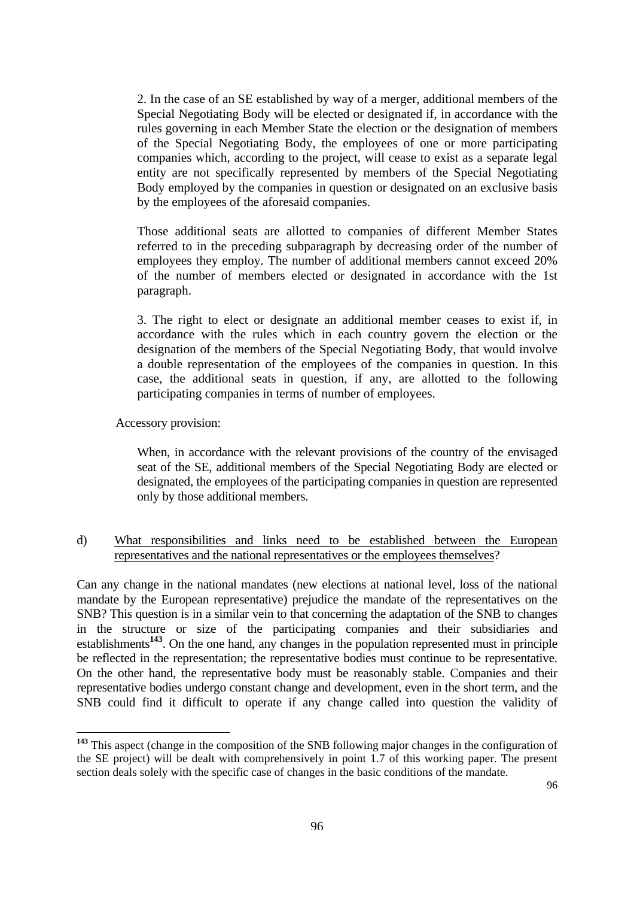> 2. In the case of an SE established by way of a merger, additional members of the Special Negotiating Body will be elected or designated if, in accordance with the rules governing in each Member State the election or the designation of members of the Special Negotiating Body, the employees of one or more participating companies which, according to the project, will cease to exist as a separate legal entity are not specifically represented by members of the Special Negotiating Body employed by the companies in question or designated on an exclusive basis by the employees of the aforesaid companies.
>
> Those additional seats are allotted to companies of different Member States referred to in the preceding subparagraph by decreasing order of the number of employees they employ. The number of additional members cannot exceed 20% of the number of members elected or designated in accordance with the 1st paragraph.
>
> 3. The right to elect or designate an additional member ceases to exist if, in accordance with the rules which in each country govern the election or the designation of the members of the Special Negotiating Body, that would involve a double representation of the employees of the companies in question. In this case, the additional seats in question, if any, are allotted to the following participating companies in terms of number of employees.

Accessory provision:

> When, in accordance with the relevant provisions of the country of the envisaged seat of the SE, additional members of the Special Negotiating Body are elected or designated, the employees of the participating companies in question are represented only by those additional members.

d) What responsibilities and links need to be established between the European representatives and the national representatives or the employees themselves?

Can any change in the national mandates (new elections at national level, loss of the national mandate by the European representative) prejudice the mandate of the representatives on the SNB? This question is in a similar vein to that concerning the adaptation of the SNB to changes in the structure or size of the participating companies and their subsidiaries and establishments[143]. On the one hand, any changes in the population represented must in principle be reflected in the representation; the representative bodies must continue to be representative. On the other hand, the representative body must be reasonably stable. Companies and their representative bodies undergo constant change and development, even in the short term, and the SNB could find it difficult to operate if any change called into question the validity of

[143] This aspect (change in the composition of the SNB following major changes in the configuration of the SE project) will be dealt with comprehensively in point 1.7 of this working paper. The present section deals solely with the specific case of changes in the basic conditions of the mandate.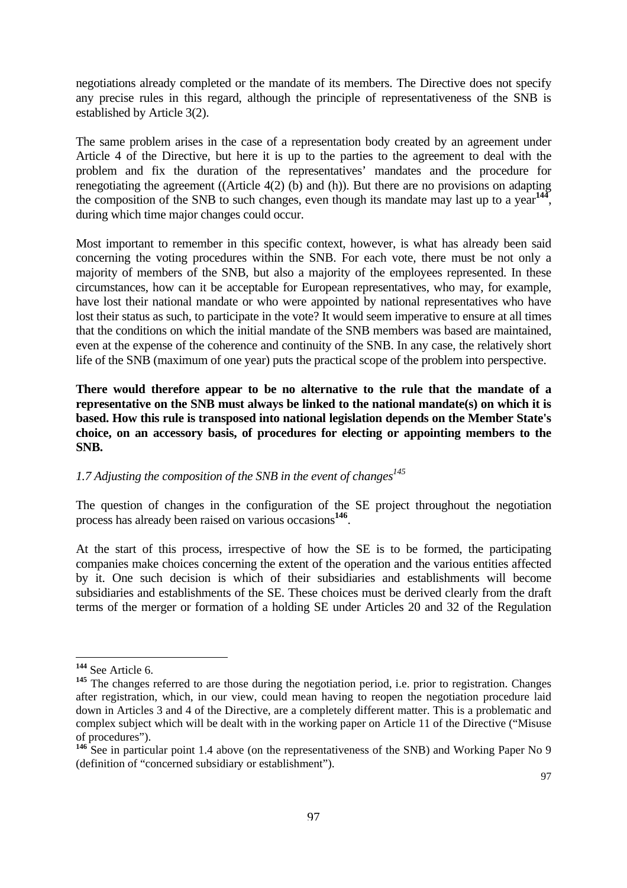negotiations already completed or the mandate of its members. The Directive does not specify any precise rules in this regard, although the principle of representativeness of the SNB is established by Article 3(2).

The same problem arises in the case of a representation body created by an agreement under Article 4 of the Directive, but here it is up to the parties to the agreement to deal with the problem and fix the duration of the representatives' mandates and the procedure for renegotiating the agreement ((Article 4(2) (b) and (h)). But there are no provisions on adapting the composition of the SNB to such changes, even though its mandate may last up to a year[144], during which time major changes could occur.

Most important to remember in this specific context, however, is what has already been said concerning the voting procedures within the SNB. For each vote, there must be not only a majority of members of the SNB, but also a majority of the employees represented. In these circumstances, how can it be acceptable for European representatives, who may, for example, have lost their national mandate or who were appointed by national representatives who have lost their status as such, to participate in the vote? It would seem imperative to ensure at all times that the conditions on which the initial mandate of the SNB members was based are maintained, even at the expense of the coherence and continuity of the SNB. In any case, the relatively short life of the SNB (maximum of one year) puts the practical scope of the problem into perspective.

**There would therefore appear to be no alternative to the rule that the mandate of a representative on the SNB must always be linked to the national mandate(s) on which it is based. How this rule is transposed into national legislation depends on the Member State's choice, on an accessory basis, of procedures for electing or appointing members to the SNB.**

### *1.7 Adjusting the composition of the SNB in the event of changes*[145]

The question of changes in the configuration of the SE project throughout the negotiation process has already been raised on various occasions[146].

At the start of this process, irrespective of how the SE is to be formed, the participating companies make choices concerning the extent of the operation and the various entities affected by it. One such decision is which of their subsidiaries and establishments will become subsidiaries and establishments of the SE. These choices must be derived clearly from the draft terms of the merger or formation of a holding SE under Articles 20 and 32 of the Regulation

---

[144] See Article 6.

[145] The changes referred to are those during the negotiation period, i.e. prior to registration. Changes after registration, which, in our view, could mean having to reopen the negotiation procedure laid down in Articles 3 and 4 of the Directive, are a completely different matter. This is a problematic and complex subject which will be dealt with in the working paper on Article 11 of the Directive ("Misuse of procedures").

[146] See in particular point 1.4 above (on the representativeness of the SNB) and Working Paper No 9 (definition of "concerned subsidiary or establishment").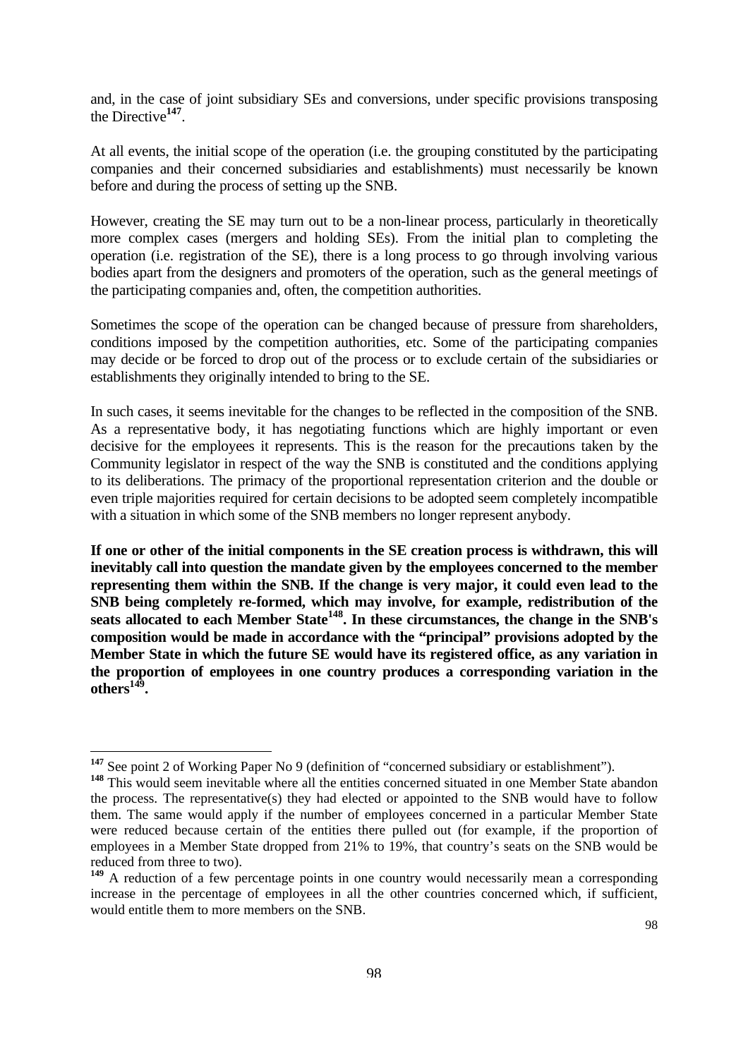and, in the case of joint subsidiary SEs and conversions, under specific provisions transposing the Directive[147].

At all events, the initial scope of the operation (i.e. the grouping constituted by the participating companies and their concerned subsidiaries and establishments) must necessarily be known before and during the process of setting up the SNB.

However, creating the SE may turn out to be a non-linear process, particularly in theoretically more complex cases (mergers and holding SEs). From the initial plan to completing the operation (i.e. registration of the SE), there is a long process to go through involving various bodies apart from the designers and promoters of the operation, such as the general meetings of the participating companies and, often, the competition authorities.

Sometimes the scope of the operation can be changed because of pressure from shareholders, conditions imposed by the competition authorities, etc. Some of the participating companies may decide or be forced to drop out of the process or to exclude certain of the subsidiaries or establishments they originally intended to bring to the SE.

In such cases, it seems inevitable for the changes to be reflected in the composition of the SNB. As a representative body, it has negotiating functions which are highly important or even decisive for the employees it represents. This is the reason for the precautions taken by the Community legislator in respect of the way the SNB is constituted and the conditions applying to its deliberations. The primacy of the proportional representation criterion and the double or even triple majorities required for certain decisions to be adopted seem completely incompatible with a situation in which some of the SNB members no longer represent anybody.

**If one or other of the initial components in the SE creation process is withdrawn, this will inevitably call into question the mandate given by the employees concerned to the member representing them within the SNB. If the change is very major, it could even lead to the SNB being completely re-formed, which may involve, for example, redistribution of the seats allocated to each Member State[148]. In these circumstances, the change in the SNB's composition would be made in accordance with the "principal" provisions adopted by the Member State in which the future SE would have its registered office, as any variation in the proportion of employees in one country produces a corresponding variation in the others[149].**

---

[147] See point 2 of Working Paper No 9 (definition of "concerned subsidiary or establishment").

[148] This would seem inevitable where all the entities concerned situated in one Member State abandon the process. The representative(s) they had elected or appointed to the SNB would have to follow them. The same would apply if the number of employees concerned in a particular Member State were reduced because certain of the entities there pulled out (for example, if the proportion of employees in a Member State dropped from 21% to 19%, that country's seats on the SNB would be reduced from three to two).

[149] A reduction of a few percentage points in one country would necessarily mean a corresponding increase in the percentage of employees in all the other countries concerned which, if sufficient, would entitle them to more members on the SNB.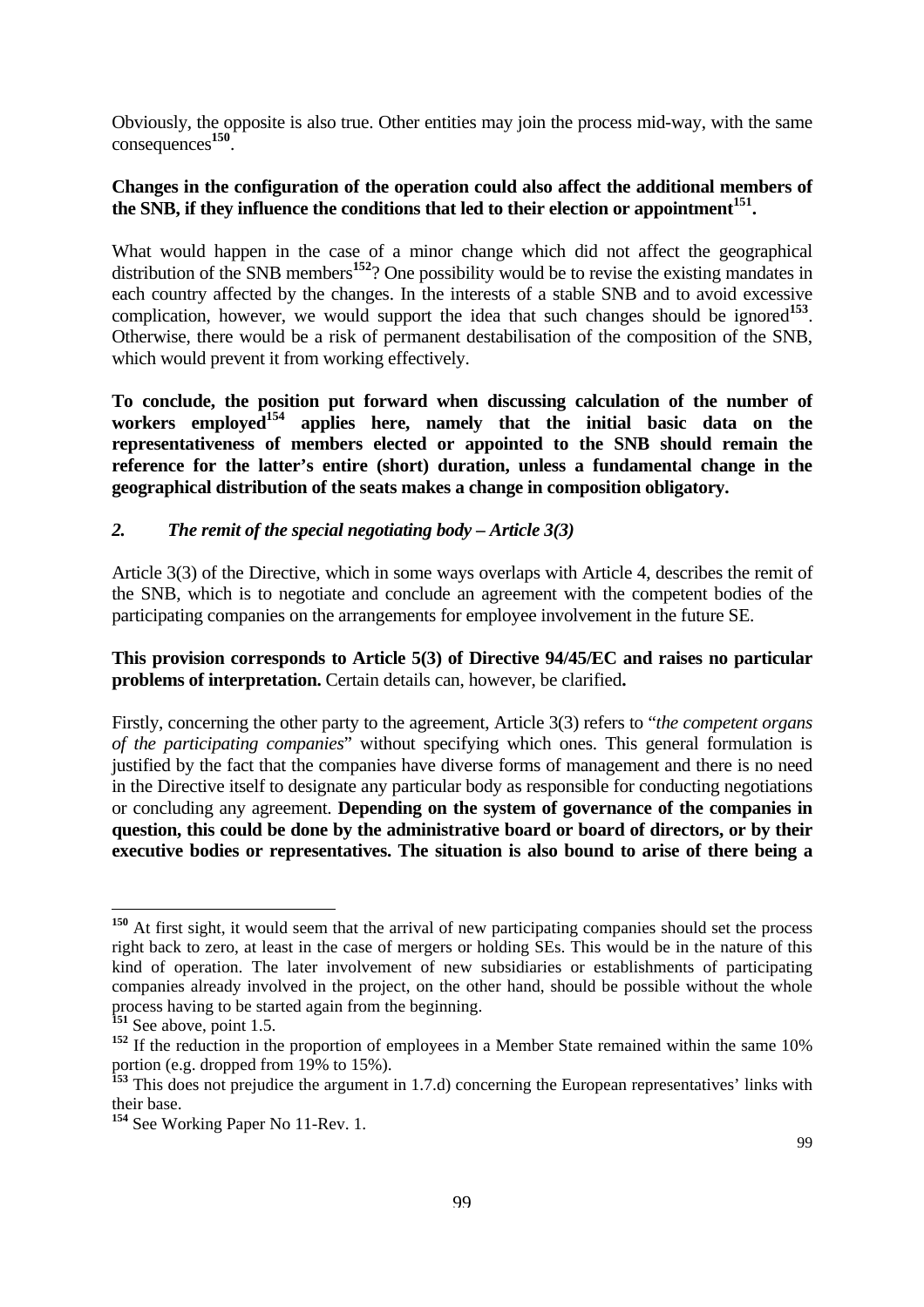Obviously, the opposite is also true. Other entities may join the process mid-way, with the same consequences[150].

**Changes in the configuration of the operation could also affect the additional members of the SNB, if they influence the conditions that led to their election or appointment[151].**

What would happen in the case of a minor change which did not affect the geographical distribution of the SNB members[152]? One possibility would be to revise the existing mandates in each country affected by the changes. In the interests of a stable SNB and to avoid excessive complication, however, we would support the idea that such changes should be ignored[153]. Otherwise, there would be a risk of permanent destabilisation of the composition of the SNB, which would prevent it from working effectively.

**To conclude, the position put forward when discussing calculation of the number of workers employed[154] applies here, namely that the initial basic data on the representativeness of members elected or appointed to the SNB should remain the reference for the latter's entire (short) duration, unless a fundamental change in the geographical distribution of the seats makes a change in composition obligatory.**

### *2. The remit of the special negotiating body – Article 3(3)*

Article 3(3) of the Directive, which in some ways overlaps with Article 4, describes the remit of the SNB, which is to negotiate and conclude an agreement with the competent bodies of the participating companies on the arrangements for employee involvement in the future SE.

**This provision corresponds to Article 5(3) of Directive 94/45/EC and raises no particular problems of interpretation.** Certain details can, however, be clarified**.**

Firstly, concerning the other party to the agreement, Article 3(3) refers to "*the competent organs of the participating companies*" without specifying which ones. This general formulation is justified by the fact that the companies have diverse forms of management and there is no need in the Directive itself to designate any particular body as responsible for conducting negotiations or concluding any agreement. **Depending on the system of governance of the companies in question, this could be done by the administrative board or board of directors, or by their executive bodies or representatives. The situation is also bound to arise of there being a**

---

[150] At first sight, it would seem that the arrival of new participating companies should set the process right back to zero, at least in the case of mergers or holding SEs. This would be in the nature of this kind of operation. The later involvement of new subsidiaries or establishments of participating companies already involved in the project, on the other hand, should be possible without the whole process having to be started again from the beginning.

[151] See above, point 1.5.

[152] If the reduction in the proportion of employees in a Member State remained within the same 10% portion (e.g. dropped from 19% to 15%).

[153] This does not prejudice the argument in 1.7.d) concerning the European representatives' links with their base.

[154] See Working Paper No 11-Rev. 1.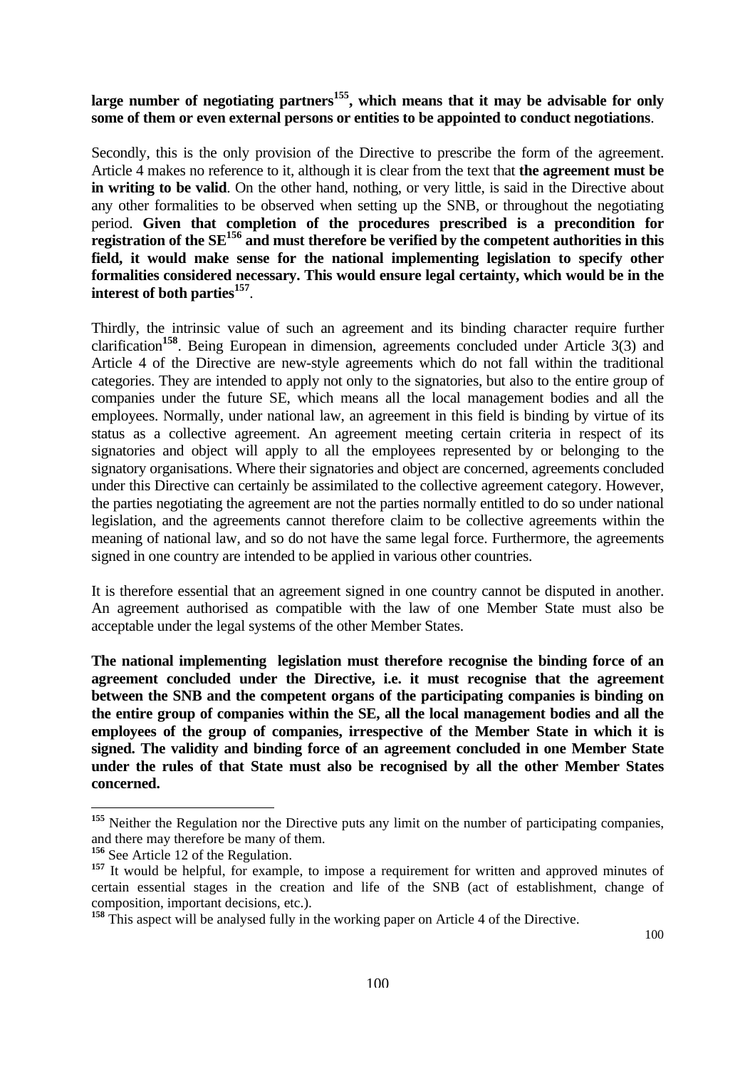**large number of negotiating partners[155], which means that it may be advisable for only some of them or even external persons or entities to be appointed to conduct negotiations**.

Secondly, this is the only provision of the Directive to prescribe the form of the agreement. Article 4 makes no reference to it, although it is clear from the text that **the agreement must be in writing to be valid**. On the other hand, nothing, or very little, is said in the Directive about any other formalities to be observed when setting up the SNB, or throughout the negotiating period. **Given that completion of the procedures prescribed is a precondition for registration of the SE[156] and must therefore be verified by the competent authorities in this field, it would make sense for the national implementing legislation to specify other formalities considered necessary. This would ensure legal certainty, which would be in the interest of both parties[157]**.

Thirdly, the intrinsic value of such an agreement and its binding character require further clarification[158]. Being European in dimension, agreements concluded under Article 3(3) and Article 4 of the Directive are new-style agreements which do not fall within the traditional categories. They are intended to apply not only to the signatories, but also to the entire group of companies under the future SE, which means all the local management bodies and all the employees. Normally, under national law, an agreement in this field is binding by virtue of its status as a collective agreement. An agreement meeting certain criteria in respect of its signatories and object will apply to all the employees represented by or belonging to the signatory organisations. Where their signatories and object are concerned, agreements concluded under this Directive can certainly be assimilated to the collective agreement category. However, the parties negotiating the agreement are not the parties normally entitled to do so under national legislation, and the agreements cannot therefore claim to be collective agreements within the meaning of national law, and so do not have the same legal force. Furthermore, the agreements signed in one country are intended to be applied in various other countries.

It is therefore essential that an agreement signed in one country cannot be disputed in another. An agreement authorised as compatible with the law of one Member State must also be acceptable under the legal systems of the other Member States.

**The national implementing legislation must therefore recognise the binding force of an agreement concluded under the Directive, i.e. it must recognise that the agreement between the SNB and the competent organs of the participating companies is binding on the entire group of companies within the SE, all the local management bodies and all the employees of the group of companies, irrespective of the Member State in which it is signed. The validity and binding force of an agreement concluded in one Member State under the rules of that State must also be recognised by all the other Member States concerned.**

---

[155] Neither the Regulation nor the Directive puts any limit on the number of participating companies, and there may therefore be many of them.

[156] See Article 12 of the Regulation.

[157] It would be helpful, for example, to impose a requirement for written and approved minutes of certain essential stages in the creation and life of the SNB (act of establishment, change of composition, important decisions, etc.).

[158] This aspect will be analysed fully in the working paper on Article 4 of the Directive.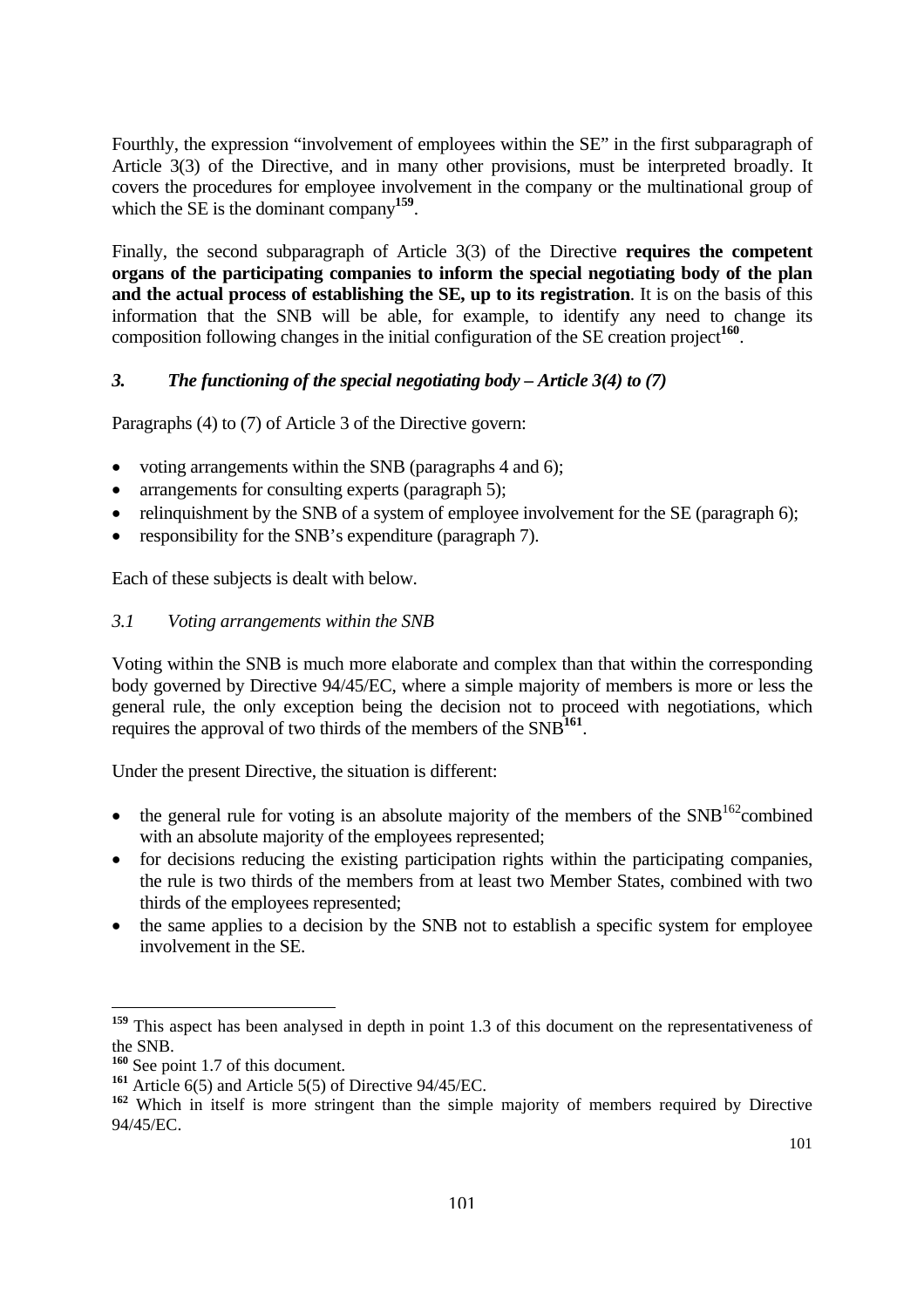Fourthly, the expression “involvement of employees within the SE” in the first subparagraph of Article 3(3) of the Directive, and in many other provisions, must be interpreted broadly. It covers the procedures for employee involvement in the company or the multinational group of which the SE is the dominant company[159].

Finally, the second subparagraph of Article 3(3) of the Directive **requires the competent organs of the participating companies to inform the special negotiating body of the plan and the actual process of establishing the SE, up to its registration**. It is on the basis of this information that the SNB will be able, for example, to identify any need to change its composition following changes in the initial configuration of the SE creation project[160].

### *3. The functioning of the special negotiating body – Article 3(4) to (7)*

Paragraphs (4) to (7) of Article 3 of the Directive govern:

- voting arrangements within the SNB (paragraphs 4 and 6);
- arrangements for consulting experts (paragraph 5);
- relinquishment by the SNB of a system of employee involvement for the SE (paragraph 6);
- responsibility for the SNB’s expenditure (paragraph 7).

Each of these subjects is dealt with below.

#### *3.1 Voting arrangements within the SNB*

Voting within the SNB is much more elaborate and complex than that within the corresponding body governed by Directive 94/45/EC, where a simple majority of members is more or less the general rule, the only exception being the decision not to proceed with negotiations, which requires the approval of two thirds of the members of the SNB[161].

Under the present Directive, the situation is different:

- the general rule for voting is an absolute majority of the members of the SNB[162] combined with an absolute majority of the employees represented;
- for decisions reducing the existing participation rights within the participating companies, the rule is two thirds of the members from at least two Member States, combined with two thirds of the employees represented;
- the same applies to a decision by the SNB not to establish a specific system for employee involvement in the SE.

---

[159] This aspect has been analysed in depth in point 1.3 of this document on the representativeness of the SNB.

[160] See point 1.7 of this document.

[161] Article 6(5) and Article 5(5) of Directive 94/45/EC.

[162] Which in itself is more stringent than the simple majority of members required by Directive 94/45/EC.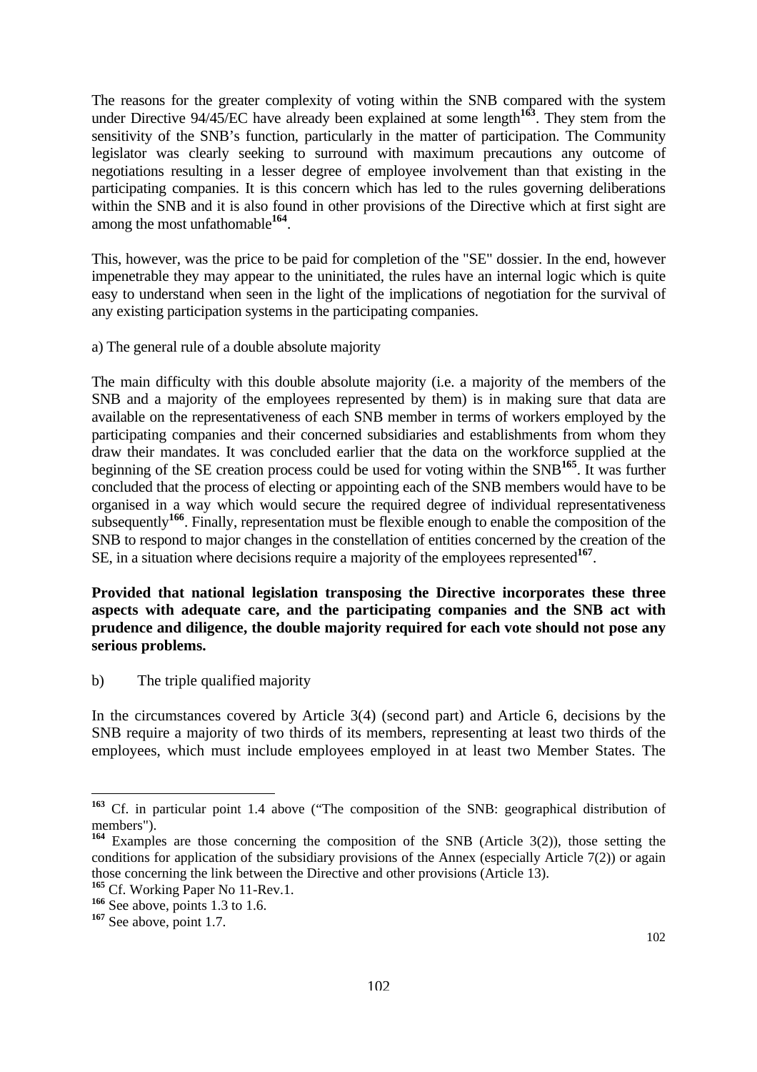The reasons for the greater complexity of voting within the SNB compared with the system under Directive 94/45/EC have already been explained at some length[163]. They stem from the sensitivity of the SNB's function, particularly in the matter of participation. The Community legislator was clearly seeking to surround with maximum precautions any outcome of negotiations resulting in a lesser degree of employee involvement than that existing in the participating companies. It is this concern which has led to the rules governing deliberations within the SNB and it is also found in other provisions of the Directive which at first sight are among the most unfathomable[164].

This, however, was the price to be paid for completion of the "SE" dossier. In the end, however impenetrable they may appear to the uninitiated, the rules have an internal logic which is quite easy to understand when seen in the light of the implications of negotiation for the survival of any existing participation systems in the participating companies.

a) The general rule of a double absolute majority

The main difficulty with this double absolute majority (i.e. a majority of the members of the SNB and a majority of the employees represented by them) is in making sure that data are available on the representativeness of each SNB member in terms of workers employed by the participating companies and their concerned subsidiaries and establishments from whom they draw their mandates. It was concluded earlier that the data on the workforce supplied at the beginning of the SE creation process could be used for voting within the SNB[165]. It was further concluded that the process of electing or appointing each of the SNB members would have to be organised in a way which would secure the required degree of individual representativeness subsequently[166]. Finally, representation must be flexible enough to enable the composition of the SNB to respond to major changes in the constellation of entities concerned by the creation of the SE, in a situation where decisions require a majority of the employees represented[167].

**Provided that national legislation transposing the Directive incorporates these three aspects with adequate care, and the participating companies and the SNB act with prudence and diligence, the double majority required for each vote should not pose any serious problems.**

b) The triple qualified majority

In the circumstances covered by Article 3(4) (second part) and Article 6, decisions by the SNB require a majority of two thirds of its members, representing at least two thirds of the employees, which must include employees employed in at least two Member States. The

---

[163] Cf. in particular point 1.4 above ("The composition of the SNB: geographical distribution of members").

[164] Examples are those concerning the composition of the SNB (Article 3(2)), those setting the conditions for application of the subsidiary provisions of the Annex (especially Article 7(2)) or again those concerning the link between the Directive and other provisions (Article 13).

[165] Cf. Working Paper No 11-Rev.1.

[166] See above, points 1.3 to 1.6.

[167] See above, point 1.7.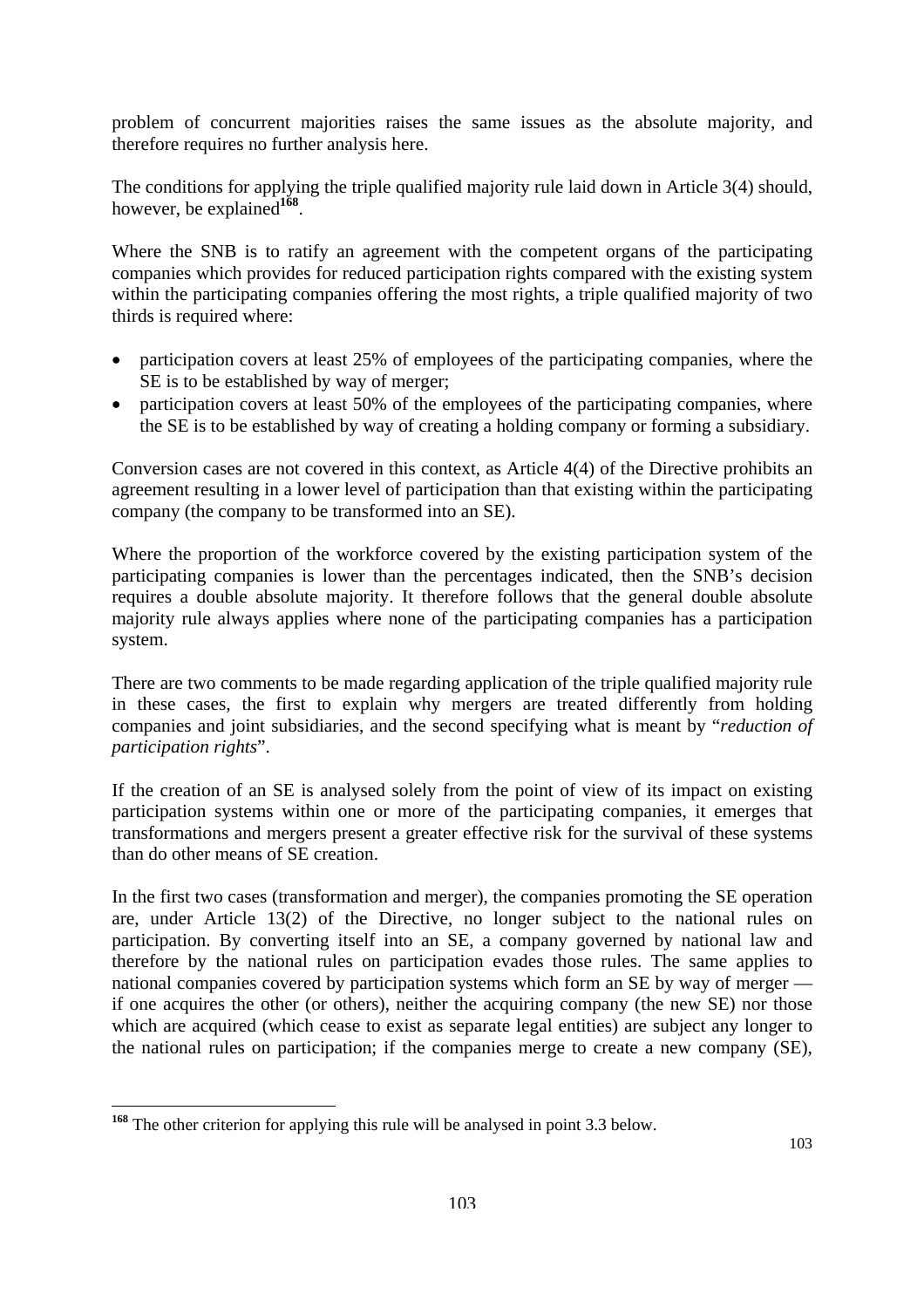problem of concurrent majorities raises the same issues as the absolute majority, and therefore requires no further analysis here.

The conditions for applying the triple qualified majority rule laid down in Article 3(4) should, however, be explained[168].

Where the SNB is to ratify an agreement with the competent organs of the participating companies which provides for reduced participation rights compared with the existing system within the participating companies offering the most rights, a triple qualified majority of two thirds is required where:

- participation covers at least 25% of employees of the participating companies, where the SE is to be established by way of merger;
- participation covers at least 50% of the employees of the participating companies, where the SE is to be established by way of creating a holding company or forming a subsidiary.

Conversion cases are not covered in this context, as Article 4(4) of the Directive prohibits an agreement resulting in a lower level of participation than that existing within the participating company (the company to be transformed into an SE).

Where the proportion of the workforce covered by the existing participation system of the participating companies is lower than the percentages indicated, then the SNB's decision requires a double absolute majority. It therefore follows that the general double absolute majority rule always applies where none of the participating companies has a participation system.

There are two comments to be made regarding application of the triple qualified majority rule in these cases, the first to explain why mergers are treated differently from holding companies and joint subsidiaries, and the second specifying what is meant by "*reduction of participation rights*".

If the creation of an SE is analysed solely from the point of view of its impact on existing participation systems within one or more of the participating companies, it emerges that transformations and mergers present a greater effective risk for the survival of these systems than do other means of SE creation.

In the first two cases (transformation and merger), the companies promoting the SE operation are, under Article 13(2) of the Directive, no longer subject to the national rules on participation. By converting itself into an SE, a company governed by national law and therefore by the national rules on participation evades those rules. The same applies to national companies covered by participation systems which form an SE by way of merger — if one acquires the other (or others), neither the acquiring company (the new SE) nor those which are acquired (which cease to exist as separate legal entities) are subject any longer to the national rules on participation; if the companies merge to create a new company (SE),

---

[168] The other criterion for applying this rule will be analysed in point 3.3 below.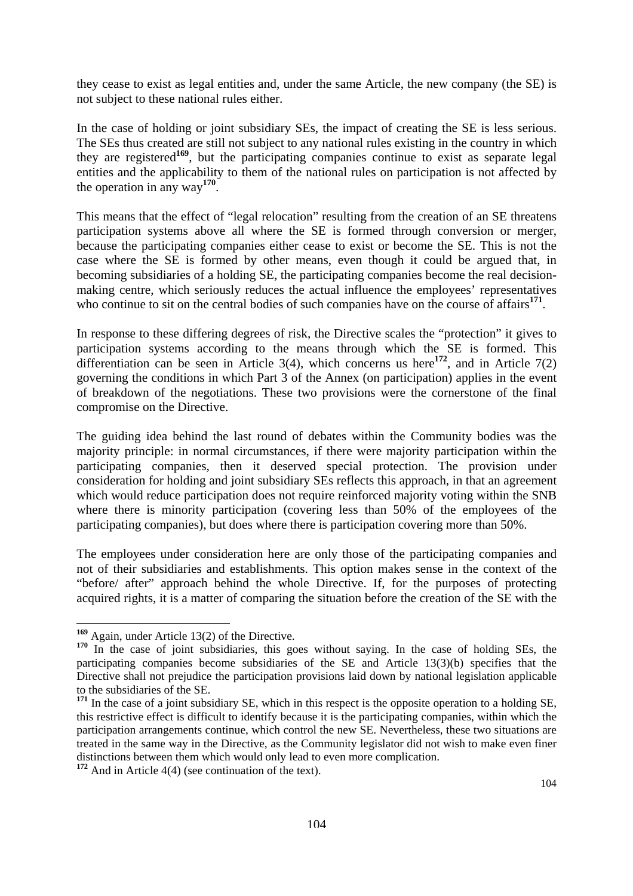they cease to exist as legal entities and, under the same Article, the new company (the SE) is not subject to these national rules either.

In the case of holding or joint subsidiary SEs, the impact of creating the SE is less serious. The SEs thus created are still not subject to any national rules existing in the country in which they are registered[169], but the participating companies continue to exist as separate legal entities and the applicability to them of the national rules on participation is not affected by the operation in any way[170].

This means that the effect of "legal relocation" resulting from the creation of an SE threatens participation systems above all where the SE is formed through conversion or merger, because the participating companies either cease to exist or become the SE. This is not the case where the SE is formed by other means, even though it could be argued that, in becoming subsidiaries of a holding SE, the participating companies become the real decision-making centre, which seriously reduces the actual influence the employees' representatives who continue to sit on the central bodies of such companies have on the course of affairs[171].

In response to these differing degrees of risk, the Directive scales the "protection" it gives to participation systems according to the means through which the SE is formed. This differentiation can be seen in Article 3(4), which concerns us here[172], and in Article 7(2) governing the conditions in which Part 3 of the Annex (on participation) applies in the event of breakdown of the negotiations. These two provisions were the cornerstone of the final compromise on the Directive.

The guiding idea behind the last round of debates within the Community bodies was the majority principle: in normal circumstances, if there were majority participation within the participating companies, then it deserved special protection. The provision under consideration for holding and joint subsidiary SEs reflects this approach, in that an agreement which would reduce participation does not require reinforced majority voting within the SNB where there is minority participation (covering less than 50% of the employees of the participating companies), but does where there is participation covering more than 50%.

The employees under consideration here are only those of the participating companies and not of their subsidiaries and establishments. This option makes sense in the context of the "before/ after" approach behind the whole Directive. If, for the purposes of protecting acquired rights, it is a matter of comparing the situation before the creation of the SE with the

---

[169] Again, under Article 13(2) of the Directive.

[170] In the case of joint subsidiaries, this goes without saying. In the case of holding SEs, the participating companies become subsidiaries of the SE and Article 13(3)(b) specifies that the Directive shall not prejudice the participation provisions laid down by national legislation applicable to the subsidiaries of the SE.

[171] In the case of a joint subsidiary SE, which in this respect is the opposite operation to a holding SE, this restrictive effect is difficult to identify because it is the participating companies, within which the participation arrangements continue, which control the new SE. Nevertheless, these two situations are treated in the same way in the Directive, as the Community legislator did not wish to make even finer distinctions between them which would only lead to even more complication.

[172] And in Article 4(4) (see continuation of the text).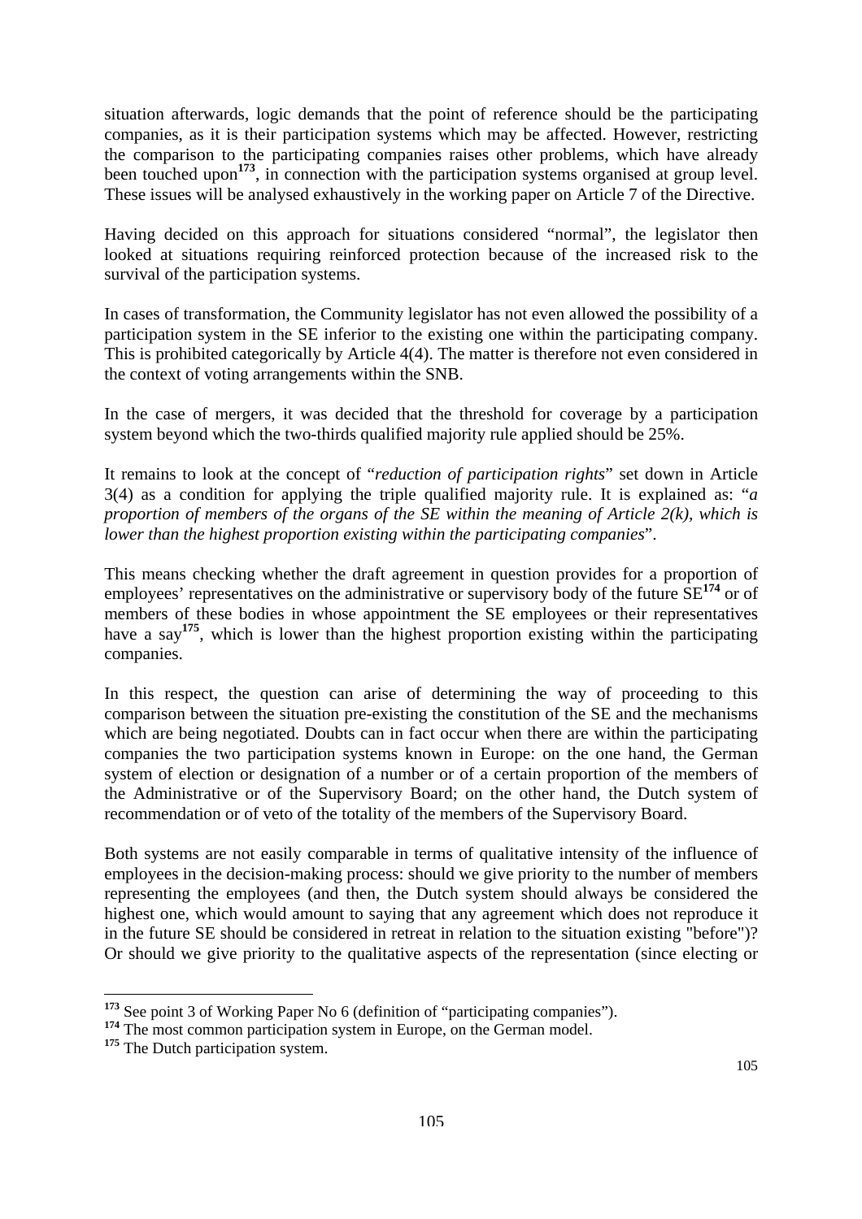situation afterwards, logic demands that the point of reference should be the participating companies, as it is their participation systems which may be affected. However, restricting the comparison to the participating companies raises other problems, which have already been touched upon[173], in connection with the participation systems organised at group level. These issues will be analysed exhaustively in the working paper on Article 7 of the Directive.

Having decided on this approach for situations considered "normal", the legislator then looked at situations requiring reinforced protection because of the increased risk to the survival of the participation systems.

In cases of transformation, the Community legislator has not even allowed the possibility of a participation system in the SE inferior to the existing one within the participating company. This is prohibited categorically by Article 4(4). The matter is therefore not even considered in the context of voting arrangements within the SNB.

In the case of mergers, it was decided that the threshold for coverage by a participation system beyond which the two-thirds qualified majority rule applied should be 25%.

It remains to look at the concept of "*reduction of participation rights*" set down in Article 3(4) as a condition for applying the triple qualified majority rule. It is explained as: "*a proportion of members of the organs of the SE within the meaning of Article 2(k), which is lower than the highest proportion existing within the participating companies*".

This means checking whether the draft agreement in question provides for a proportion of employees' representatives on the administrative or supervisory body of the future SE[174] or of members of these bodies in whose appointment the SE employees or their representatives have a say[175], which is lower than the highest proportion existing within the participating companies.

In this respect, the question can arise of determining the way of proceeding to this comparison between the situation pre-existing the constitution of the SE and the mechanisms which are being negotiated. Doubts can in fact occur when there are within the participating companies the two participation systems known in Europe: on the one hand, the German system of election or designation of a number or of a certain proportion of the members of the Administrative or of the Supervisory Board; on the other hand, the Dutch system of recommendation or of veto of the totality of the members of the Supervisory Board.

Both systems are not easily comparable in terms of qualitative intensity of the influence of employees in the decision-making process: should we give priority to the number of members representing the employees (and then, the Dutch system should always be considered the highest one, which would amount to saying that any agreement which does not reproduce it in the future SE should be considered in retreat in relation to the situation existing "before")? Or should we give priority to the qualitative aspects of the representation (since electing or

---

[173] See point 3 of Working Paper No 6 (definition of "participating companies").

[174] The most common participation system in Europe, on the German model.

[175] The Dutch participation system.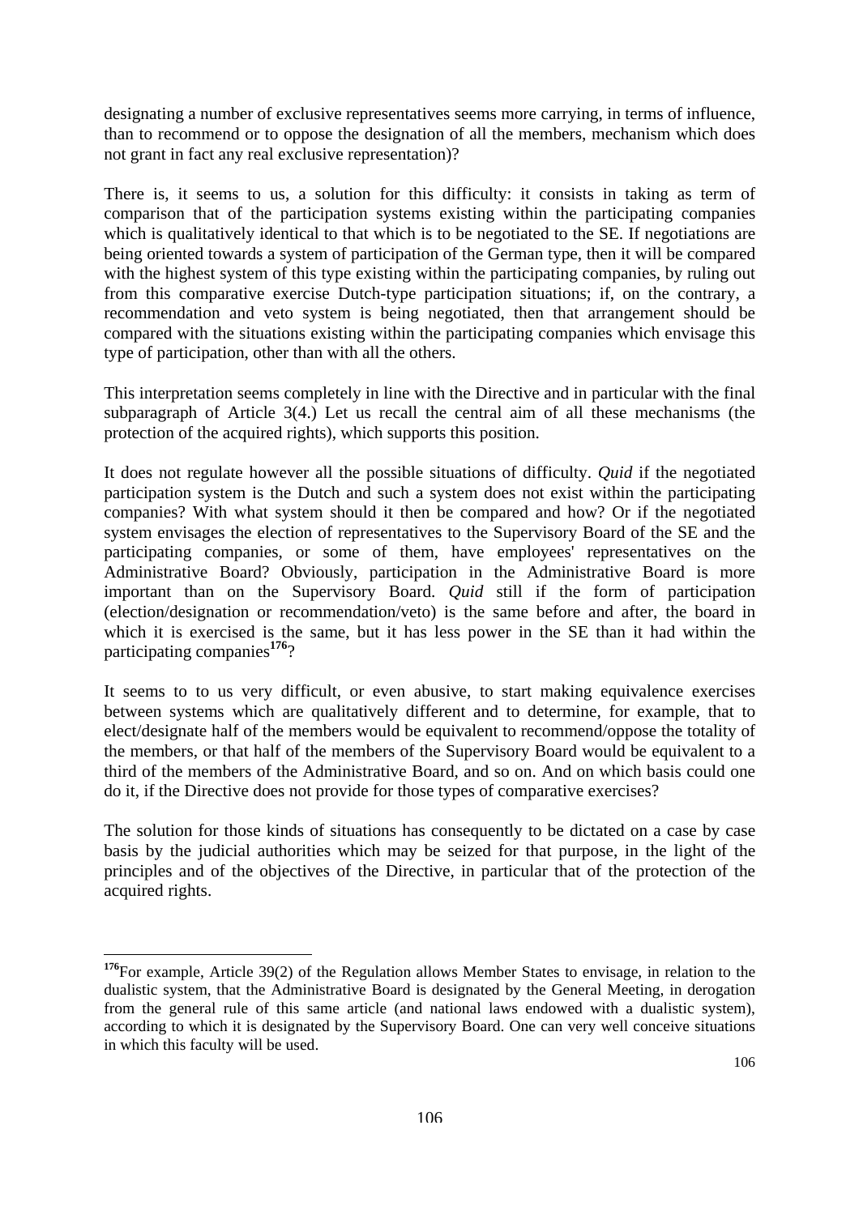designating a number of exclusive representatives seems more carrying, in terms of influence, than to recommend or to oppose the designation of all the members, mechanism which does not grant in fact any real exclusive representation)?

There is, it seems to us, a solution for this difficulty: it consists in taking as term of comparison that of the participation systems existing within the participating companies which is qualitatively identical to that which is to be negotiated to the SE. If negotiations are being oriented towards a system of participation of the German type, then it will be compared with the highest system of this type existing within the participating companies, by ruling out from this comparative exercise Dutch-type participation situations; if, on the contrary, a recommendation and veto system is being negotiated, then that arrangement should be compared with the situations existing within the participating companies which envisage this type of participation, other than with all the others.

This interpretation seems completely in line with the Directive and in particular with the final subparagraph of Article 3(4.) Let us recall the central aim of all these mechanisms (the protection of the acquired rights), which supports this position.

It does not regulate however all the possible situations of difficulty. *Quid* if the negotiated participation system is the Dutch and such a system does not exist within the participating companies? With what system should it then be compared and how? Or if the negotiated system envisages the election of representatives to the Supervisory Board of the SE and the participating companies, or some of them, have employees' representatives on the Administrative Board? Obviously, participation in the Administrative Board is more important than on the Supervisory Board. *Quid* still if the form of participation (election/designation or recommendation/veto) is the same before and after, the board in which it is exercised is the same, but it has less power in the SE than it had within the participating companies[176]?

It seems to to us very difficult, or even abusive, to start making equivalence exercises between systems which are qualitatively different and to determine, for example, that to elect/designate half of the members would be equivalent to recommend/oppose the totality of the members, or that half of the members of the Supervisory Board would be equivalent to a third of the members of the Administrative Board, and so on. And on which basis could one do it, if the Directive does not provide for those types of comparative exercises?

The solution for those kinds of situations has consequently to be dictated on a case by case basis by the judicial authorities which may be seized for that purpose, in the light of the principles and of the objectives of the Directive, in particular that of the protection of the acquired rights.

---

[176]For example, Article 39(2) of the Regulation allows Member States to envisage, in relation to the dualistic system, that the Administrative Board is designated by the General Meeting, in derogation from the general rule of this same article (and national laws endowed with a dualistic system), according to which it is designated by the Supervisory Board. One can very well conceive situations in which this faculty will be used.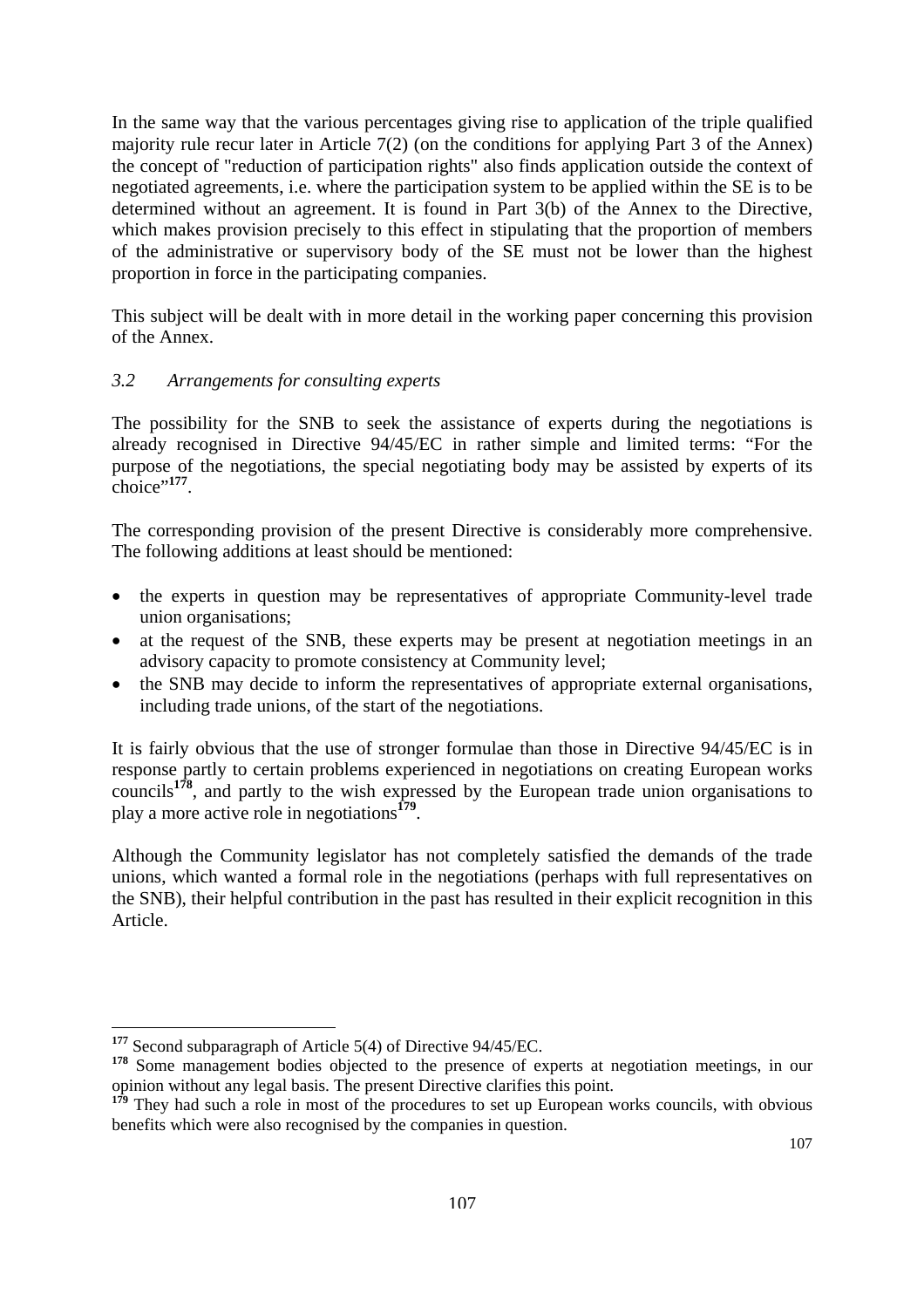In the same way that the various percentages giving rise to application of the triple qualified majority rule recur later in Article 7(2) (on the conditions for applying Part 3 of the Annex) the concept of "reduction of participation rights" also finds application outside the context of negotiated agreements, i.e. where the participation system to be applied within the SE is to be determined without an agreement. It is found in Part 3(b) of the Annex to the Directive, which makes provision precisely to this effect in stipulating that the proportion of members of the administrative or supervisory body of the SE must not be lower than the highest proportion in force in the participating companies.

This subject will be dealt with in more detail in the working paper concerning this provision of the Annex.

### *3.2 Arrangements for consulting experts*

The possibility for the SNB to seek the assistance of experts during the negotiations is already recognised in Directive 94/45/EC in rather simple and limited terms: “For the purpose of the negotiations, the special negotiating body may be assisted by experts of its choice”[177].

The corresponding provision of the present Directive is considerably more comprehensive. The following additions at least should be mentioned:

- the experts in question may be representatives of appropriate Community-level trade union organisations;
- at the request of the SNB, these experts may be present at negotiation meetings in an advisory capacity to promote consistency at Community level;
- the SNB may decide to inform the representatives of appropriate external organisations, including trade unions, of the start of the negotiations.

It is fairly obvious that the use of stronger formulae than those in Directive 94/45/EC is in response partly to certain problems experienced in negotiations on creating European works councils[178], and partly to the wish expressed by the European trade union organisations to play a more active role in negotiations[179].

Although the Community legislator has not completely satisfied the demands of the trade unions, which wanted a formal role in the negotiations (perhaps with full representatives on the SNB), their helpful contribution in the past has resulted in their explicit recognition in this Article.

---

[177] Second subparagraph of Article 5(4) of Directive 94/45/EC.

[178] Some management bodies objected to the presence of experts at negotiation meetings, in our opinion without any legal basis. The present Directive clarifies this point.

[179] They had such a role in most of the procedures to set up European works councils, with obvious benefits which were also recognised by the companies in question.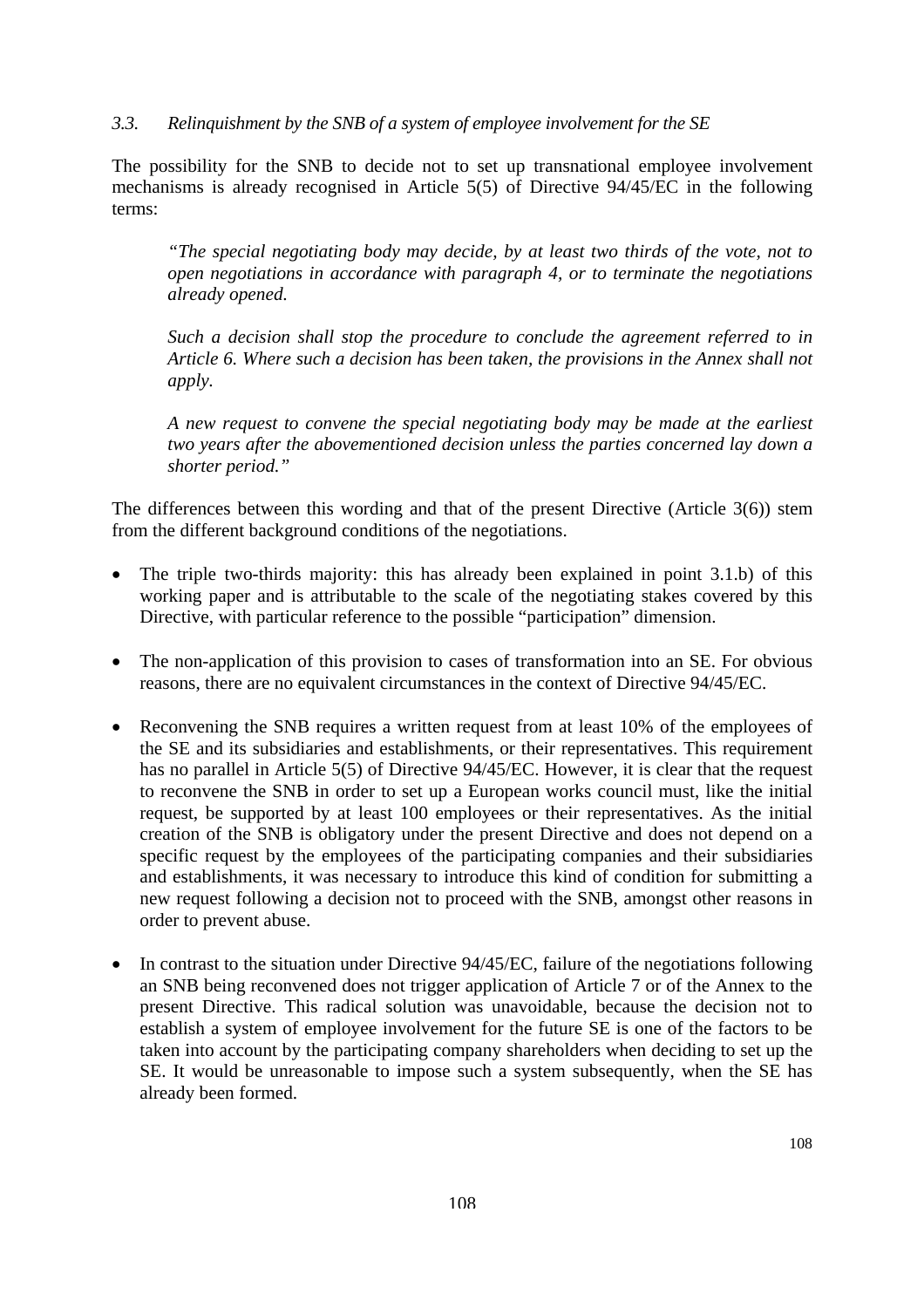### *3.3. Relinquishment by the SNB of a system of employee involvement for the SE*

The possibility for the SNB to decide not to set up transnational employee involvement mechanisms is already recognised in Article 5(5) of Directive 94/45/EC in the following terms:

> *"The special negotiating body may decide, by at least two thirds of the vote, not to open negotiations in accordance with paragraph 4, or to terminate the negotiations already opened.*
>
> *Such a decision shall stop the procedure to conclude the agreement referred to in Article 6. Where such a decision has been taken, the provisions in the Annex shall not apply.*
>
> *A new request to convene the special negotiating body may be made at the earliest two years after the abovementioned decision unless the parties concerned lay down a shorter period."*

The differences between this wording and that of the present Directive (Article 3(6)) stem from the different background conditions of the negotiations.

- The triple two-thirds majority: this has already been explained in point 3.1.b) of this working paper and is attributable to the scale of the negotiating stakes covered by this Directive, with particular reference to the possible "participation" dimension.
- The non-application of this provision to cases of transformation into an SE. For obvious reasons, there are no equivalent circumstances in the context of Directive 94/45/EC.
- Reconvening the SNB requires a written request from at least 10% of the employees of the SE and its subsidiaries and establishments, or their representatives. This requirement has no parallel in Article 5(5) of Directive 94/45/EC. However, it is clear that the request to reconvene the SNB in order to set up a European works council must, like the initial request, be supported by at least 100 employees or their representatives. As the initial creation of the SNB is obligatory under the present Directive and does not depend on a specific request by the employees of the participating companies and their subsidiaries and establishments, it was necessary to introduce this kind of condition for submitting a new request following a decision not to proceed with the SNB, amongst other reasons in order to prevent abuse.
- In contrast to the situation under Directive 94/45/EC, failure of the negotiations following an SNB being reconvened does not trigger application of Article 7 or of the Annex to the present Directive. This radical solution was unavoidable, because the decision not to establish a system of employee involvement for the future SE is one of the factors to be taken into account by the participating company shareholders when deciding to set up the SE. It would be unreasonable to impose such a system subsequently, when the SE has already been formed.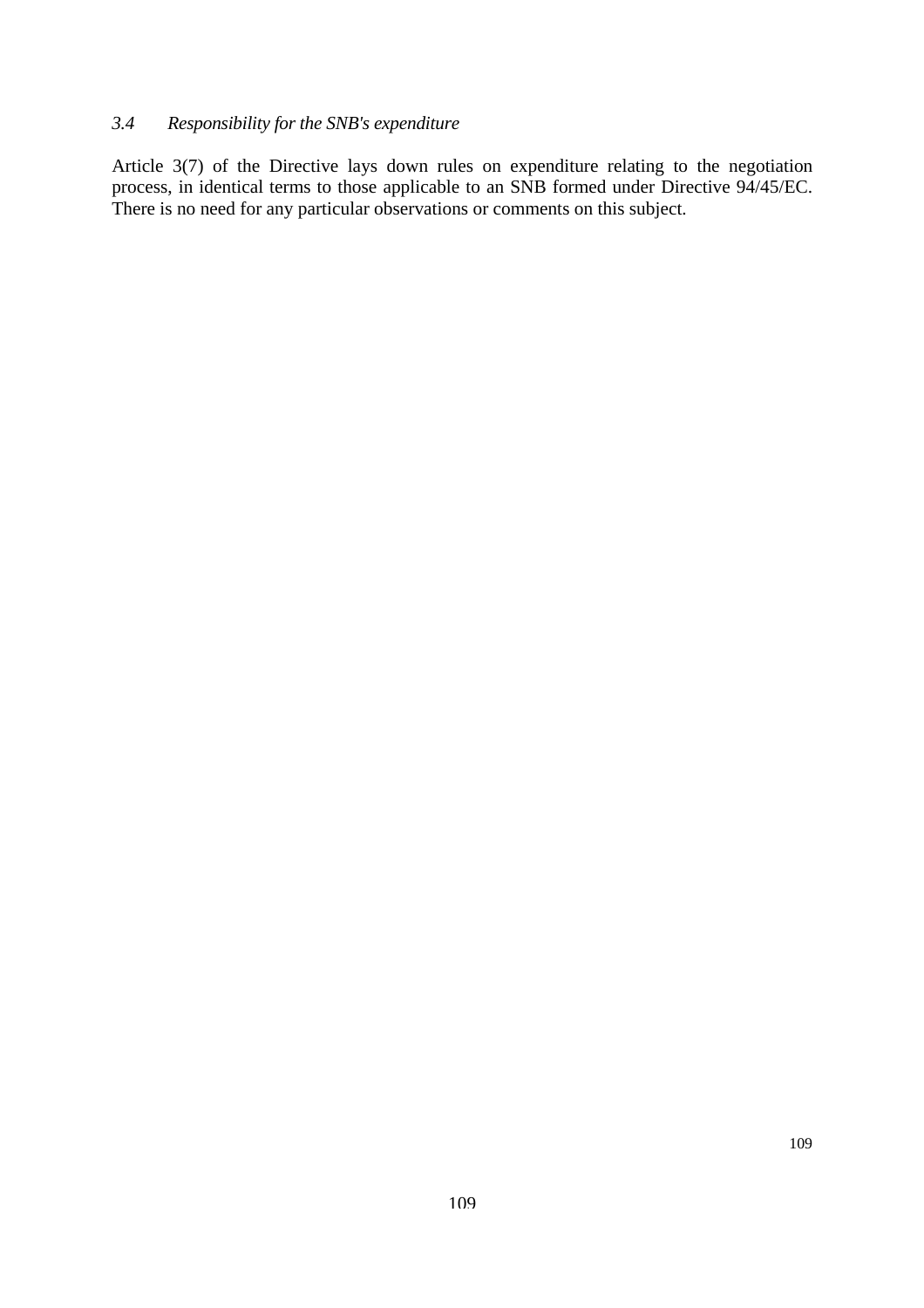### *3.4 Responsibility for the SNB's expenditure*

Article 3(7) of the Directive lays down rules on expenditure relating to the negotiation process, in identical terms to those applicable to an SNB formed under Directive 94/45/EC. There is no need for any particular observations or comments on this subject.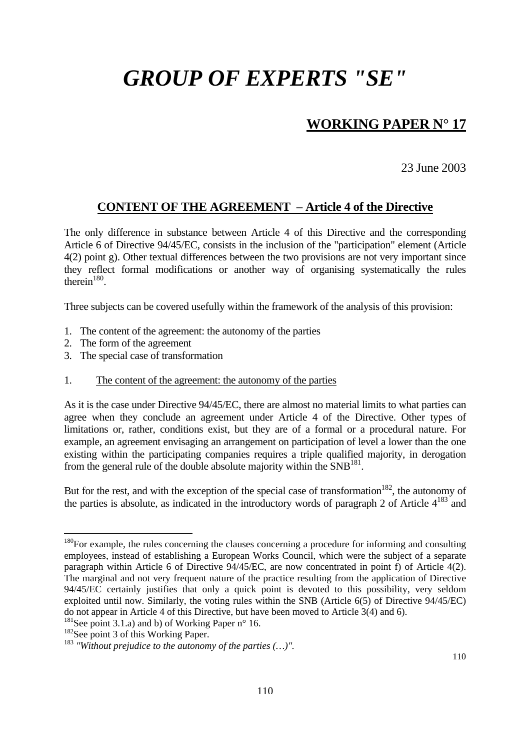# GROUP OF EXPERTS "SE"

## WORKING PAPER N° 17

23 June 2003

### CONTENT OF THE AGREEMENT – Article 4 of the Directive

The only difference in substance between Article 4 of this Directive and the corresponding Article 6 of Directive 94/45/EC, consists in the inclusion of the "participation" element (Article 4(2) point g). Other textual differences between the two provisions are not very important since they reflect formal modifications or another way of organising systematically the rules therein[180].

Three subjects can be covered usefully within the framework of the analysis of this provision:

1. The content of the agreement: the autonomy of the parties
2. The form of the agreement
3. The special case of transformation

1. The content of the agreement: the autonomy of the parties

As it is the case under Directive 94/45/EC, there are almost no material limits to what parties can agree when they conclude an agreement under Article 4 of the Directive. Other types of limitations or, rather, conditions exist, but they are of a formal or a procedural nature. For example, an agreement envisaging an arrangement on participation of level a lower than the one existing within the participating companies requires a triple qualified majority, in derogation from the general rule of the double absolute majority within the SNB[181].

But for the rest, and with the exception of the special case of transformation[182], the autonomy of the parties is absolute, as indicated in the introductory words of paragraph 2 of Article 4[183] and

---

[180] For example, the rules concerning the clauses concerning a procedure for informing and consulting employees, instead of establishing a European Works Council, which were the subject of a separate paragraph within Article 6 of Directive 94/45/EC, are now concentrated in point f) of Article 4(2). The marginal and not very frequent nature of the practice resulting from the application of Directive 94/45/EC certainly justifies that only a quick point is devoted to this possibility, very seldom exploited until now. Similarly, the voting rules within the SNB (Article 6(5) of Directive 94/45/EC) do not appear in Article 4 of this Directive, but have been moved to Article 3(4) and 6).

[181] See point 3.1.a) and b) of Working Paper n° 16.

[182] See point 3 of this Working Paper.

[183] *"Without prejudice to the autonomy of the parties (…)".*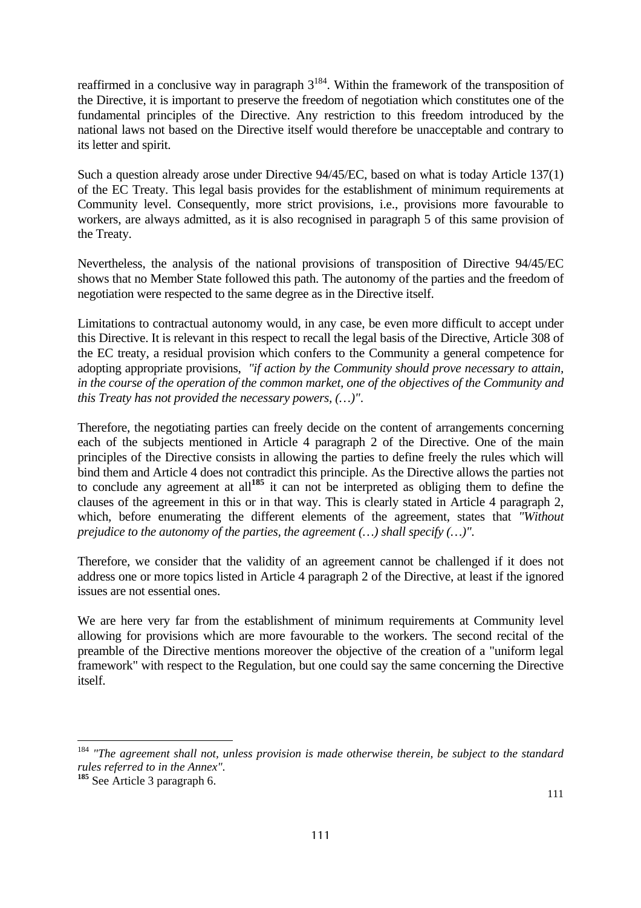reaffirmed in a conclusive way in paragraph 3[184]. Within the framework of the transposition of the Directive, it is important to preserve the freedom of negotiation which constitutes one of the fundamental principles of the Directive. Any restriction to this freedom introduced by the national laws not based on the Directive itself would therefore be unacceptable and contrary to its letter and spirit.

Such a question already arose under Directive 94/45/EC, based on what is today Article 137(1) of the EC Treaty. This legal basis provides for the establishment of minimum requirements at Community level. Consequently, more strict provisions, i.e., provisions more favourable to workers, are always admitted, as it is also recognised in paragraph 5 of this same provision of the Treaty.

Nevertheless, the analysis of the national provisions of transposition of Directive 94/45/EC shows that no Member State followed this path. The autonomy of the parties and the freedom of negotiation were respected to the same degree as in the Directive itself.

Limitations to contractual autonomy would, in any case, be even more difficult to accept under this Directive. It is relevant in this respect to recall the legal basis of the Directive, Article 308 of the EC treaty, a residual provision which confers to the Community a general competence for adopting appropriate provisions, *"if action by the Community should prove necessary to attain, in the course of the operation of the common market, one of the objectives of the Community and this Treaty has not provided the necessary powers, (…)"*.

Therefore, the negotiating parties can freely decide on the content of arrangements concerning each of the subjects mentioned in Article 4 paragraph 2 of the Directive. One of the main principles of the Directive consists in allowing the parties to define freely the rules which will bind them and Article 4 does not contradict this principle. As the Directive allows the parties not to conclude any agreement at all[185] it can not be interpreted as obliging them to define the clauses of the agreement in this or in that way. This is clearly stated in Article 4 paragraph 2, which, before enumerating the different elements of the agreement, states that *"Without prejudice to the autonomy of the parties, the agreement (…) shall specify (…)"*.

Therefore, we consider that the validity of an agreement cannot be challenged if it does not address one or more topics listed in Article 4 paragraph 2 of the Directive, at least if the ignored issues are not essential ones.

We are here very far from the establishment of minimum requirements at Community level allowing for provisions which are more favourable to the workers. The second recital of the preamble of the Directive mentions moreover the objective of the creation of a "uniform legal framework" with respect to the Regulation, but one could say the same concerning the Directive itself.

---

[184] *"The agreement shall not, unless provision is made otherwise therein, be subject to the standard rules referred to in the Annex"*.

[185] See Article 3 paragraph 6.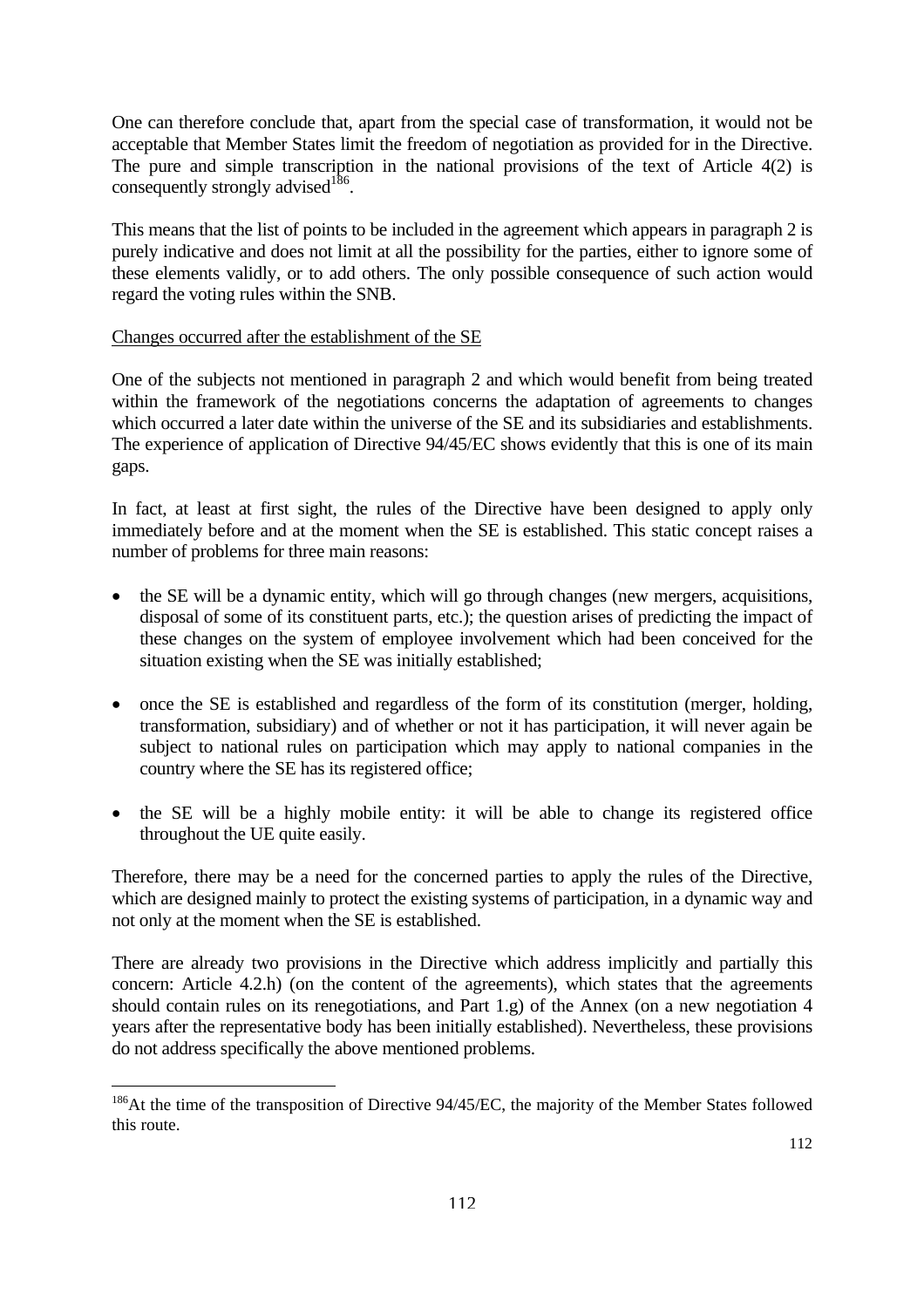One can therefore conclude that, apart from the special case of transformation, it would not be acceptable that Member States limit the freedom of negotiation as provided for in the Directive. The pure and simple transcription in the national provisions of the text of Article 4(2) is consequently strongly advised[186].

This means that the list of points to be included in the agreement which appears in paragraph 2 is purely indicative and does not limit at all the possibility for the parties, either to ignore some of these elements validly, or to add others. The only possible consequence of such action would regard the voting rules within the SNB.

<u>Changes occurred after the establishment of the SE</u>

One of the subjects not mentioned in paragraph 2 and which would benefit from being treated within the framework of the negotiations concerns the adaptation of agreements to changes which occurred a later date within the universe of the SE and its subsidiaries and establishments. The experience of application of Directive 94/45/EC shows evidently that this is one of its main gaps.

In fact, at least at first sight, the rules of the Directive have been designed to apply only immediately before and at the moment when the SE is established. This static concept raises a number of problems for three main reasons:

- the SE will be a dynamic entity, which will go through changes (new mergers, acquisitions, disposal of some of its constituent parts, etc.); the question arises of predicting the impact of these changes on the system of employee involvement which had been conceived for the situation existing when the SE was initially established;

- once the SE is established and regardless of the form of its constitution (merger, holding, transformation, subsidiary) and of whether or not it has participation, it will never again be subject to national rules on participation which may apply to national companies in the country where the SE has its registered office;

- the SE will be a highly mobile entity: it will be able to change its registered office throughout the UE quite easily.

Therefore, there may be a need for the concerned parties to apply the rules of the Directive, which are designed mainly to protect the existing systems of participation, in a dynamic way and not only at the moment when the SE is established.

There are already two provisions in the Directive which address implicitly and partially this concern: Article 4.2.h) (on the content of the agreements), which states that the agreements should contain rules on its renegotiations, and Part 1.g) of the Annex (on a new negotiation 4 years after the representative body has been initially established). Nevertheless, these provisions do not address specifically the above mentioned problems.

---

[186] At the time of the transposition of Directive 94/45/EC, the majority of the Member States followed this route.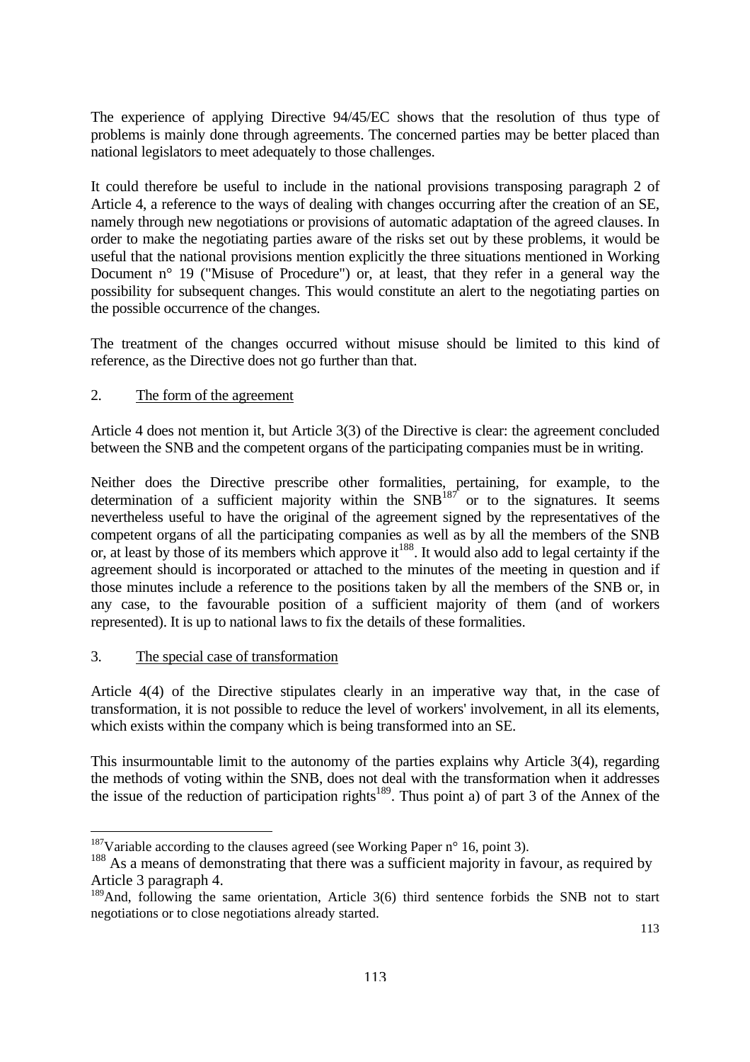The experience of applying Directive 94/45/EC shows that the resolution of thus type of problems is mainly done through agreements. The concerned parties may be better placed than national legislators to meet adequately to those challenges.

It could therefore be useful to include in the national provisions transposing paragraph 2 of Article 4, a reference to the ways of dealing with changes occurring after the creation of an SE, namely through new negotiations or provisions of automatic adaptation of the agreed clauses. In order to make the negotiating parties aware of the risks set out by these problems, it would be useful that the national provisions mention explicitly the three situations mentioned in Working Document n° 19 ("Misuse of Procedure") or, at least, that they refer in a general way the possibility for subsequent changes. This would constitute an alert to the negotiating parties on the possible occurrence of the changes.

The treatment of the changes occurred without misuse should be limited to this kind of reference, as the Directive does not go further than that.

2. <u>The form of the agreement</u>

Article 4 does not mention it, but Article 3(3) of the Directive is clear: the agreement concluded between the SNB and the competent organs of the participating companies must be in writing.

Neither does the Directive prescribe other formalities, pertaining, for example, to the determination of a sufficient majority within the SNB[187] or to the signatures. It seems nevertheless useful to have the original of the agreement signed by the representatives of the competent organs of all the participating companies as well as by all the members of the SNB or, at least by those of its members which approve it[188]. It would also add to legal certainty if the agreement should is incorporated or attached to the minutes of the meeting in question and if those minutes include a reference to the positions taken by all the members of the SNB or, in any case, to the favourable position of a sufficient majority of them (and of workers represented). It is up to national laws to fix the details of these formalities.

3. <u>The special case of transformation</u>

Article 4(4) of the Directive stipulates clearly in an imperative way that, in the case of transformation, it is not possible to reduce the level of workers' involvement, in all its elements, which exists within the company which is being transformed into an SE.

This insurmountable limit to the autonomy of the parties explains why Article 3(4), regarding the methods of voting within the SNB, does not deal with the transformation when it addresses the issue of the reduction of participation rights[189]. Thus point a) of part 3 of the Annex of the

---

[187] Variable according to the clauses agreed (see Working Paper n° 16, point 3).

[188] As a means of demonstrating that there was a sufficient majority in favour, as required by Article 3 paragraph 4.

[189] And, following the same orientation, Article 3(6) third sentence forbids the SNB not to start negotiations or to close negotiations already started.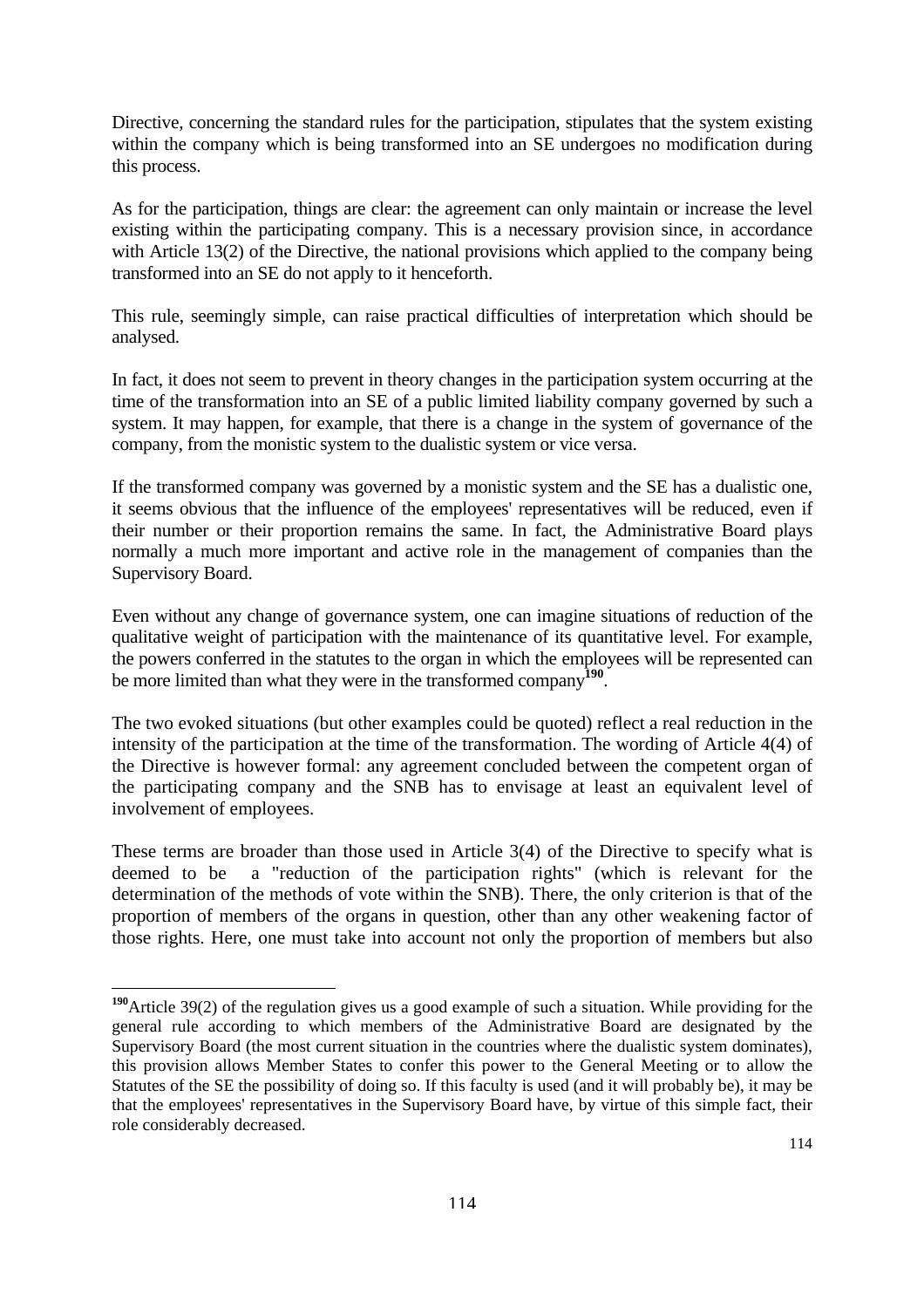Directive, concerning the standard rules for the participation, stipulates that the system existing within the company which is being transformed into an SE undergoes no modification during this process.

As for the participation, things are clear: the agreement can only maintain or increase the level existing within the participating company. This is a necessary provision since, in accordance with Article 13(2) of the Directive, the national provisions which applied to the company being transformed into an SE do not apply to it henceforth.

This rule, seemingly simple, can raise practical difficulties of interpretation which should be analysed.

In fact, it does not seem to prevent in theory changes in the participation system occurring at the time of the transformation into an SE of a public limited liability company governed by such a system. It may happen, for example, that there is a change in the system of governance of the company, from the monistic system to the dualistic system or vice versa.

If the transformed company was governed by a monistic system and the SE has a dualistic one, it seems obvious that the influence of the employees' representatives will be reduced, even if their number or their proportion remains the same. In fact, the Administrative Board plays normally a much more important and active role in the management of companies than the Supervisory Board.

Even without any change of governance system, one can imagine situations of reduction of the qualitative weight of participation with the maintenance of its quantitative level. For example, the powers conferred in the statutes to the organ in which the employees will be represented can be more limited than what they were in the transformed company[190].

The two evoked situations (but other examples could be quoted) reflect a real reduction in the intensity of the participation at the time of the transformation. The wording of Article 4(4) of the Directive is however formal: any agreement concluded between the competent organ of the participating company and the SNB has to envisage at least an equivalent level of involvement of employees.

These terms are broader than those used in Article 3(4) of the Directive to specify what is deemed to be a "reduction of the participation rights" (which is relevant for the determination of the methods of vote within the SNB). There, the only criterion is that of the proportion of members of the organs in question, other than any other weakening factor of those rights. Here, one must take into account not only the proportion of members but also

---

[190] Article 39(2) of the regulation gives us a good example of such a situation. While providing for the general rule according to which members of the Administrative Board are designated by the Supervisory Board (the most current situation in the countries where the dualistic system dominates), this provision allows Member States to confer this power to the General Meeting or to allow the Statutes of the SE the possibility of doing so. If this faculty is used (and it will probably be), it may be that the employees' representatives in the Supervisory Board have, by virtue of this simple fact, their role considerably decreased.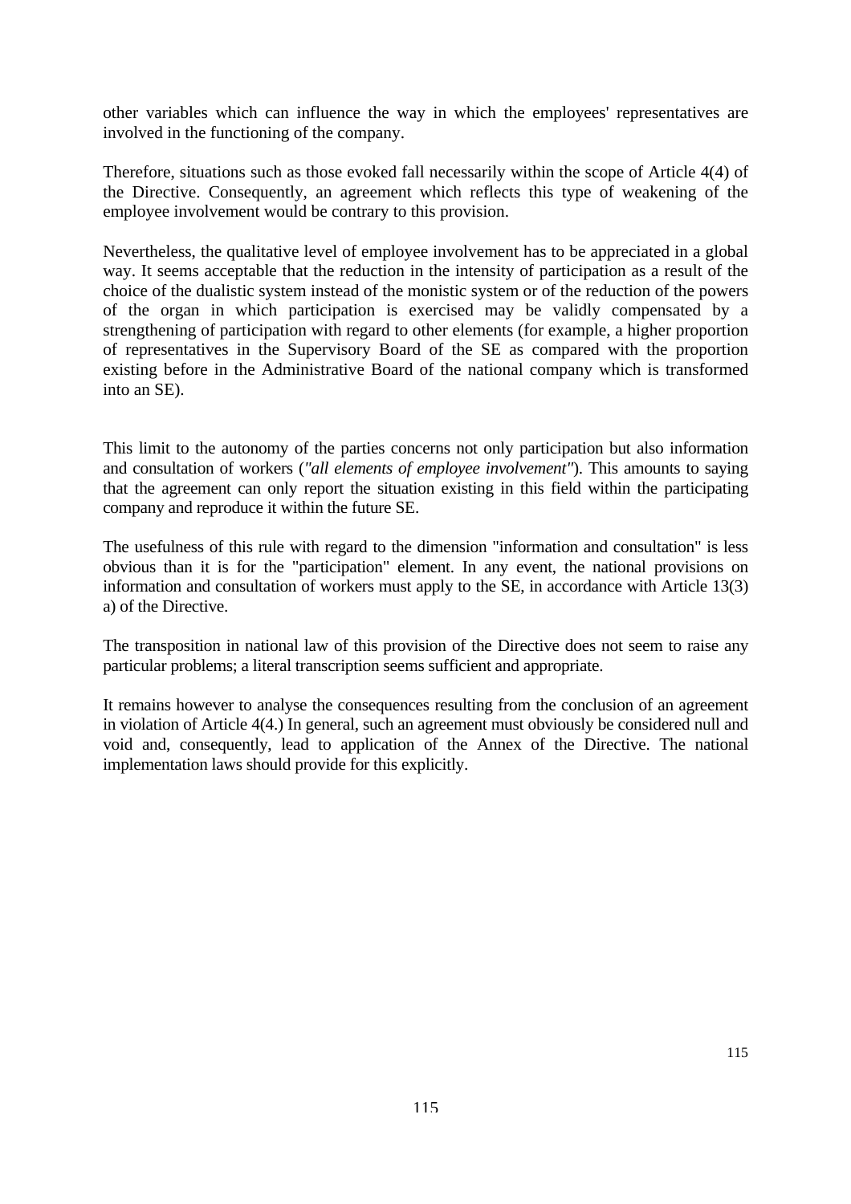other variables which can influence the way in which the employees' representatives are involved in the functioning of the company.

Therefore, situations such as those evoked fall necessarily within the scope of Article 4(4) of the Directive. Consequently, an agreement which reflects this type of weakening of the employee involvement would be contrary to this provision.

Nevertheless, the qualitative level of employee involvement has to be appreciated in a global way. It seems acceptable that the reduction in the intensity of participation as a result of the choice of the dualistic system instead of the monistic system or of the reduction of the powers of the organ in which participation is exercised may be validly compensated by a strengthening of participation with regard to other elements (for example, a higher proportion of representatives in the Supervisory Board of the SE as compared with the proportion existing before in the Administrative Board of the national company which is transformed into an SE).

This limit to the autonomy of the parties concerns not only participation but also information and consultation of workers (*"all elements of employee involvement"*). This amounts to saying that the agreement can only report the situation existing in this field within the participating company and reproduce it within the future SE.

The usefulness of this rule with regard to the dimension "information and consultation" is less obvious than it is for the "participation" element. In any event, the national provisions on information and consultation of workers must apply to the SE, in accordance with Article 13(3) a) of the Directive.

The transposition in national law of this provision of the Directive does not seem to raise any particular problems; a literal transcription seems sufficient and appropriate.

It remains however to analyse the consequences resulting from the conclusion of an agreement in violation of Article 4(4.) In general, such an agreement must obviously be considered null and void and, consequently, lead to application of the Annex of the Directive. The national implementation laws should provide for this explicitly.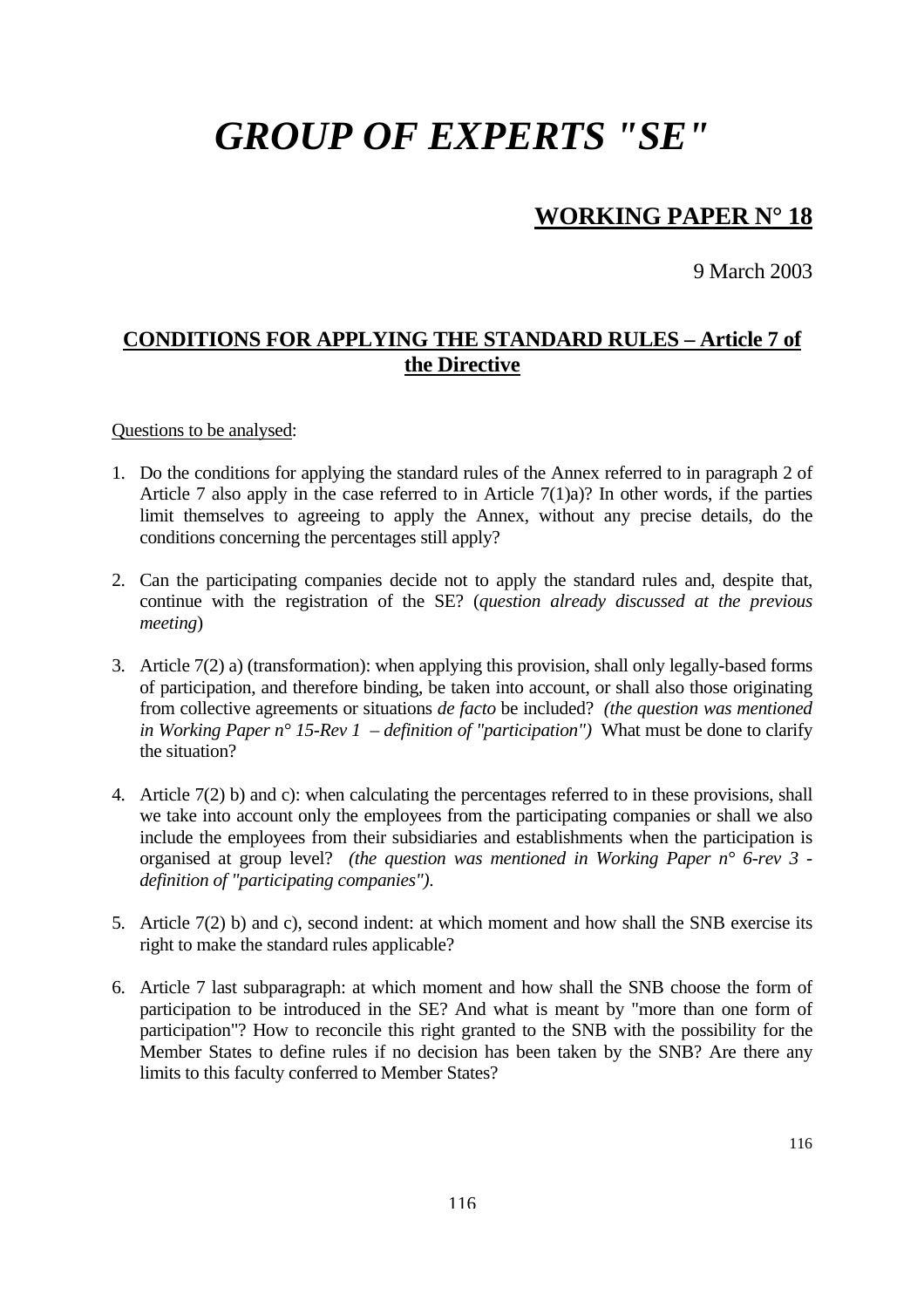# *GROUP OF EXPERTS "SE"*

## WORKING PAPER N° 18

9 March 2003

### CONDITIONS FOR APPLYING THE STANDARD RULES – Article 7 of the Directive

Questions to be analysed:

1. Do the conditions for applying the standard rules of the Annex referred to in paragraph 2 of Article 7 also apply in the case referred to in Article 7(1)a)? In other words, if the parties limit themselves to agreeing to apply the Annex, without any precise details, do the conditions concerning the percentages still apply?

2. Can the participating companies decide not to apply the standard rules and, despite that, continue with the registration of the SE? (*question already discussed at the previous meeting*)

3. Article 7(2) a) (transformation): when applying this provision, shall only legally-based forms of participation, and therefore binding, be taken into account, or shall also those originating from collective agreements or situations *de facto* be included? *(the question was mentioned in Working Paper n° 15-Rev 1 – definition of "participation")* What must be done to clarify the situation?

4. Article 7(2) b) and c): when calculating the percentages referred to in these provisions, shall we take into account only the employees from the participating companies or shall we also include the employees from their subsidiaries and establishments when the participation is organised at group level? *(the question was mentioned in Working Paper n° 6-rev 3 - definition of "participating companies").*

5. Article 7(2) b) and c), second indent: at which moment and how shall the SNB exercise its right to make the standard rules applicable?

6. Article 7 last subparagraph: at which moment and how shall the SNB choose the form of participation to be introduced in the SE? And what is meant by "more than one form of participation"? How to reconcile this right granted to the SNB with the possibility for the Member States to define rules if no decision has been taken by the SNB? Are there any limits to this faculty conferred to Member States?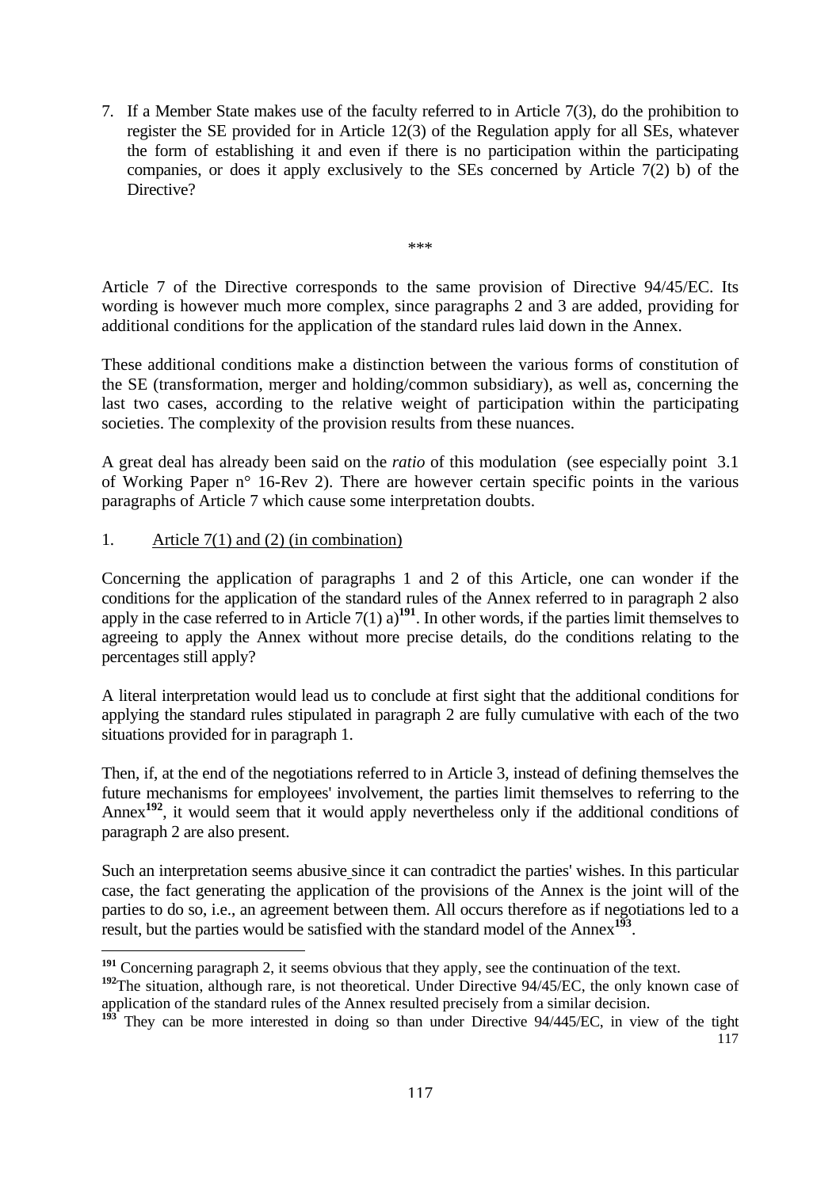7. If a Member State makes use of the faculty referred to in Article 7(3), do the prohibition to register the SE provided for in Article 12(3) of the Regulation apply for all SEs, whatever the form of establishing it and even if there is no participation within the participating companies, or does it apply exclusively to the SEs concerned by Article 7(2) b) of the Directive?

\*\*\*

Article 7 of the Directive corresponds to the same provision of Directive 94/45/EC. Its wording is however much more complex, since paragraphs 2 and 3 are added, providing for additional conditions for the application of the standard rules laid down in the Annex.

These additional conditions make a distinction between the various forms of constitution of the SE (transformation, merger and holding/common subsidiary), as well as, concerning the last two cases, according to the relative weight of participation within the participating societies. The complexity of the provision results from these nuances.

A great deal has already been said on the *ratio* of this modulation (see especially point 3.1 of Working Paper n° 16-Rev 2). There are however certain specific points in the various paragraphs of Article 7 which cause some interpretation doubts.

1. Article 7(1) and (2) (in combination)

Concerning the application of paragraphs 1 and 2 of this Article, one can wonder if the conditions for the application of the standard rules of the Annex referred to in paragraph 2 also apply in the case referred to in Article 7(1) a)[191]. In other words, if the parties limit themselves to agreeing to apply the Annex without more precise details, do the conditions relating to the percentages still apply?

A literal interpretation would lead us to conclude at first sight that the additional conditions for applying the standard rules stipulated in paragraph 2 are fully cumulative with each of the two situations provided for in paragraph 1.

Then, if, at the end of the negotiations referred to in Article 3, instead of defining themselves the future mechanisms for employees' involvement, the parties limit themselves to referring to the Annex[192], it would seem that it would apply nevertheless only if the additional conditions of paragraph 2 are also present.

Such an interpretation seems abusive since it can contradict the parties' wishes. In this particular case, the fact generating the application of the provisions of the Annex is the joint will of the parties to do so, i.e., an agreement between them. All occurs therefore as if negotiations led to a result, but the parties would be satisfied with the standard model of the Annex[193].

---

[191] Concerning paragraph 2, it seems obvious that they apply, see the continuation of the text.

[192] The situation, although rare, is not theoretical. Under Directive 94/45/EC, the only known case of application of the standard rules of the Annex resulted precisely from a similar decision.

[193] They can be more interested in doing so than under Directive 94/445/EC, in view of the tight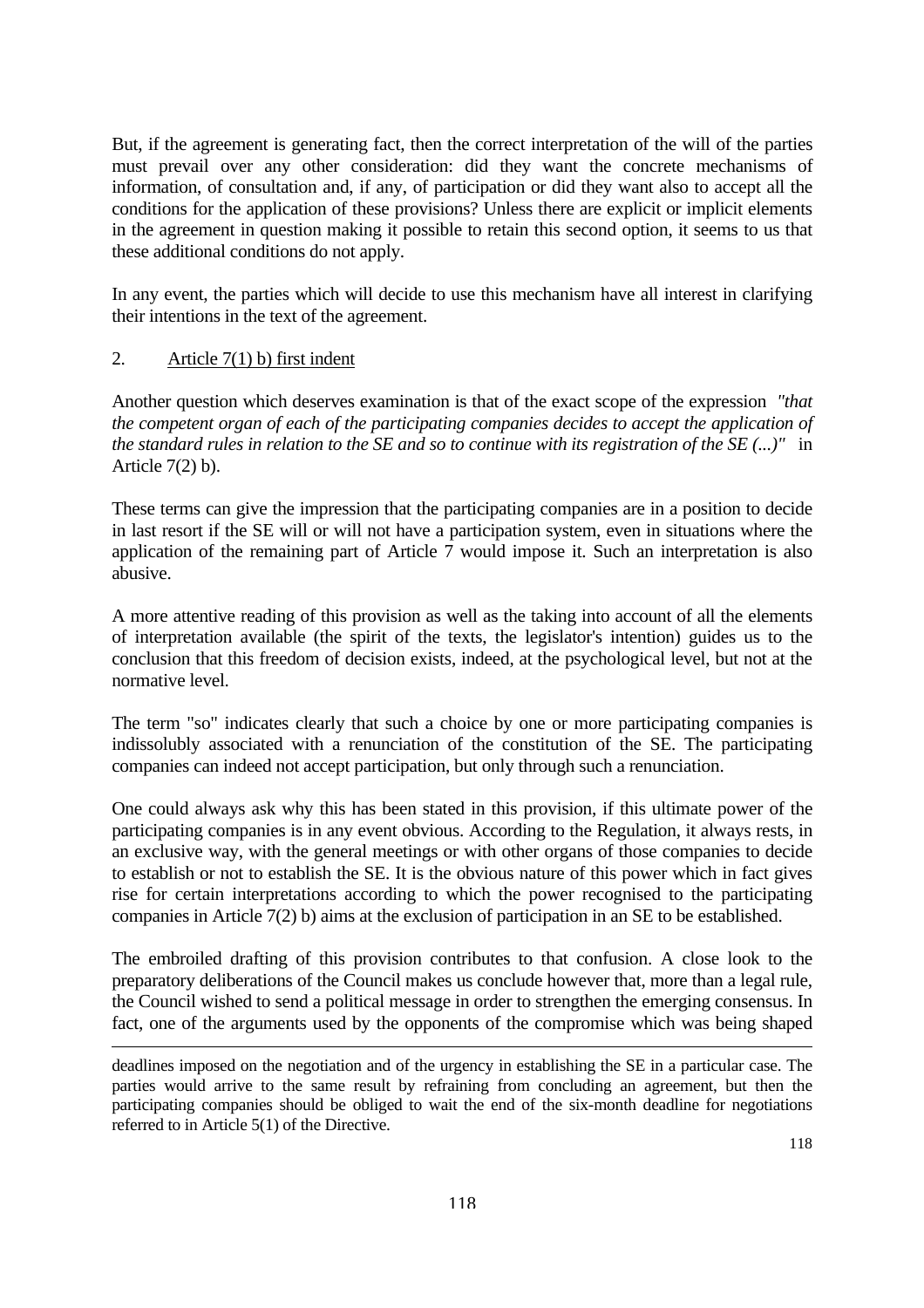But, if the agreement is generating fact, then the correct interpretation of the will of the parties must prevail over any other consideration: did they want the concrete mechanisms of information, of consultation and, if any, of participation or did they want also to accept all the conditions for the application of these provisions? Unless there are explicit or implicit elements in the agreement in question making it possible to retain this second option, it seems to us that these additional conditions do not apply.

In any event, the parties which will decide to use this mechanism have all interest in clarifying their intentions in the text of the agreement.

2. <u>Article 7(1) b) first indent</u>

Another question which deserves examination is that of the exact scope of the expression *"that the competent organ of each of the participating companies decides to accept the application of the standard rules in relation to the SE and so to continue with its registration of the SE (...)"* in Article 7(2) b).

These terms can give the impression that the participating companies are in a position to decide in last resort if the SE will or will not have a participation system, even in situations where the application of the remaining part of Article 7 would impose it. Such an interpretation is also abusive.

A more attentive reading of this provision as well as the taking into account of all the elements of interpretation available (the spirit of the texts, the legislator's intention) guides us to the conclusion that this freedom of decision exists, indeed, at the psychological level, but not at the normative level.

The term "so" indicates clearly that such a choice by one or more participating companies is indissolubly associated with a renunciation of the constitution of the SE. The participating companies can indeed not accept participation, but only through such a renunciation.

One could always ask why this has been stated in this provision, if this ultimate power of the participating companies is in any event obvious. According to the Regulation, it always rests, in an exclusive way, with the general meetings or with other organs of those companies to decide to establish or not to establish the SE. It is the obvious nature of this power which in fact gives rise for certain interpretations according to which the power recognised to the participating companies in Article 7(2) b) aims at the exclusion of participation in an SE to be established.

The embroiled drafting of this provision contributes to that confusion. A close look to the preparatory deliberations of the Council makes us conclude however that, more than a legal rule, the Council wished to send a political message in order to strengthen the emerging consensus. In fact, one of the arguments used by the opponents of the compromise which was being shaped

---

deadlines imposed on the negotiation and of the urgency in establishing the SE in a particular case. The parties would arrive to the same result by refraining from concluding an agreement, but then the participating companies should be obliged to wait the end of the six-month deadline for negotiations referred to in Article 5(1) of the Directive.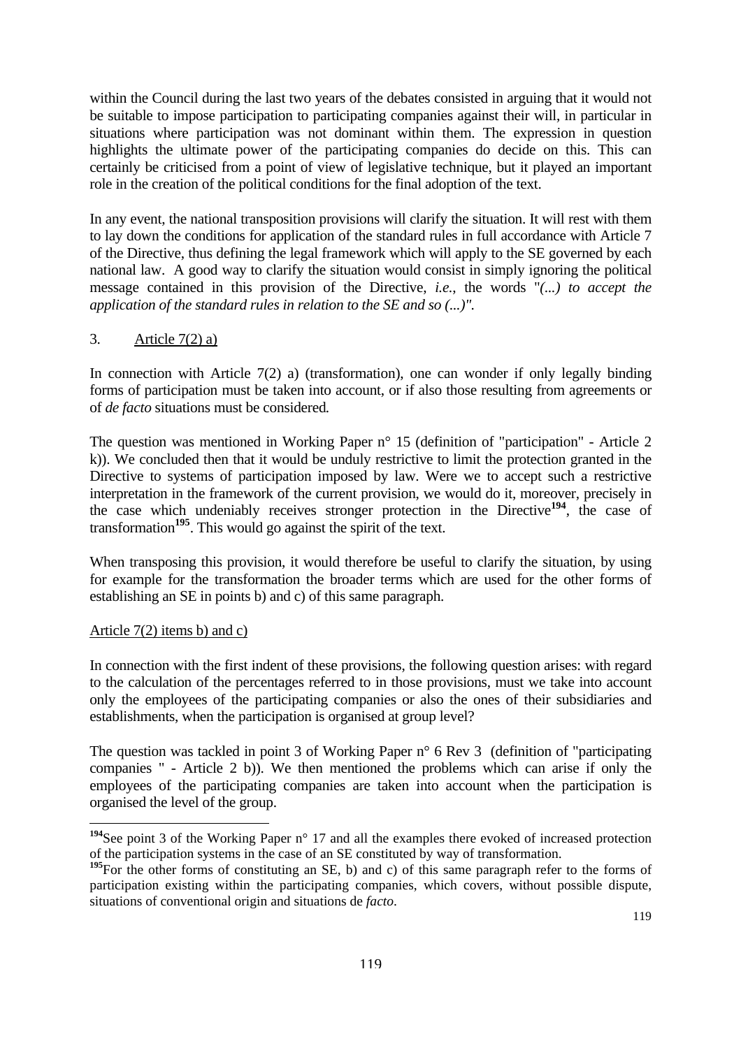within the Council during the last two years of the debates consisted in arguing that it would not be suitable to impose participation to participating companies against their will, in particular in situations where participation was not dominant within them. The expression in question highlights the ultimate power of the participating companies do decide on this. This can certainly be criticised from a point of view of legislative technique, but it played an important role in the creation of the political conditions for the final adoption of the text.

In any event, the national transposition provisions will clarify the situation. It will rest with them to lay down the conditions for application of the standard rules in full accordance with Article 7 of the Directive, thus defining the legal framework which will apply to the SE governed by each national law. A good way to clarify the situation would consist in simply ignoring the political message contained in this provision of the Directive, *i.e.*, the words "*(...) to accept the application of the standard rules in relation to the SE and so (...)"*.

3. Article 7(2) a)

In connection with Article 7(2) a) (transformation), one can wonder if only legally binding forms of participation must be taken into account, or if also those resulting from agreements or of *de facto* situations must be considered.

The question was mentioned in Working Paper n° 15 (definition of "participation" - Article 2 k)). We concluded then that it would be unduly restrictive to limit the protection granted in the Directive to systems of participation imposed by law. Were we to accept such a restrictive interpretation in the framework of the current provision, we would do it, moreover, precisely in the case which undeniably receives stronger protection in the Directive[194], the case of transformation[195]. This would go against the spirit of the text.

When transposing this provision, it would therefore be useful to clarify the situation, by using for example for the transformation the broader terms which are used for the other forms of establishing an SE in points b) and c) of this same paragraph.

Article 7(2) items b) and c)

In connection with the first indent of these provisions, the following question arises: with regard to the calculation of the percentages referred to in those provisions, must we take into account only the employees of the participating companies or also the ones of their subsidiaries and establishments, when the participation is organised at group level?

The question was tackled in point 3 of Working Paper n° 6 Rev 3 (definition of "participating companies " - Article 2 b)). We then mentioned the problems which can arise if only the employees of the participating companies are taken into account when the participation is organised the level of the group.

[194] See point 3 of the Working Paper n° 17 and all the examples there evoked of increased protection of the participation systems in the case of an SE constituted by way of transformation.

[195] For the other forms of constituting an SE, b) and c) of this same paragraph refer to the forms of participation existing within the participating companies, which covers, without possible dispute, situations of conventional origin and situations de *facto*.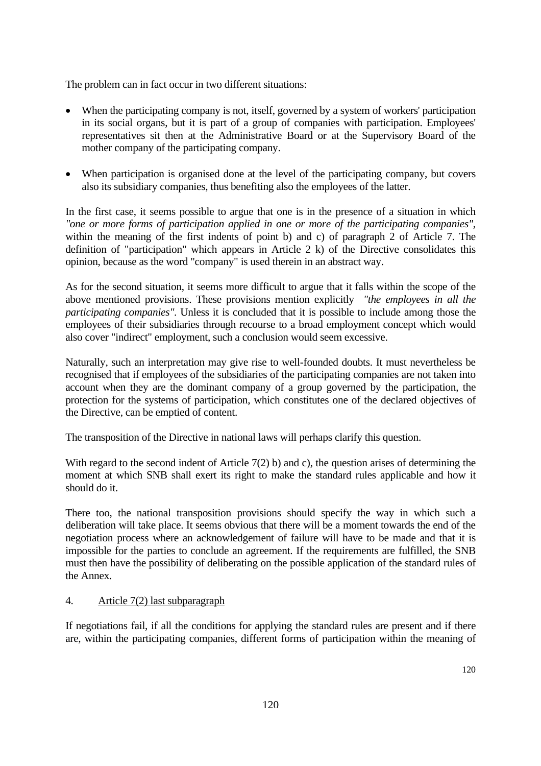The problem can in fact occur in two different situations:

- When the participating company is not, itself, governed by a system of workers' participation in its social organs, but it is part of a group of companies with participation. Employees' representatives sit then at the Administrative Board or at the Supervisory Board of the mother company of the participating company.

- When participation is organised done at the level of the participating company, but covers also its subsidiary companies, thus benefiting also the employees of the latter.

In the first case, it seems possible to argue that one is in the presence of a situation in which *"one or more forms of participation applied in one or more of the participating companies"*, within the meaning of the first indents of point b) and c) of paragraph 2 of Article 7. The definition of "participation" which appears in Article 2 k) of the Directive consolidates this opinion, because as the word "company" is used therein in an abstract way.

As for the second situation, it seems more difficult to argue that it falls within the scope of the above mentioned provisions. These provisions mention explicitly *"the employees in all the participating companies"*. Unless it is concluded that it is possible to include among those the employees of their subsidiaries through recourse to a broad employment concept which would also cover "indirect" employment, such a conclusion would seem excessive.

Naturally, such an interpretation may give rise to well-founded doubts. It must nevertheless be recognised that if employees of the subsidiaries of the participating companies are not taken into account when they are the dominant company of a group governed by the participation, the protection for the systems of participation, which constitutes one of the declared objectives of the Directive, can be emptied of content.

The transposition of the Directive in national laws will perhaps clarify this question.

With regard to the second indent of Article 7(2) b) and c), the question arises of determining the moment at which SNB shall exert its right to make the standard rules applicable and how it should do it.

There too, the national transposition provisions should specify the way in which such a deliberation will take place. It seems obvious that there will be a moment towards the end of the negotiation process where an acknowledgement of failure will have to be made and that it is impossible for the parties to conclude an agreement. If the requirements are fulfilled, the SNB must then have the possibility of deliberating on the possible application of the standard rules of the Annex.

4. Article 7(2) last subparagraph

If negotiations fail, if all the conditions for applying the standard rules are present and if there are, within the participating companies, different forms of participation within the meaning of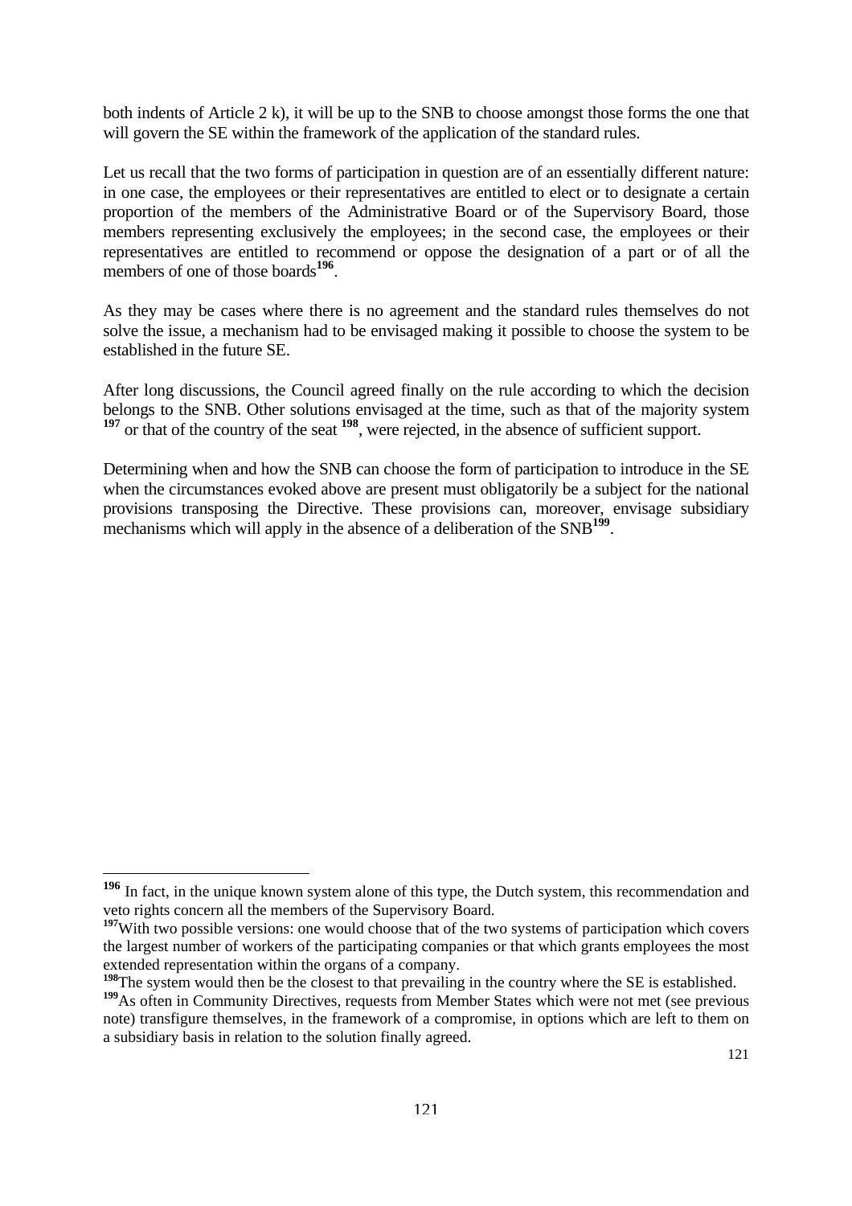both indents of Article 2 k), it will be up to the SNB to choose amongst those forms the one that will govern the SE within the framework of the application of the standard rules.

Let us recall that the two forms of participation in question are of an essentially different nature: in one case, the employees or their representatives are entitled to elect or to designate a certain proportion of the members of the Administrative Board or of the Supervisory Board, those members representing exclusively the employees; in the second case, the employees or their representatives are entitled to recommend or oppose the designation of a part or of all the members of one of those boards[196].

As they may be cases where there is no agreement and the standard rules themselves do not solve the issue, a mechanism had to be envisaged making it possible to choose the system to be established in the future SE.

After long discussions, the Council agreed finally on the rule according to which the decision belongs to the SNB. Other solutions envisaged at the time, such as that of the majority system [197] or that of the country of the seat [198], were rejected, in the absence of sufficient support.

Determining when and how the SNB can choose the form of participation to introduce in the SE when the circumstances evoked above are present must obligatorily be a subject for the national provisions transposing the Directive. These provisions can, moreover, envisage subsidiary mechanisms which will apply in the absence of a deliberation of the SNB[199].

---

[196] In fact, in the unique known system alone of this type, the Dutch system, this recommendation and veto rights concern all the members of the Supervisory Board.

[197] With two possible versions: one would choose that of the two systems of participation which covers the largest number of workers of the participating companies or that which grants employees the most extended representation within the organs of a company.

[198] The system would then be the closest to that prevailing in the country where the SE is established.

[199] As often in Community Directives, requests from Member States which were not met (see previous note) transfigure themselves, in the framework of a compromise, in options which are left to them on a subsidiary basis in relation to the solution finally agreed.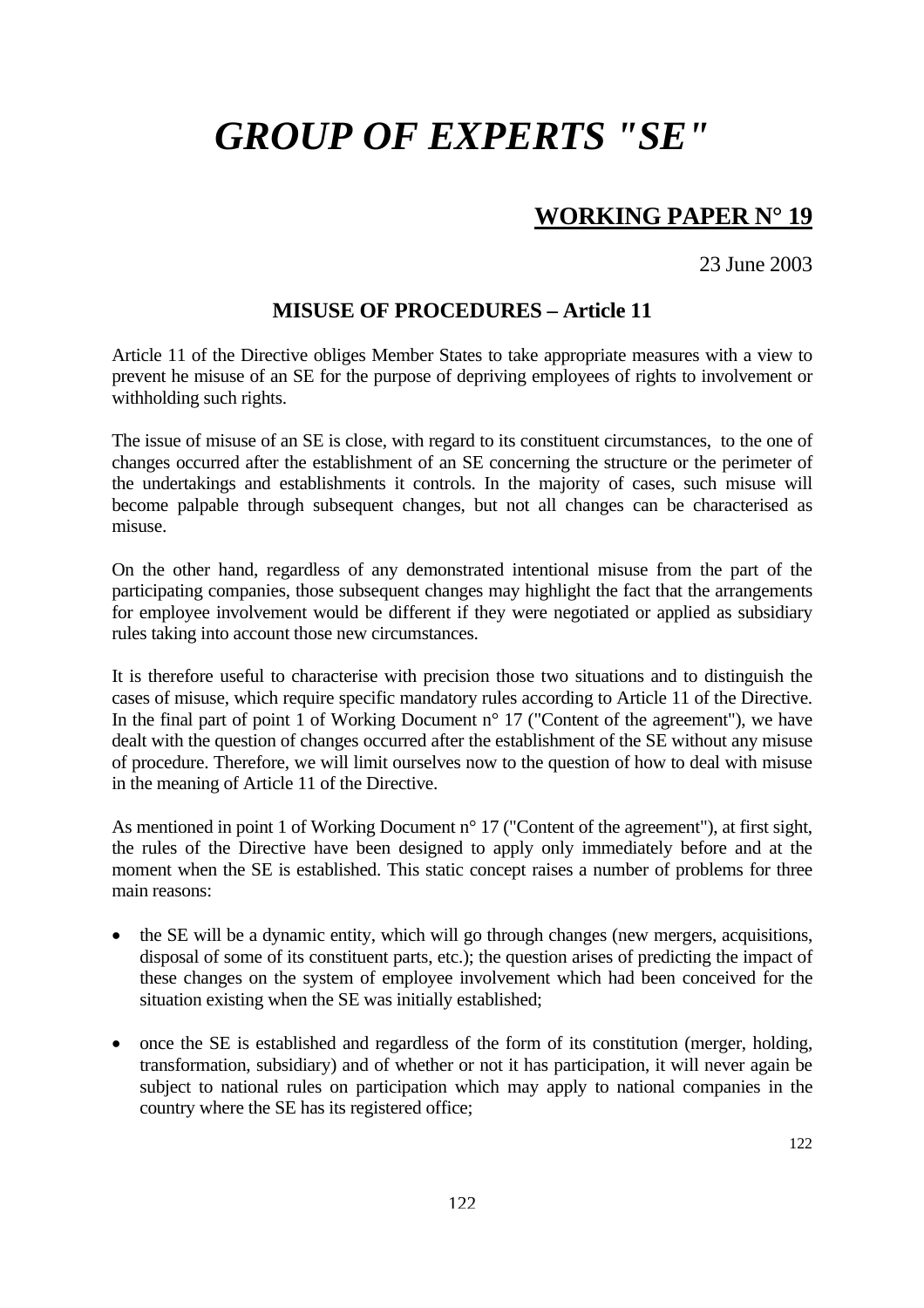# *GROUP OF EXPERTS "SE"*

## WORKING PAPER N° 19

23 June 2003

### MISUSE OF PROCEDURES – Article 11

Article 11 of the Directive obliges Member States to take appropriate measures with a view to prevent he misuse of an SE for the purpose of depriving employees of rights to involvement or withholding such rights.

The issue of misuse of an SE is close, with regard to its constituent circumstances, to the one of changes occurred after the establishment of an SE concerning the structure or the perimeter of the undertakings and establishments it controls. In the majority of cases, such misuse will become palpable through subsequent changes, but not all changes can be characterised as misuse.

On the other hand, regardless of any demonstrated intentional misuse from the part of the participating companies, those subsequent changes may highlight the fact that the arrangements for employee involvement would be different if they were negotiated or applied as subsidiary rules taking into account those new circumstances.

It is therefore useful to characterise with precision those two situations and to distinguish the cases of misuse, which require specific mandatory rules according to Article 11 of the Directive. In the final part of point 1 of Working Document n° 17 ("Content of the agreement"), we have dealt with the question of changes occurred after the establishment of the SE without any misuse of procedure. Therefore, we will limit ourselves now to the question of how to deal with misuse in the meaning of Article 11 of the Directive.

As mentioned in point 1 of Working Document n° 17 ("Content of the agreement"), at first sight, the rules of the Directive have been designed to apply only immediately before and at the moment when the SE is established. This static concept raises a number of problems for three main reasons:

- the SE will be a dynamic entity, which will go through changes (new mergers, acquisitions, disposal of some of its constituent parts, etc.); the question arises of predicting the impact of these changes on the system of employee involvement which had been conceived for the situation existing when the SE was initially established;
- once the SE is established and regardless of the form of its constitution (merger, holding, transformation, subsidiary) and of whether or not it has participation, it will never again be subject to national rules on participation which may apply to national companies in the country where the SE has its registered office;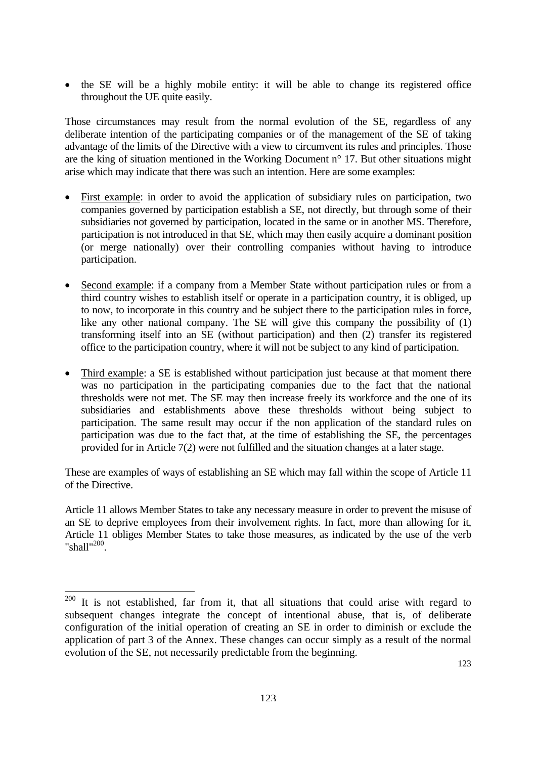- the SE will be a highly mobile entity: it will be able to change its registered office throughout the UE quite easily.

Those circumstances may result from the normal evolution of the SE, regardless of any deliberate intention of the participating companies or of the management of the SE of taking advantage of the limits of the Directive with a view to circumvent its rules and principles. Those are the king of situation mentioned in the Working Document n° 17. But other situations might arise which may indicate that there was such an intention. Here are some examples:

- First example: in order to avoid the application of subsidiary rules on participation, two companies governed by participation establish a SE, not directly, but through some of their subsidiaries not governed by participation, located in the same or in another MS. Therefore, participation is not introduced in that SE, which may then easily acquire a dominant position (or merge nationally) over their controlling companies without having to introduce participation.

- Second example: if a company from a Member State without participation rules or from a third country wishes to establish itself or operate in a participation country, it is obliged, up to now, to incorporate in this country and be subject there to the participation rules in force, like any other national company. The SE will give this company the possibility of (1) transforming itself into an SE (without participation) and then (2) transfer its registered office to the participation country, where it will not be subject to any kind of participation.

- Third example: a SE is established without participation just because at that moment there was no participation in the participating companies due to the fact that the national thresholds were not met. The SE may then increase freely its workforce and the one of its subsidiaries and establishments above these thresholds without being subject to participation. The same result may occur if the non application of the standard rules on participation was due to the fact that, at the time of establishing the SE, the percentages provided for in Article 7(2) were not fulfilled and the situation changes at a later stage.

These are examples of ways of establishing an SE which may fall within the scope of Article 11 of the Directive.

Article 11 allows Member States to take any necessary measure in order to prevent the misuse of an SE to deprive employees from their involvement rights. In fact, more than allowing for it, Article 11 obliges Member States to take those measures, as indicated by the use of the verb "shall"[200].

[200] It is not established, far from it, that all situations that could arise with regard to subsequent changes integrate the concept of intentional abuse, that is, of deliberate configuration of the initial operation of creating an SE in order to diminish or exclude the application of part 3 of the Annex. These changes can occur simply as a result of the normal evolution of the SE, not necessarily predictable from the beginning.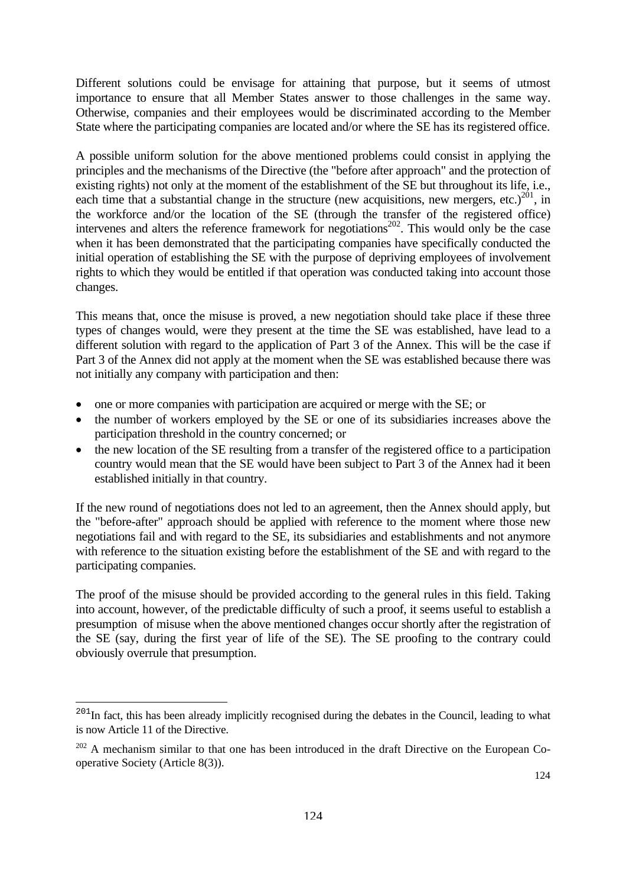Different solutions could be envisage for attaining that purpose, but it seems of utmost importance to ensure that all Member States answer to those challenges in the same way. Otherwise, companies and their employees would be discriminated according to the Member State where the participating companies are located and/or where the SE has its registered office.

A possible uniform solution for the above mentioned problems could consist in applying the principles and the mechanisms of the Directive (the "before after approach" and the protection of existing rights) not only at the moment of the establishment of the SE but throughout its life, i.e., each time that a substantial change in the structure (new acquisitions, new mergers, etc.)[201], in the workforce and/or the location of the SE (through the transfer of the registered office) intervenes and alters the reference framework for negotiations[202]. This would only be the case when it has been demonstrated that the participating companies have specifically conducted the initial operation of establishing the SE with the purpose of depriving employees of involvement rights to which they would be entitled if that operation was conducted taking into account those changes.

This means that, once the misuse is proved, a new negotiation should take place if these three types of changes would, were they present at the time the SE was established, have lead to a different solution with regard to the application of Part 3 of the Annex. This will be the case if Part 3 of the Annex did not apply at the moment when the SE was established because there was not initially any company with participation and then:

- one or more companies with participation are acquired or merge with the SE; or
- the number of workers employed by the SE or one of its subsidiaries increases above the participation threshold in the country concerned; or
- the new location of the SE resulting from a transfer of the registered office to a participation country would mean that the SE would have been subject to Part 3 of the Annex had it been established initially in that country.

If the new round of negotiations does not led to an agreement, then the Annex should apply, but the "before-after" approach should be applied with reference to the moment where those new negotiations fail and with regard to the SE, its subsidiaries and establishments and not anymore with reference to the situation existing before the establishment of the SE and with regard to the participating companies.

The proof of the misuse should be provided according to the general rules in this field. Taking into account, however, of the predictable difficulty of such a proof, it seems useful to establish a presumption of misuse when the above mentioned changes occur shortly after the registration of the SE (say, during the first year of life of the SE). The SE proofing to the contrary could obviously overrule that presumption.

---

[201] In fact, this has been already implicitly recognised during the debates in the Council, leading to what is now Article 11 of the Directive.

[202] A mechanism similar to that one has been introduced in the draft Directive on the European Co-operative Society (Article 8(3)).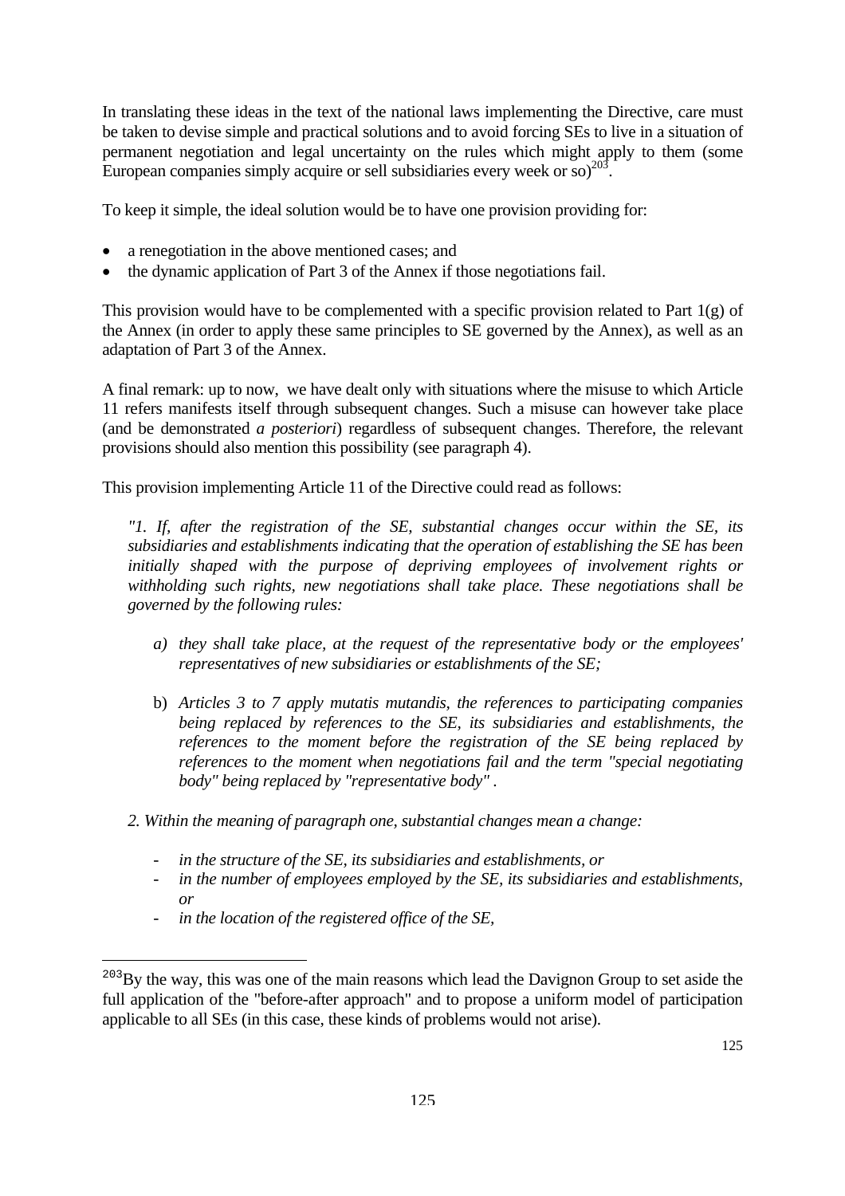In translating these ideas in the text of the national laws implementing the Directive, care must be taken to devise simple and practical solutions and to avoid forcing SEs to live in a situation of permanent negotiation and legal uncertainty on the rules which might apply to them (some European companies simply acquire or sell subsidiaries every week or so)[203].

To keep it simple, the ideal solution would be to have one provision providing for:

- a renegotiation in the above mentioned cases; and
- the dynamic application of Part 3 of the Annex if those negotiations fail.

This provision would have to be complemented with a specific provision related to Part 1(g) of the Annex (in order to apply these same principles to SE governed by the Annex), as well as an adaptation of Part 3 of the Annex.

A final remark: up to now, we have dealt only with situations where the misuse to which Article 11 refers manifests itself through subsequent changes. Such a misuse can however take place (and be demonstrated *a posteriori*) regardless of subsequent changes. Therefore, the relevant provisions should also mention this possibility (see paragraph 4).

This provision implementing Article 11 of the Directive could read as follows:

> *"1. If, after the registration of the SE, substantial changes occur within the SE, its subsidiaries and establishments indicating that the operation of establishing the SE has been initially shaped with the purpose of depriving employees of involvement rights or withholding such rights, new negotiations shall take place. These negotiations shall be governed by the following rules:*
>
> *a) they shall take place, at the request of the representative body or the employees' representatives of new subsidiaries or establishments of the SE;*
>
> b) *Articles 3 to 7 apply mutatis mutandis, the references to participating companies being replaced by references to the SE, its subsidiaries and establishments, the references to the moment before the registration of the SE being replaced by references to the moment when negotiations fail and the term "special negotiating body" being replaced by "representative body" .*
>
> *2. Within the meaning of paragraph one, substantial changes mean a change:*
>
> - *in the structure of the SE, its subsidiaries and establishments, or*
> - *in the number of employees employed by the SE, its subsidiaries and establishments, or*
> - *in the location of the registered office of the SE,*

[203] By the way, this was one of the main reasons which lead the Davignon Group to set aside the full application of the "before-after approach" and to propose a uniform model of participation applicable to all SEs (in this case, these kinds of problems would not arise).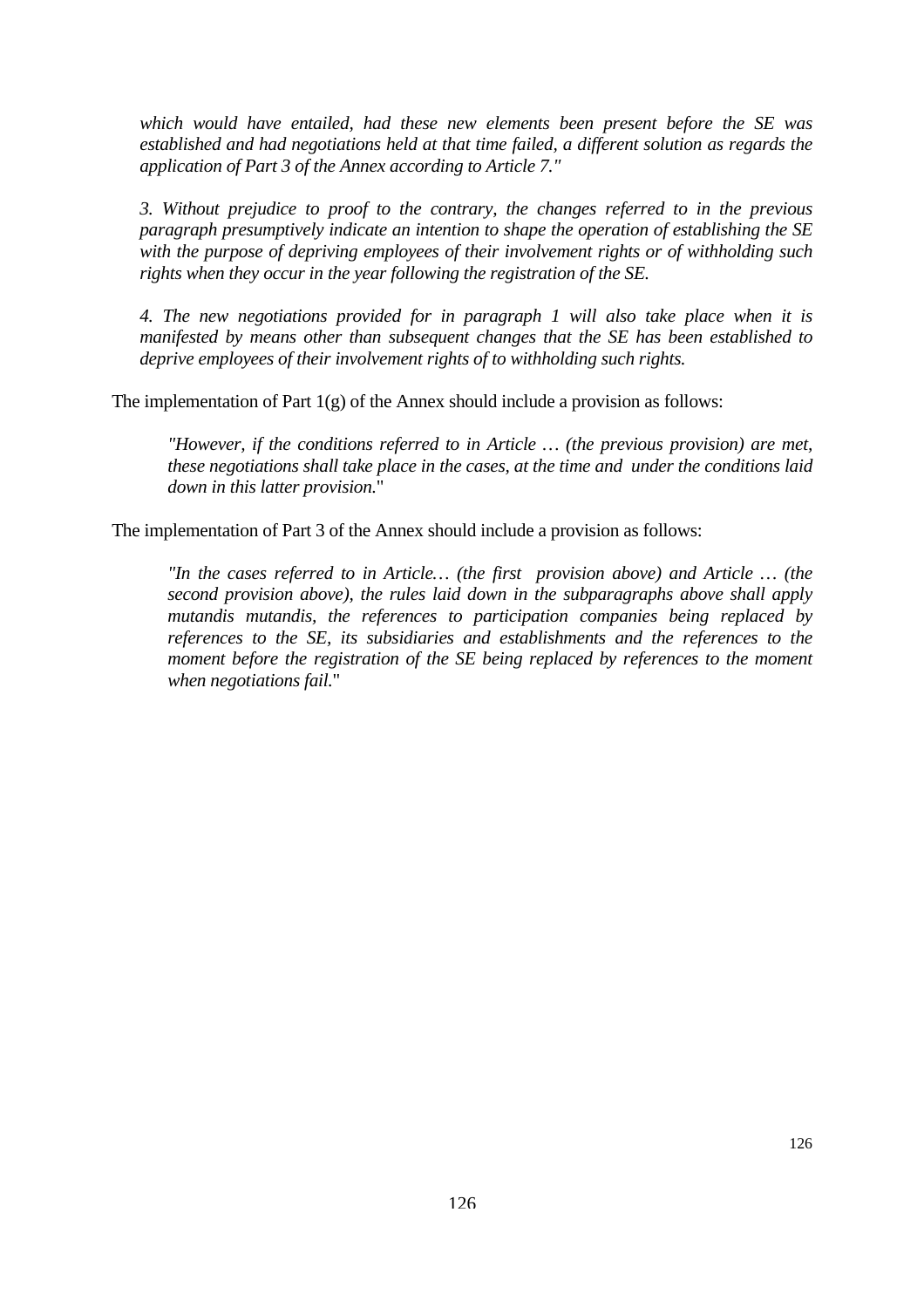*which would have entailed, had these new elements been present before the SE was established and had negotiations held at that time failed, a different solution as regards the application of Part 3 of the Annex according to Article 7."*

> *3. Without prejudice to proof to the contrary, the changes referred to in the previous paragraph presumptively indicate an intention to shape the operation of establishing the SE with the purpose of depriving employees of their involvement rights or of withholding such rights when they occur in the year following the registration of the SE.*

> *4. The new negotiations provided for in paragraph 1 will also take place when it is manifested by means other than subsequent changes that the SE has been established to deprive employees of their involvement rights of to withholding such rights.*

The implementation of Part 1(g) of the Annex should include a provision as follows:

> *"However, if the conditions referred to in Article … (the previous provision) are met, these negotiations shall take place in the cases, at the time and under the conditions laid down in this latter provision."*

The implementation of Part 3 of the Annex should include a provision as follows:

> *"In the cases referred to in Article… (the first provision above) and Article … (the second provision above), the rules laid down in the subparagraphs above shall apply mutandis mutandis, the references to participation companies being replaced by references to the SE, its subsidiaries and establishments and the references to the moment before the registration of the SE being replaced by references to the moment when negotiations fail."*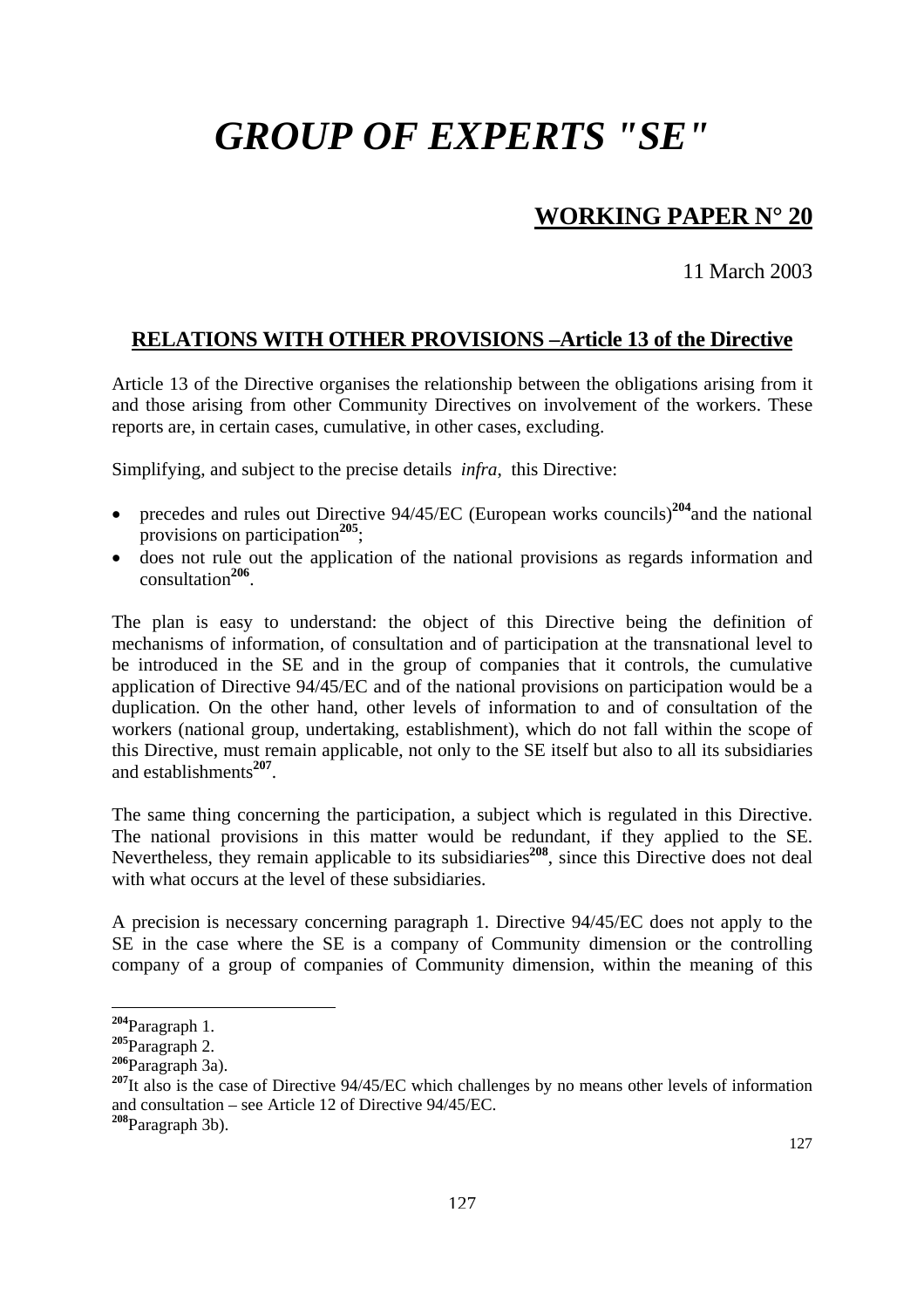# *GROUP OF EXPERTS "SE"*

## WORKING PAPER N° 20

11 March 2003

### RELATIONS WITH OTHER PROVISIONS –Article 13 of the Directive

Article 13 of the Directive organises the relationship between the obligations arising from it and those arising from other Community Directives on involvement of the workers. These reports are, in certain cases, cumulative, in other cases, excluding.

Simplifying, and subject to the precise details *infra*, this Directive:

- precedes and rules out Directive 94/45/EC (European works councils)[204] and the national provisions on participation[205];
- does not rule out the application of the national provisions as regards information and consultation[206].

The plan is easy to understand: the object of this Directive being the definition of mechanisms of information, of consultation and of participation at the transnational level to be introduced in the SE and in the group of companies that it controls, the cumulative application of Directive 94/45/EC and of the national provisions on participation would be a duplication. On the other hand, other levels of information to and of consultation of the workers (national group, undertaking, establishment), which do not fall within the scope of this Directive, must remain applicable, not only to the SE itself but also to all its subsidiaries and establishments[207].

The same thing concerning the participation, a subject which is regulated in this Directive. The national provisions in this matter would be redundant, if they applied to the SE. Nevertheless, they remain applicable to its subsidiaries[208], since this Directive does not deal with what occurs at the level of these subsidiaries.

A precision is necessary concerning paragraph 1. Directive 94/45/EC does not apply to the SE in the case where the SE is a company of Community dimension or the controlling company of a group of companies of Community dimension, within the meaning of this

---

[204] Paragraph 1.

[205] Paragraph 2.

[206] Paragraph 3a).

[207] It also is the case of Directive 94/45/EC which challenges by no means other levels of information and consultation – see Article 12 of Directive 94/45/EC.

[208] Paragraph 3b).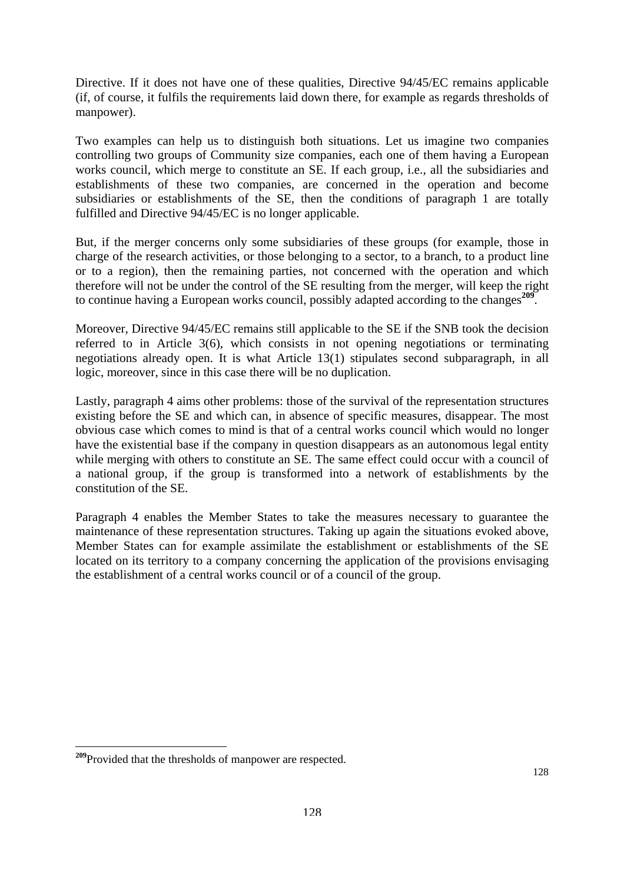Directive. If it does not have one of these qualities, Directive 94/45/EC remains applicable (if, of course, it fulfils the requirements laid down there, for example as regards thresholds of manpower).

Two examples can help us to distinguish both situations. Let us imagine two companies controlling two groups of Community size companies, each one of them having a European works council, which merge to constitute an SE. If each group, i.e., all the subsidiaries and establishments of these two companies, are concerned in the operation and become subsidiaries or establishments of the SE, then the conditions of paragraph 1 are totally fulfilled and Directive 94/45/EC is no longer applicable.

But, if the merger concerns only some subsidiaries of these groups (for example, those in charge of the research activities, or those belonging to a sector, to a branch, to a product line or to a region), then the remaining parties, not concerned with the operation and which therefore will not be under the control of the SE resulting from the merger, will keep the right to continue having a European works council, possibly adapted according to the changes[209].

Moreover, Directive 94/45/EC remains still applicable to the SE if the SNB took the decision referred to in Article 3(6), which consists in not opening negotiations or terminating negotiations already open. It is what Article 13(1) stipulates second subparagraph, in all logic, moreover, since in this case there will be no duplication.

Lastly, paragraph 4 aims other problems: those of the survival of the representation structures existing before the SE and which can, in absence of specific measures, disappear. The most obvious case which comes to mind is that of a central works council which would no longer have the existential base if the company in question disappears as an autonomous legal entity while merging with others to constitute an SE. The same effect could occur with a council of a national group, if the group is transformed into a network of establishments by the constitution of the SE.

Paragraph 4 enables the Member States to take the measures necessary to guarantee the maintenance of these representation structures. Taking up again the situations evoked above, Member States can for example assimilate the establishment or establishments of the SE located on its territory to a company concerning the application of the provisions envisaging the establishment of a central works council or of a council of the group.

---

[209] Provided that the thresholds of manpower are respected.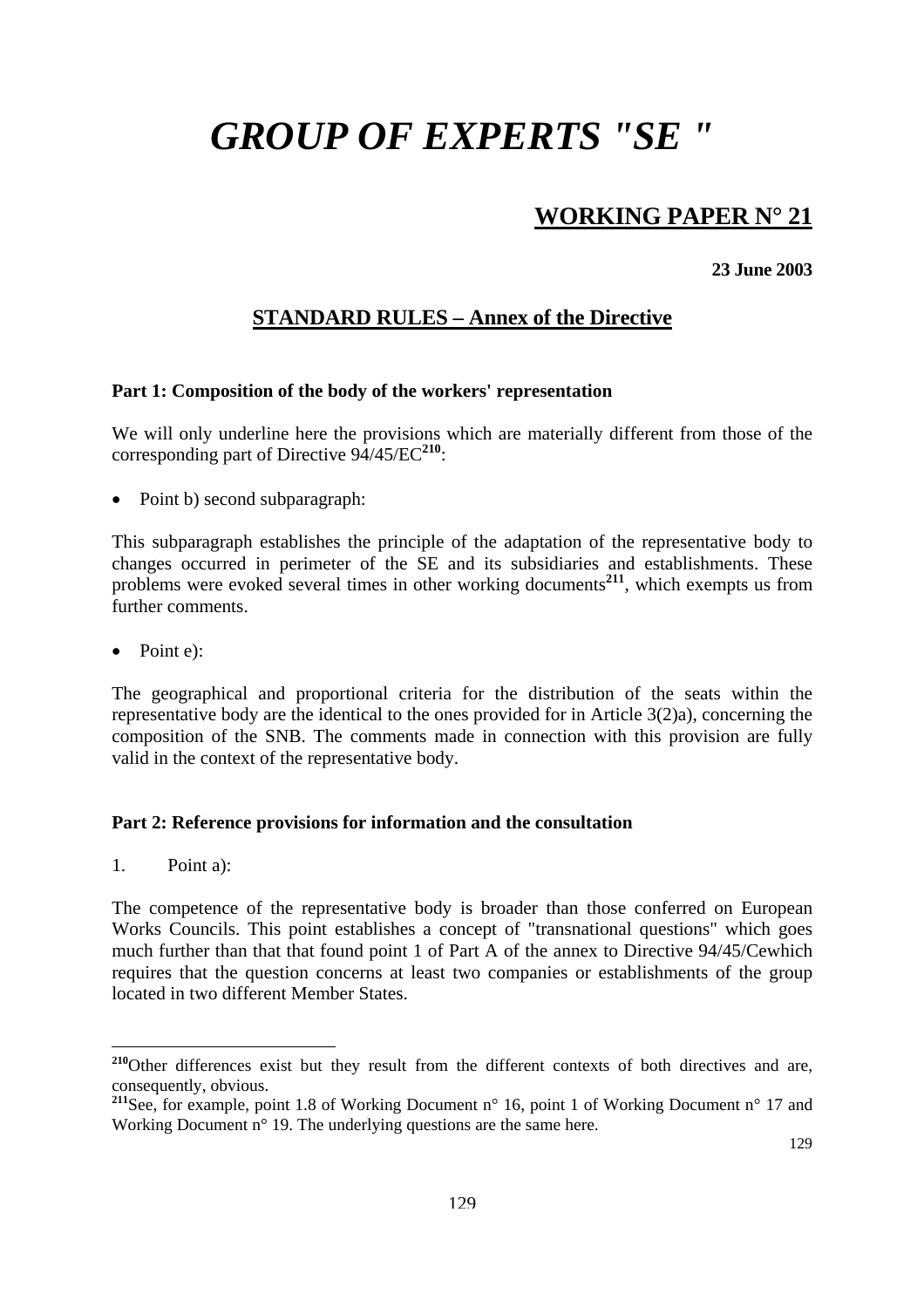# *GROUP OF EXPERTS "SE "*

## WORKING PAPER N° 21

**23 June 2003**

### STANDARD RULES – Annex of the Directive

**Part 1: Composition of the body of the workers' representation**

We will only underline here the provisions which are materially different from those of the corresponding part of Directive 94/45/EC[210]:

- Point b) second subparagraph:

This subparagraph establishes the principle of the adaptation of the representative body to changes occurred in perimeter of the SE and its subsidiaries and establishments. These problems were evoked several times in other working documents[211], which exempts us from further comments.

- Point e):

The geographical and proportional criteria for the distribution of the seats within the representative body are the identical to the ones provided for in Article 3(2)a), concerning the composition of the SNB. The comments made in connection with this provision are fully valid in the context of the representative body.

**Part 2: Reference provisions for information and the consultation**

1. Point a):

The competence of the representative body is broader than those conferred on European Works Councils. This point establishes a concept of "transnational questions" which goes much further than that that found point 1 of Part A of the annex to Directive 94/45/Cewhich requires that the question concerns at least two companies or establishments of the group located in two different Member States.

---

[210] Other differences exist but they result from the different contexts of both directives and are, consequently, obvious.

[211] See, for example, point 1.8 of Working Document n° 16, point 1 of Working Document n° 17 and Working Document n° 19. The underlying questions are the same here.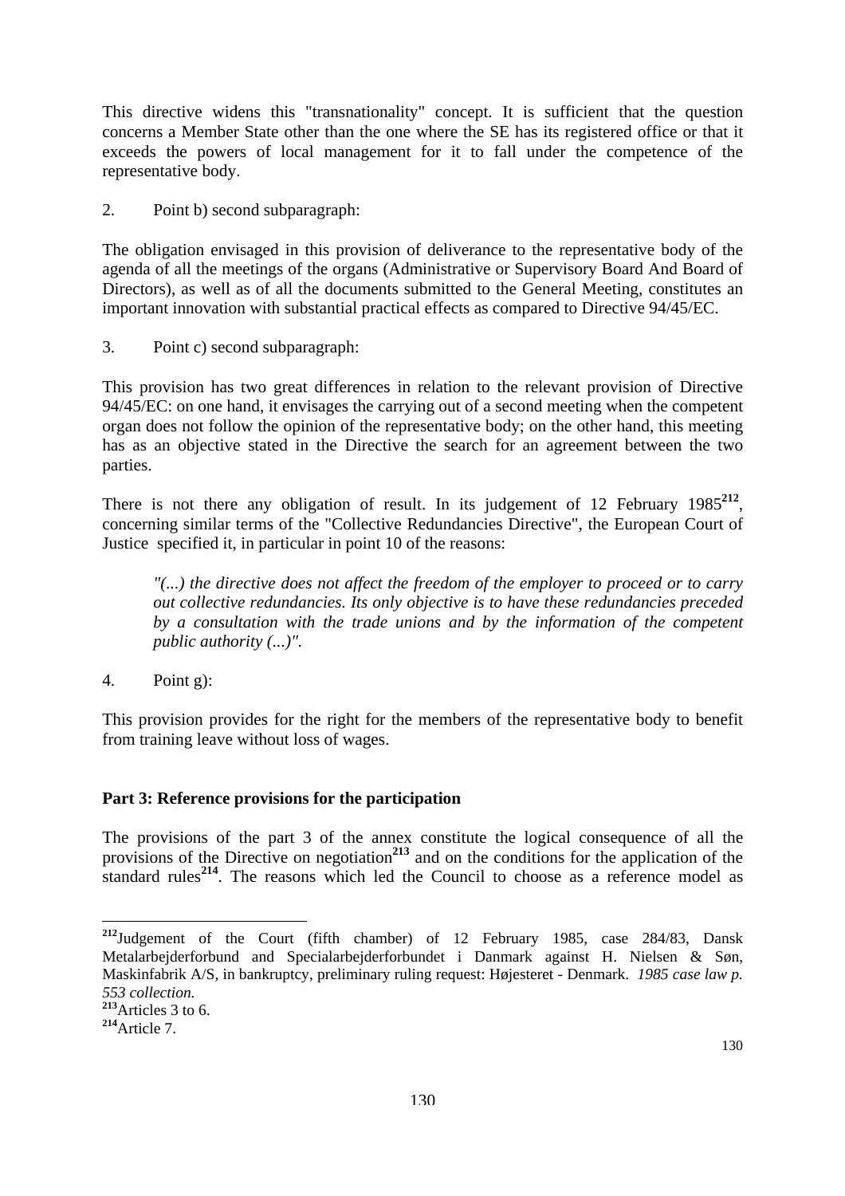This directive widens this "transnationality" concept. It is sufficient that the question concerns a Member State other than the one where the SE has its registered office or that it exceeds the powers of local management for it to fall under the competence of the representative body.

2. Point b) second subparagraph:

The obligation envisaged in this provision of deliverance to the representative body of the agenda of all the meetings of the organs (Administrative or Supervisory Board And Board of Directors), as well as of all the documents submitted to the General Meeting, constitutes an important innovation with substantial practical effects as compared to Directive 94/45/EC.

3. Point c) second subparagraph:

This provision has two great differences in relation to the relevant provision of Directive 94/45/EC: on one hand, it envisages the carrying out of a second meeting when the competent organ does not follow the opinion of the representative body; on the other hand, this meeting has as an objective stated in the Directive the search for an agreement between the two parties.

There is not there any obligation of result. In its judgement of 12 February 1985[212], concerning similar terms of the "Collective Redundancies Directive", the European Court of Justice specified it, in particular in point 10 of the reasons:

> *"(...) the directive does not affect the freedom of the employer to proceed or to carry out collective redundancies. Its only objective is to have these redundancies preceded by a consultation with the trade unions and by the information of the competent public authority (...)".*

4. Point g):

This provision provides for the right for the members of the representative body to benefit from training leave without loss of wages.

**Part 3: Reference provisions for the participation**

The provisions of the part 3 of the annex constitute the logical consequence of all the provisions of the Directive on negotiation[213] and on the conditions for the application of the standard rules[214]. The reasons which led the Council to choose as a reference model as

---

[212] Judgement of the Court (fifth chamber) of 12 February 1985, case 284/83, Dansk Metalarbejderforbund and Specialarbejderforbundet i Danmark against H. Nielsen & Søn, Maskinfabrik A/S, in bankruptcy, preliminary ruling request: Højesteret - Denmark. *1985 case law p. 553 collection.*

[213] Articles 3 to 6.

[214] Article 7.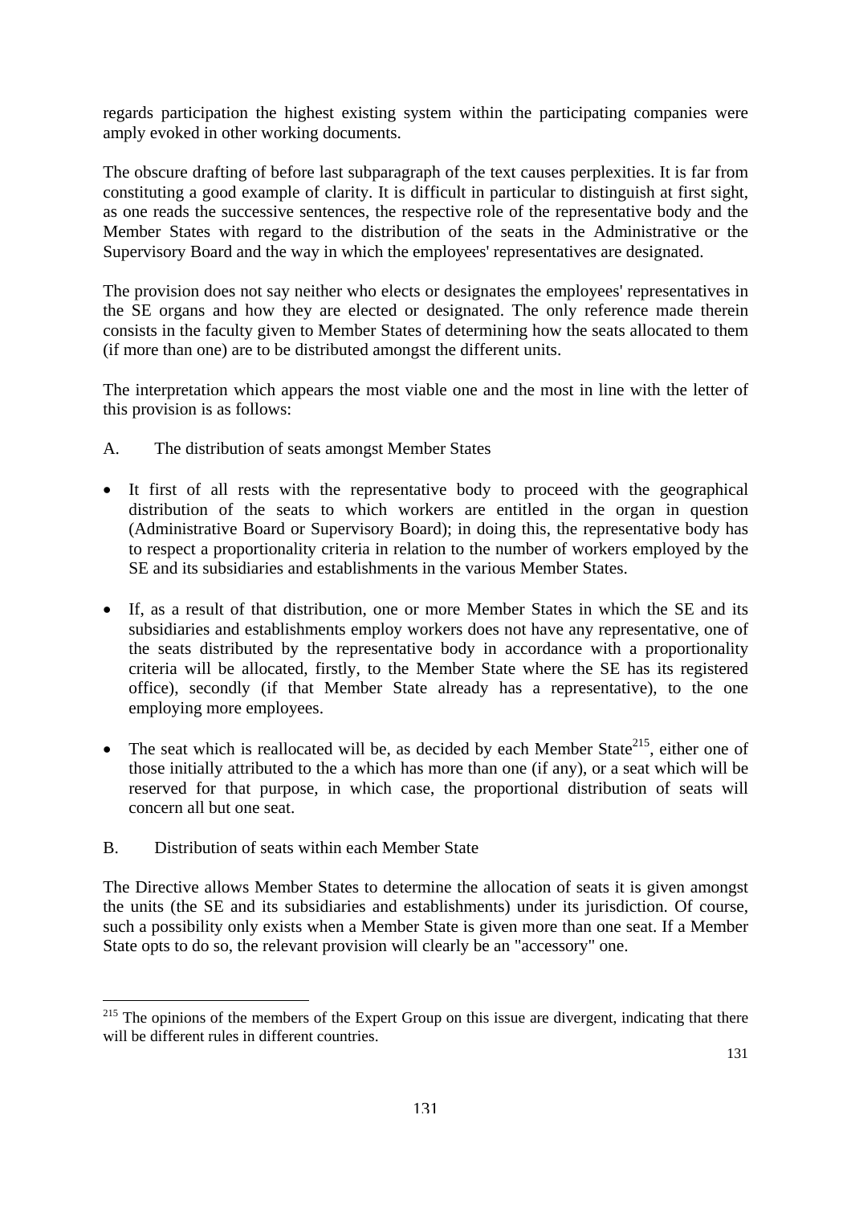regards participation the highest existing system within the participating companies were amply evoked in other working documents.

The obscure drafting of before last subparagraph of the text causes perplexities. It is far from constituting a good example of clarity. It is difficult in particular to distinguish at first sight, as one reads the successive sentences, the respective role of the representative body and the Member States with regard to the distribution of the seats in the Administrative or the Supervisory Board and the way in which the employees' representatives are designated.

The provision does not say neither who elects or designates the employees' representatives in the SE organs and how they are elected or designated. The only reference made therein consists in the faculty given to Member States of determining how the seats allocated to them (if more than one) are to be distributed amongst the different units.

The interpretation which appears the most viable one and the most in line with the letter of this provision is as follows:

A. The distribution of seats amongst Member States

- It first of all rests with the representative body to proceed with the geographical distribution of the seats to which workers are entitled in the organ in question (Administrative Board or Supervisory Board); in doing this, the representative body has to respect a proportionality criteria in relation to the number of workers employed by the SE and its subsidiaries and establishments in the various Member States.
- If, as a result of that distribution, one or more Member States in which the SE and its subsidiaries and establishments employ workers does not have any representative, one of the seats distributed by the representative body in accordance with a proportionality criteria will be allocated, firstly, to the Member State where the SE has its registered office), secondly (if that Member State already has a representative), to the one employing more employees.
- The seat which is reallocated will be, as decided by each Member State[215], either one of those initially attributed to the a which has more than one (if any), or a seat which will be reserved for that purpose, in which case, the proportional distribution of seats will concern all but one seat.

B. Distribution of seats within each Member State

The Directive allows Member States to determine the allocation of seats it is given amongst the units (the SE and its subsidiaries and establishments) under its jurisdiction. Of course, such a possibility only exists when a Member State is given more than one seat. If a Member State opts to do so, the relevant provision will clearly be an "accessory" one.

---

[215] The opinions of the members of the Expert Group on this issue are divergent, indicating that there will be different rules in different countries.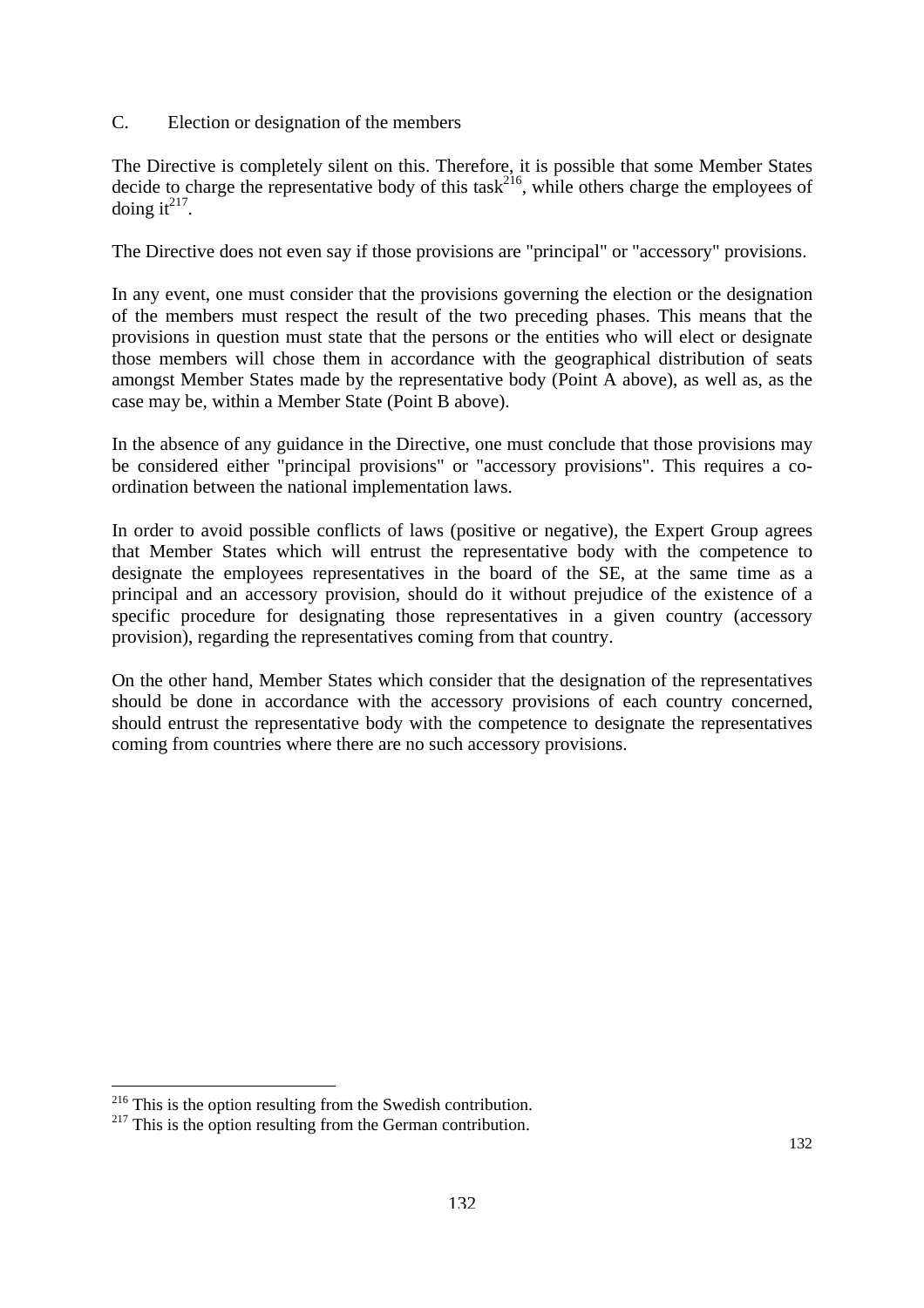### C. Election or designation of the members

The Directive is completely silent on this. Therefore, it is possible that some Member States decide to charge the representative body of this task[216], while others charge the employees of doing it[217].

The Directive does not even say if those provisions are "principal" or "accessory" provisions.

In any event, one must consider that the provisions governing the election or the designation of the members must respect the result of the two preceding phases. This means that the provisions in question must state that the persons or the entities who will elect or designate those members will chose them in accordance with the geographical distribution of seats amongst Member States made by the representative body (Point A above), as well as, as the case may be, within a Member State (Point B above).

In the absence of any guidance in the Directive, one must conclude that those provisions may be considered either "principal provisions" or "accessory provisions". This requires a co-ordination between the national implementation laws.

In order to avoid possible conflicts of laws (positive or negative), the Expert Group agrees that Member States which will entrust the representative body with the competence to designate the employees representatives in the board of the SE, at the same time as a principal and an accessory provision, should do it without prejudice of the existence of a specific procedure for designating those representatives in a given country (accessory provision), regarding the representatives coming from that country.

On the other hand, Member States which consider that the designation of the representatives should be done in accordance with the accessory provisions of each country concerned, should entrust the representative body with the competence to designate the representatives coming from countries where there are no such accessory provisions.

---

[216] This is the option resulting from the Swedish contribution.

[217] This is the option resulting from the German contribution.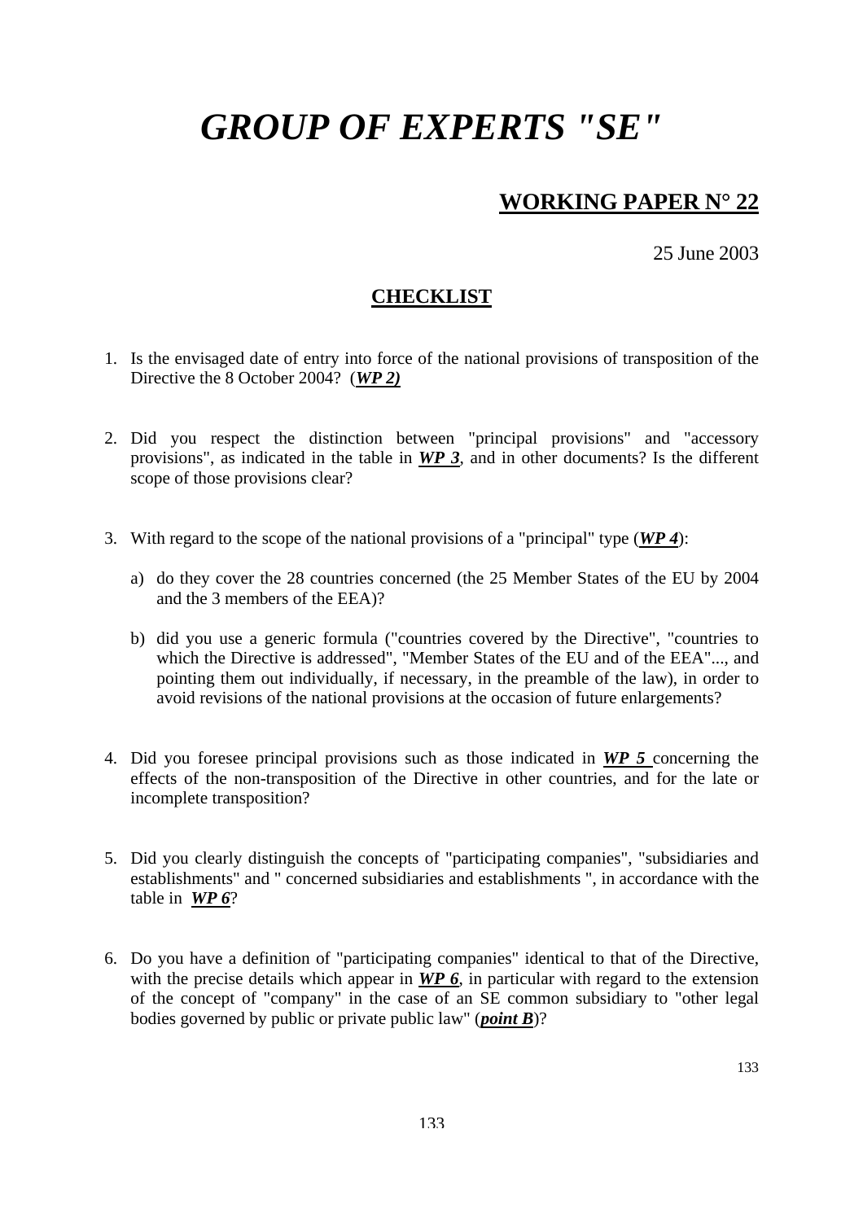# *GROUP OF EXPERTS "SE"*

## **WORKING PAPER N° 22**

25 June 2003

### **CHECKLIST**

1. Is the envisaged date of entry into force of the national provisions of transposition of the Directive the 8 October 2004? (***WP 2)***

2. Did you respect the distinction between "principal provisions" and "accessory provisions", as indicated in the table in ***WP 3***, and in other documents? Is the different scope of those provisions clear?

3. With regard to the scope of the national provisions of a "principal" type (***WP 4***):

   a) do they cover the 28 countries concerned (the 25 Member States of the EU by 2004 and the 3 members of the EEA)?

   b) did you use a generic formula ("countries covered by the Directive", "countries to which the Directive is addressed", "Member States of the EU and of the EEA"..., and pointing them out individually, if necessary, in the preamble of the law), in order to avoid revisions of the national provisions at the occasion of future enlargements?

4. Did you foresee principal provisions such as those indicated in ***WP 5*** concerning the effects of the non-transposition of the Directive in other countries, and for the late or incomplete transposition?

5. Did you clearly distinguish the concepts of "participating companies", "subsidiaries and establishments" and " concerned subsidiaries and establishments ", in accordance with the table in ***WP 6***?

6. Do you have a definition of "participating companies" identical to that of the Directive, with the precise details which appear in ***WP 6***, in particular with regard to the extension of the concept of "company" in the case of an SE common subsidiary to "other legal bodies governed by public or private public law" (***point B***)?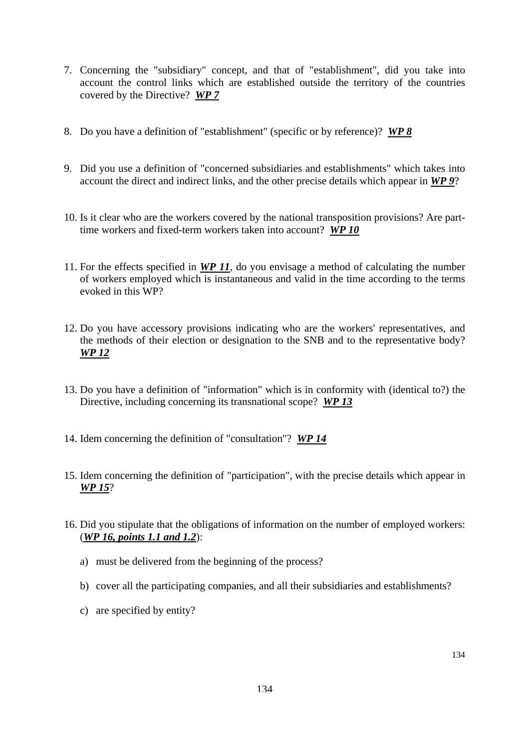7. Concerning the "subsidiary" concept, and that of "establishment", did you take into account the control links which are established outside the territory of the countries covered by the Directive? ***WP 7***

8. Do you have a definition of "establishment" (specific or by reference)? ***WP 8***

9. Did you use a definition of "concerned subsidiaries and establishments" which takes into account the direct and indirect links, and the other precise details which appear in ***WP 9***?

10. Is it clear who are the workers covered by the national transposition provisions? Are part-time workers and fixed-term workers taken into account? ***WP 10***

11. For the effects specified in ***WP 11***, do you envisage a method of calculating the number of workers employed which is instantaneous and valid in the time according to the terms evoked in this WP?

12. Do you have accessory provisions indicating who are the workers' representatives, and the methods of their election or designation to the SNB and to the representative body? ***WP 12***

13. Do you have a definition of "information" which is in conformity with (identical to?) the Directive, including concerning its transnational scope? ***WP 13***

14. Idem concerning the definition of "consultation"? ***WP 14***

15. Idem concerning the definition of "participation", with the precise details which appear in ***WP 15***?

16. Did you stipulate that the obligations of information on the number of employed workers: (***WP 16, points 1.1 and 1.2***):

    a) must be delivered from the beginning of the process?

    b) cover all the participating companies, and all their subsidiaries and establishments?

    c) are specified by entity?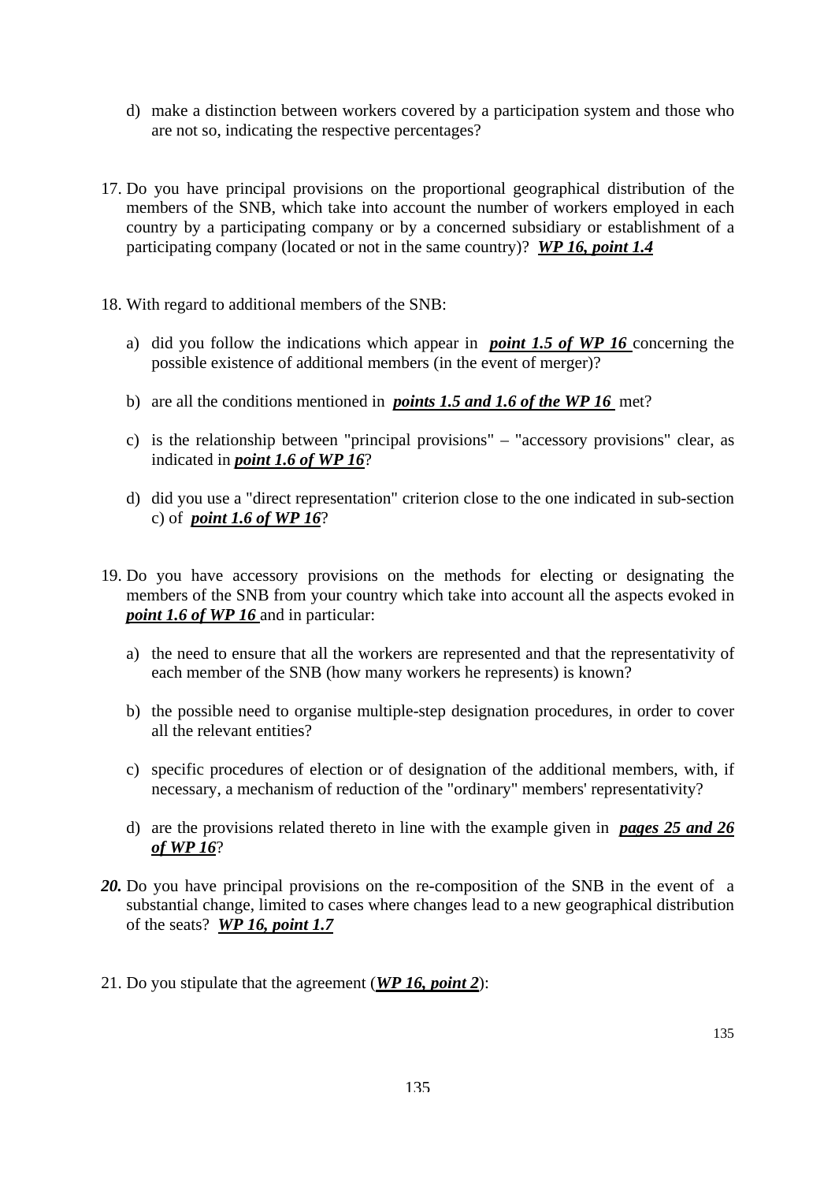d) make a distinction between workers covered by a participation system and those who are not so, indicating the respective percentages?

17. Do you have principal provisions on the proportional geographical distribution of the members of the SNB, which take into account the number of workers employed in each country by a participating company or by a concerned subsidiary or establishment of a participating company (located or not in the same country)? ***WP 16, point 1.4***

18. With regard to additional members of the SNB:

    a) did you follow the indications which appear in ***point 1.5 of WP 16*** concerning the possible existence of additional members (in the event of merger)?

    b) are all the conditions mentioned in ***points 1.5 and 1.6 of the WP 16*** met?

    c) is the relationship between "principal provisions" – "accessory provisions" clear, as indicated in ***point 1.6 of WP 16***?

    d) did you use a "direct representation" criterion close to the one indicated in sub-section c) of ***point 1.6 of WP 16***?

19. Do you have accessory provisions on the methods for electing or designating the members of the SNB from your country which take into account all the aspects evoked in ***point 1.6 of WP 16*** and in particular:

    a) the need to ensure that all the workers are represented and that the representativity of each member of the SNB (how many workers he represents) is known?

    b) the possible need to organise multiple-step designation procedures, in order to cover all the relevant entities?

    c) specific procedures of election or of designation of the additional members, with, if necessary, a mechanism of reduction of the "ordinary" members' representativity?

    d) are the provisions related thereto in line with the example given in ***pages 25 and 26 of WP 16***?

***20.*** Do you have principal provisions on the re-composition of the SNB in the event of a substantial change, limited to cases where changes lead to a new geographical distribution of the seats? ***WP 16, point 1.7***

21. Do you stipulate that the agreement (***WP 16, point 2***):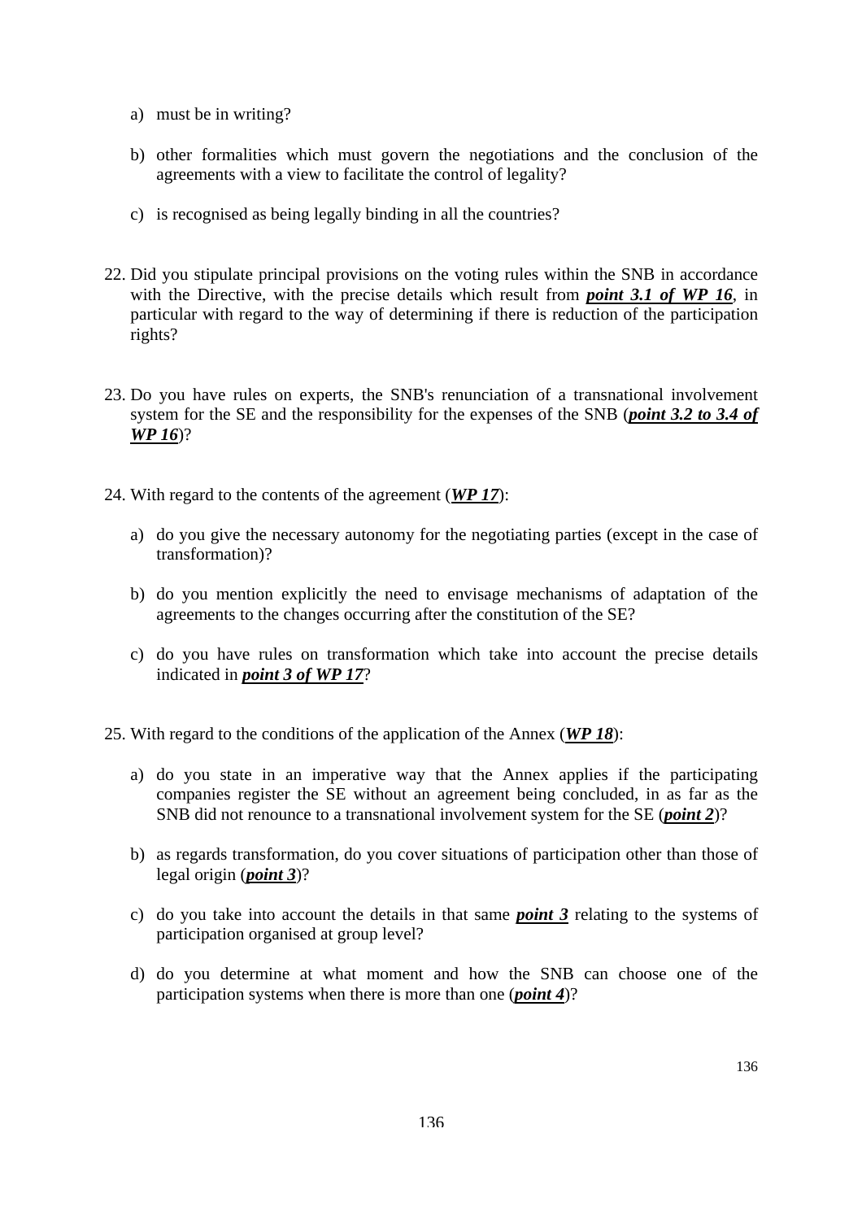a) must be in writing?

b) other formalities which must govern the negotiations and the conclusion of the agreements with a view to facilitate the control of legality?

c) is recognised as being legally binding in all the countries?

22. Did you stipulate principal provisions on the voting rules within the SNB in accordance with the Directive, with the precise details which result from ***point 3.1 of WP 16***, in particular with regard to the way of determining if there is reduction of the participation rights?

23. Do you have rules on experts, the SNB's renunciation of a transnational involvement system for the SE and the responsibility for the expenses of the SNB (***point 3.2 to 3.4 of WP 16***)?

24. With regard to the contents of the agreement (***WP 17***):

    a) do you give the necessary autonomy for the negotiating parties (except in the case of transformation)?

    b) do you mention explicitly the need to envisage mechanisms of adaptation of the agreements to the changes occurring after the constitution of the SE?

    c) do you have rules on transformation which take into account the precise details indicated in ***point 3 of WP 17***?

25. With regard to the conditions of the application of the Annex (***WP 18***):

    a) do you state in an imperative way that the Annex applies if the participating companies register the SE without an agreement being concluded, in as far as the SNB did not renounce to a transnational involvement system for the SE (***point 2***)?

    b) as regards transformation, do you cover situations of participation other than those of legal origin (***point 3***)?

    c) do you take into account the details in that same ***point 3*** relating to the systems of participation organised at group level?

    d) do you determine at what moment and how the SNB can choose one of the participation systems when there is more than one (***point 4***)?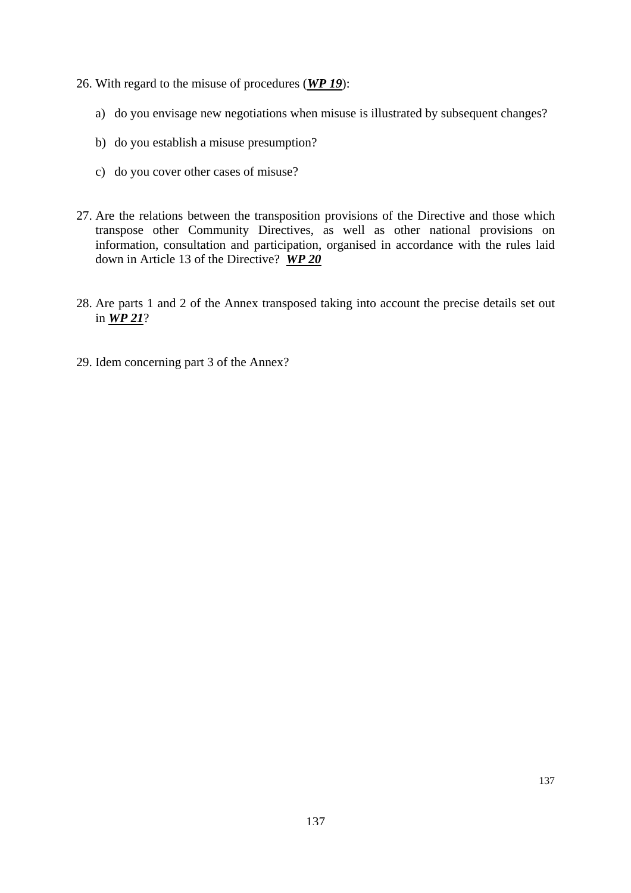26. With regard to the misuse of procedures (***WP 19***):

    a) do you envisage new negotiations when misuse is illustrated by subsequent changes?

    b) do you establish a misuse presumption?

    c) do you cover other cases of misuse?

27. Are the relations between the transposition provisions of the Directive and those which transpose other Community Directives, as well as other national provisions on information, consultation and participation, organised in accordance with the rules laid down in Article 13 of the Directive? ***WP 20***

28. Are parts 1 and 2 of the Annex transposed taking into account the precise details set out in ***WP 21***?

29. Idem concerning part 3 of the Annex?